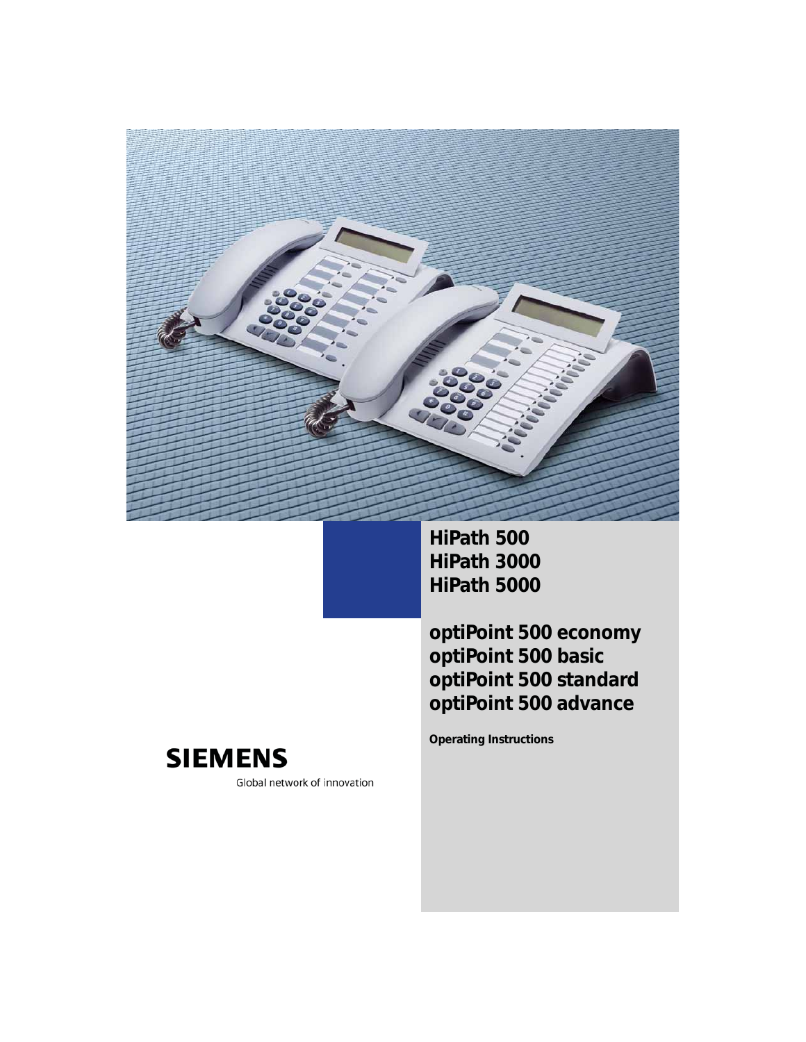**HiPath 500**
**HiPath 3000**
**HiPath 5000**

**optiPoint 500 economy**
**optiPoint 500 basic**
**optiPoint 500 standard**
**optiPoint 500 advance**

**Operating Instructions**

SIEMENS

Global network of innovation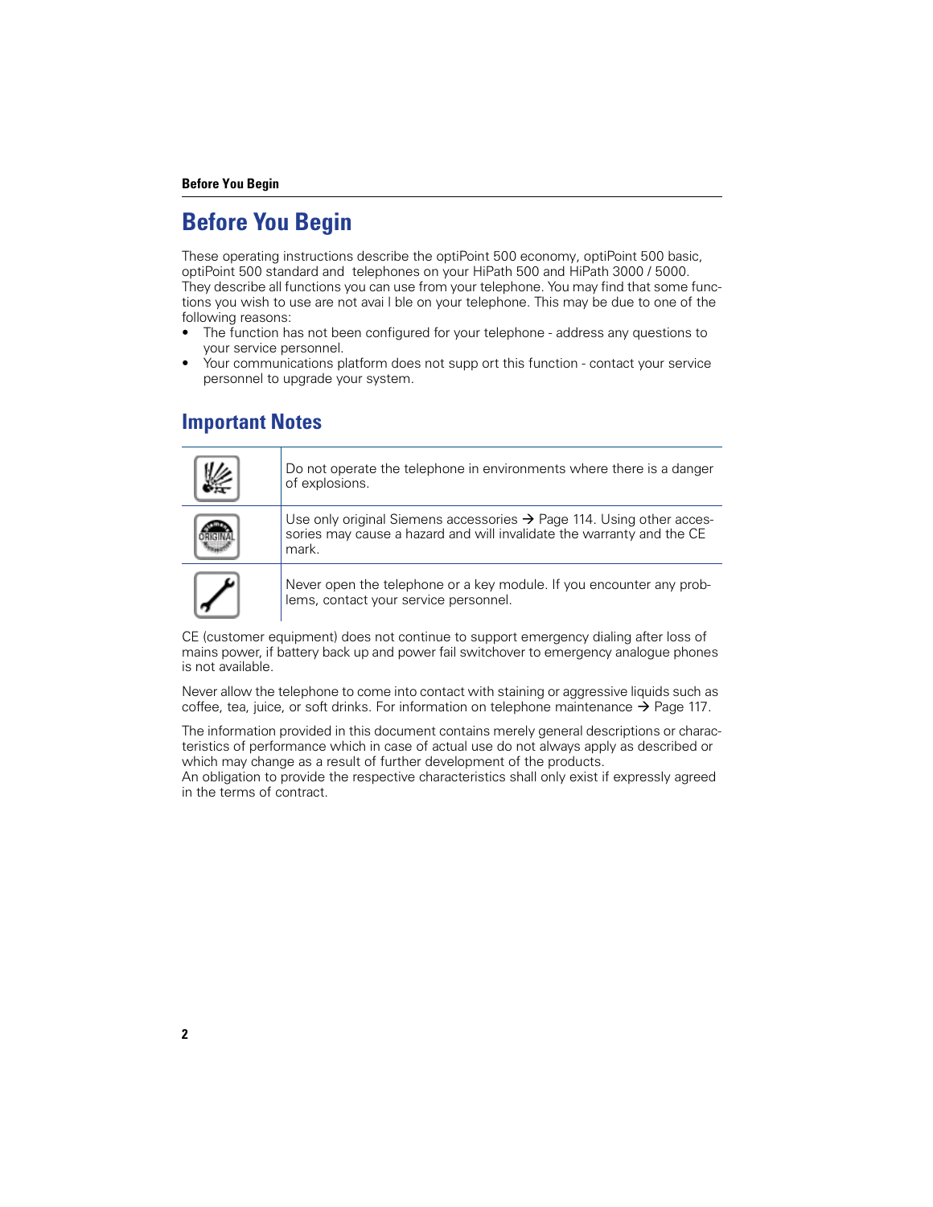# Before You Begin

These operating instructions describe the optiPoint 500 economy, optiPoint 500 basic, optiPoint 500 standard and  telephones on your HiPath 500 and HiPath 3000 / 5000. They describe all functions you can use from your telephone. You may find that some functions you wish to use are not avai l ble on your telephone. This may be due to one of the following reasons:

- The function has not been configured for your telephone - address any questions to your service personnel.
- Your communications platform does not supp ort this function - contact your service personnel to upgrade your system.

## Important Notes

| | |
|---|---|
| | Do not operate the telephone in environments where there is a danger of explosions. |
| | Use only original Siemens accessories → Page 114. Using other accessories may cause a hazard and will invalidate the warranty and the CE mark. |
| | Never open the telephone or a key module. If you encounter any problems, contact your service personnel. |

CE (customer equipment) does not continue to support emergency dialing after loss of mains power, if battery back up and power fail switchover to emergency analogue phones is not available.

Never allow the telephone to come into contact with staining or aggressive liquids such as coffee, tea, juice, or soft drinks. For information on telephone maintenance → Page 117.

The information provided in this document contains merely general descriptions or characteristics of performance which in case of actual use do not always apply as described or which may change as a result of further development of the products.
An obligation to provide the respective characteristics shall only exist if expressly agreed in the terms of contract.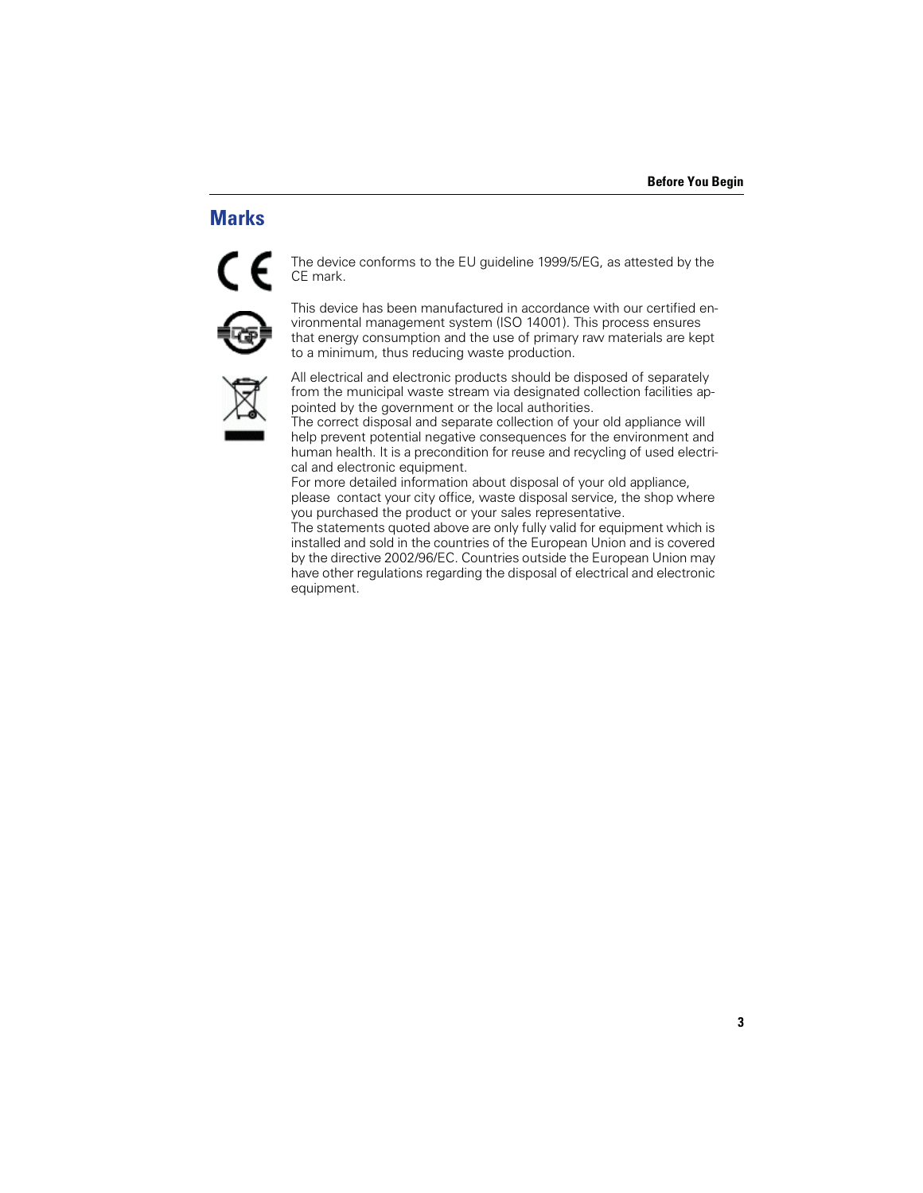## Marks

The device conforms to the EU guideline 1999/5/EG, as attested by the CE mark.

This device has been manufactured in accordance with our certified environmental management system (ISO 14001). This process ensures that energy consumption and the use of primary raw materials are kept to a minimum, thus reducing waste production.

All electrical and electronic products should be disposed of separately from the municipal waste stream via designated collection facilities appointed by the government or the local authorities.
The correct disposal and separate collection of your old appliance will help prevent potential negative consequences for the environment and human health. It is a precondition for reuse and recycling of used electrical and electronic equipment.
For more detailed information about disposal of your old appliance, please contact your city office, waste disposal service, the shop where you purchased the product or your sales representative.
The statements quoted above are only fully valid for equipment which is installed and sold in the countries of the European Union and is covered by the directive 2002/96/EC. Countries outside the European Union may have other regulations regarding the disposal of electrical and electronic equipment.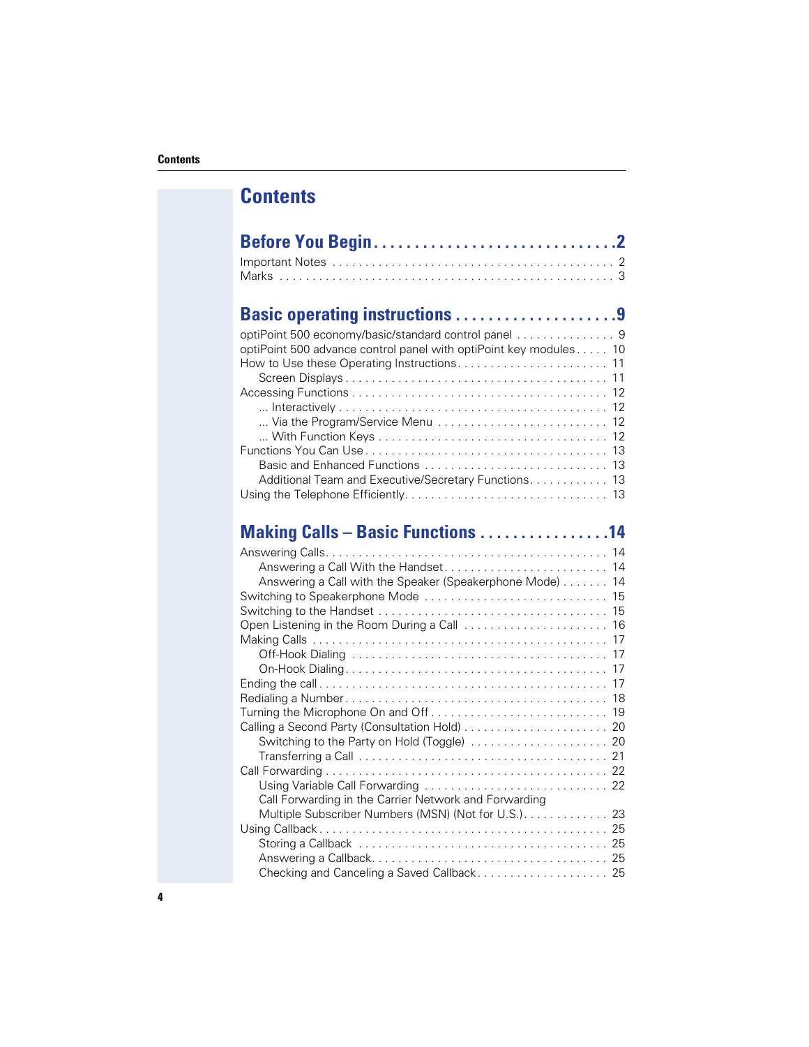# Contents

## Before You Begin . . . . . . . . . . . . . . . . . . . . . . . . . . . . . 2

Important Notes . . . . . . . . . . . . . . . . . . . . . . . . . . . . . . . . . . . . . . . . . 2
Marks . . . . . . . . . . . . . . . . . . . . . . . . . . . . . . . . . . . . . . . . . . . . . . . . 3

## Basic operating instructions . . . . . . . . . . . . . . . . . . . . 9

optiPoint 500 economy/basic/standard control panel . . . . . . . . . . . . . . . 9
optiPoint 500 advance control panel with optiPoint key modules . . . . . 10
How to Use these Operating Instructions. . . . . . . . . . . . . . . . . . . . . . . 11
  Screen Displays . . . . . . . . . . . . . . . . . . . . . . . . . . . . . . . . . . . . . . . 11
Accessing Functions . . . . . . . . . . . . . . . . . . . . . . . . . . . . . . . . . . . . . 12
  ... Interactively . . . . . . . . . . . . . . . . . . . . . . . . . . . . . . . . . . . . . . . . 12
  ... Via the Program/Service Menu . . . . . . . . . . . . . . . . . . . . . . . . . . 12
  ... With Function Keys . . . . . . . . . . . . . . . . . . . . . . . . . . . . . . . . . . 12
Functions You Can Use . . . . . . . . . . . . . . . . . . . . . . . . . . . . . . . . . . . 13
  Basic and Enhanced Functions . . . . . . . . . . . . . . . . . . . . . . . . . . . . 13
  Additional Team and Executive/Secretary Functions. . . . . . . . . . . . 13
Using the Telephone Efficiently. . . . . . . . . . . . . . . . . . . . . . . . . . . . . . 13

## Making Calls – Basic Functions . . . . . . . . . . . . . . . . 14

Answering Calls. . . . . . . . . . . . . . . . . . . . . . . . . . . . . . . . . . . . . . . . . 14
  Answering a Call With the Handset. . . . . . . . . . . . . . . . . . . . . . . . . 14
  Answering a Call with the Speaker (Speakerphone Mode) . . . . . . . 14
Switching to Speakerphone Mode . . . . . . . . . . . . . . . . . . . . . . . . . . . 15
Switching to the Handset . . . . . . . . . . . . . . . . . . . . . . . . . . . . . . . . . . 15
Open Listening in the Room During a Call . . . . . . . . . . . . . . . . . . . . . 16
Making Calls . . . . . . . . . . . . . . . . . . . . . . . . . . . . . . . . . . . . . . . . . . . 17
  Off-Hook Dialing . . . . . . . . . . . . . . . . . . . . . . . . . . . . . . . . . . . . . . 17
  On-Hook Dialing. . . . . . . . . . . . . . . . . . . . . . . . . . . . . . . . . . . . . . . 17
Ending the call . . . . . . . . . . . . . . . . . . . . . . . . . . . . . . . . . . . . . . . . . 17
Redialing a Number. . . . . . . . . . . . . . . . . . . . . . . . . . . . . . . . . . . . . . 18
Turning the Microphone On and Off . . . . . . . . . . . . . . . . . . . . . . . . . . 19
Calling a Second Party (Consultation Hold) . . . . . . . . . . . . . . . . . . . . . 20
  Switching to the Party on Hold (Toggle) . . . . . . . . . . . . . . . . . . . . . 20
  Transferring a Call . . . . . . . . . . . . . . . . . . . . . . . . . . . . . . . . . . . . . 21
Call Forwarding . . . . . . . . . . . . . . . . . . . . . . . . . . . . . . . . . . . . . . . . . 22
  Using Variable Call Forwarding . . . . . . . . . . . . . . . . . . . . . . . . . . . . 22
  Call Forwarding in the Carrier Network and Forwarding
  Multiple Subscriber Numbers (MSN) (Not for U.S.). . . . . . . . . . . . . 23
Using Callback . . . . . . . . . . . . . . . . . . . . . . . . . . . . . . . . . . . . . . . . . 25
  Storing a Callback . . . . . . . . . . . . . . . . . . . . . . . . . . . . . . . . . . . . . 25
  Answering a Callback. . . . . . . . . . . . . . . . . . . . . . . . . . . . . . . . . . . 25
  Checking and Canceling a Saved Callback. . . . . . . . . . . . . . . . . . . . 25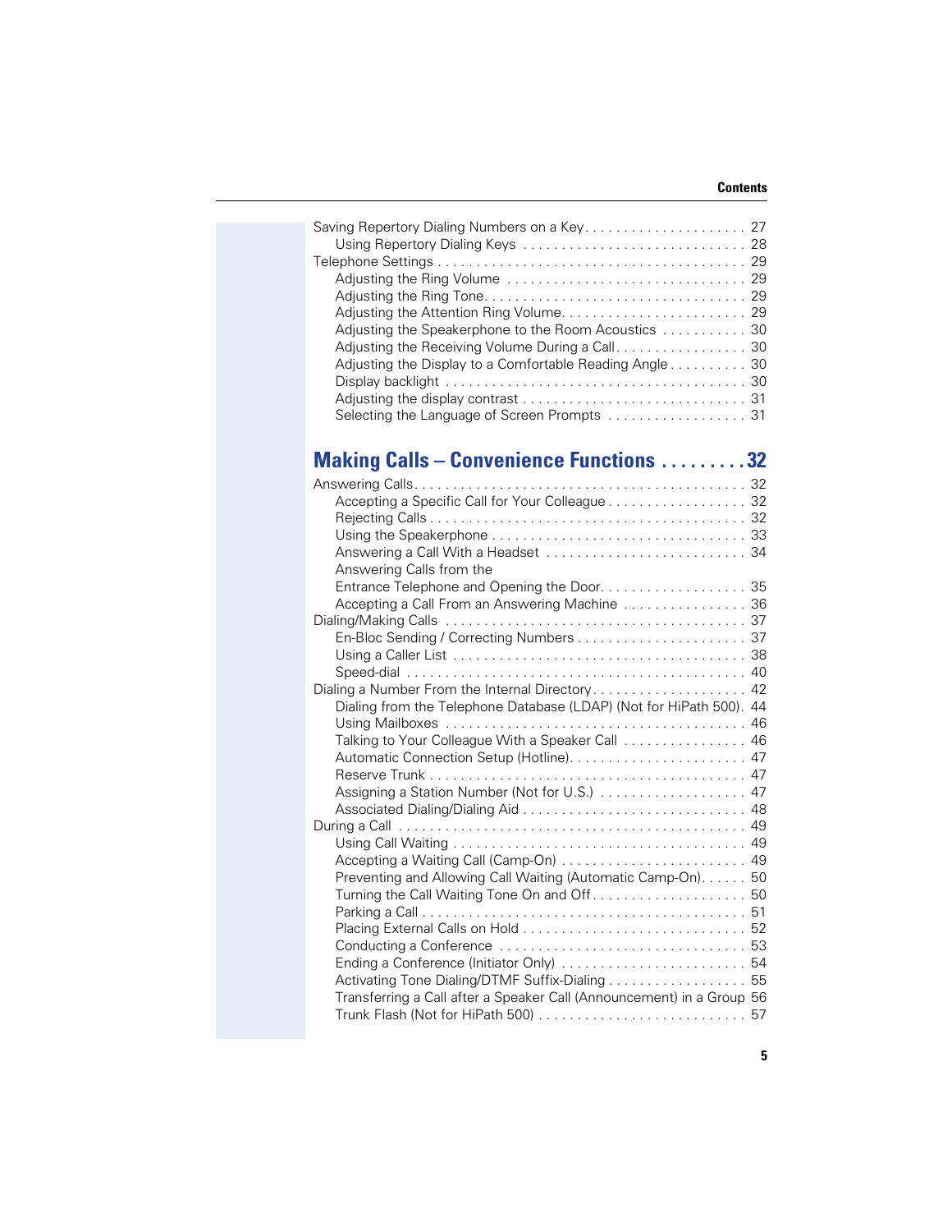Saving Repertory Dialing Numbers on a Key . . . . . . . . . . . . . . . . . . . . . 27
  Using Repertory Dialing Keys . . . . . . . . . . . . . . . . . . . . . . . . . . . . . 28
Telephone Settings . . . . . . . . . . . . . . . . . . . . . . . . . . . . . . . . . . . . . . 29
  Adjusting the Ring Volume . . . . . . . . . . . . . . . . . . . . . . . . . . . . . . . 29
  Adjusting the Ring Tone. . . . . . . . . . . . . . . . . . . . . . . . . . . . . . . . . 29
  Adjusting the Attention Ring Volume. . . . . . . . . . . . . . . . . . . . . . . . 29
  Adjusting the Speakerphone to the Room Acoustics . . . . . . . . . . . 30
  Adjusting the Receiving Volume During a Call. . . . . . . . . . . . . . . . . 30
  Adjusting the Display to a Comfortable Reading Angle . . . . . . . . . . 30
  Display backlight . . . . . . . . . . . . . . . . . . . . . . . . . . . . . . . . . . . . . 30
  Adjusting the display contrast . . . . . . . . . . . . . . . . . . . . . . . . . . . . 31
  Selecting the Language of Screen Prompts . . . . . . . . . . . . . . . . . . 31

## Making Calls – Convenience Functions . . . . . . . . . 32

Answering Calls. . . . . . . . . . . . . . . . . . . . . . . . . . . . . . . . . . . . . . . . . 32
  Accepting a Specific Call for Your Colleague . . . . . . . . . . . . . . . . . . 32
  Rejecting Calls . . . . . . . . . . . . . . . . . . . . . . . . . . . . . . . . . . . . . . . 32
  Using the Speakerphone . . . . . . . . . . . . . . . . . . . . . . . . . . . . . . . . 33
  Answering a Call With a Headset . . . . . . . . . . . . . . . . . . . . . . . . . 34
  Answering Calls from the
  Entrance Telephone and Opening the Door. . . . . . . . . . . . . . . . . . . 35
  Accepting a Call From an Answering Machine . . . . . . . . . . . . . . . . 36
Dialing/Making Calls . . . . . . . . . . . . . . . . . . . . . . . . . . . . . . . . . . . . . 37
  En-Bloc Sending / Correcting Numbers . . . . . . . . . . . . . . . . . . . . . 37
  Using a Caller List . . . . . . . . . . . . . . . . . . . . . . . . . . . . . . . . . . . . . 38
  Speed-dial . . . . . . . . . . . . . . . . . . . . . . . . . . . . . . . . . . . . . . . . . . . 40
Dialing a Number From the Internal Directory. . . . . . . . . . . . . . . . . . . . 42
  Dialing from the Telephone Database (LDAP) (Not for HiPath 500). 44
  Using Mailboxes . . . . . . . . . . . . . . . . . . . . . . . . . . . . . . . . . . . . . . 46
  Talking to Your Colleague With a Speaker Call . . . . . . . . . . . . . . . . 46
  Automatic Connection Setup (Hotline). . . . . . . . . . . . . . . . . . . . . . . 47
  Reserve Trunk . . . . . . . . . . . . . . . . . . . . . . . . . . . . . . . . . . . . . . . . 47
  Assigning a Station Number (Not for U.S.) . . . . . . . . . . . . . . . . . . . 47
  Associated Dialing/Dialing Aid . . . . . . . . . . . . . . . . . . . . . . . . . . . . 48
During a Call . . . . . . . . . . . . . . . . . . . . . . . . . . . . . . . . . . . . . . . . . . . 49
  Using Call Waiting . . . . . . . . . . . . . . . . . . . . . . . . . . . . . . . . . . . . . 49
  Accepting a Waiting Call (Camp-On) . . . . . . . . . . . . . . . . . . . . . . . 49
  Preventing and Allowing Call Waiting (Automatic Camp-On). . . . . . 50
  Turning the Call Waiting Tone On and Off . . . . . . . . . . . . . . . . . . . . 50
  Parking a Call . . . . . . . . . . . . . . . . . . . . . . . . . . . . . . . . . . . . . . . . 51
  Placing External Calls on Hold . . . . . . . . . . . . . . . . . . . . . . . . . . . . 52
  Conducting a Conference . . . . . . . . . . . . . . . . . . . . . . . . . . . . . . . 53
  Ending a Conference (Initiator Only) . . . . . . . . . . . . . . . . . . . . . . . 54
  Activating Tone Dialing/DTMF Suffix-Dialing . . . . . . . . . . . . . . . . . . 55
  Transferring a Call after a Speaker Call (Announcement) in a Group 56
  Trunk Flash (Not for HiPath 500) . . . . . . . . . . . . . . . . . . . . . . . . . . 57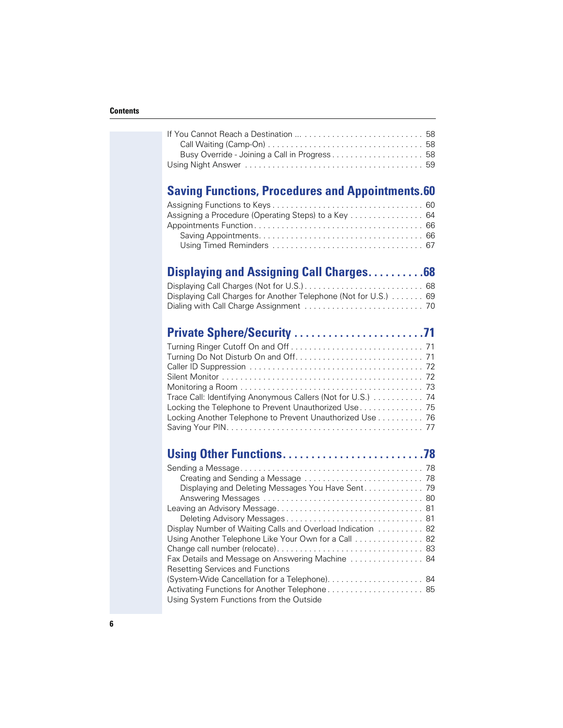If You Cannot Reach a Destination ... 58
- Call Waiting (Camp-On) 58
- Busy Override - Joining a Call in Progress 58

Using Night Answer 59

## Saving Functions, Procedures and Appointments 60

Assigning Functions to Keys 60
Assigning a Procedure (Operating Steps) to a Key 64
Appointments Function 66
- Saving Appointments 66
- Using Timed Reminders 67

## Displaying and Assigning Call Charges 68

Displaying Call Charges (Not for U.S.) 68
Displaying Call Charges for Another Telephone (Not for U.S.) 69
Dialing with Call Charge Assignment 70

## Private Sphere/Security 71

Turning Ringer Cutoff On and Off 71
Turning Do Not Disturb On and Off 71
Caller ID Suppression 72
Silent Monitor 72
Monitoring a Room 73
Trace Call: Identifying Anonymous Callers (Not for U.S.) 74
Locking the Telephone to Prevent Unauthorized Use 75
Locking Another Telephone to Prevent Unauthorized Use 76
Saving Your PIN 77

## Using Other Functions 78

Sending a Message 78
- Creating and Sending a Message 78
- Displaying and Deleting Messages You Have Sent 79
- Answering Messages 80

Leaving an Advisory Message 81
- Deleting Advisory Messages 81

Display Number of Waiting Calls and Overload Indication 82
Using Another Telephone Like Your Own for a Call 82
Change call number (relocate) 83
Fax Details and Message on Answering Machine 84
Resetting Services and Functions
(System-Wide Cancellation for a Telephone) 84
Activating Functions for Another Telephone 85
Using System Functions from the Outside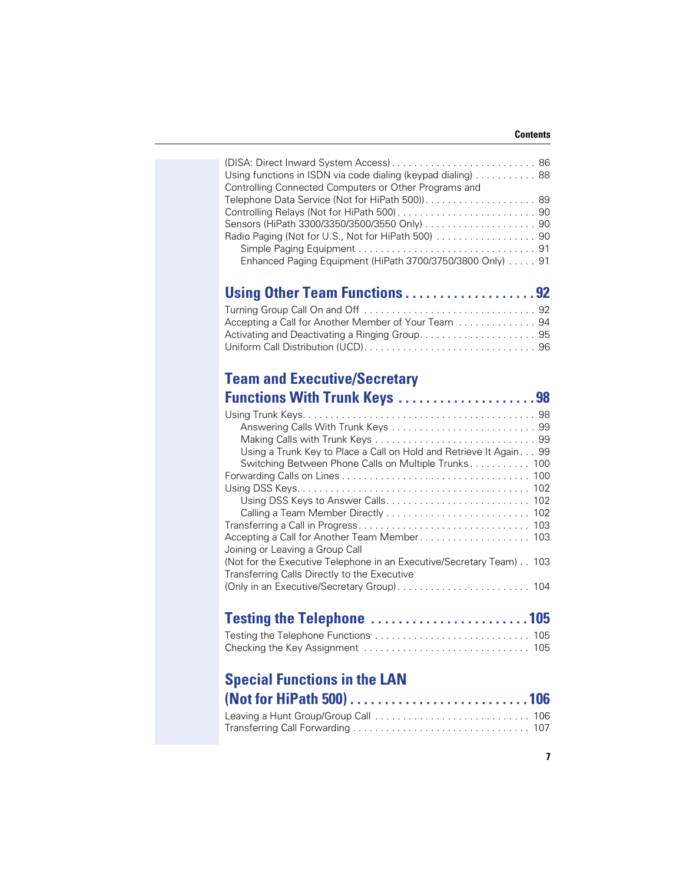(DISA: Direct Inward System Access) . . . . . . . . . . . . . . . . . . . . . . . . . . 86
Using functions in ISDN via code dialing (keypad dialing) . . . . . . . . . . . 88
Controlling Connected Computers or Other Programs and
Telephone Data Service (Not for HiPath 500)) . . . . . . . . . . . . . . . . . . . . 89
Controlling Relays (Not for HiPath 500) . . . . . . . . . . . . . . . . . . . . . . . . . 90
Sensors (HiPath 3300/3350/3500/3550 Only) . . . . . . . . . . . . . . . . . . . . 90
Radio Paging (Not for U.S., Not for HiPath 500) . . . . . . . . . . . . . . . . . . 90
  Simple Paging Equipment . . . . . . . . . . . . . . . . . . . . . . . . . . . . . . . . 91
  Enhanced Paging Equipment (HiPath 3700/3750/3800 Only) . . . . . 91

## Using Other Team Functions . . . . . . . . . . . . . . . . . . . 92

Turning Group Call On and Off . . . . . . . . . . . . . . . . . . . . . . . . . . . . . . . 92
Accepting a Call for Another Member of Your Team . . . . . . . . . . . . . . 94
Activating and Deactivating a Ringing Group . . . . . . . . . . . . . . . . . . . . . 95
Uniform Call Distribution (UCD) . . . . . . . . . . . . . . . . . . . . . . . . . . . . . . 96

## Team and Executive/Secretary Functions With Trunk Keys . . . . . . . . . . . . . . . . . . . . 98

Using Trunk Keys . . . . . . . . . . . . . . . . . . . . . . . . . . . . . . . . . . . . . . . . . 98
  Answering Calls With Trunk Keys . . . . . . . . . . . . . . . . . . . . . . . . . . 99
  Making Calls with Trunk Keys . . . . . . . . . . . . . . . . . . . . . . . . . . . . . 99
  Using a Trunk Key to Place a Call on Hold and Retrieve It Again . . . 99
  Switching Between Phone Calls on Multiple Trunks . . . . . . . . . . . 100
Forwarding Calls on Lines . . . . . . . . . . . . . . . . . . . . . . . . . . . . . . . . . 100
Using DSS Keys . . . . . . . . . . . . . . . . . . . . . . . . . . . . . . . . . . . . . . . . . 102
  Using DSS Keys to Answer Calls . . . . . . . . . . . . . . . . . . . . . . . . . . 102
  Calling a Team Member Directly . . . . . . . . . . . . . . . . . . . . . . . . . . 102
Transferring a Call in Progress . . . . . . . . . . . . . . . . . . . . . . . . . . . . . . 103
Accepting a Call for Another Team Member . . . . . . . . . . . . . . . . . . . . 103
Joining or Leaving a Group Call
(Not for the Executive Telephone in an Executive/Secretary Team) . . 103
Transferring Calls Directly to the Executive
(Only in an Executive/Secretary Group) . . . . . . . . . . . . . . . . . . . . . . . . 104

## Testing the Telephone . . . . . . . . . . . . . . . . . . . . . . . 105

Testing the Telephone Functions . . . . . . . . . . . . . . . . . . . . . . . . . . . . 105
Checking the Key Assignment . . . . . . . . . . . . . . . . . . . . . . . . . . . . . . 105

## Special Functions in the LAN (Not for HiPath 500) . . . . . . . . . . . . . . . . . . . . . . . . . . 106

Leaving a Hunt Group/Group Call . . . . . . . . . . . . . . . . . . . . . . . . . . . . 106
Transferring Call Forwarding . . . . . . . . . . . . . . . . . . . . . . . . . . . . . . . . 107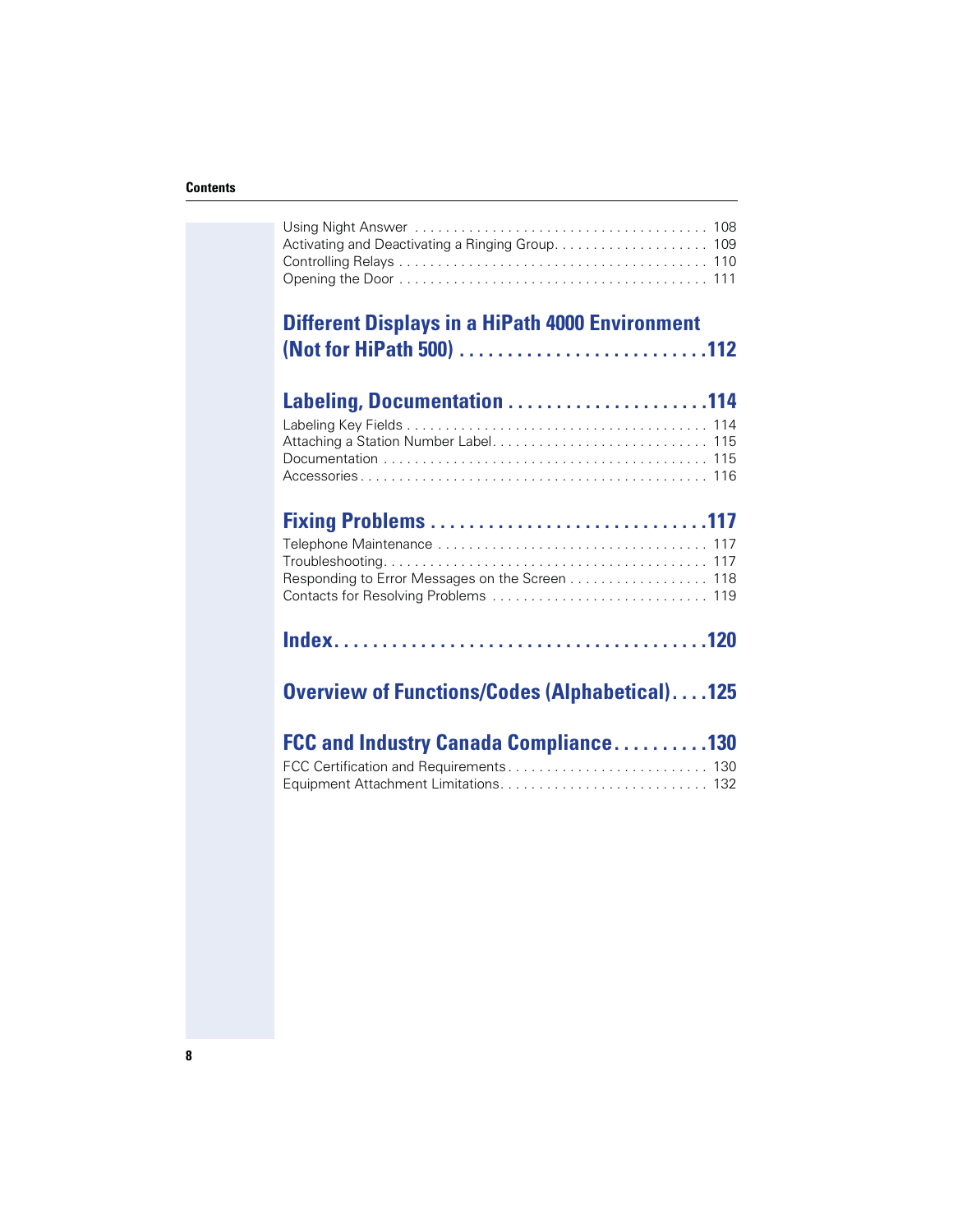Using Night Answer . . . . . . . . . . . . . . . . . . . . . . . . . . . . . . . . . . . . . . 108
Activating and Deactivating a Ringing Group. . . . . . . . . . . . . . . . . . . . 109
Controlling Relays . . . . . . . . . . . . . . . . . . . . . . . . . . . . . . . . . . . . . . . 110
Opening the Door . . . . . . . . . . . . . . . . . . . . . . . . . . . . . . . . . . . . . . . 111

## Different Displays in a HiPath 4000 Environment (Not for HiPath 500) . . . . . . . . . . . . . . . . . . . . . . . . . .112

## Labeling, Documentation . . . . . . . . . . . . . . . . . . . . .114

Labeling Key Fields . . . . . . . . . . . . . . . . . . . . . . . . . . . . . . . . . . . . . . 114
Attaching a Station Number Label. . . . . . . . . . . . . . . . . . . . . . . . . . . . 115
Documentation . . . . . . . . . . . . . . . . . . . . . . . . . . . . . . . . . . . . . . . . . 115
Accessories . . . . . . . . . . . . . . . . . . . . . . . . . . . . . . . . . . . . . . . . . . . . 116

## Fixing Problems . . . . . . . . . . . . . . . . . . . . . . . . . . . . .117

Telephone Maintenance . . . . . . . . . . . . . . . . . . . . . . . . . . . . . . . . . . 117
Troubleshooting. . . . . . . . . . . . . . . . . . . . . . . . . . . . . . . . . . . . . . . . . 117
Responding to Error Messages on the Screen . . . . . . . . . . . . . . . . . . 118
Contacts for Resolving Problems . . . . . . . . . . . . . . . . . . . . . . . . . . . 119

## Index. . . . . . . . . . . . . . . . . . . . . . . . . . . . . . . . . . . . . .120

## Overview of Functions/Codes (Alphabetical). . . .125

## FCC and Industry Canada Compliance. . . . . . . . . .130

FCC Certification and Requirements . . . . . . . . . . . . . . . . . . . . . . . . . 130
Equipment Attachment Limitations. . . . . . . . . . . . . . . . . . . . . . . . . . . 132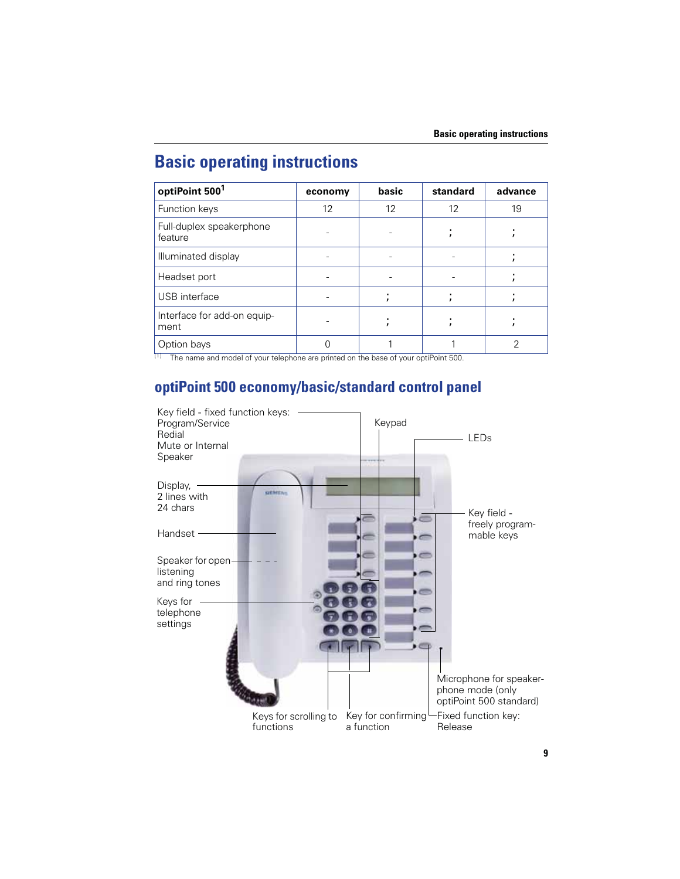# Basic operating instructions

| optiPoint 500[1] | economy | basic | standard | advance |
|---|---|---|---|---|
| Function keys | 12 | 12 | 12 | 19 |
| Full-duplex speakerphone feature | - | - | ; | ; |
| Illuminated display | - | - | - | ; |
| Headset port | - | - | - | ; |
| USB interface | - | ; | ; | ; |
| Interface for add-on equipment | - | ; | ; | ; |
| Option bays | 0 | 1 | 1 | 2 |

[1] The name and model of your telephone are printed on the base of your optiPoint 500.

## optiPoint 500 economy/basic/standard control panel

Key field - fixed function keys:
Program/Service
Redial
Mute or Internal
Speaker

Keypad

LEDs

Display,
2 lines with
24 chars

Key field -
freely programmable keys

Handset

Speaker for open listening
and ring tones

Keys for
telephone
settings

Microphone for speakerphone mode (only
optiPoint 500 standard)

Keys for scrolling to
functions

Key for confirming
a function

Fixed function key:
Release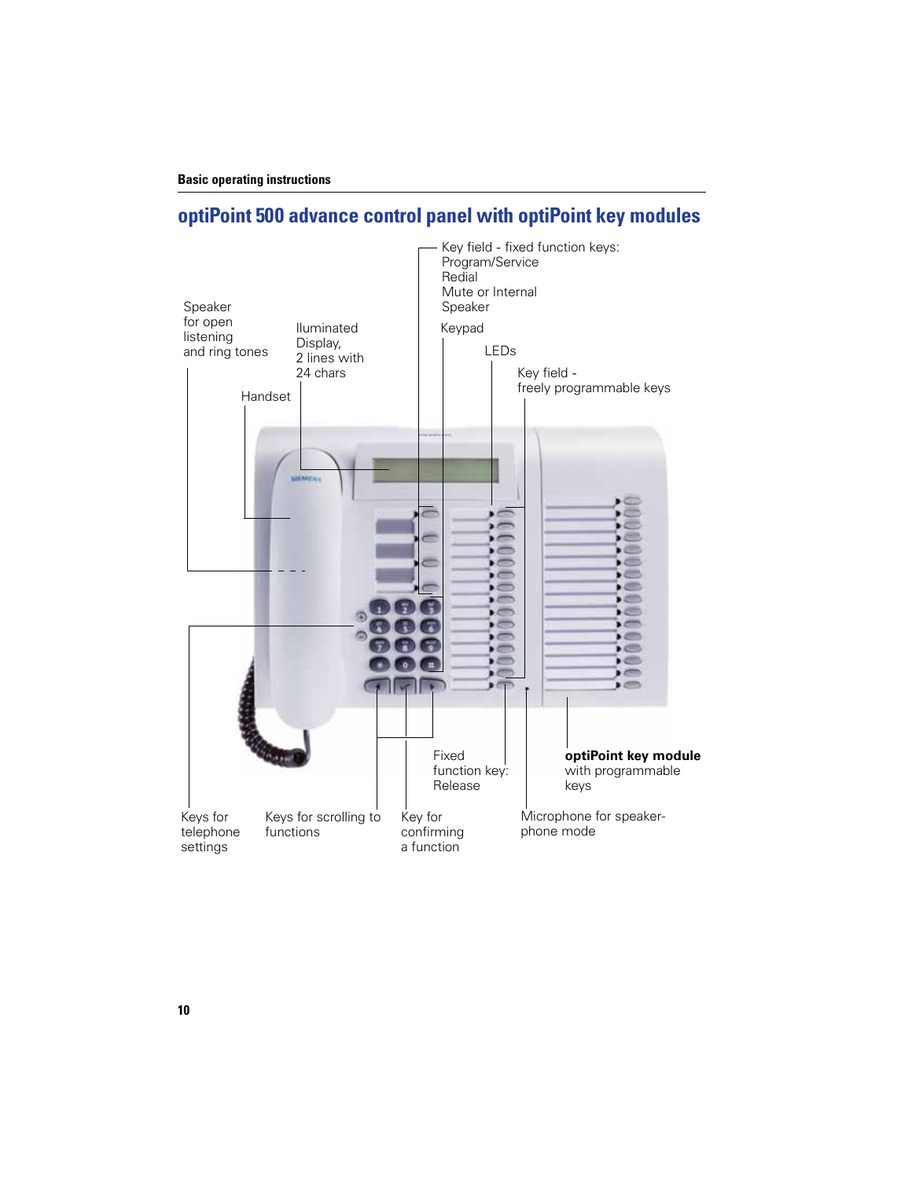## optiPoint 500 advance control panel with optiPoint key modules

Speaker for open listening and ring tones

Handset

Iluminated Display, 2 lines with 24 chars

Key field - fixed function keys:
Program/Service
Redial
Mute or Internal
Speaker

Keypad

LEDs

Key field - freely programmable keys

Keys for telephone settings

Keys for scrolling to functions

Key for confirming a function

Fixed function key: Release

Microphone for speaker-phone mode

**optiPoint key module** with programmable keys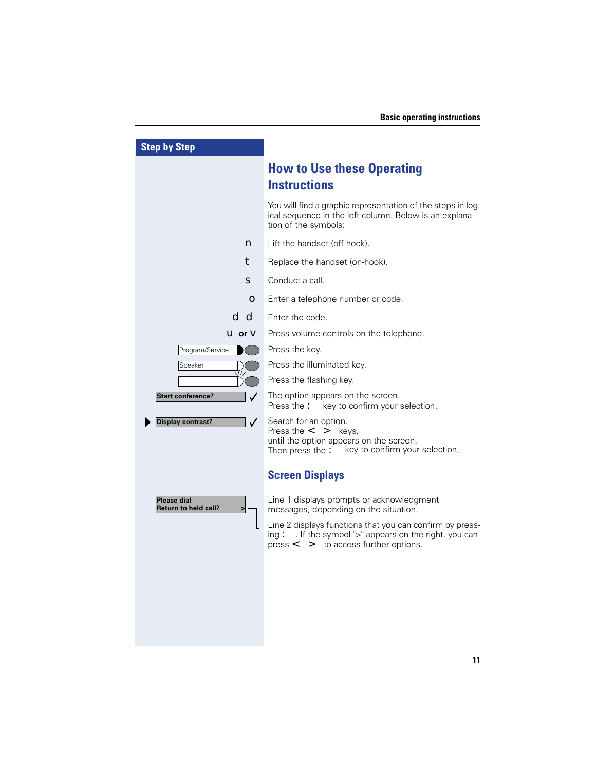## Step by Step

# How to Use these Operating Instructions

You will find a graphic representation of the steps in logical sequence in the left column. Below is an explanation of the symbols:

| Symbol | Explanation |
| --- | --- |
| n | Lift the handset (off-hook). |
| t | Replace the handset (on-hook). |
| s | Conduct a call. |
| o | Enter a telephone number or code. |
| d d | Enter the code. |
| u or v | Press volume controls on the telephone. |
| Program/Service | Press the key. |
| Speaker | Press the illuminated key. |
| (flashing key) | Press the flashing key. |
| Start conference? ✓ | The option appears on the screen. Press the : key to confirm your selection. |
| ▶ Display contrast? ✓ | Search for an option. Press the < > keys, until the option appears on the screen. Then press the : key to confirm your selection. |

## Screen Displays

Please dial
Return to held call? >

Line 1 displays prompts or acknowledgment messages, depending on the situation.

Line 2 displays functions that you can confirm by pressing : . If the symbol ">" appears on the right, you can press < > to access further options.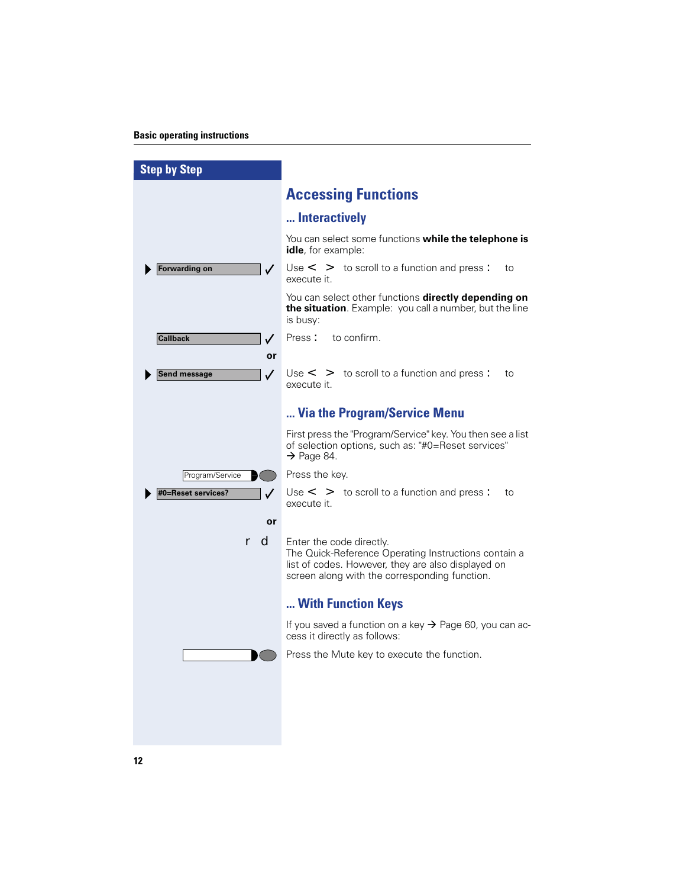## Step by Step

# Accessing Functions

## ... Interactively

You can select some functions **while the telephone is idle**, for example:

▶ Forwarding on ✓ — Use < > to scroll to a function and press : to execute it.

You can select other functions **directly depending on the situation**. Example: you call a number, but the line is busy:

Callback ✓ — Press : to confirm.

**or**

▶ Send message ✓ — Use < > to scroll to a function and press : to execute it.

## ... Via the Program/Service Menu

First press the "Program/Service" key. You then see a list of selection options, such as: "#0=Reset services" → Page 84.

Program/Service — Press the key.

▶ #0=Reset services? ✓ — Use < > to scroll to a function and press : to execute it.

**or**

r d — Enter the code directly.
The Quick-Reference Operating Instructions contain a list of codes. However, they are also displayed on screen along with the corresponding function.

## ... With Function Keys

If you saved a function on a key → Page 60, you can access it directly as follows:

Press the Mute key to execute the function.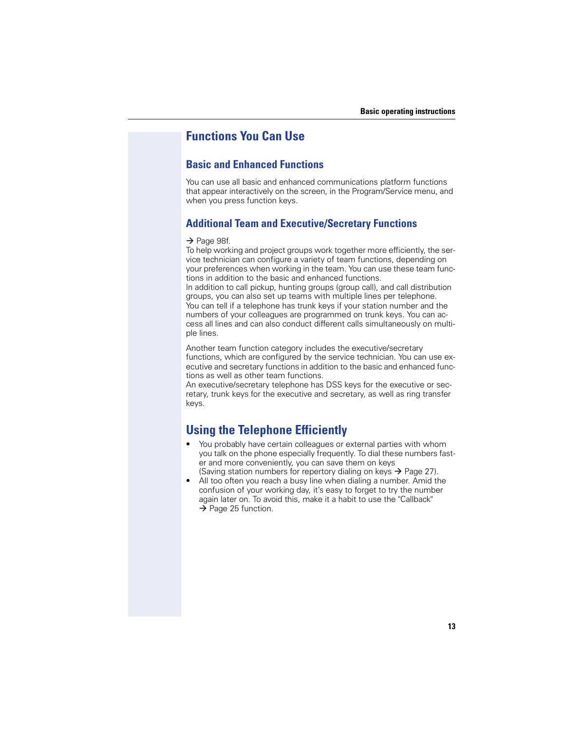# Functions You Can Use

## Basic and Enhanced Functions

You can use all basic and enhanced communications platform functions that appear interactively on the screen, in the Program/Service menu, and when you press function keys.

## Additional Team and Executive/Secretary Functions

→ Page 98f.
To help working and project groups work together more efficiently, the service technician can configure a variety of team functions, depending on your preferences when working in the team. You can use these team functions in addition to the basic and enhanced functions.
In addition to call pickup, hunting groups (group call), and call distribution groups, you can also set up teams with multiple lines per telephone.
You can tell if a telephone has trunk keys if your station number and the numbers of your colleagues are programmed on trunk keys. You can access all lines and can also conduct different calls simultaneously on multiple lines.

Another team function category includes the executive/secretary functions, which are configured by the service technician. You can use executive and secretary functions in addition to the basic and enhanced functions as well as other team functions.
An executive/secretary telephone has DSS keys for the executive or secretary, trunk keys for the executive and secretary, as well as ring transfer keys.

# Using the Telephone Efficiently

- You probably have certain colleagues or external parties with whom you talk on the phone especially frequently. To dial these numbers faster and more conveniently, you can save them on keys (Saving station numbers for repertory dialing on keys → Page 27).
- All too often you reach a busy line when dialing a number. Amid the confusion of your working day, it's easy to forget to try the number again later on. To avoid this, make it a habit to use the "Callback" → Page 25 function.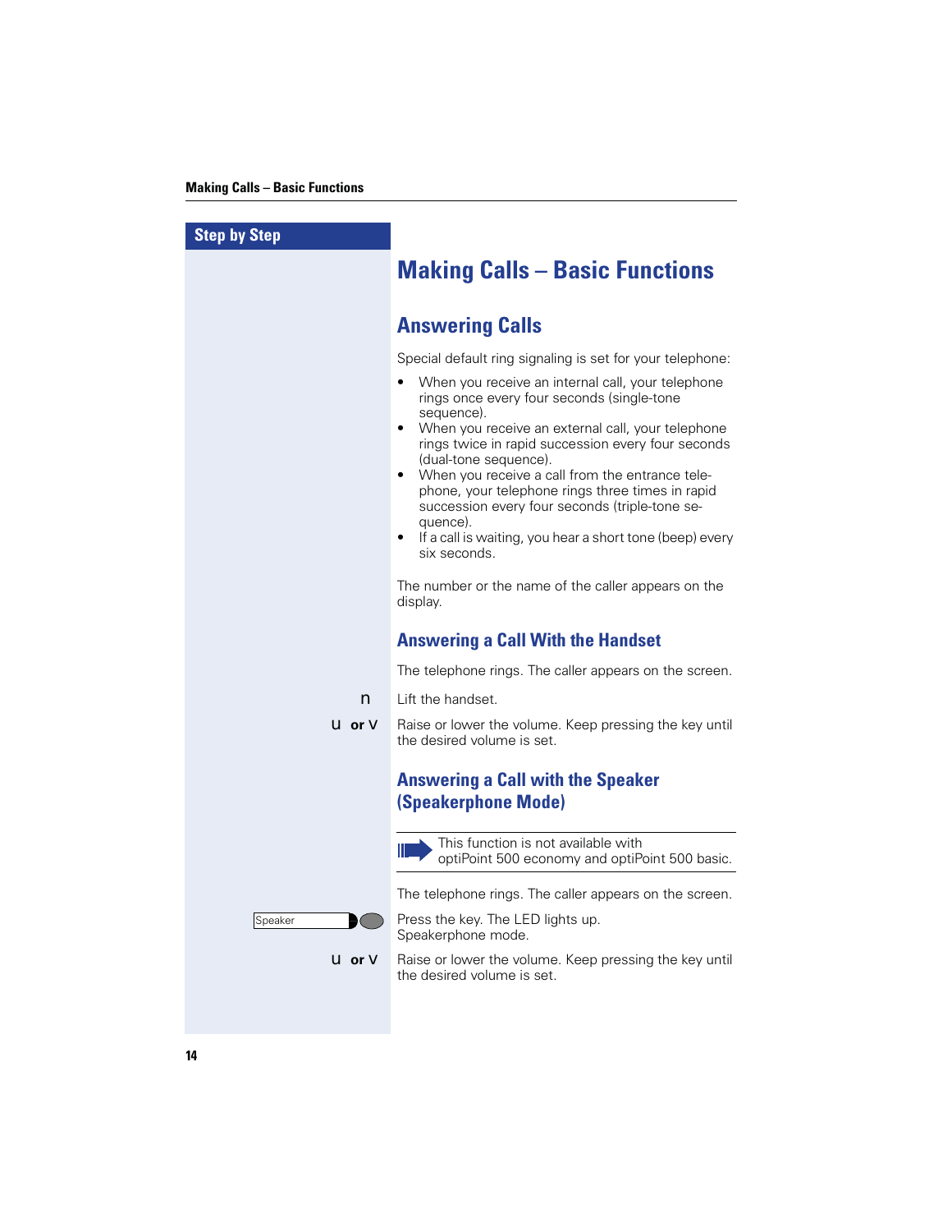Step by Step

# Making Calls – Basic Functions

## Answering Calls

Special default ring signaling is set for your telephone:

- When you receive an internal call, your telephone rings once every four seconds (single-tone sequence).
- When you receive an external call, your telephone rings twice in rapid succession every four seconds (dual-tone sequence).
- When you receive a call from the entrance telephone, your telephone rings three times in rapid succession every four seconds (triple-tone sequence).
- If a call is waiting, you hear a short tone (beep) every six seconds.

The number or the name of the caller appears on the display.

### Answering a Call With the Handset

The telephone rings. The caller appears on the screen.

n — Lift the handset.

u **or** V — Raise or lower the volume. Keep pressing the key until the desired volume is set.

### Answering a Call with the Speaker (Speakerphone Mode)

> This function is not available with optiPoint 500 economy and optiPoint 500 basic.

The telephone rings. The caller appears on the screen.

Speaker — Press the key. The LED lights up. Speakerphone mode.

u **or** V — Raise or lower the volume. Keep pressing the key until the desired volume is set.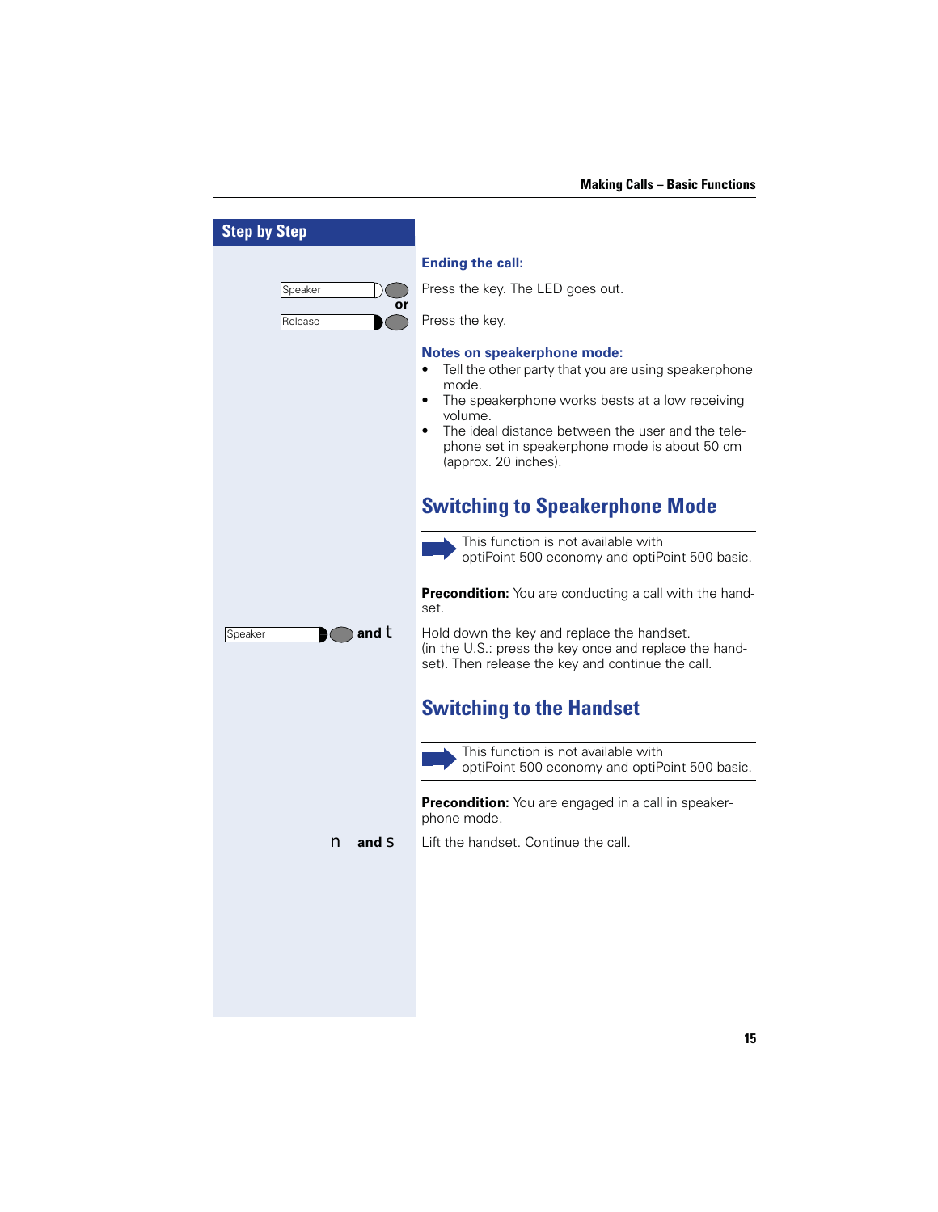## Step by Step

### Ending the call:

Speaker — Press the key. The LED goes out.

or

Release — Press the key.

### Notes on speakerphone mode:

- Tell the other party that you are using speakerphone mode.
- The speakerphone works bests at a low receiving volume.
- The ideal distance between the user and the telephone set in speakerphone mode is about 50 cm (approx. 20 inches).

## Switching to Speakerphone Mode

This function is not available with optiPoint 500 economy and optiPoint 500 basic.

**Precondition:** You are conducting a call with the handset.

Speaker and t — Hold down the key and replace the handset. (in the U.S.: press the key once and replace the handset). Then release the key and continue the call.

## Switching to the Handset

This function is not available with optiPoint 500 economy and optiPoint 500 basic.

**Precondition:** You are engaged in a call in speakerphone mode.

n and s — Lift the handset. Continue the call.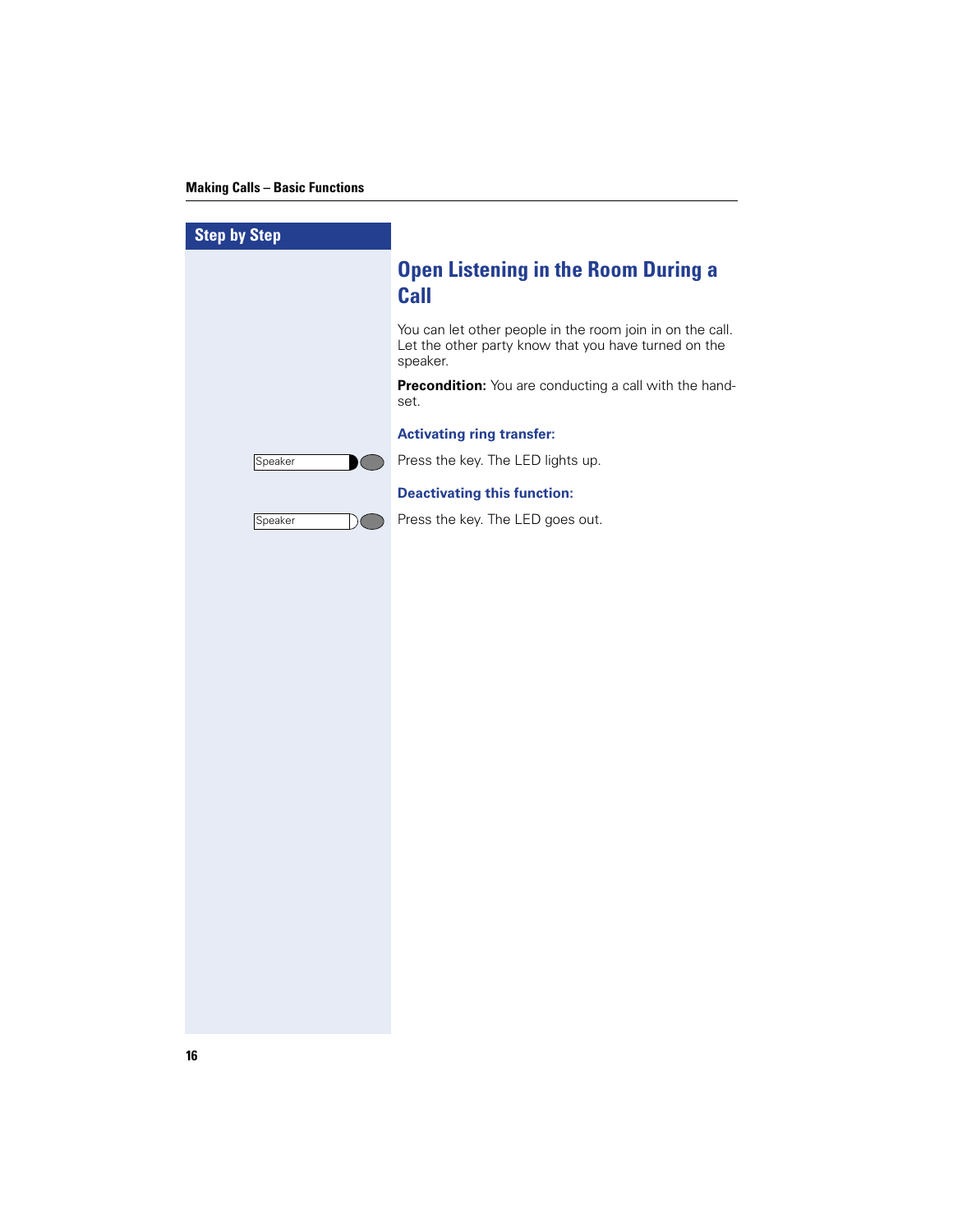Step by Step

# Open Listening in the Room During a Call

You can let other people in the room join in on the call. Let the other party know that you have turned on the speaker.

**Precondition:** You are conducting a call with the hand-set.

### Activating ring transfer:

Speaker — Press the key. The LED lights up.

### Deactivating this function:

Speaker — Press the key. The LED goes out.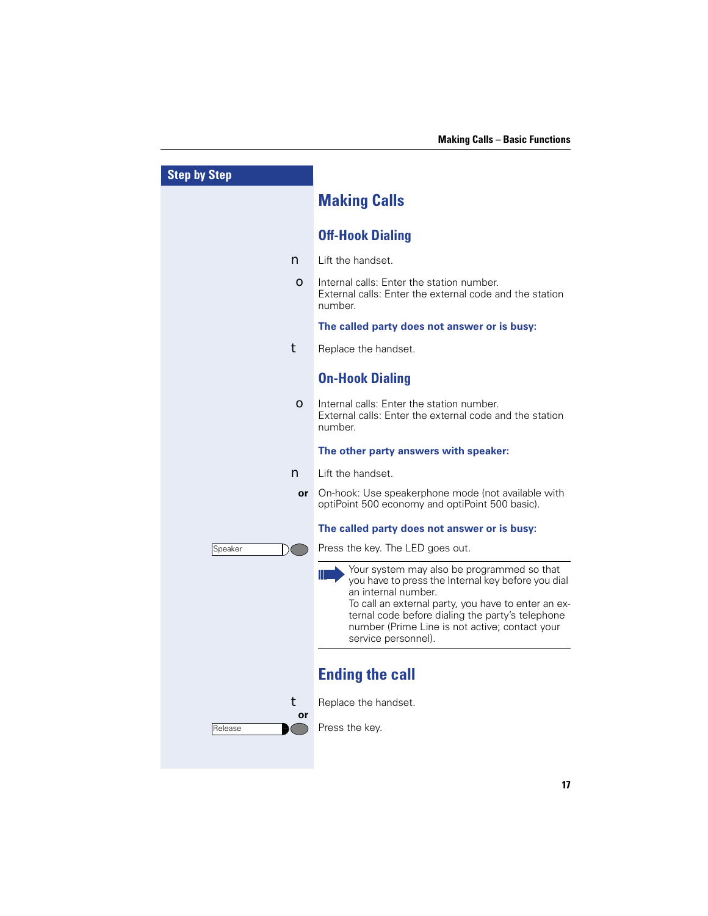Step by Step

# Making Calls

## Off-Hook Dialing

n Lift the handset.

o Internal calls: Enter the station number.
External calls: Enter the external code and the station number.

**The called party does not answer or is busy:**

t Replace the handset.

## On-Hook Dialing

o Internal calls: Enter the station number.
External calls: Enter the external code and the station number.

**The other party answers with speaker:**

n Lift the handset.

**or** On-hook: Use speakerphone mode (not available with optiPoint 500 economy and optiPoint 500 basic).

**The called party does not answer or is busy:**

Speaker — Press the key. The LED goes out.

> Your system may also be programmed so that you have to press the Internal key before you dial an internal number.
> To call an external party, you have to enter an external code before dialing the party's telephone number (Prime Line is not active; contact your service personnel).

# Ending the call

t Replace the handset.

**or**

Release — Press the key.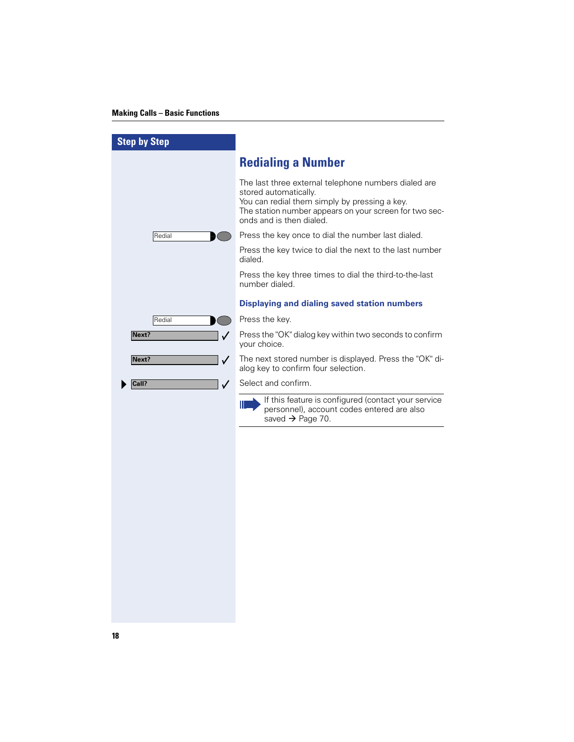## Step by Step

# Redialing a Number

The last three external telephone numbers dialed are stored automatically.
You can redial them simply by pressing a key.
The station number appears on your screen for two seconds and is then dialed.

Redial — Press the key once to dial the number last dialed.

Press the key twice to dial the next to the last number dialed.

Press the key three times to dial the third-to-the-last number dialed.

### Displaying and dialing saved station numbers

Redial — Press the key.

Next? ✓ — Press the "OK" dialog key within two seconds to confirm your choice.

Next? ✓ — The next stored number is displayed. Press the "OK" dialog key to confirm four selection.

▶ Call? ✓ — Select and confirm.

> If this feature is configured (contact your service personnel), account codes entered are also saved → Page 70.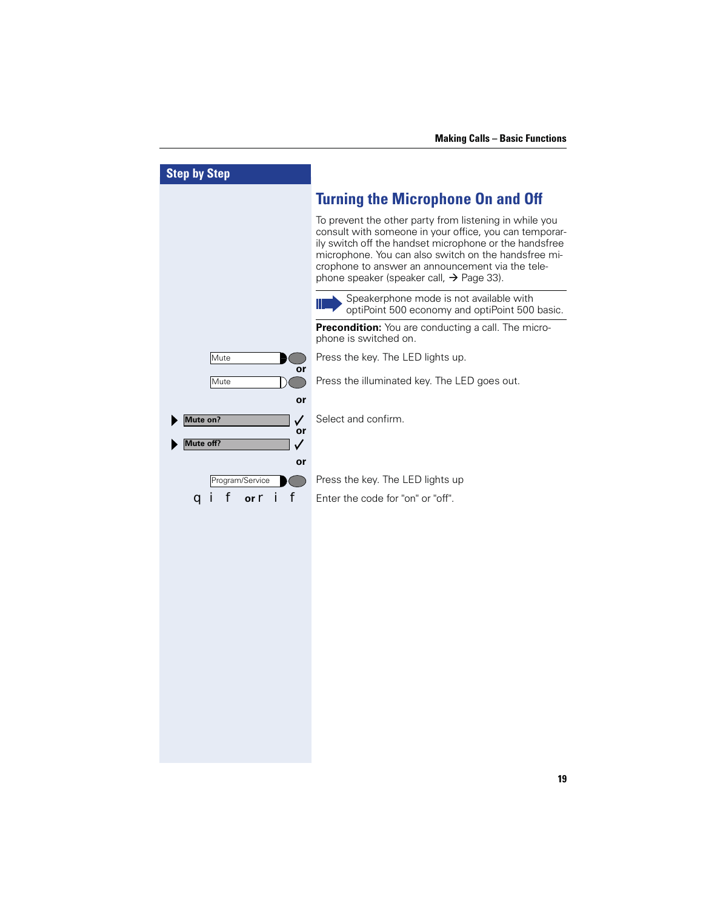## Step by Step

# Turning the Microphone On and Off

To prevent the other party from listening in while you consult with someone in your office, you can temporarily switch off the handset microphone or the handsfree microphone. You can also switch on the handsfree microphone to answer an announcement via the telephone speaker (speaker call, → Page 33).

> Speakerphone mode is not available with optiPoint 500 economy and optiPoint 500 basic.

**Precondition:** You are conducting a call. The microphone is switched on.

| | |
|---|---|
| Mute | Press the key. The LED lights up. |
| **or** | |
| Mute | Press the illuminated key. The LED goes out. |
| **or** | |
| ▶ **Mute on?** ✓ | Select and confirm. |
| **or** | |
| ▶ **Mute off?** ✓ | |
| **or** | |
| Program/Service | Press the key. The LED lights up |
| q i f **or** r i f | Enter the code for "on" or "off". |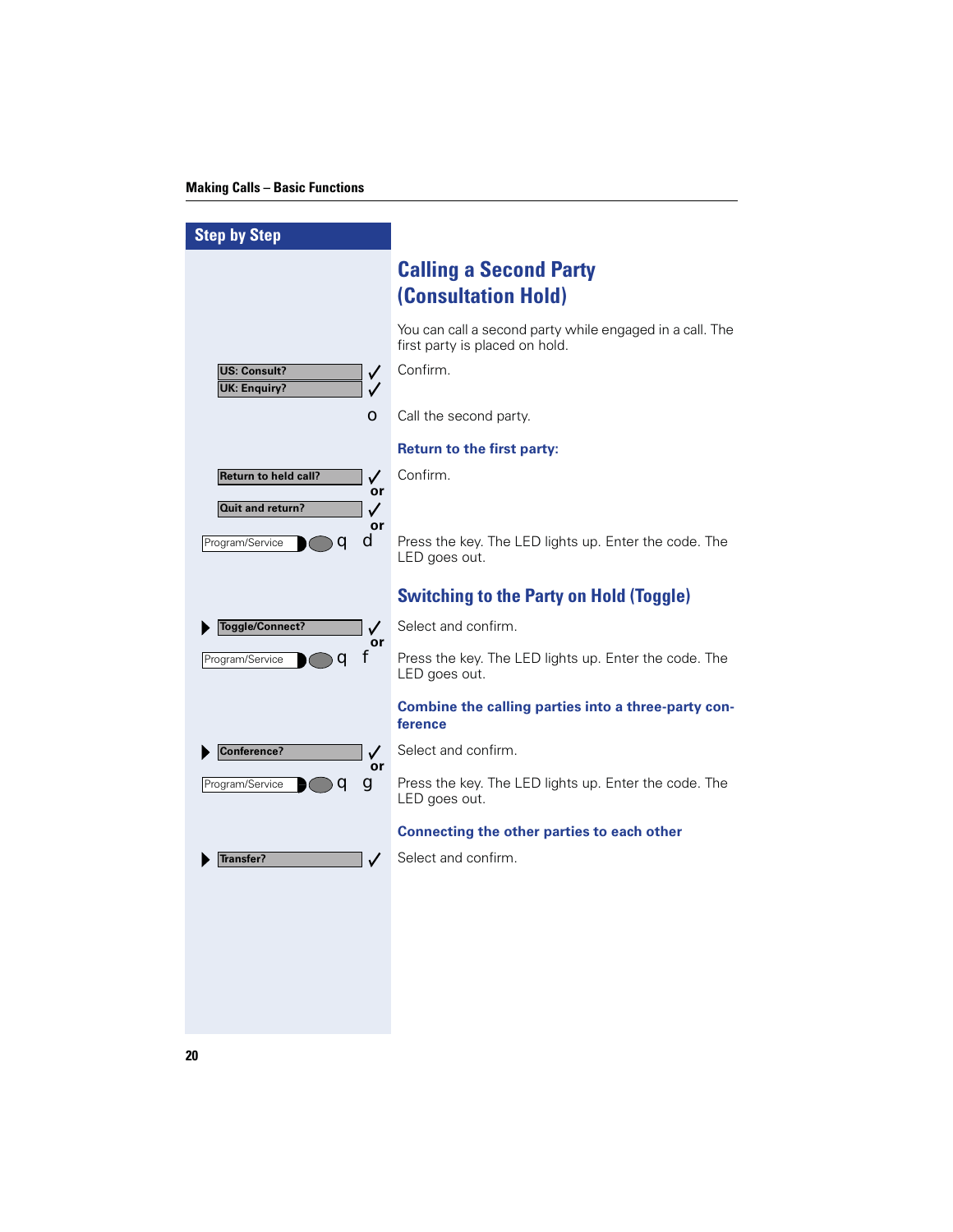## Step by Step

# Calling a Second Party (Consultation Hold)

You can call a second party while engaged in a call. The first party is placed on hold.

US: Consult? ✓
UK: Enquiry? ✓ — Confirm.

o — Call the second party.

### Return to the first party:

Return to held call? ✓ — Confirm.

or

Quit and return? ✓

or

Program/Service q d — Press the key. The LED lights up. Enter the code. The LED goes out.

## Switching to the Party on Hold (Toggle)

▶ Toggle/Connect? ✓ — Select and confirm.

or

Program/Service q f — Press the key. The LED lights up. Enter the code. The LED goes out.

### Combine the calling parties into a three-party conference

▶ Conference? ✓ — Select and confirm.

or

Program/Service q g — Press the key. The LED lights up. Enter the code. The LED goes out.

### Connecting the other parties to each other

▶ Transfer? ✓ — Select and confirm.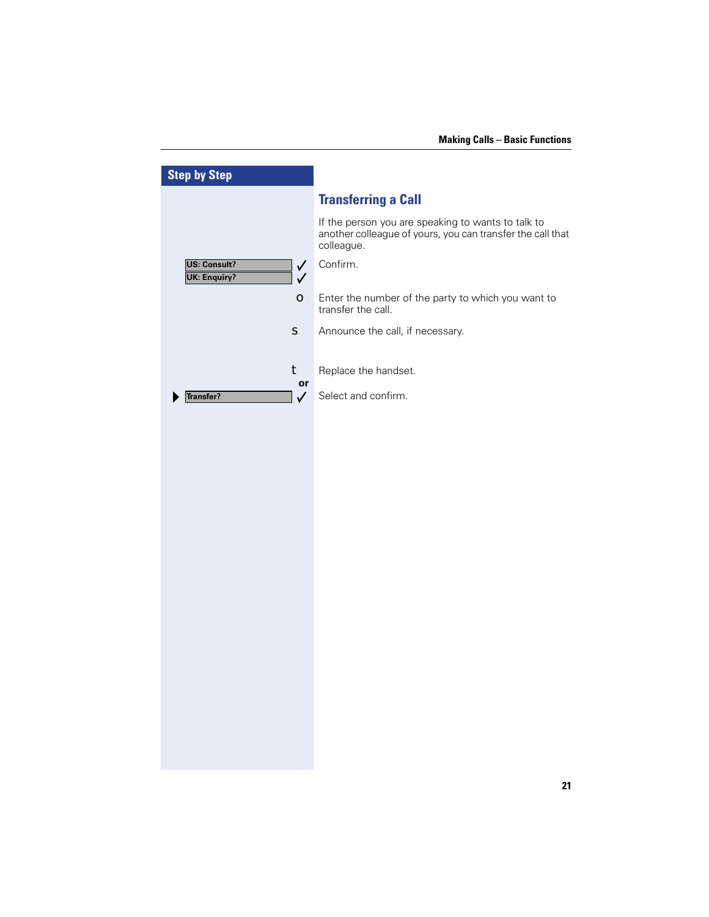## Step by Step

### Transferring a Call

If the person you are speaking to wants to talk to another colleague of yours, you can transfer the call that colleague.

| | |
|---|---|
| US: Consult? ✓ / UK: Enquiry? ✓ | Confirm. |
| o | Enter the number of the party to which you want to transfer the call. |
| s | Announce the call, if necessary. |
| t | Replace the handset. |
| **or** | |
| ▶ Transfer? ✓ | Select and confirm. |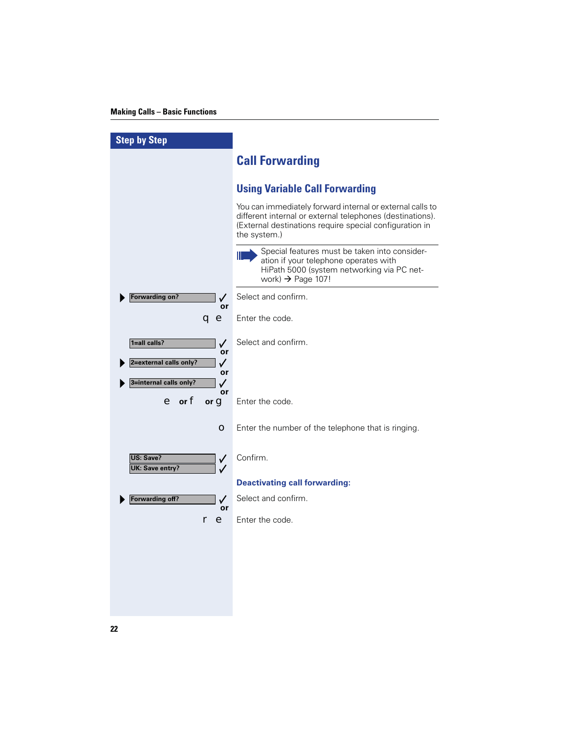## Step by Step

# Call Forwarding

## Using Variable Call Forwarding

You can immediately forward internal or external calls to different internal or external telephones (destinations). (External destinations require special configuration in the system.)

> Special features must be taken into consideration if your telephone operates with HiPath 5000 (system networking via PC network) → Page 107!

| Step | Action |
|---|---|
| ▶ [Forwarding on?] ✓ or | Select and confirm. |
| q e | Enter the code. |
| [1=all calls?] ✓ or | Select and confirm. |
| ▶ [2=external calls only?] ✓ or | |
| ▶ [3=internal calls only?] ✓ or | |
| e or f or g | Enter the code. |
| o | Enter the number of the telephone that is ringing. |
| [US: Save?] ✓<br>[UK: Save entry?] ✓ | Confirm. |

**Deactivating call forwarding:**

| Step | Action |
|---|---|
| ▶ [Forwarding off?] ✓ or | Select and confirm. |
| r e | Enter the code. |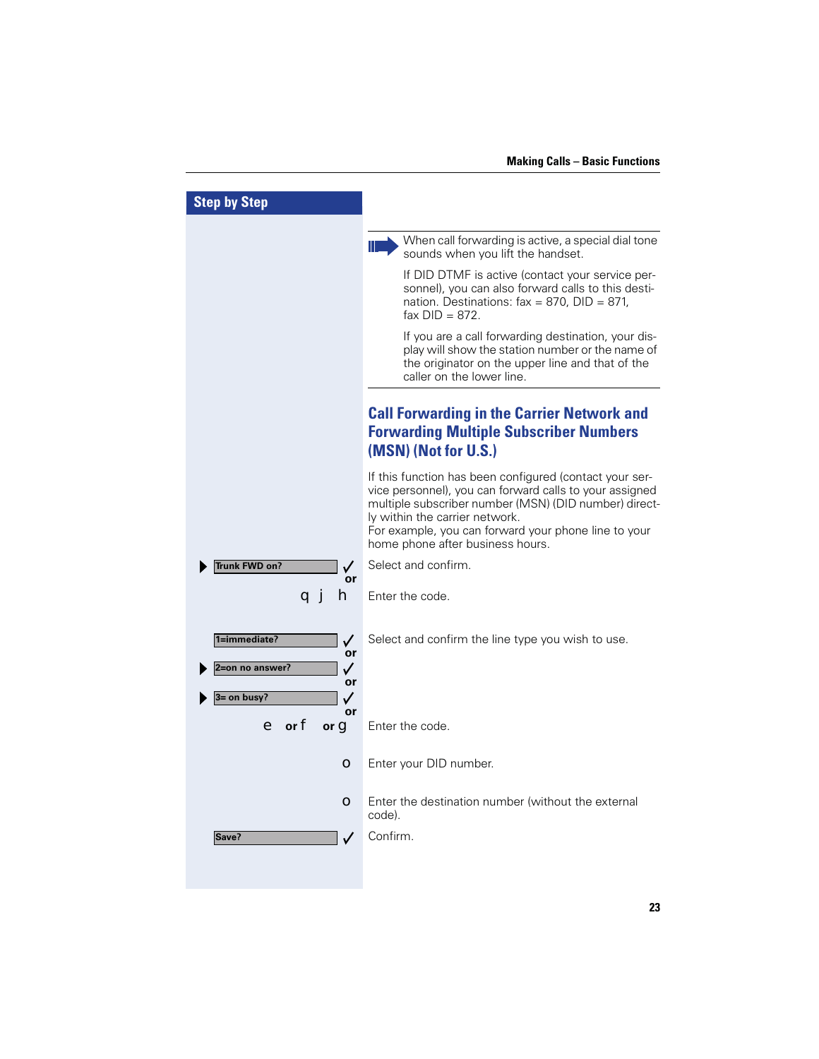## Step by Step

When call forwarding is active, a special dial tone sounds when you lift the handset.

If DID DTMF is active (contact your service personnel), you can also forward calls to this destination. Destinations: fax = 870, DID = 871, fax DID = 872.

If you are a call forwarding destination, your display will show the station number or the name of the originator on the upper line and that of the caller on the lower line.

## Call Forwarding in the Carrier Network and Forwarding Multiple Subscriber Numbers (MSN) (Not for U.S.)

If this function has been configured (contact your service personnel), you can forward calls to your assigned multiple subscriber number (MSN) (DID number) directly within the carrier network.
For example, you can forward your phone line to your home phone after business hours.

| | |
|---|---|
| ▶ Trunk FWD on? ✓ or | Select and confirm. |
| q j h | Enter the code. |
| 1=immediate? ✓ or<br>▶ 2=on no answer? ✓ or<br>▶ 3= on busy? ✓ or | Select and confirm the line type you wish to use. |
| e or f or g | Enter the code. |
| o | Enter your DID number. |
| o | Enter the destination number (without the external code). |
| Save? ✓ | Confirm. |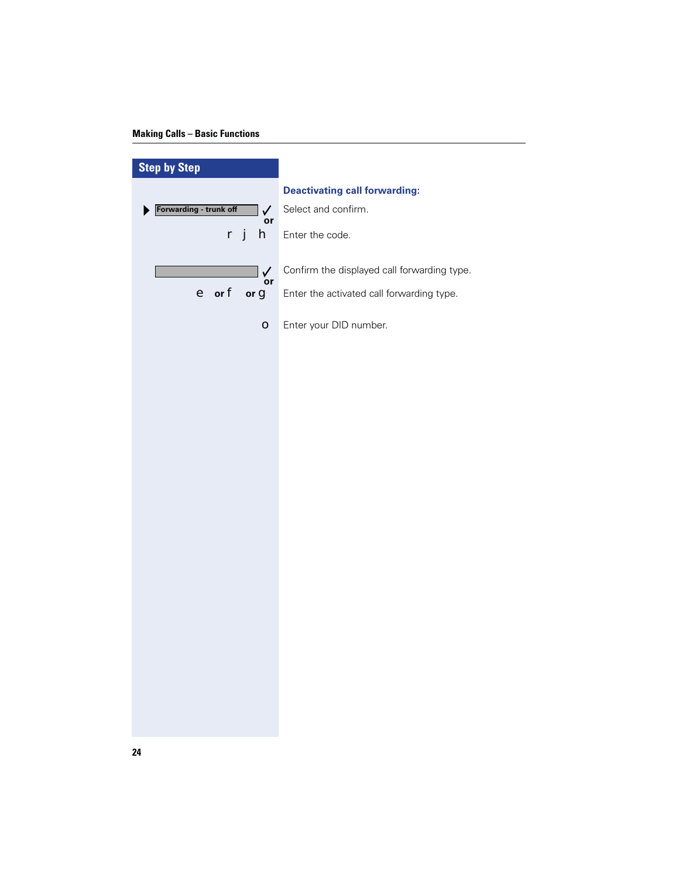## Step by Step

### Deactivating call forwarding:

| | |
|---|---|
| ▶ Forwarding - trunk off ✓ | Select and confirm. |
| or | |
| r j h | Enter the code. |
| ✓ | Confirm the displayed call forwarding type. |
| or | |
| e or f or g | Enter the activated call forwarding type. |
| o | Enter your DID number. |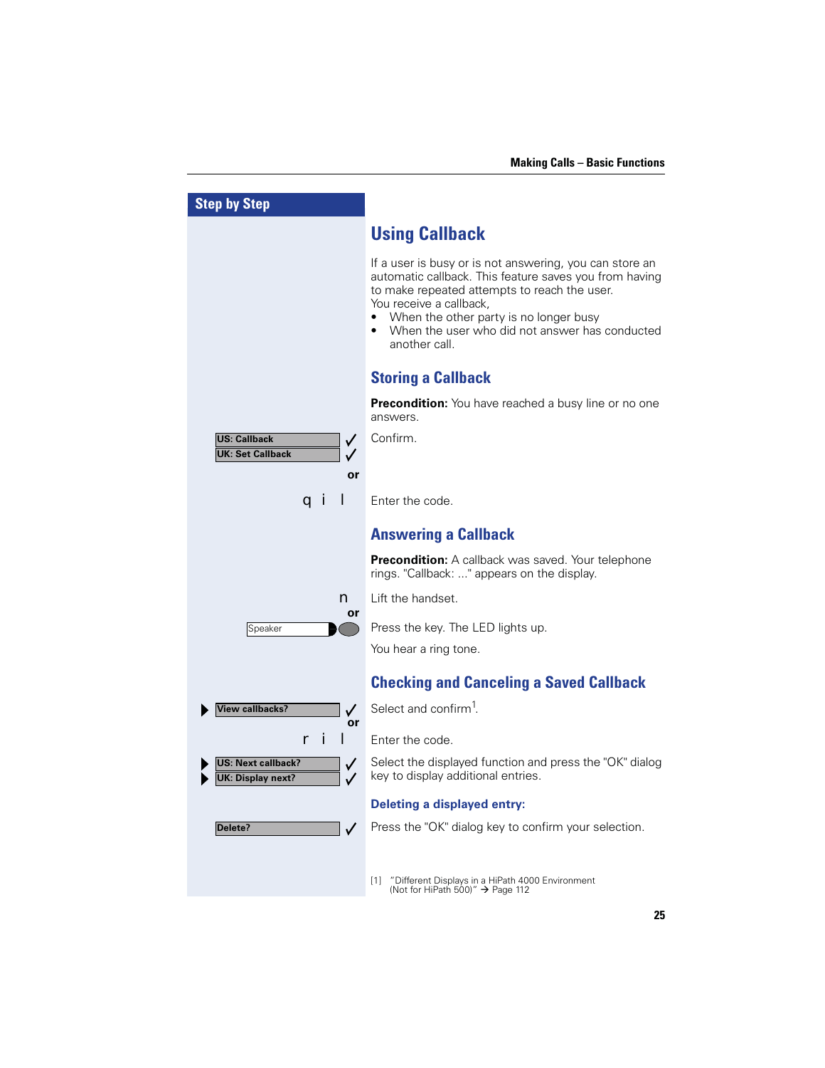## Step by Step

# Using Callback

If a user is busy or is not answering, you can store an automatic callback. This feature saves you from having to make repeated attempts to reach the user.
You receive a callback,

- When the other party is no longer busy
- When the user who did not answer has conducted another call.

## Storing a Callback

**Precondition:** You have reached a busy line or no one answers.

US: Callback ✓
UK: Set Callback ✓ — Confirm.

or

q i l — Enter the code.

## Answering a Callback

**Precondition:** A callback was saved. Your telephone rings. "Callback: ..." appears on the display.

n — Lift the handset.

or

Speaker — Press the key. The LED lights up.

You hear a ring tone.

## Checking and Canceling a Saved Callback

▶ View callbacks? ✓ — Select and confirm[1].

or

r i l — Enter the code.

▶ US: Next callback? ✓
▶ UK: Display next? ✓ — Select the displayed function and press the "OK" dialog key to display additional entries.

### Deleting a displayed entry:

Delete? ✓ — Press the "OK" dialog key to confirm your selection.

[1] "Different Displays in a HiPath 4000 Environment (Not for HiPath 500)" → Page 112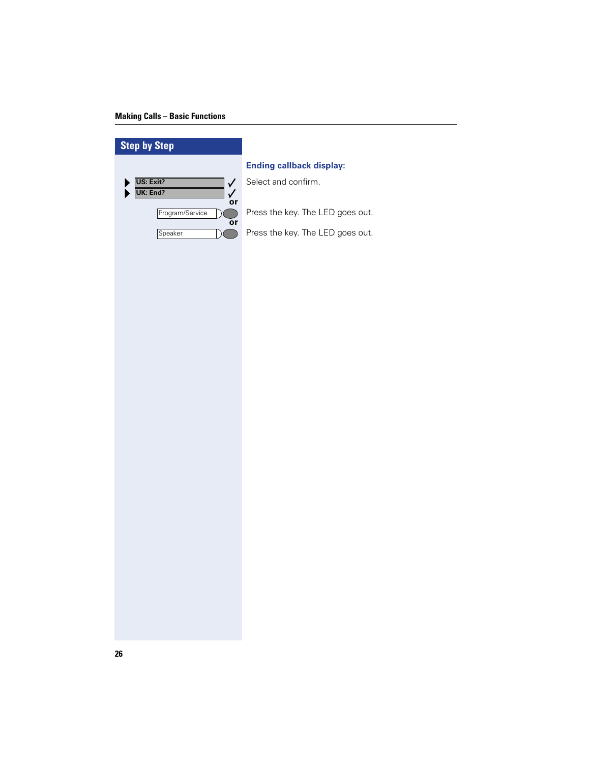## Step by Step

### Ending callback display:

▶ US: Exit? ✓
▶ UK: End? ✓

Select and confirm.

or

Program/Service — Press the key. The LED goes out.

or

Speaker — Press the key. The LED goes out.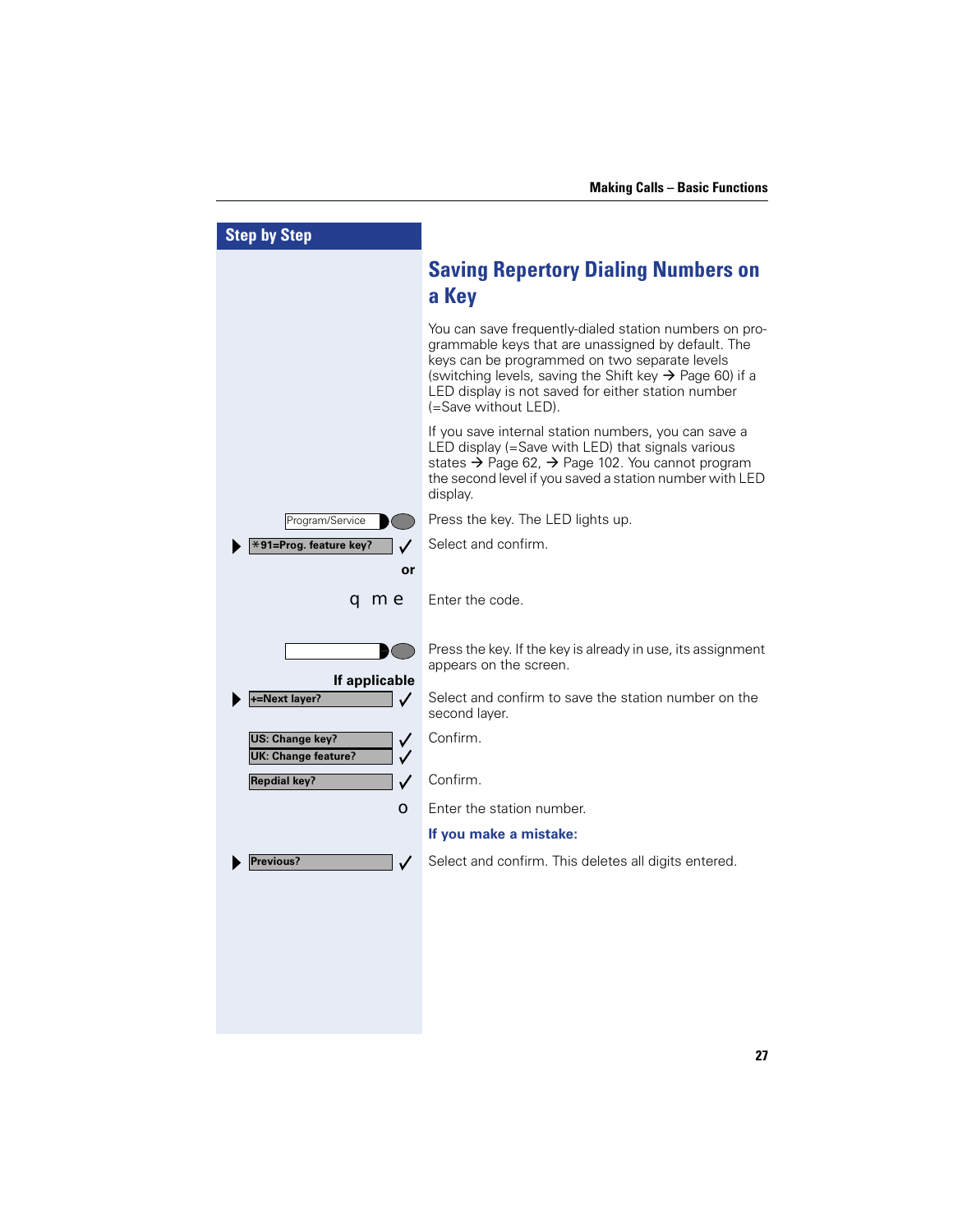## Step by Step

# Saving Repertory Dialing Numbers on a Key

You can save frequently-dialed station numbers on programmable keys that are unassigned by default. The keys can be programmed on two separate levels (switching levels, saving the Shift key → Page 60) if a LED display is not saved for either station number (=Save without LED).

If you save internal station numbers, you can save a LED display (=Save with LED) that signals various states → Page 62, → Page 102. You cannot program the second level if you saved a station number with LED display.

| Step | Description |
|---|---|
| Program/Service | Press the key. The LED lights up. |
| ▶ *91=Prog. feature key? ✓ | Select and confirm. |
| **or** | |
| q m e | Enter the code. |
| [ ] (key) | Press the key. If the key is already in use, its assignment appears on the screen. |
| **If applicable** | |
| ▶ +=Next layer? ✓ | Select and confirm to save the station number on the second layer. |
| US: Change key? ✓ / UK: Change feature? ✓ | Confirm. |
| Repdial key? ✓ | Confirm. |
| o | Enter the station number. |

**If you make a mistake:**

| Step | Description |
|---|---|
| ▶ Previous? ✓ | Select and confirm. This deletes all digits entered. |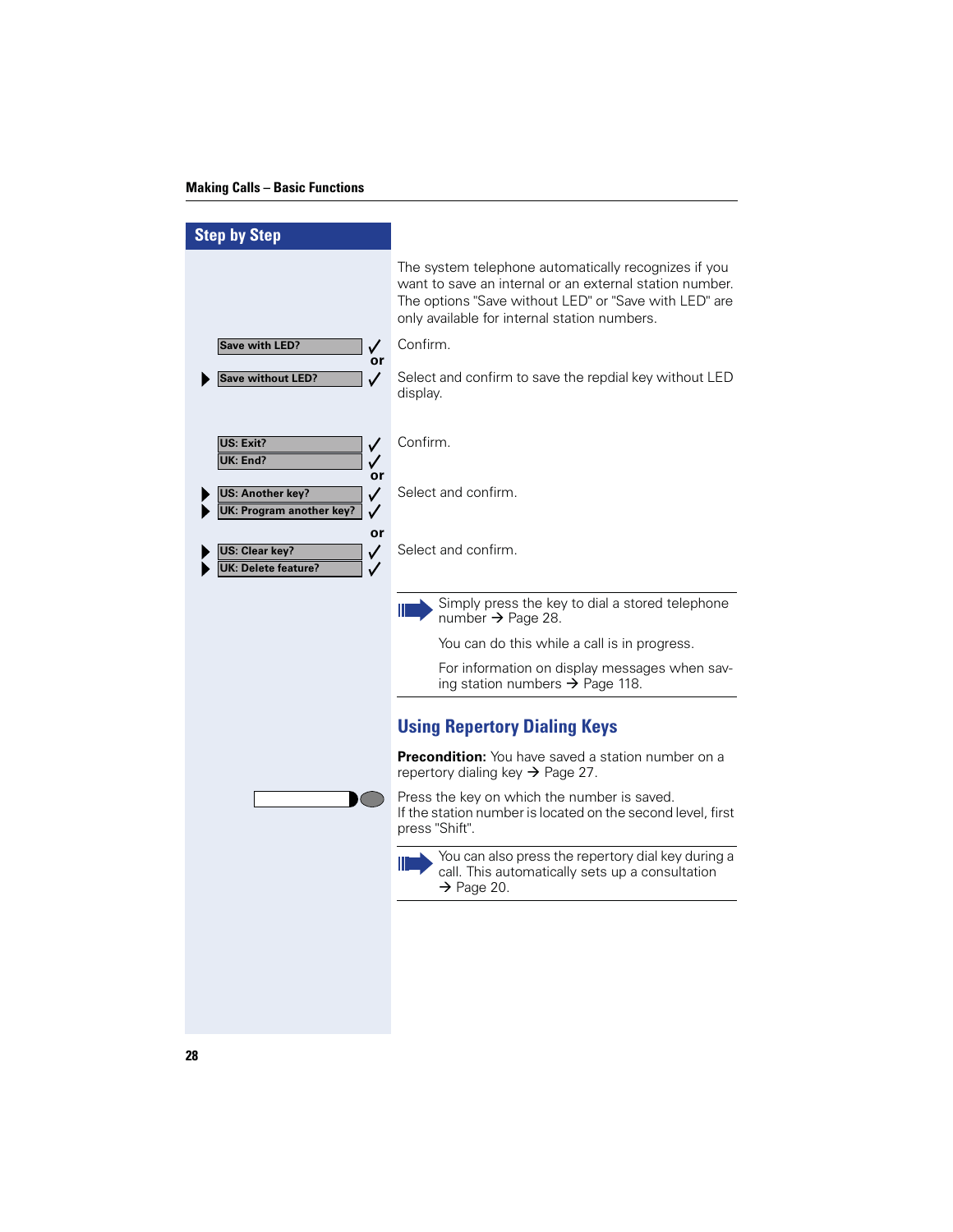## Step by Step

The system telephone automatically recognizes if you want to save an internal or an external station number. The options "Save without LED" or "Save with LED" are only available for internal station numbers.

**Save with LED?** ✓ Confirm.

or

▶ **Save without LED?** ✓ Select and confirm to save the repdial key without LED display.

**US: Exit?** ✓
**UK: End?** ✓ Confirm.

or

▶ **US: Another key?** ✓
▶ **UK: Program another key?** ✓ Select and confirm.

or

▶ **US: Clear key?** ✓
▶ **UK: Delete feature?** ✓ Select and confirm.

> Simply press the key to dial a stored telephone number → Page 28.
>
> You can do this while a call is in progress.
>
> For information on display messages when saving station numbers → Page 118.

## Using Repertory Dialing Keys

**Precondition:** You have saved a station number on a repertory dialing key → Page 27.

Press the key on which the number is saved.
If the station number is located on the second level, first press "Shift".

> You can also press the repertory dial key during a call. This automatically sets up a consultation → Page 20.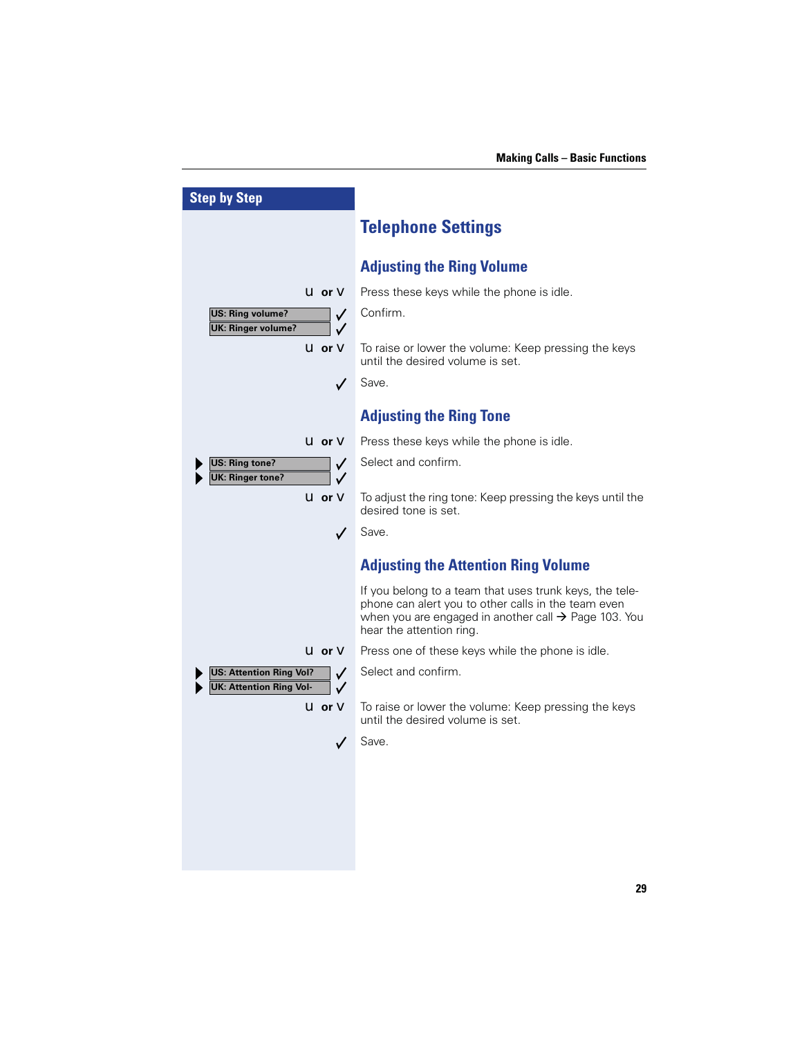**Step by Step**

# Telephone Settings

## Adjusting the Ring Volume

| Step | Action |
|---|---|
| u or v | Press these keys while the phone is idle. |
| US: Ring volume? ✓<br>UK: Ringer volume? ✓ | Confirm. |
| u or v | To raise or lower the volume: Keep pressing the keys until the desired volume is set. |
| ✓ | Save. |

## Adjusting the Ring Tone

| Step | Action |
|---|---|
| u or v | Press these keys while the phone is idle. |
| ▶ US: Ring tone? ✓<br>▶ UK: Ringer tone? ✓ | Select and confirm. |
| u or v | To adjust the ring tone: Keep pressing the keys until the desired tone is set. |
| ✓ | Save. |

## Adjusting the Attention Ring Volume

If you belong to a team that uses trunk keys, the telephone can alert you to other calls in the team even when you are engaged in another call → Page 103. You hear the attention ring.

| Step | Action |
|---|---|
| u or v | Press one of these keys while the phone is idle. |
| ▶ US: Attention Ring Vol? ✓<br>▶ UK: Attention Ring Vol- ✓ | Select and confirm. |
| u or v | To raise or lower the volume: Keep pressing the keys until the desired volume is set. |
| ✓ | Save. |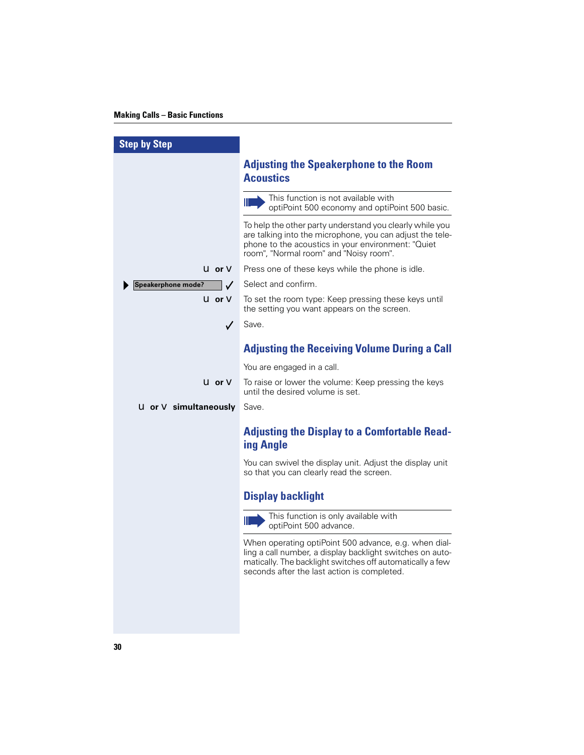## Adjusting the Speakerphone to the Room Acoustics

> This function is not available with optiPoint 500 economy and optiPoint 500 basic.

To help the other party understand you clearly while you are talking into the microphone, you can adjust the telephone to the acoustics in your environment: "Quiet room", "Normal room" and "Noisy room".

| Step by Step | |
|---|---|
| u or v | Press one of these keys while the phone is idle. |
| ▶ Speakerphone mode? ✓ | Select and confirm. |
| u or v | To set the room type: Keep pressing these keys until the setting you want appears on the screen. |
| ✓ | Save. |

## Adjusting the Receiving Volume During a Call

You are engaged in a call.

| Step by Step | |
|---|---|
| u or v | To raise or lower the volume: Keep pressing the keys until the desired volume is set. |
| u or v **simultaneously** | Save. |

## Adjusting the Display to a Comfortable Reading Angle

You can swivel the display unit. Adjust the display unit so that you can clearly read the screen.

## Display backlight

> This function is only available with optiPoint 500 advance.

When operating optiPoint 500 advance, e.g. when dialling a call number, a display backlight switches on automatically. The backlight switches off automatically a few seconds after the last action is completed.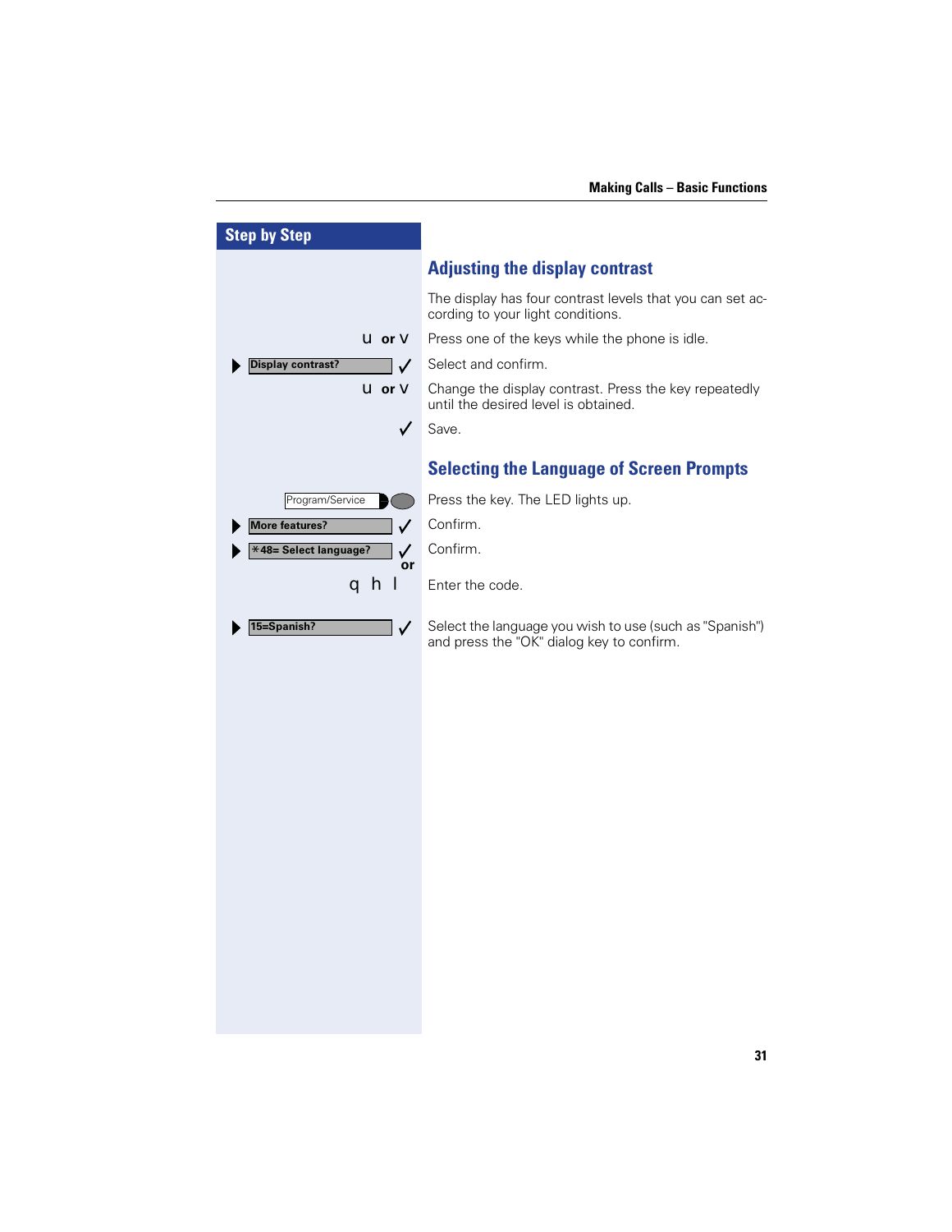## Step by Step

### Adjusting the display contrast

The display has four contrast levels that you can set according to your light conditions.

| | |
|---|---|
| u or v | Press one of the keys while the phone is idle. |
| ▶ Display contrast? ✓ | Select and confirm. |
| u or v | Change the display contrast. Press the key repeatedly until the desired level is obtained. |
| ✓ | Save. |

### Selecting the Language of Screen Prompts

| | |
|---|---|
| Program/Service | Press the key. The LED lights up. |
| ▶ More features? ✓ | Confirm. |
| ▶ *48= Select language? ✓ | Confirm. |
| or | |
| q h l | Enter the code. |
| ▶ 15=Spanish? ✓ | Select the language you wish to use (such as "Spanish") and press the "OK" dialog key to confirm. |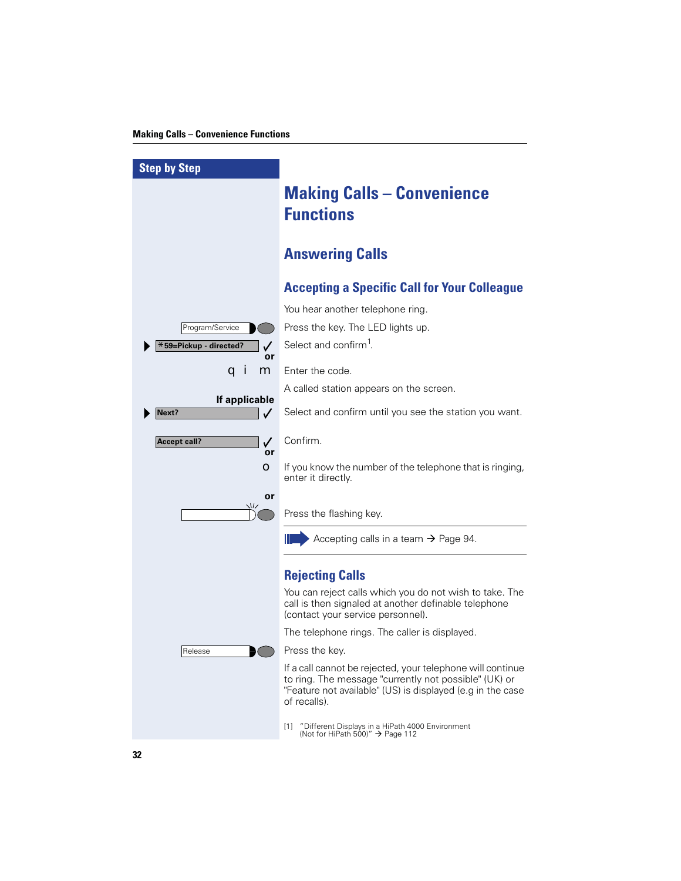# Making Calls – Convenience Functions

## Answering Calls

### Accepting a Specific Call for Your Colleague

You hear another telephone ring.

Program/Service — Press the key. The LED lights up.

▶ *59=Pickup - directed? ✓ — Select and confirm[1].

or

q i m — Enter the code.

A called station appears on the screen.

**If applicable**

▶ Next? ✓ — Select and confirm until you see the station you want.

Accept call? ✓ — Confirm.

or

o — If you know the number of the telephone that is ringing, enter it directly.

or

Press the flashing key.

Accepting calls in a team → Page 94.

### Rejecting Calls

You can reject calls which you do not wish to take. The call is then signaled at another definable telephone (contact your service personnel).

The telephone rings. The caller is displayed.

Release — Press the key.

If a call cannot be rejected, your telephone will continue to ring. The message "currently not possible" (UK) or "Feature not available" (US) is displayed (e.g in the case of recalls).

[1] "Different Displays in a HiPath 4000 Environment (Not for HiPath 500)" → Page 112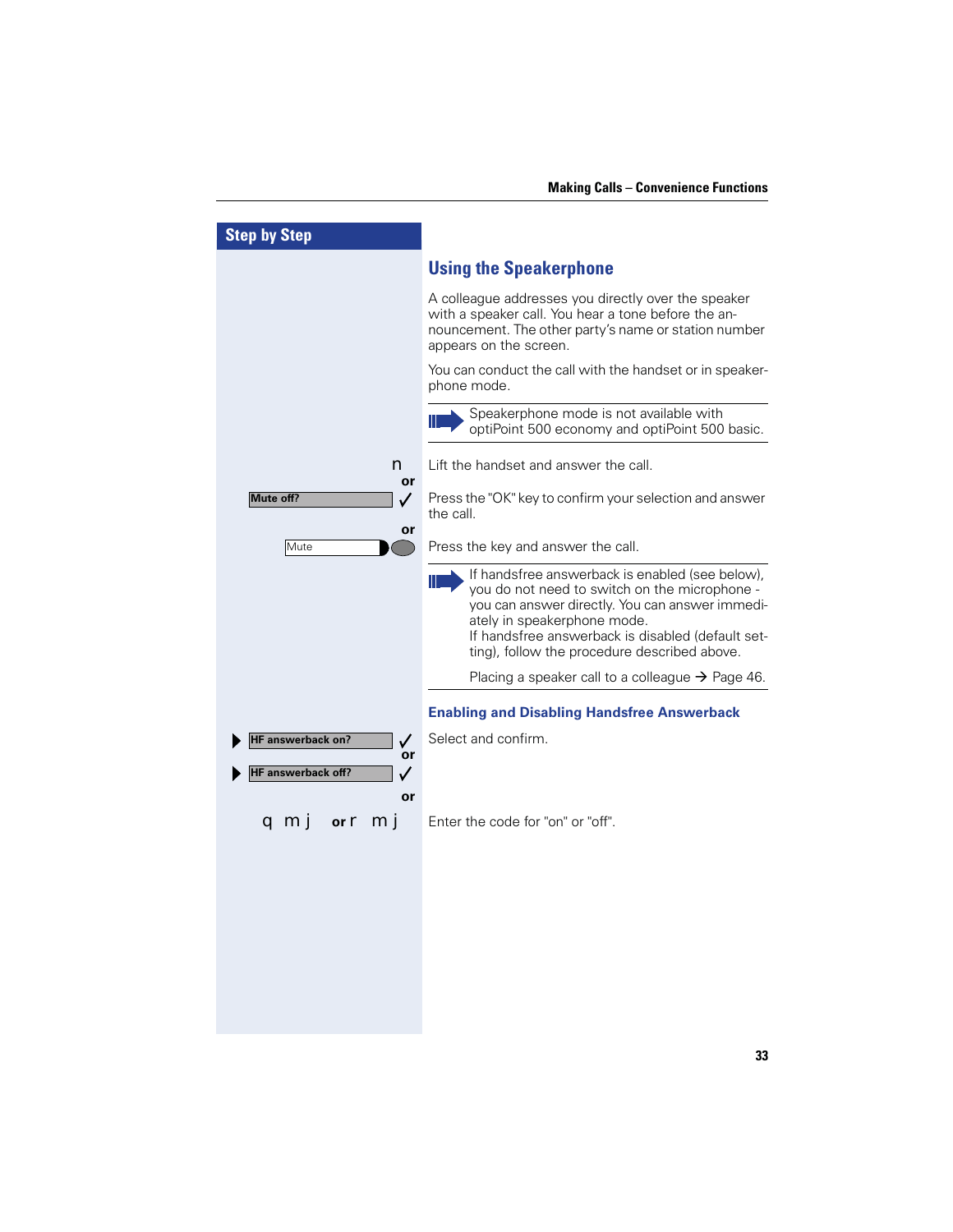## Step by Step

## Using the Speakerphone

A colleague addresses you directly over the speaker with a speaker call. You hear a tone before the announcement. The other party’s name or station number appears on the screen.

You can conduct the call with the handset or in speakerphone mode.

> Speakerphone mode is not available with optiPoint 500 economy and optiPoint 500 basic.

n — Lift the handset and answer the call.

**or**

Mute off? ✓ — Press the "OK" key to confirm your selection and answer the call.

**or**

Mute — Press the key and answer the call.

> If handsfree answerback is enabled (see below), you do not need to switch on the microphone - you can answer directly. You can answer immediately in speakerphone mode.
> If handsfree answerback is disabled (default setting), follow the procedure described above.
>
> Placing a speaker call to a colleague → Page 46.

### Enabling and Disabling Handsfree Answerback

HF answerback on? ✓ — Select and confirm.

**or**

HF answerback off? ✓

**or**

q m j **or** r m j — Enter the code for "on" or "off".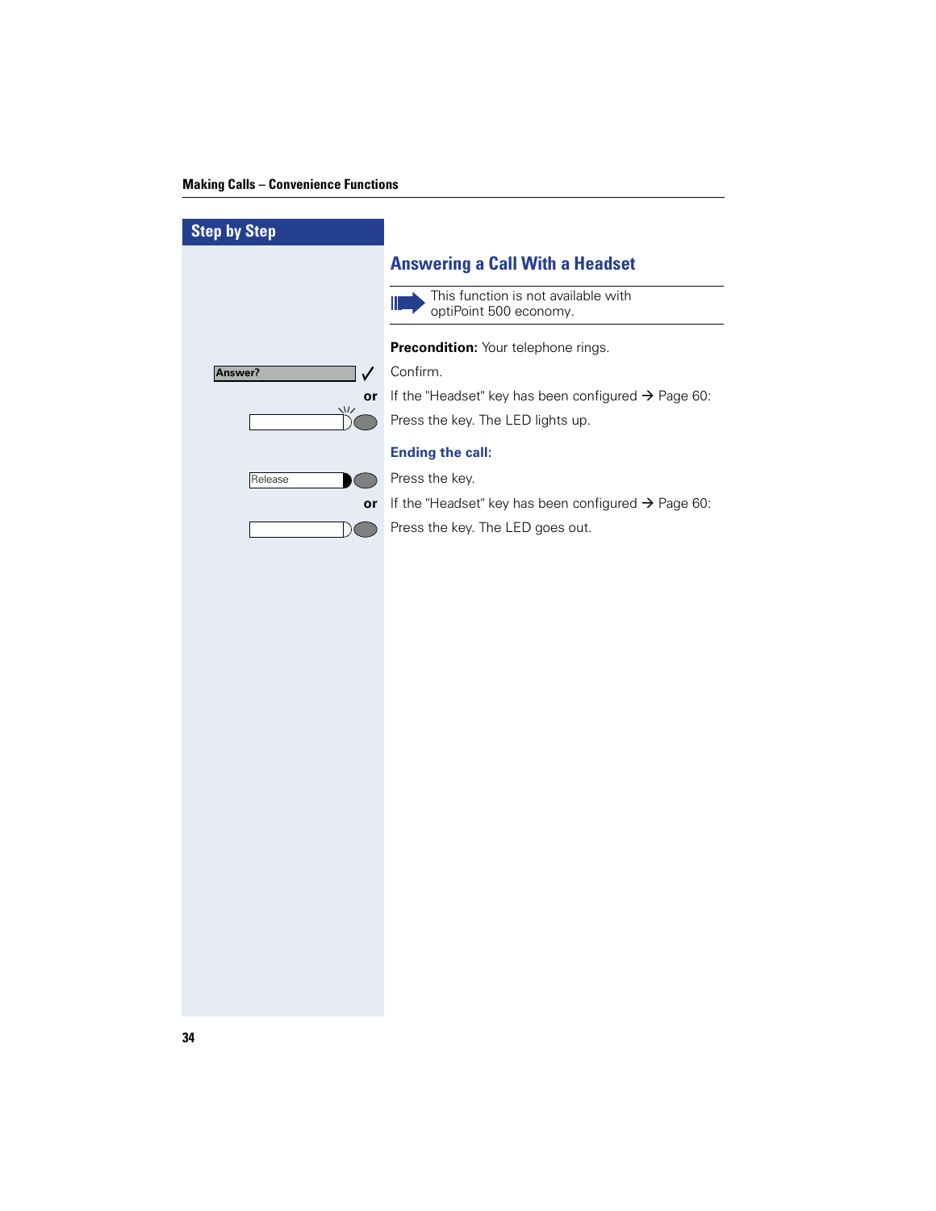**Step by Step**

## Answering a Call With a Headset

> This function is not available with optiPoint 500 economy.

**Precondition:** Your telephone rings.

| Step | Action |
|---|---|
| Answer? ✓ | Confirm. |
| **or** | If the "Headset" key has been configured → Page 60: |
| [key] | Press the key. The LED lights up. |

### Ending the call:

| Step | Action |
|---|---|
| Release [key] | Press the key. |
| **or** | If the "Headset" key has been configured → Page 60: |
| [key] | Press the key. The LED goes out. |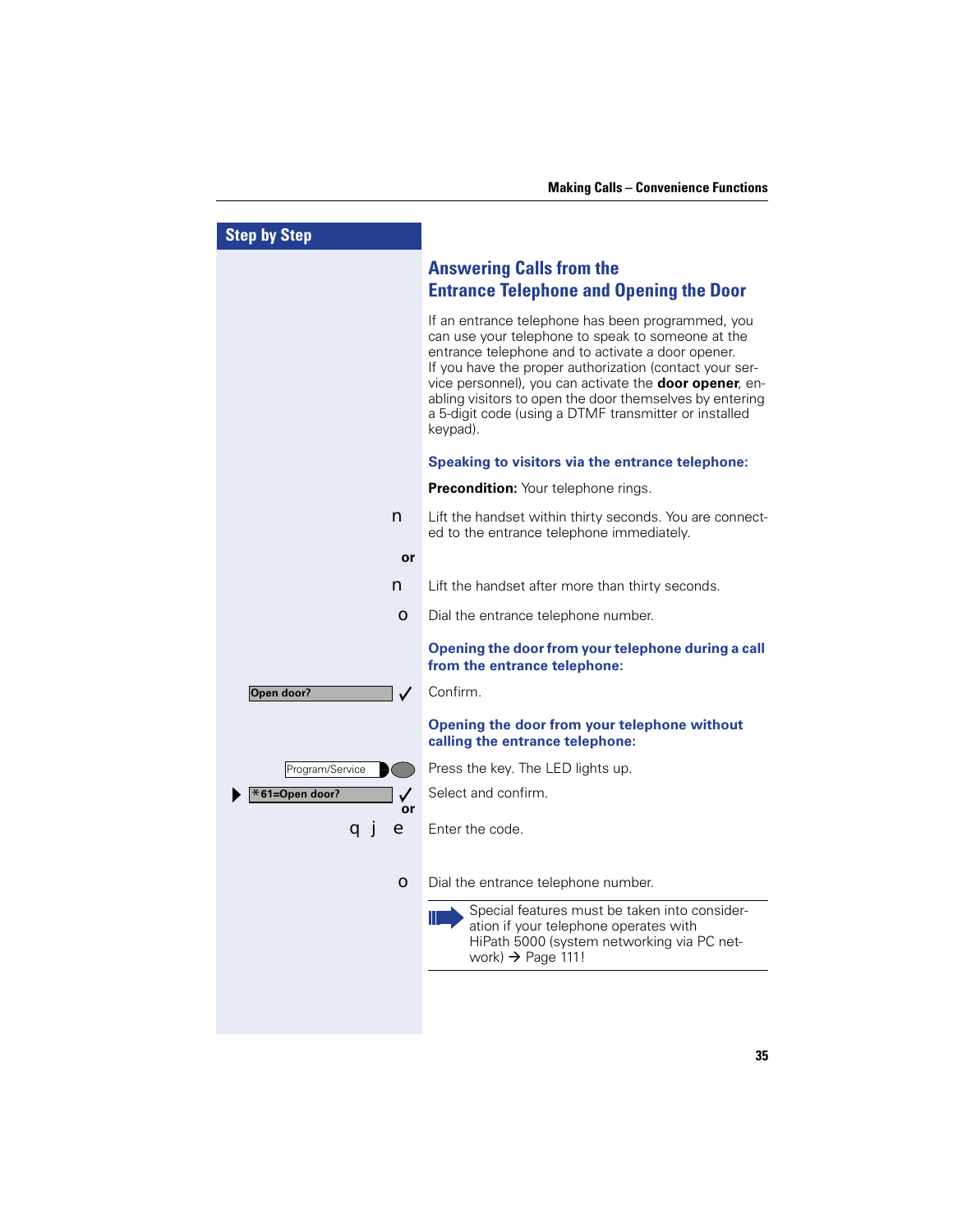## Step by Step

## Answering Calls from the Entrance Telephone and Opening the Door

If an entrance telephone has been programmed, you can use your telephone to speak to someone at the entrance telephone and to activate a door opener.
If you have the proper authorization (contact your service personnel), you can activate the **door opener**, enabling visitors to open the door themselves by entering a 5-digit code (using a DTMF transmitter or installed keypad).

### Speaking to visitors via the entrance telephone:

**Precondition:** Your telephone rings.

n — Lift the handset within thirty seconds. You are connected to the entrance telephone immediately.

**or**

n — Lift the handset after more than thirty seconds.

o — Dial the entrance telephone number.

### Opening the door from your telephone during a call from the entrance telephone:

Open door? ✓ — Confirm.

### Opening the door from your telephone without calling the entrance telephone:

Program/Service — Press the key. The LED lights up.

▶ *61=Open door? ✓ — Select and confirm.

**or**

q j e — Enter the code.

o — Dial the entrance telephone number.

> Special features must be taken into consideration if your telephone operates with HiPath 5000 (system networking via PC network) → Page 111!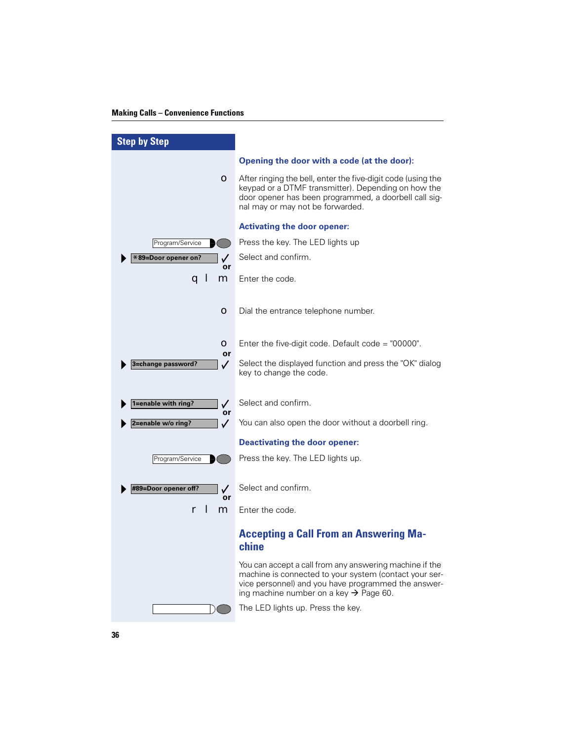**Step by Step**

### Opening the door with a code (at the door):

o — After ringing the bell, enter the five-digit code (using the keypad or a DTMF transmitter). Depending on how the door opener has been programmed, a doorbell call signal may or may not be forwarded.

### Activating the door opener:

Program/Service — Press the key. The LED lights up

▶ *89=Door opener on? ✓ — Select and confirm.

or

q l m — Enter the code.

o — Dial the entrance telephone number.

o — Enter the five-digit code. Default code = "00000".

or

▶ 3=change password? ✓ — Select the displayed function and press the "OK" dialog key to change the code.

▶ 1=enable with ring? ✓ — Select and confirm.

or

▶ 2=enable w/o ring? ✓ — You can also open the door without a doorbell ring.

### Deactivating the door opener:

Program/Service — Press the key. The LED lights up.

▶ #89=Door opener off? ✓ — Select and confirm.

or

r l m — Enter the code.

## Accepting a Call From an Answering Machine

You can accept a call from any answering machine if the machine is connected to your system (contact your service personnel) and you have programmed the answering machine number on a key → Page 60.

The LED lights up. Press the key.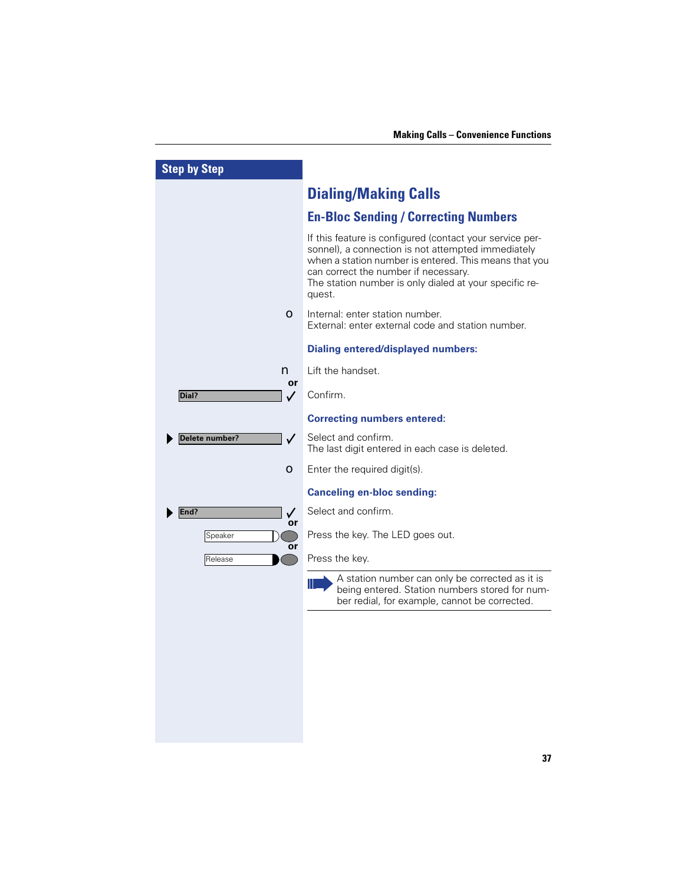## Step by Step

# Dialing/Making Calls

## En-Bloc Sending / Correcting Numbers

If this feature is configured (contact your service personnel), a connection is not attempted immediately when a station number is entered. This means that you can correct the number if necessary.
The station number is only dialed at your specific request.

o Internal: enter station number.
External: enter external code and station number.

### Dialing entered/displayed numbers:

n Lift the handset.

or

Dial? ✓ Confirm.

### Correcting numbers entered:

▶ Delete number? ✓ Select and confirm.
The last digit entered in each case is deleted.

o Enter the required digit(s).

### Canceling en-bloc sending:

▶ End? ✓ Select and confirm.

or

Speaker — Press the key. The LED goes out.

or

Release — Press the key.

> A station number can only be corrected as it is being entered. Station numbers stored for number redial, for example, cannot be corrected.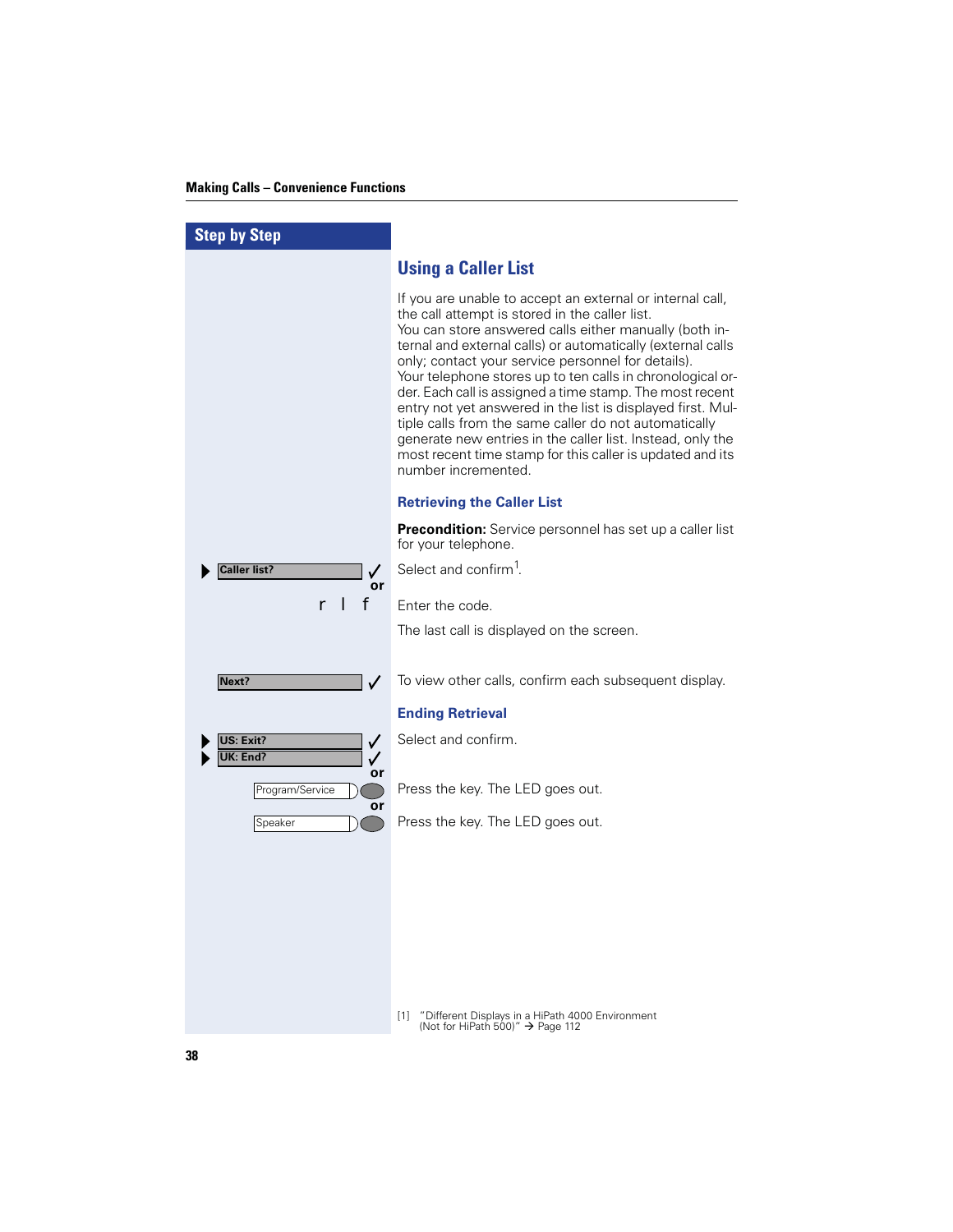## Step by Step

# Using a Caller List

If you are unable to accept an external or internal call, the call attempt is stored in the caller list.
You can store answered calls either manually (both internal and external calls) or automatically (external calls only; contact your service personnel for details).
Your telephone stores up to ten calls in chronological order. Each call is assigned a time stamp. The most recent entry not yet answered in the list is displayed first. Multiple calls from the same caller do not automatically generate new entries in the caller list. Instead, only the most recent time stamp for this caller is updated and its number incremented.

## Retrieving the Caller List

**Precondition:** Service personnel has set up a caller list for your telephone.

▶ **Caller list?** ✓ — Select and confirm[1].

or

r l f — Enter the code.

The last call is displayed on the screen.

**Next?** ✓ — To view other calls, confirm each subsequent display.

## Ending Retrieval

▶ **US: Exit?** ✓
▶ **UK: End?** ✓ — Select and confirm.

or

Program/Service — Press the key. The LED goes out.

or

Speaker — Press the key. The LED goes out.

[1] "Different Displays in a HiPath 4000 Environment (Not for HiPath 500)" → Page 112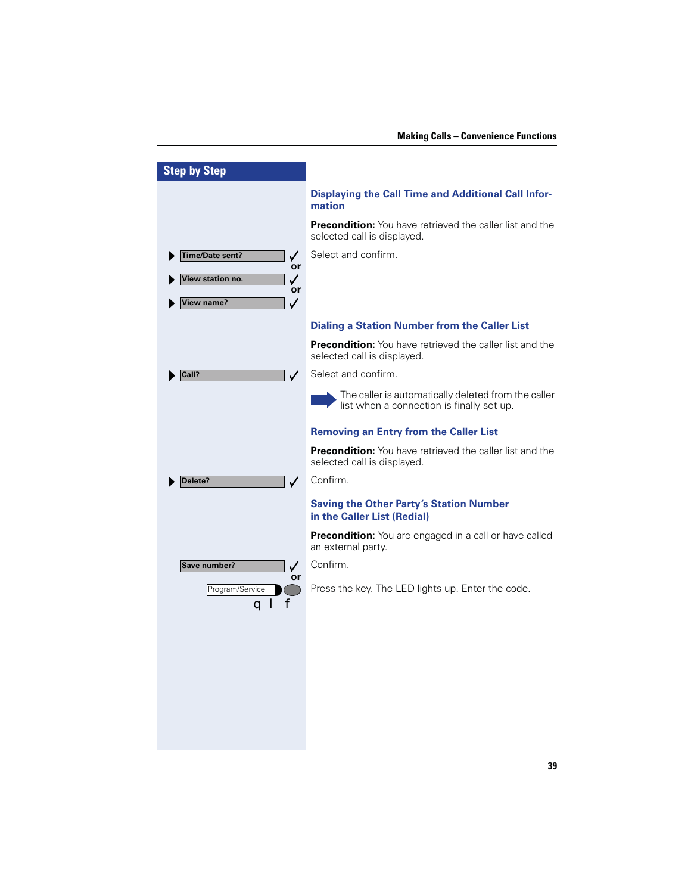## Step by Step

### Displaying the Call Time and Additional Call Information

**Precondition:** You have retrieved the caller list and the selected call is displayed.

▶ Time/Date sent? ✓ — Select and confirm.
or
▶ View station no. ✓
or
▶ View name? ✓

### Dialing a Station Number from the Caller List

**Precondition:** You have retrieved the caller list and the selected call is displayed.

▶ Call? ✓ — Select and confirm.

> The caller is automatically deleted from the caller list when a connection is finally set up.

### Removing an Entry from the Caller List

**Precondition:** You have retrieved the caller list and the selected call is displayed.

▶ Delete? ✓ — Confirm.

### Saving the Other Party's Station Number in the Caller List (Redial)

**Precondition:** You are engaged in a call or have called an external party.

Save number? ✓ — Confirm.
or
Program/Service — Press the key. The LED lights up. Enter the code.
q l f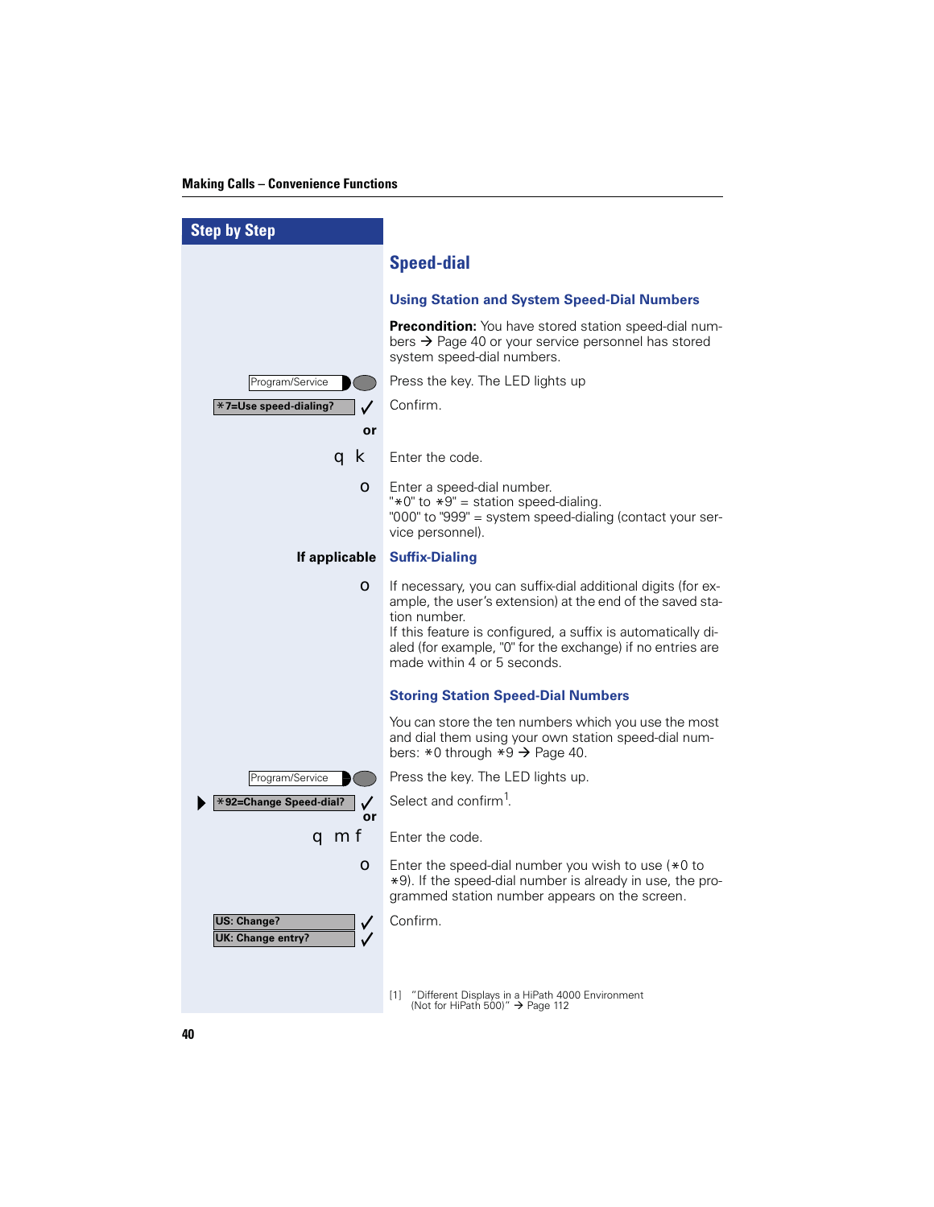## Speed-dial

### Using Station and System Speed-Dial Numbers

**Precondition:** You have stored station speed-dial numbers → Page 40 or your service personnel has stored system speed-dial numbers.

| Step by Step | |
|---|---|
| Program/Service | Press the key. The LED lights up |
| *7=Use speed-dialing? ✓ | Confirm. |
| **or** | |
| q k | Enter the code. |
| o | Enter a speed-dial number.<br>"*0" to *9" = station speed-dialing.<br>"000" to "999" = system speed-dialing (contact your service personnel). |

**If applicable** **Suffix-Dialing**

| | |
|---|---|
| o | If necessary, you can suffix-dial additional digits (for example, the user's extension) at the end of the saved station number.<br>If this feature is configured, a suffix is automatically dialed (for example, "0" for the exchange) if no entries are made within 4 or 5 seconds. |

### Storing Station Speed-Dial Numbers

You can store the ten numbers which you use the most and dial them using your own station speed-dial numbers: *0 through *9 → Page 40.

| | |
|---|---|
| Program/Service | Press the key. The LED lights up. |
| ▶ *92=Change Speed-dial? ✓ | Select and confirm[1]. |
| **or** | |
| q m f | Enter the code. |
| o | Enter the speed-dial number you wish to use (*0 to *9). If the speed-dial number is already in use, the programmed station number appears on the screen. |
| US: Change? ✓<br>UK: Change entry? ✓ | Confirm. |

[1] "Different Displays in a HiPath 4000 Environment (Not for HiPath 500)" → Page 112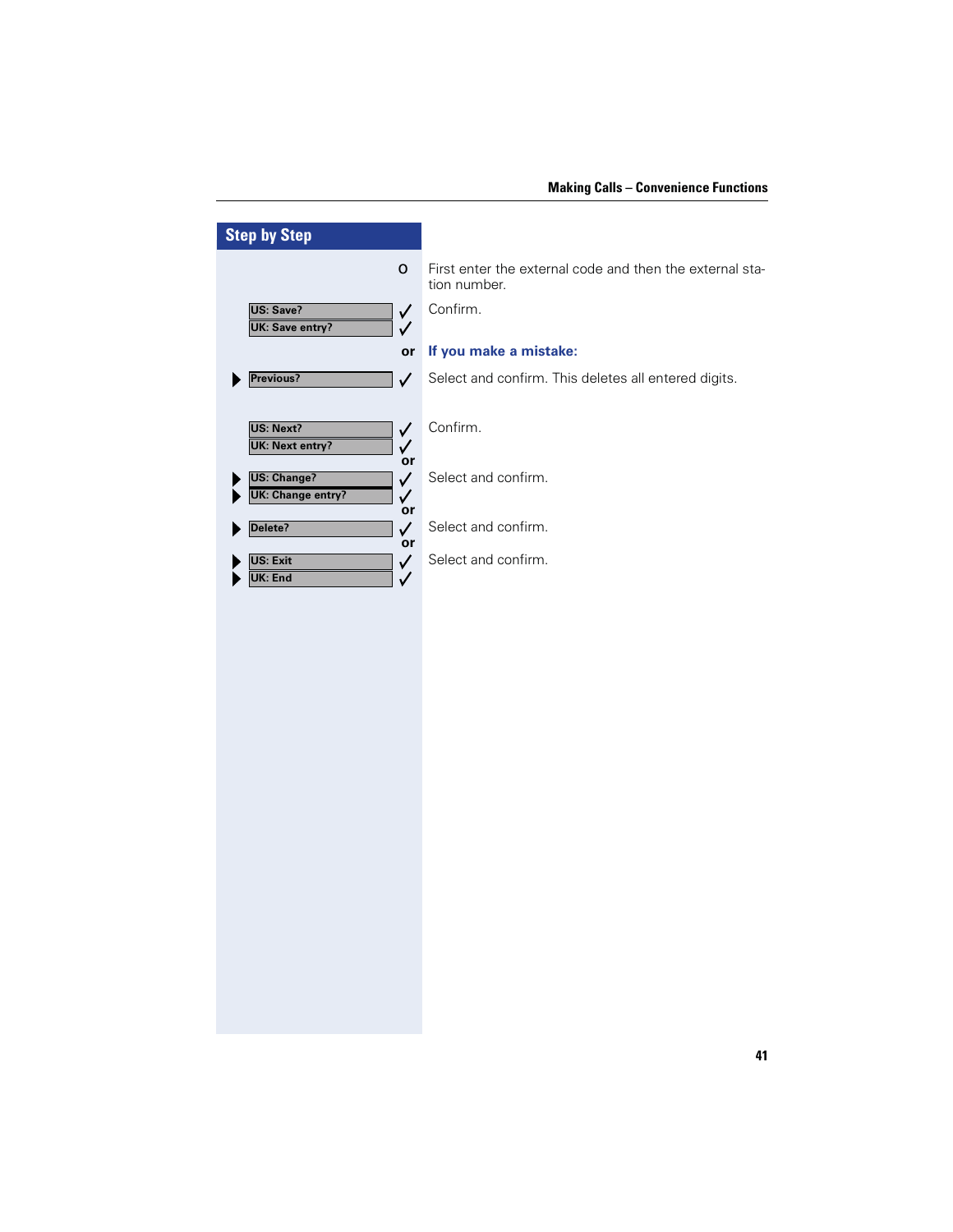## Step by Step

| | | |
|---|---|---|
| | o | First enter the external code and then the external station number. |
| US: Save? / UK: Save entry? | ✓ | Confirm. |
| | or | **If you make a mistake:** |
| ▶ Previous? | ✓ | Select and confirm. This deletes all entered digits. |
| US: Next? / UK: Next entry? | ✓ | Confirm. |
| | or | |
| ▶ US: Change? / ▶ UK: Change entry? | ✓ | Select and confirm. |
| | or | |
| ▶ Delete? | ✓ | Select and confirm. |
| | or | |
| ▶ US: Exit / ▶ UK: End | ✓ | Select and confirm. |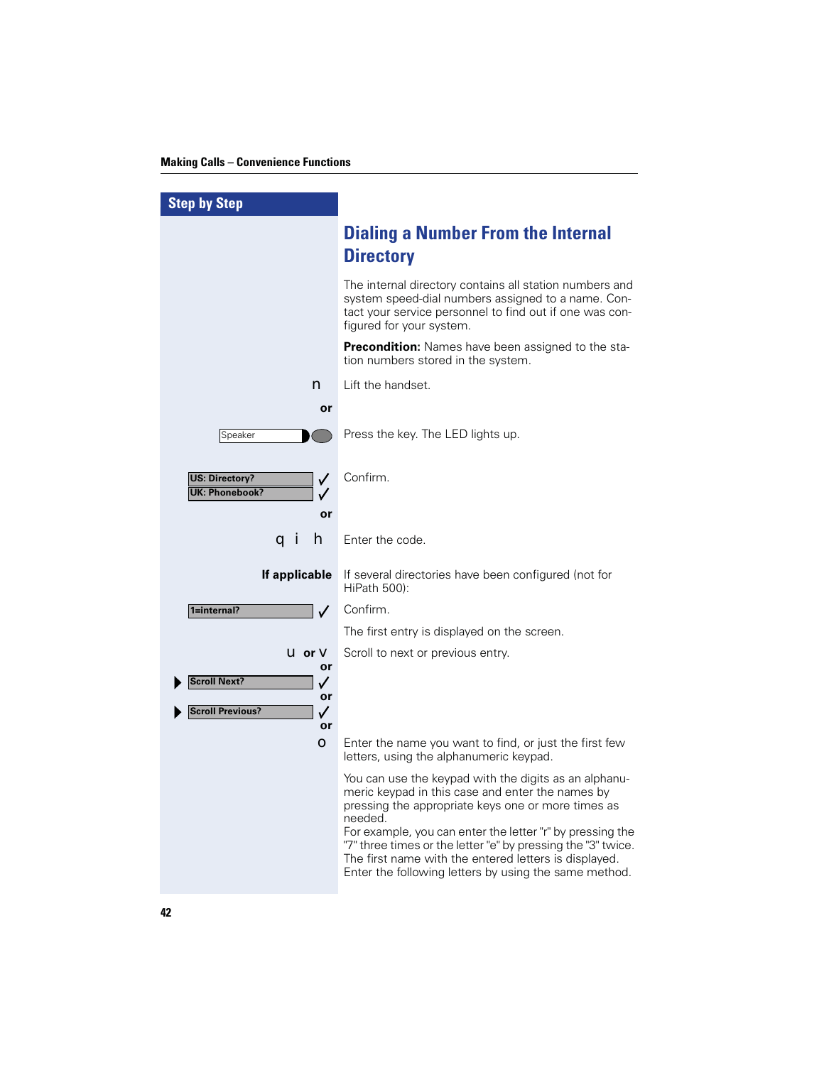**Step by Step**

## Dialing a Number From the Internal Directory

The internal directory contains all station numbers and system speed-dial numbers assigned to a name. Contact your service personnel to find out if one was configured for your system.

**Precondition:** Names have been assigned to the station numbers stored in the system.

n — Lift the handset.

**or**

Speaker — Press the key. The LED lights up.

**US: Directory?** ✓
**UK: Phonebook?** ✓ — Confirm.

**or**

q i h — Enter the code.

**If applicable** — If several directories have been configured (not for HiPath 500):

**1=internal?** ✓ — Confirm.

The first entry is displayed on the screen.

u **or** v — Scroll to next or previous entry.

**or**

▶ **Scroll Next?** ✓

**or**

▶ **Scroll Previous?** ✓

**or**

o — Enter the name you want to find, or just the first few letters, using the alphanumeric keypad.

You can use the keypad with the digits as an alphanumeric keypad in this case and enter the names by pressing the appropriate keys one or more times as needed.
For example, you can enter the letter "r" by pressing the "7" three times or the letter "e" by pressing the "3" twice. The first name with the entered letters is displayed. Enter the following letters by using the same method.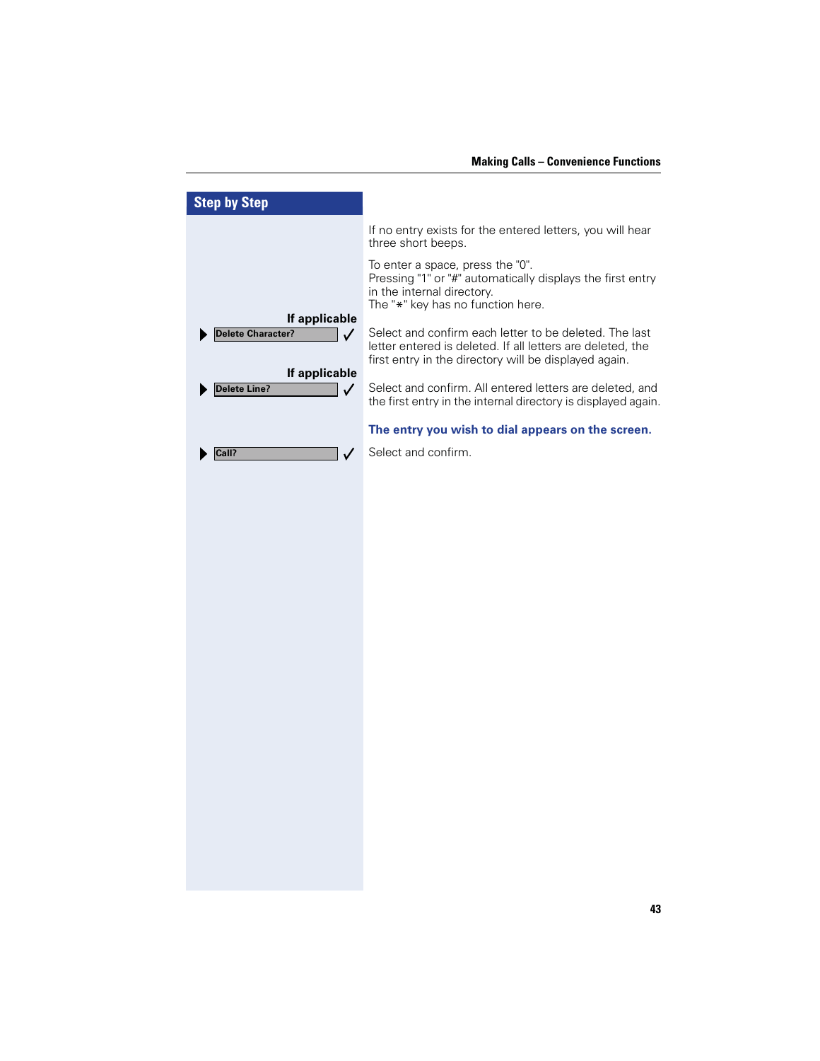## Step by Step

If no entry exists for the entered letters, you will hear three short beeps.

To enter a space, press the "0".
Pressing "1" or "#" automatically displays the first entry in the internal directory.
The "*" key has no function here.

**If applicable**

▶ **Delete Character?** ✓ — Select and confirm each letter to be deleted. The last letter entered is deleted. If all letters are deleted, the first entry in the directory will be displayed again.

**If applicable**

▶ **Delete Line?** ✓ — Select and confirm. All entered letters are deleted, and the first entry in the internal directory is displayed again.

**The entry you wish to dial appears on the screen.**

▶ **Call?** ✓ — Select and confirm.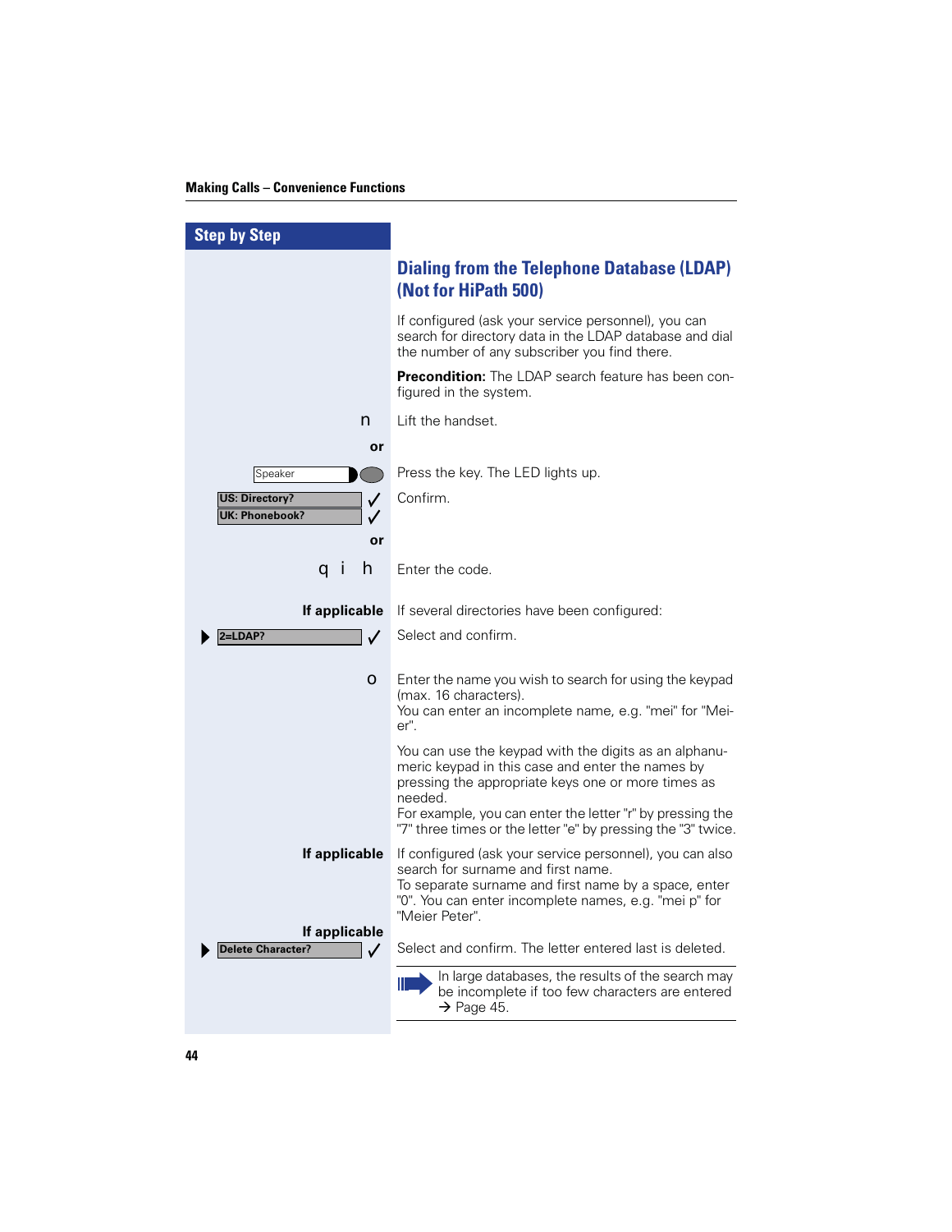**Step by Step**

## Dialing from the Telephone Database (LDAP) (Not for HiPath 500)

If configured (ask your service personnel), you can search for directory data in the LDAP database and dial the number of any subscriber you find there.

**Precondition:** The LDAP search feature has been configured in the system.

| | |
|---|---|
| n | Lift the handset. |
| **or** | |
| Speaker | Press the key. The LED lights up. |
| US: Directory? ✓<br>UK: Phonebook? ✓ | Confirm. |
| **or** | |
| q i h | Enter the code. |
| **If applicable** | If several directories have been configured: |
| ▶ 2=LDAP? ✓ | Select and confirm. |
| o | Enter the name you wish to search for using the keypad (max. 16 characters).<br>You can enter an incomplete name, e.g. "mei" for "Meier".<br><br>You can use the keypad with the digits as an alphanumeric keypad in this case and enter the names by pressing the appropriate keys one or more times as needed.<br>For example, you can enter the letter "r" by pressing the "7" three times or the letter "e" by pressing the "3" twice. |
| **If applicable** | If configured (ask your service personnel), you can also search for surname and first name.<br>To separate surname and first name by a space, enter "0". You can enter incomplete names, e.g. "mei p" for "Meier Peter". |
| **If applicable**<br>▶ Delete Character? ✓ | Select and confirm. The letter entered last is deleted. |

> In large databases, the results of the search may be incomplete if too few characters are entered → Page 45.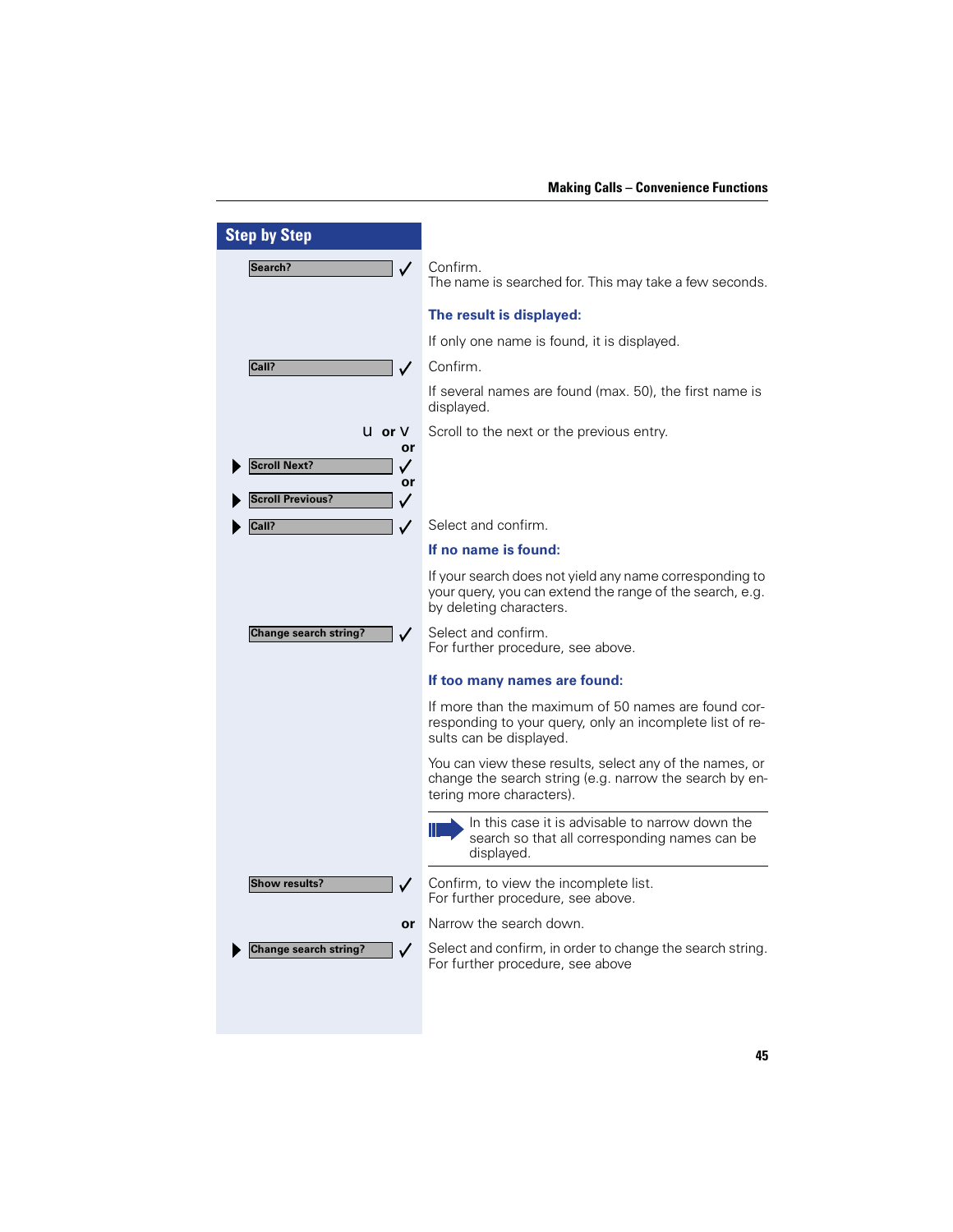## Step by Step

| | |
|---|---|
| **Search?** ✓ | Confirm.<br>The name is searched for. This may take a few seconds. |
| | **The result is displayed:** |
| | If only one name is found, it is displayed. |
| **Call?** ✓ | Confirm. |
| | If several names are found (max. 50), the first name is displayed. |
| u or v | Scroll to the next or the previous entry. |
| or | |
| ▶ **Scroll Next?** ✓ | |
| or | |
| ▶ **Scroll Previous?** ✓ | |
| ▶ **Call?** ✓ | Select and confirm. |
| | **If no name is found:** |
| | If your search does not yield any name corresponding to your query, you can extend the range of the search, e.g. by deleting characters. |
| **Change search string?** ✓ | Select and confirm.<br>For further procedure, see above. |
| | **If too many names are found:** |
| | If more than the maximum of 50 names are found corresponding to your query, only an incomplete list of results can be displayed. |
| | You can view these results, select any of the names, or change the search string (e.g. narrow the search by entering more characters). |
| | In this case it is advisable to narrow down the search so that all corresponding names can be displayed. |
| **Show results?** ✓ | Confirm, to view the incomplete list.<br>For further procedure, see above. |
| or | Narrow the search down. |
| ▶ **Change search string?** ✓ | Select and confirm, in order to change the search string.<br>For further procedure, see above |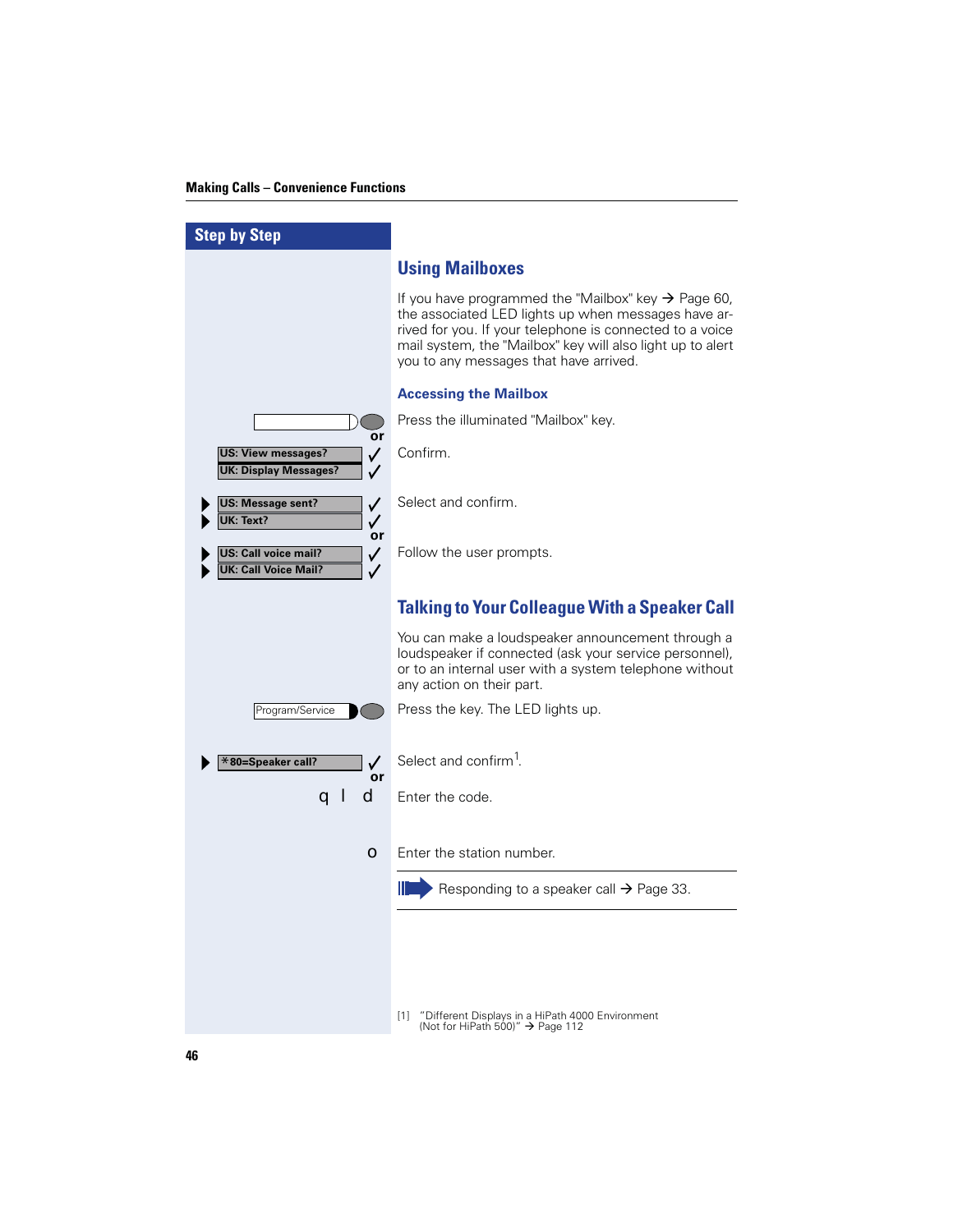## Step by Step

## Using Mailboxes

If you have programmed the "Mailbox" key → Page 60, the associated LED lights up when messages have arrived for you. If your telephone is connected to a voice mail system, the "Mailbox" key will also light up to alert you to any messages that have arrived.

### Accessing the Mailbox

Press the illuminated "Mailbox" key.

or

**US: View messages?** ✓
**UK: Display Messages?** ✓

Confirm.

▶ **US: Message sent?** ✓
▶ **UK: Text?** ✓

Select and confirm.

or

▶ **US: Call voice mail?** ✓
▶ **UK: Call Voice Mail?** ✓

Follow the user prompts.

## Talking to Your Colleague With a Speaker Call

You can make a loudspeaker announcement through a loudspeaker if connected (ask your service personnel), or to an internal user with a system telephone without any action on their part.

Program/Service

Press the key. The LED lights up.

▶ **\*80=Speaker call?** ✓

Select and confirm[1].

or

q l d

Enter the code.

o

Enter the station number.

Responding to a speaker call → Page 33.

[1] "Different Displays in a HiPath 4000 Environment (Not for HiPath 500)" → Page 112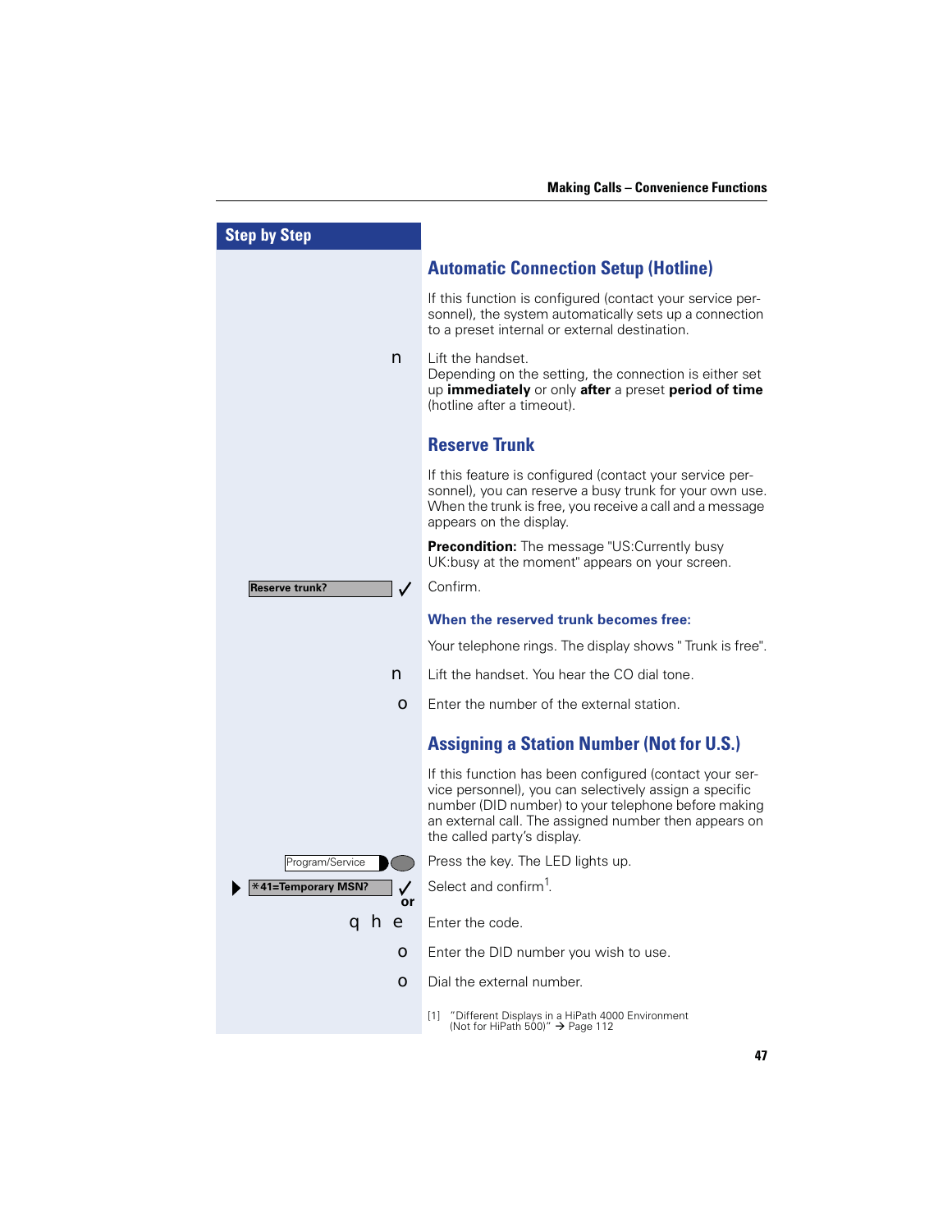## Step by Step

## Automatic Connection Setup (Hotline)

If this function is configured (contact your service personnel), the system automatically sets up a connection to a preset internal or external destination.

n — Lift the handset.
Depending on the setting, the connection is either set up **immediately** or only **after** a preset **period of time** (hotline after a timeout).

## Reserve Trunk

If this feature is configured (contact your service personnel), you can reserve a busy trunk for your own use. When the trunk is free, you receive a call and a message appears on the display.

**Precondition:** The message "US:Currently busy UK:busy at the moment" appears on your screen.

Reserve trunk? ✓ — Confirm.

### When the reserved trunk becomes free:

Your telephone rings. The display shows " Trunk is free".

n — Lift the handset. You hear the CO dial tone.

o — Enter the number of the external station.

## Assigning a Station Number (Not for U.S.)

If this function has been configured (contact your service personnel), you can selectively assign a specific number (DID number) to your telephone before making an external call. The assigned number then appears on the called party's display.

Program/Service — Press the key. The LED lights up.

▶ *41=Temporary MSN? ✓ — Select and confirm[1].

or

q h e — Enter the code.

o — Enter the DID number you wish to use.

o — Dial the external number.

[1] "Different Displays in a HiPath 4000 Environment (Not for HiPath 500)" → Page 112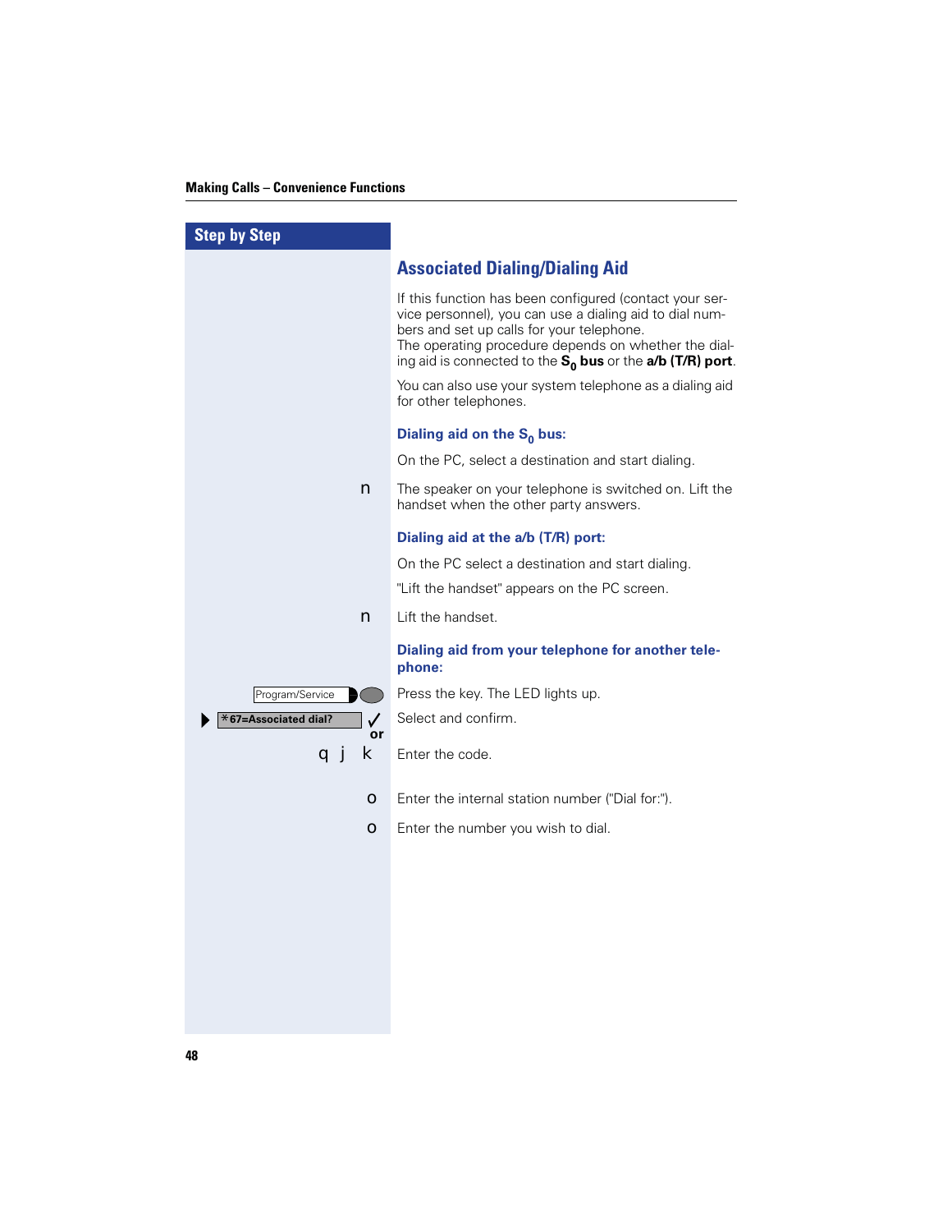## Step by Step

# Associated Dialing/Dialing Aid

If this function has been configured (contact your service personnel), you can use a dialing aid to dial numbers and set up calls for your telephone.
The operating procedure depends on whether the dialing aid is connected to the **$S_0$ bus** or the **a/b (T/R) port**.

You can also use your system telephone as a dialing aid for other telephones.

### Dialing aid on the $S_0$ bus:

On the PC, select a destination and start dialing.

n — The speaker on your telephone is switched on. Lift the handset when the other party answers.

### Dialing aid at the a/b (T/R) port:

On the PC select a destination and start dialing.

"Lift the handset" appears on the PC screen.

n — Lift the handset.

### Dialing aid from your telephone for another telephone:

Program/Service — Press the key. The LED lights up.

*67=Associated dial? ✓ — Select and confirm.

or

q j k — Enter the code.

o — Enter the internal station number ("Dial for:").

o — Enter the number you wish to dial.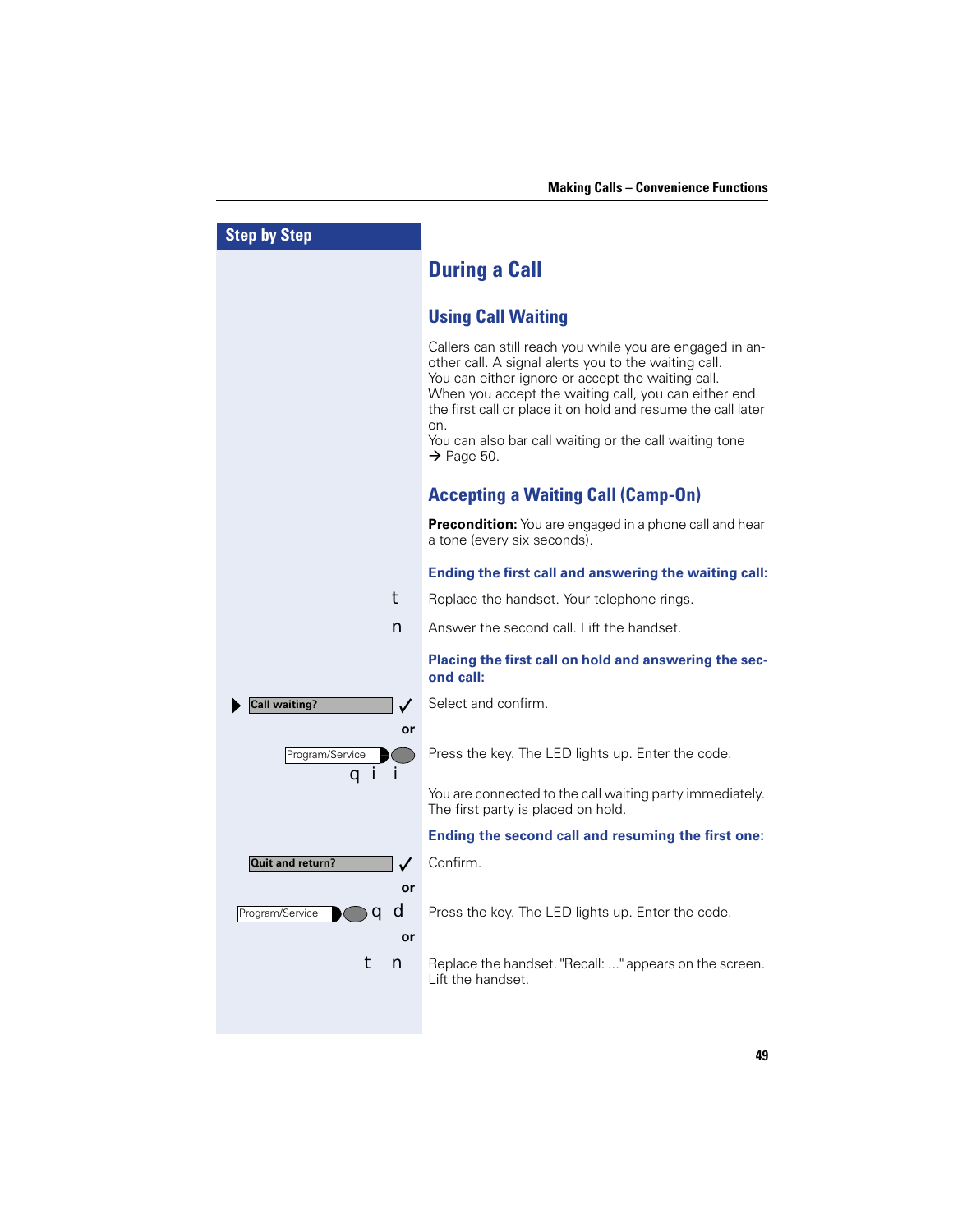Step by Step

# During a Call

## Using Call Waiting

Callers can still reach you while you are engaged in another call. A signal alerts you to the waiting call.
You can either ignore or accept the waiting call.
When you accept the waiting call, you can either end the first call or place it on hold and resume the call later on.
You can also bar call waiting or the call waiting tone → Page 50.

## Accepting a Waiting Call (Camp-On)

**Precondition:** You are engaged in a phone call and hear a tone (every six seconds).

**Ending the first call and answering the waiting call:**

t — Replace the handset. Your telephone rings.

n — Answer the second call. Lift the handset.

**Placing the first call on hold and answering the second call:**

▶ Call waiting? ✓ — Select and confirm.

or

Program/Service — q i i — Press the key. The LED lights up. Enter the code.

You are connected to the call waiting party immediately. The first party is placed on hold.

**Ending the second call and resuming the first one:**

Quit and return? ✓ — Confirm.

or

Program/Service q d — Press the key. The LED lights up. Enter the code.

or

t n — Replace the handset. "Recall: ..." appears on the screen. Lift the handset.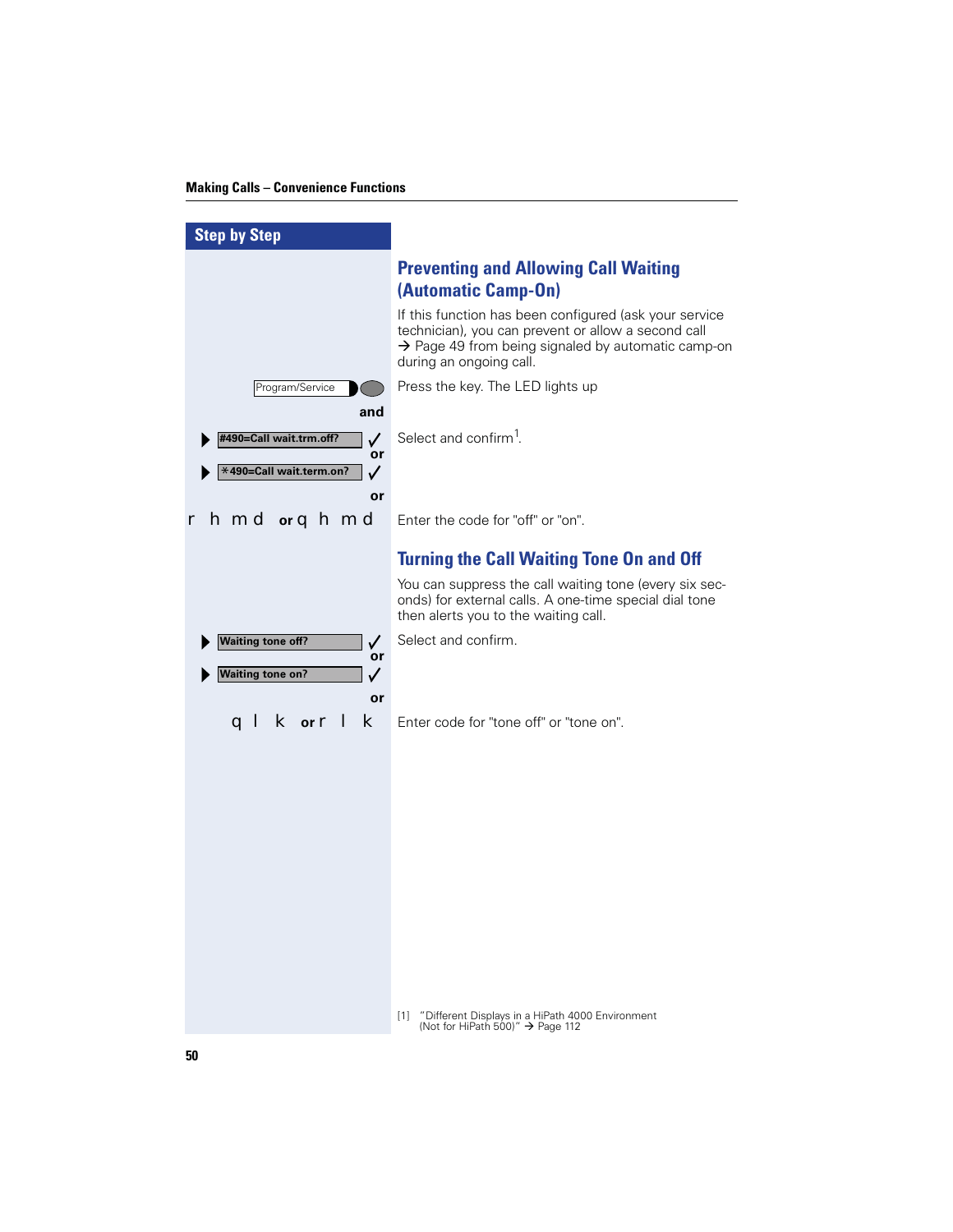Making Calls – Convenience Functions

## Step by Step

### Preventing and Allowing Call Waiting (Automatic Camp-On)

If this function has been configured (ask your service technician), you can prevent or allow a second call → Page 49 from being signaled by automatic camp-on during an ongoing call.

Program/Service — Press the key. The LED lights up

**and**

▶ #490=Call wait.trm.off? ✓ **or**
▶ *490=Call wait.term.on? ✓ — Select and confirm[1].

**or**

r h m d **or** q h m d — Enter the code for "off" or "on".

### Turning the Call Waiting Tone On and Off

You can suppress the call waiting tone (every six seconds) for external calls. A one-time special dial tone then alerts you to the waiting call.

▶ Waiting tone off? ✓ **or**
▶ Waiting tone on? ✓ — Select and confirm.

**or**

q l k **or** r l k — Enter code for "tone off" or "tone on".

[1] "Different Displays in a HiPath 4000 Environment (Not for HiPath 500)" → Page 112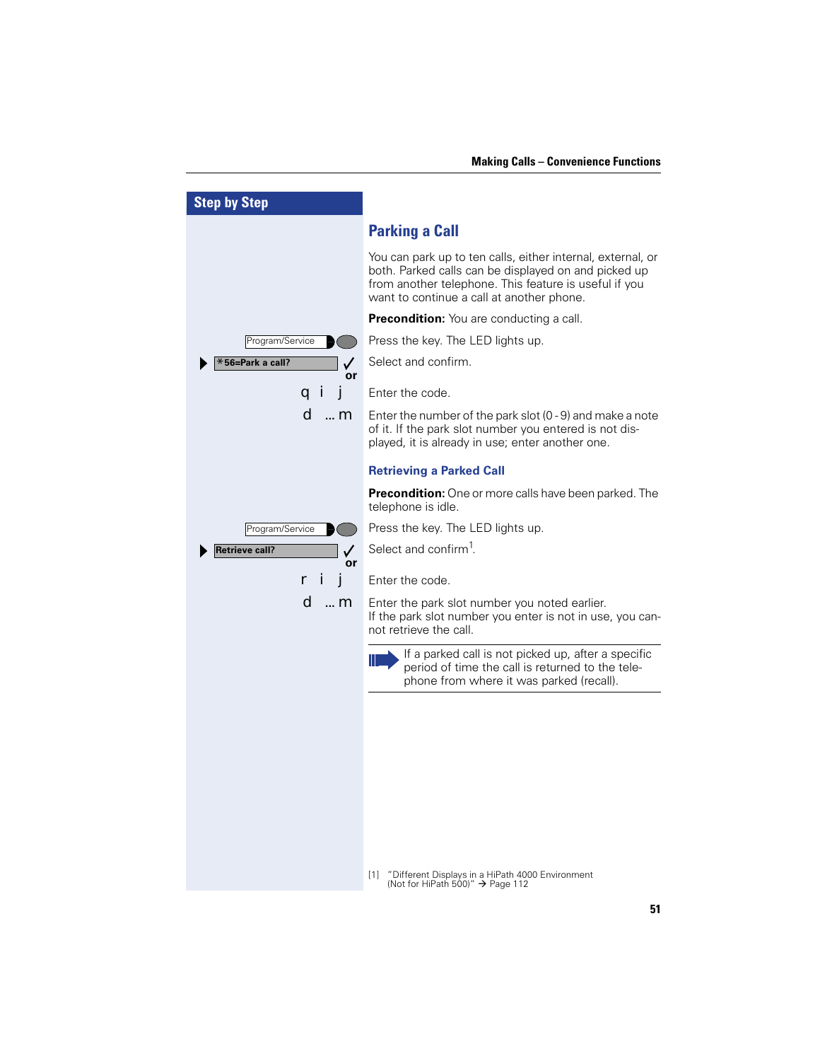## Step by Step

# Parking a Call

You can park up to ten calls, either internal, external, or both. Parked calls can be displayed on and picked up from another telephone. This feature is useful if you want to continue a call at another phone.

**Precondition:** You are conducting a call.

Program/Service — Press the key. The LED lights up.

*56=Park a call? ✓ — Select and confirm.

or

q i j — Enter the code.

d ... m — Enter the number of the park slot (0 - 9) and make a note of it. If the park slot number you entered is not displayed, it is already in use; enter another one.

### Retrieving a Parked Call

**Precondition:** One or more calls have been parked. The telephone is idle.

Program/Service — Press the key. The LED lights up.

Retrieve call? ✓ — Select and confirm[1].

or

r i j — Enter the code.

d ... m — Enter the park slot number you noted earlier.
If the park slot number you enter is not in use, you cannot retrieve the call.

> If a parked call is not picked up, after a specific period of time the call is returned to the telephone from where it was parked (recall).

[1] "Different Displays in a HiPath 4000 Environment (Not for HiPath 500)" → Page 112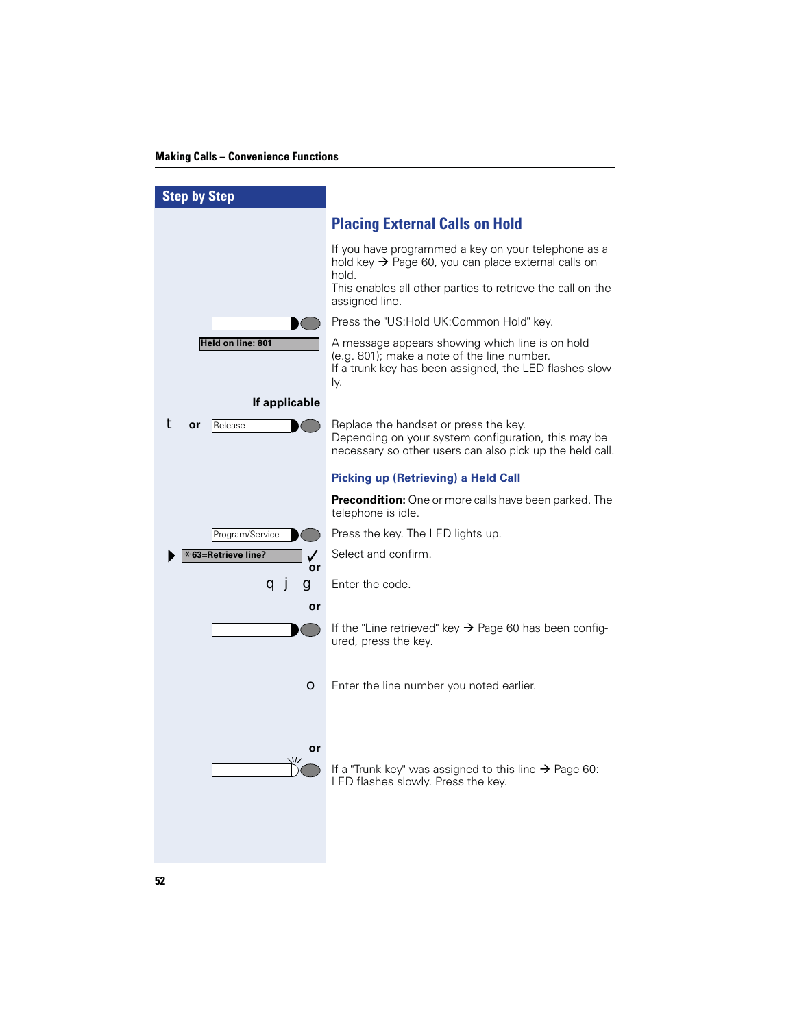## Step by Step

# Placing External Calls on Hold

If you have programmed a key on your telephone as a hold key → Page 60, you can place external calls on hold.
This enables all other parties to retrieve the call on the assigned line.

Press the "US:Hold UK:Common Hold" key.

**Held on line: 801** — A message appears showing which line is on hold (e.g. 801); make a note of the line number.
If a trunk key has been assigned, the LED flashes slowly.

**If applicable**

t **or** Release — Replace the handset or press the key.
Depending on your system configuration, this may be necessary so other users can also pick up the held call.

## Picking up (Retrieving) a Held Call

**Precondition:** One or more calls have been parked. The telephone is idle.

Program/Service — Press the key. The LED lights up.

*63=Retrieve line? ✓ — Select and confirm.

**or**

q j g — Enter the code.

**or**

If the "Line retrieved" key → Page 60 has been configured, press the key.

o — Enter the line number you noted earlier.

**or**

If a "Trunk key" was assigned to this line → Page 60: LED flashes slowly. Press the key.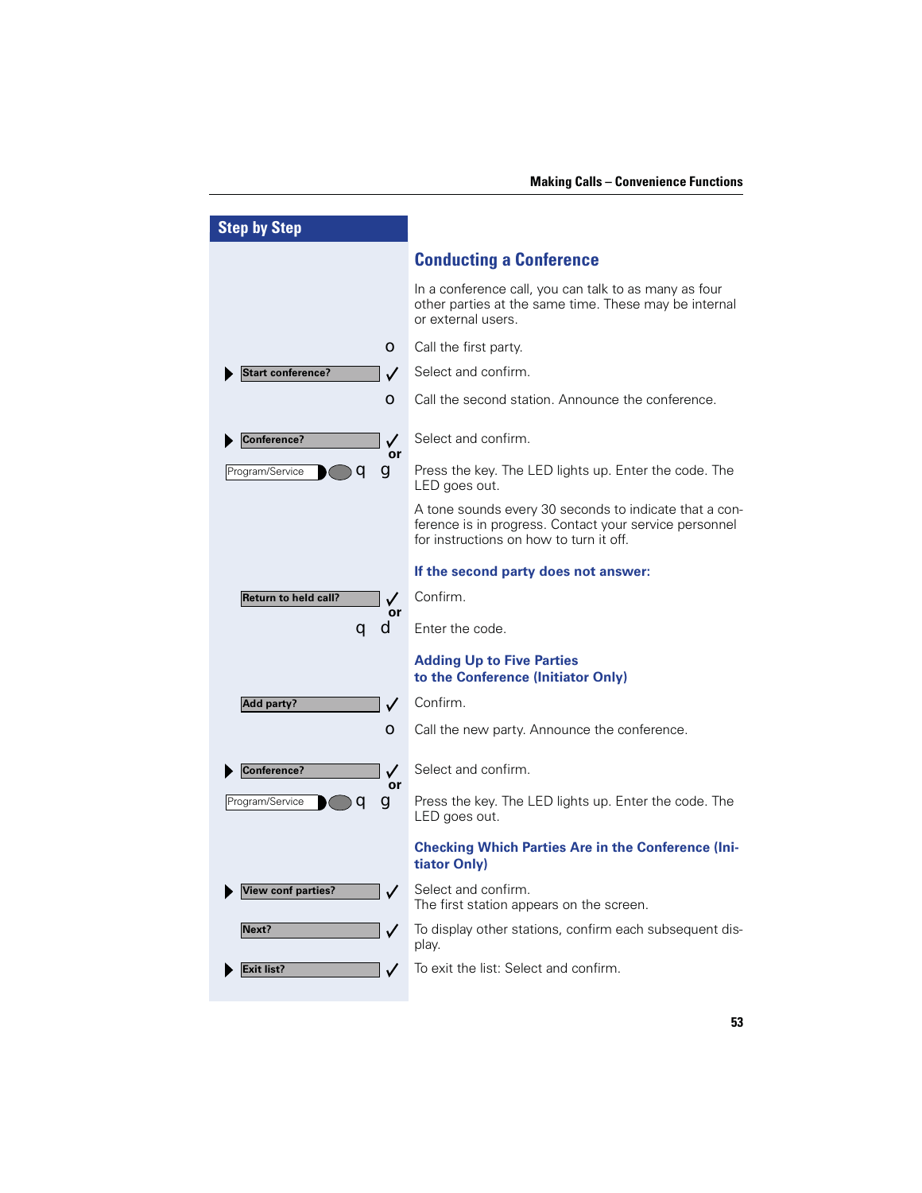## Step by Step

## Conducting a Conference

In a conference call, you can talk to as many as four other parties at the same time. These may be internal or external users.

| | |
|---|---|
| o | Call the first party. |
| ▶ **Start conference?** ✓ | Select and confirm. |
| o | Call the second station. Announce the conference. |
| ▶ **Conference?** ✓ or | Select and confirm. |
| Program/Service q g | Press the key. The LED lights up. Enter the code. The LED goes out. |
| | A tone sounds every 30 seconds to indicate that a conference is in progress. Contact your service personnel for instructions on how to turn it off. |

### If the second party does not answer:

| | |
|---|---|
| **Return to held call?** ✓ or | Confirm. |
| q d | Enter the code. |

### Adding Up to Five Parties to the Conference (Initiator Only)

| | |
|---|---|
| **Add party?** ✓ | Confirm. |
| o | Call the new party. Announce the conference. |
| ▶ **Conference?** ✓ or | Select and confirm. |
| Program/Service q g | Press the key. The LED lights up. Enter the code. The LED goes out. |

### Checking Which Parties Are in the Conference (Initiator Only)

| | |
|---|---|
| ▶ **View conf parties?** ✓ | Select and confirm. The first station appears on the screen. |
| **Next?** ✓ | To display other stations, confirm each subsequent display. |
| ▶ **Exit list?** ✓ | To exit the list: Select and confirm. |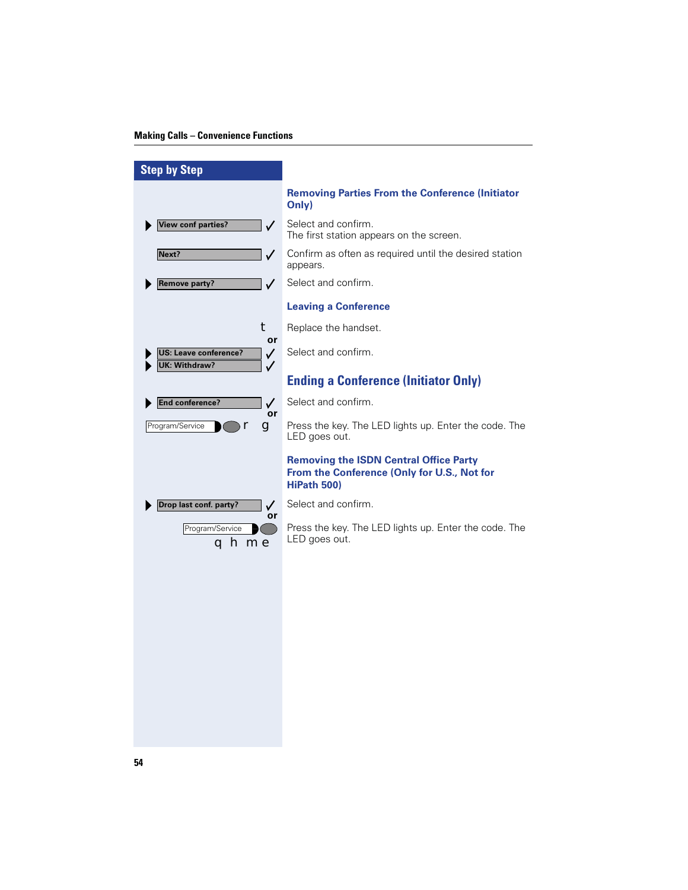## Removing Parties From the Conference (Initiator Only)

| Step by Step | |
|---|---|
| ▶ View conf parties? ✓ | Select and confirm. The first station appears on the screen. |
| Next? ✓ | Confirm as often as required until the desired station appears. |
| ▶ Remove party? ✓ | Select and confirm. |

## Leaving a Conference

| | |
|---|---|
| t | Replace the handset. |
| or | |
| ▶ US: Leave conference? ✓<br>▶ UK: Withdraw? ✓ | Select and confirm. |

## Ending a Conference (Initiator Only)

| | |
|---|---|
| ▶ End conference? ✓ | Select and confirm. |
| or | |
| Program/Service r g | Press the key. The LED lights up. Enter the code. The LED goes out. |

## Removing the ISDN Central Office Party From the Conference (Only for U.S., Not for HiPath 500)

| | |
|---|---|
| ▶ Drop last conf. party? ✓ | Select and confirm. |
| or | |
| Program/Service q h m e | Press the key. The LED lights up. Enter the code. The LED goes out. |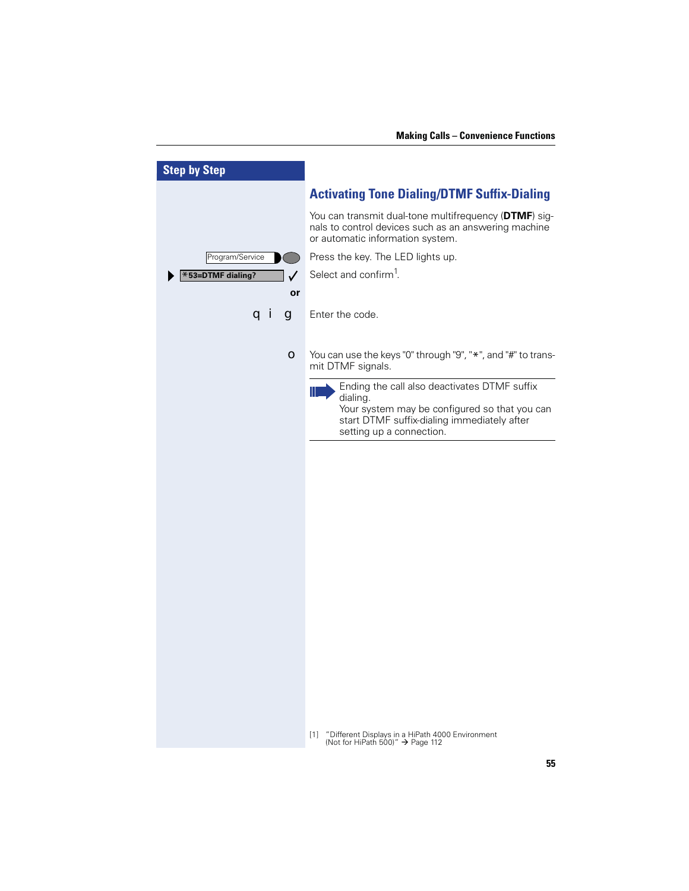## Step by Step

## Activating Tone Dialing/DTMF Suffix-Dialing

You can transmit dual-tone multifrequency (**DTMF**) signals to control devices such as an answering machine or automatic information system.

Program/Service — Press the key. The LED lights up.

▶ *53=DTMF dialing? ✓ — Select and confirm[1].

**or**

q i g — Enter the code.

o — You can use the keys "0" through "9", "*", and "#" to transmit DTMF signals.

> Ending the call also deactivates DTMF suffix dialing.
> Your system may be configured so that you can start DTMF suffix-dialing immediately after setting up a connection.

[1] "Different Displays in a HiPath 4000 Environment (Not for HiPath 500)" → Page 112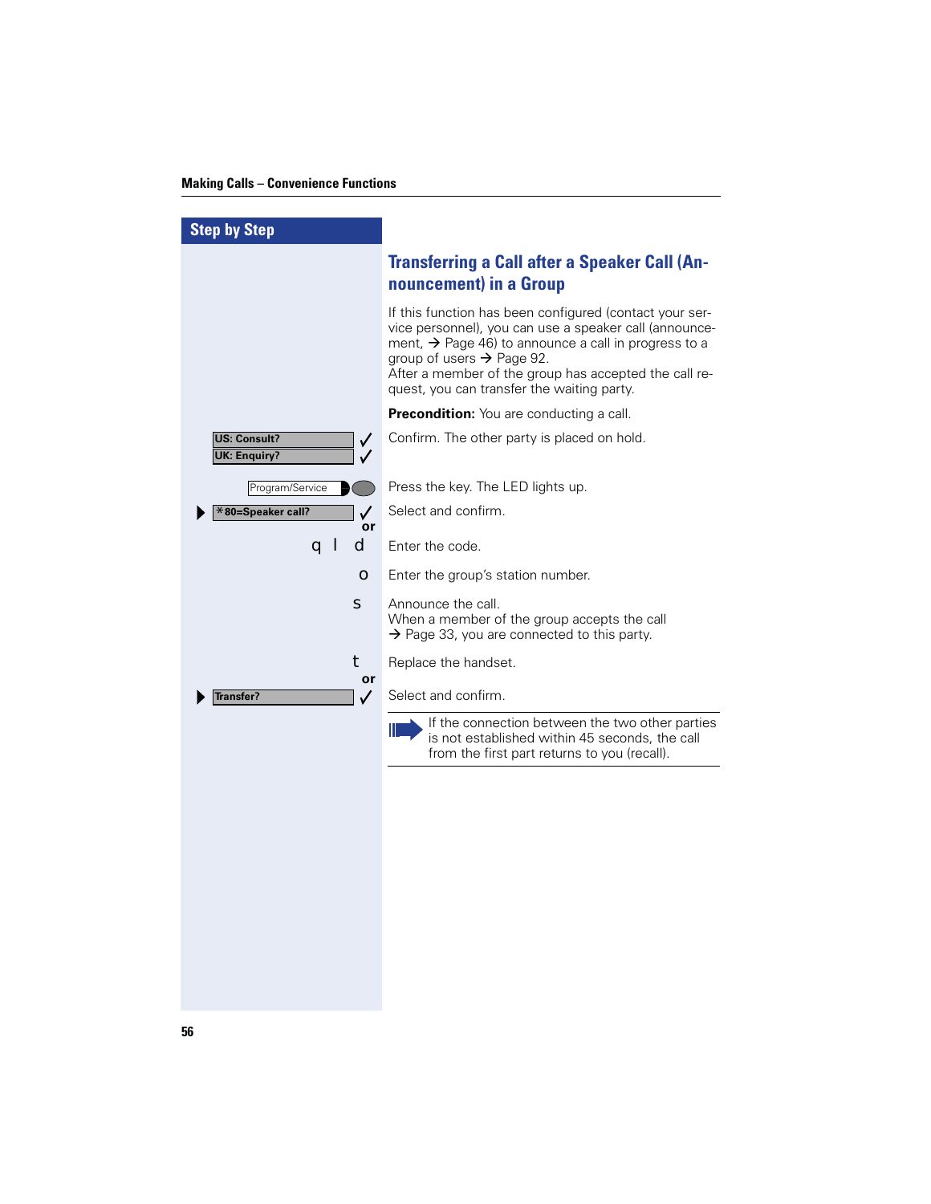## Step by Step

## Transferring a Call after a Speaker Call (Announcement) in a Group

If this function has been configured (contact your service personnel), you can use a speaker call (announcement, → Page 46) to announce a call in progress to a group of users → Page 92.
After a member of the group has accepted the call request, you can transfer the waiting party.

**Precondition:** You are conducting a call.

| | |
|---|---|
| **US: Consult?** ✓ / **UK: Enquiry?** ✓ | Confirm. The other party is placed on hold. |
| Program/Service | Press the key. The LED lights up. |
| ▶ **\*80=Speaker call?** ✓ | Select and confirm. |
| **or** | |
| q l d | Enter the code. |
| o | Enter the group's station number. |
| s | Announce the call. When a member of the group accepts the call → Page 33, you are connected to this party. |
| t | Replace the handset. |
| **or** | |
| ▶ **Transfer?** ✓ | Select and confirm. |

> If the connection between the two other parties is not established within 45 seconds, the call from the first part returns to you (recall).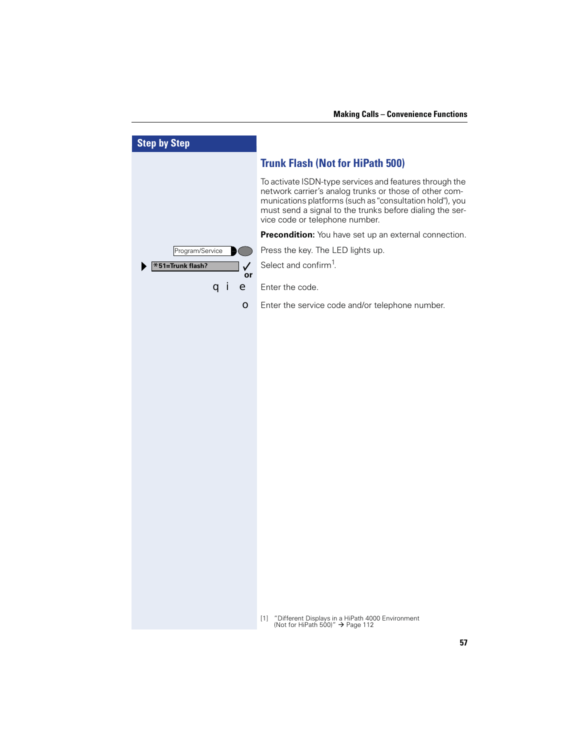## Step by Step

### Trunk Flash (Not for HiPath 500)

To activate ISDN-type services and features through the network carrier's analog trunks or those of other communications platforms (such as "consultation hold"), you must send a signal to the trunks before dialing the service code or telephone number.

**Precondition:** You have set up an external connection.

| | |
|---|---|
| Program/Service | Press the key. The LED lights up. |
| ▶ *51=Trunk flash? ✓ or | Select and confirm[1]. |
| q i e | Enter the code. |
| o | Enter the service code and/or telephone number. |

[1] "Different Displays in a HiPath 4000 Environment (Not for HiPath 500)" → Page 112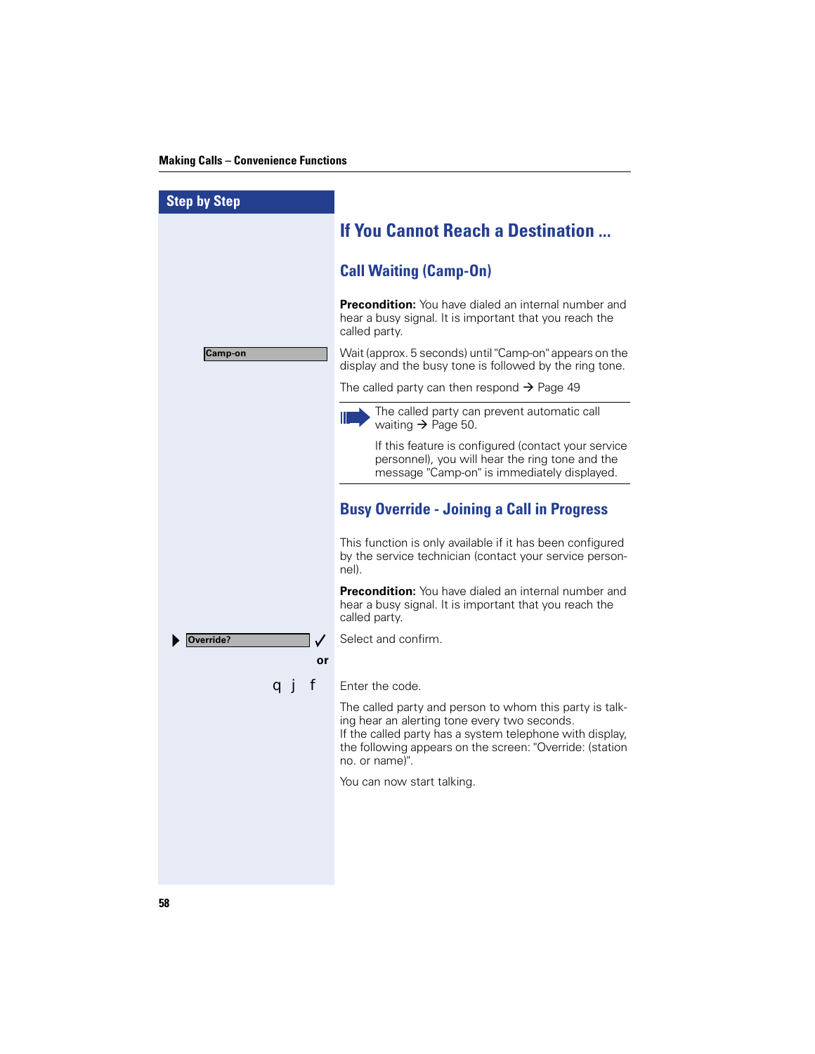## Step by Step

# If You Cannot Reach a Destination ...

## Call Waiting (Camp-On)

**Precondition:** You have dialed an internal number and hear a busy signal. It is important that you reach the called party.

Camp-on

Wait (approx. 5 seconds) until "Camp-on" appears on the display and the busy tone is followed by the ring tone.

The called party can then respond → Page 49

> The called party can prevent automatic call waiting → Page 50.
>
> If this feature is configured (contact your service personnel), you will hear the ring tone and the message "Camp-on" is immediately displayed.

## Busy Override - Joining a Call in Progress

This function is only available if it has been configured by the service technician (contact your service personnel).

**Precondition:** You have dialed an internal number and hear a busy signal. It is important that you reach the called party.

▶ Override? ✓ — Select and confirm.

**or**

q j f — Enter the code.

The called party and person to whom this party is talking hear an alerting tone every two seconds.
If the called party has a system telephone with display, the following appears on the screen: "Override: (station no. or name)".

You can now start talking.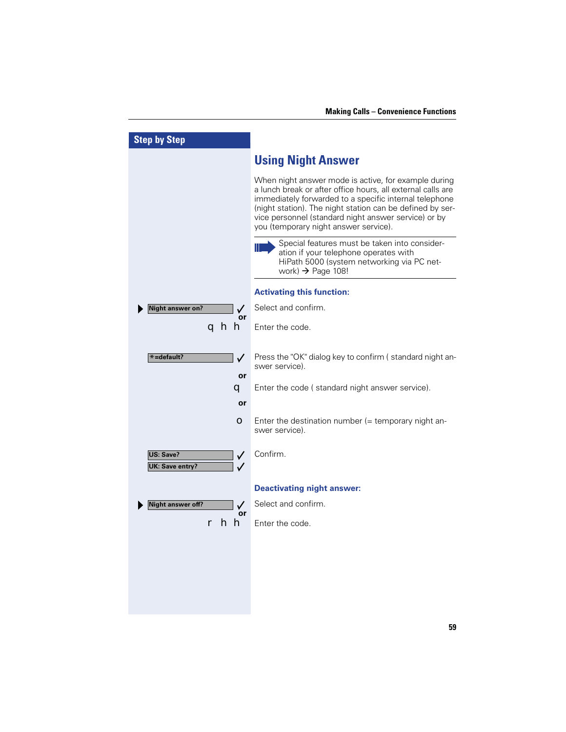Step by Step

## Using Night Answer

When night answer mode is active, for example during a lunch break or after office hours, all external calls are immediately forwarded to a specific internal telephone (night station). The night station can be defined by service personnel (standard night answer service) or by you (temporary night answer service).

Special features must be taken into consideration if your telephone operates with HiPath 5000 (system networking via PC network) → Page 108!

### Activating this function:

| | |
|---|---|
| ▶ Night answer on? ✓ | Select and confirm. |
| or q h h | Enter the code. |
| *=default? ✓ | Press the "OK" dialog key to confirm ( standard night answer service). |
| or q | Enter the code ( standard night answer service). |
| or o | Enter the destination number (= temporary night answer service). |
| US: Save? ✓ / UK: Save entry? ✓ | Confirm. |

### Deactivating night answer:

| | |
|---|---|
| ▶ Night answer off? ✓ | Select and confirm. |
| or r h h | Enter the code. |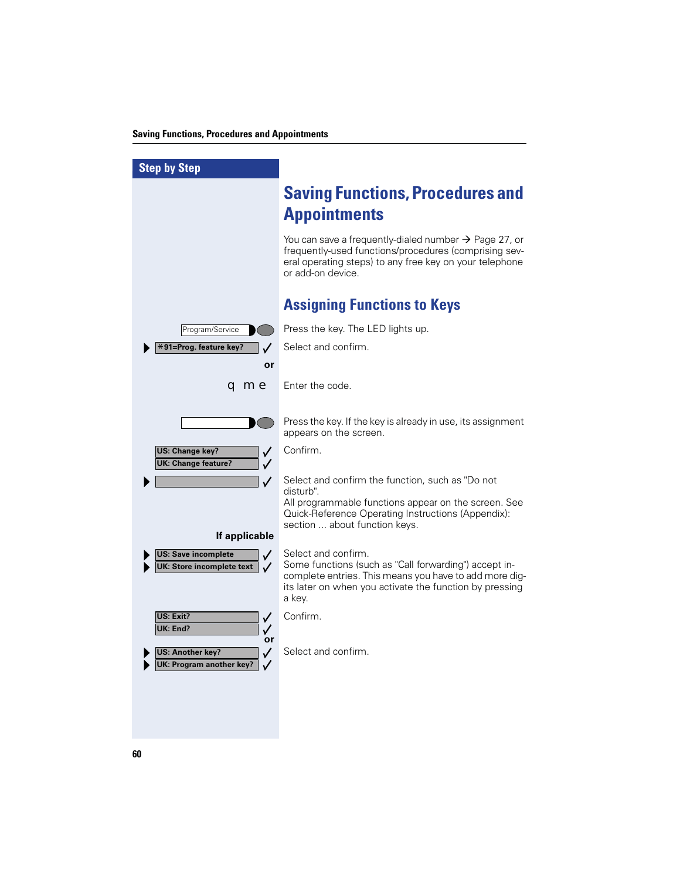Step by Step

# Saving Functions, Procedures and Appointments

You can save a frequently-dialed number → Page 27, or frequently-used functions/procedures (comprising several operating steps) to any free key on your telephone or add-on device.

## Assigning Functions to Keys

| Step | Description |
|---|---|
| Program/Service | Press the key. The LED lights up. |
| ▶ *91=Prog. feature key? ✓ | Select and confirm. |
| or | |
| q m e | Enter the code. |
| [key] | Press the key. If the key is already in use, its assignment appears on the screen. |
| US: Change key? ✓<br>UK: Change feature? ✓ | Confirm. |
| ▶ ✓ | Select and confirm the function, such as "Do not disturb".<br>All programmable functions appear on the screen. See Quick-Reference Operating Instructions (Appendix): section ... about function keys. |
| **If applicable** | |
| ▶ US: Save incomplete ✓<br>▶ UK: Store incomplete text ✓ | Select and confirm.<br>Some functions (such as "Call forwarding") accept incomplete entries. This means you have to add more digits later on when you activate the function by pressing a key. |
| US: Exit? ✓<br>UK: End? ✓ | Confirm. |
| or | |
| ▶ US: Another key? ✓<br>▶ UK: Program another key? ✓ | Select and confirm. |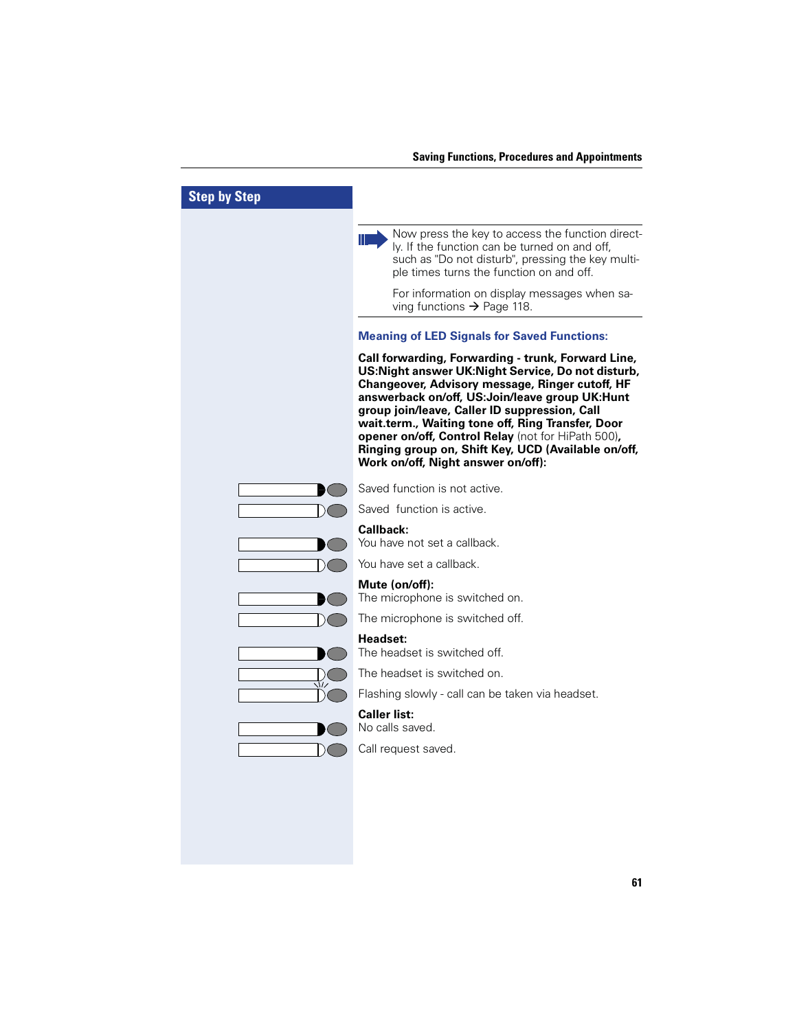## Step by Step

Now press the key to access the function directly. If the function can be turned on and off, such as "Do not disturb", pressing the key multiple times turns the function on and off.

For information on display messages when saving functions → Page 118.

### Meaning of LED Signals for Saved Functions:

**Call forwarding, Forwarding - trunk, Forward Line, US:Night answer UK:Night Service, Do not disturb, Changeover, Advisory message, Ringer cutoff, HF answerback on/off, US:Join/leave group UK:Hunt group join/leave, Caller ID suppression, Call wait.term., Waiting tone off, Ring Transfer, Door opener on/off, Control Relay** (not for HiPath 500)**, Ringing group on, Shift Key, UCD (Available on/off, Work on/off, Night answer on/off):**

Saved function is not active.

Saved function is active.

**Callback:**
You have not set a callback.

You have set a callback.

**Mute (on/off):**
The microphone is switched on.

The microphone is switched off.

**Headset:**
The headset is switched off.

The headset is switched on.

Flashing slowly - call can be taken via headset.

**Caller list:**
No calls saved.

Call request saved.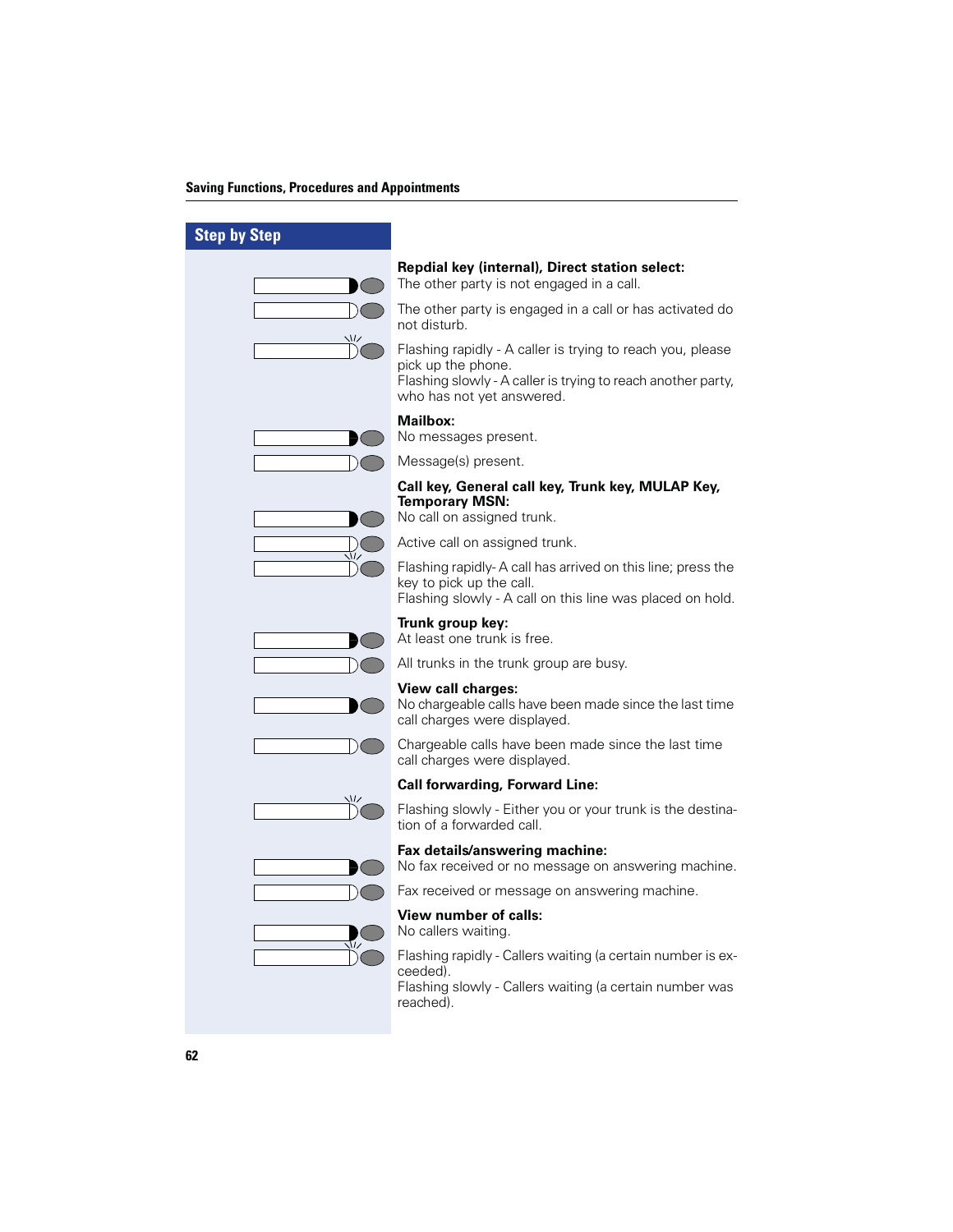## Step by Step

**Repdial key (internal), Direct station select:**

The other party is not engaged in a call.

The other party is engaged in a call or has activated do not disturb.

Flashing rapidly - A caller is trying to reach you, please pick up the phone.
Flashing slowly - A caller is trying to reach another party, who has not yet answered.

**Mailbox:**

No messages present.

Message(s) present.

**Call key, General call key, Trunk key, MULAP Key, Temporary MSN:**

No call on assigned trunk.

Active call on assigned trunk.

Flashing rapidly- A call has arrived on this line; press the key to pick up the call.
Flashing slowly - A call on this line was placed on hold.

**Trunk group key:**

At least one trunk is free.

All trunks in the trunk group are busy.

**View call charges:**

No chargeable calls have been made since the last time call charges were displayed.

Chargeable calls have been made since the last time call charges were displayed.

**Call forwarding, Forward Line:**

Flashing slowly - Either you or your trunk is the destination of a forwarded call.

**Fax details/answering machine:**

No fax received or no message on answering machine.

Fax received or message on answering machine.

**View number of calls:**

No callers waiting.

Flashing rapidly - Callers waiting (a certain number is exceeded).
Flashing slowly - Callers waiting (a certain number was reached).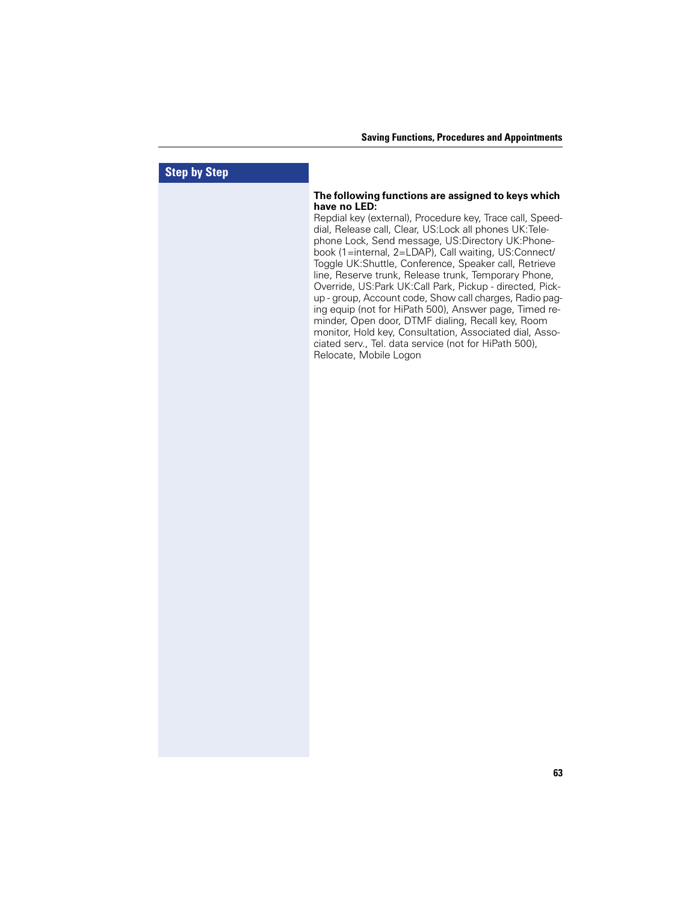**Step by Step**

**The following functions are assigned to keys which have no LED:**

Repdial key (external), Procedure key, Trace call, Speed-dial, Release call, Clear, US:Lock all phones UK:Telephone Lock, Send message, US:Directory UK:Phonebook (1=internal, 2=LDAP), Call waiting, US:Connect/ Toggle UK:Shuttle, Conference, Speaker call, Retrieve line, Reserve trunk, Release trunk, Temporary Phone, Override, US:Park UK:Call Park, Pickup - directed, Pickup - group, Account code, Show call charges, Radio paging equip (not for HiPath 500), Answer page, Timed reminder, Open door, DTMF dialing, Recall key, Room monitor, Hold key, Consultation, Associated dial, Associated serv., Tel. data service (not for HiPath 500), Relocate, Mobile Logon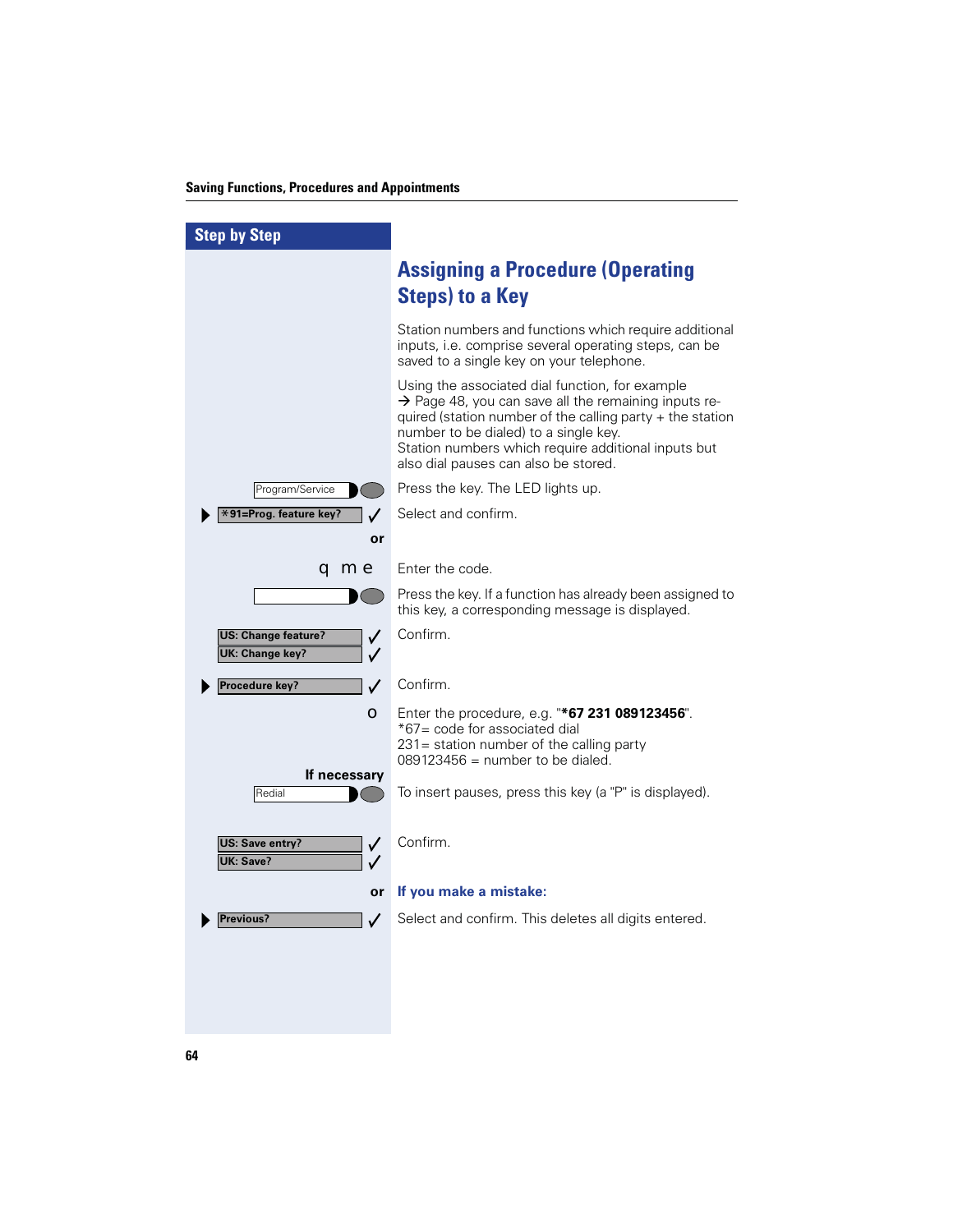## Step by Step

# Assigning a Procedure (Operating Steps) to a Key

Station numbers and functions which require additional inputs, i.e. comprise several operating steps, can be saved to a single key on your telephone.

Using the associated dial function, for example → Page 48, you can save all the remaining inputs required (station number of the calling party + the station number to be dialed) to a single key.
Station numbers which require additional inputs but also dial pauses can also be stored.

| Step | Action |
|---|---|
| Program/Service | Press the key. The LED lights up. |
| ▶ *91=Prog. feature key? ✓ | Select and confirm. |
| or | |
| q m e | Enter the code. |
| [key] | Press the key. If a function has already been assigned to this key, a corresponding message is displayed. |
| US: Change feature? ✓ / UK: Change key? ✓ | Confirm. |
| ▶ Procedure key? ✓ | Confirm. |
| o | Enter the procedure, e.g. "**\*67 231 089123456**". *67= code for associated dial; 231= station number of the calling party; 089123456 = number to be dialed. |
| **If necessary** Redial | To insert pauses, press this key (a "P" is displayed). |
| US: Save entry? ✓ / UK: Save? ✓ | Confirm. |
| or | **If you make a mistake:** |
| ▶ Previous? ✓ | Select and confirm. This deletes all digits entered. |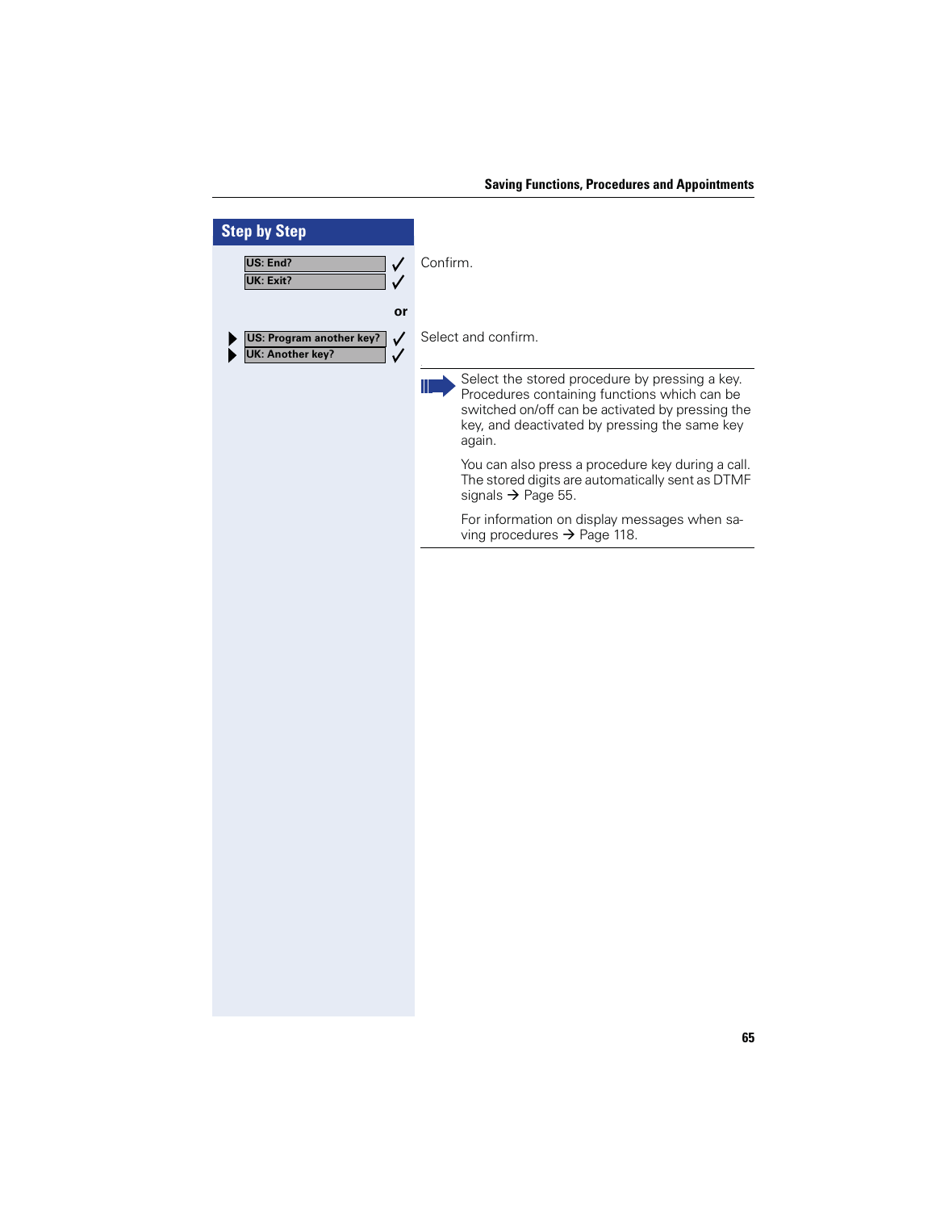## Step by Step

| | |
|---|---|
| US: End? ✓<br>UK: Exit? ✓ | Confirm. |
| or | |
| ▶ US: Program another key? ✓<br>▶ UK: Another key? ✓ | Select and confirm. |

> Select the stored procedure by pressing a key. Procedures containing functions which can be switched on/off can be activated by pressing the key, and deactivated by pressing the same key again.
>
> You can also press a procedure key during a call. The stored digits are automatically sent as DTMF signals → Page 55.
>
> For information on display messages when saving procedures → Page 118.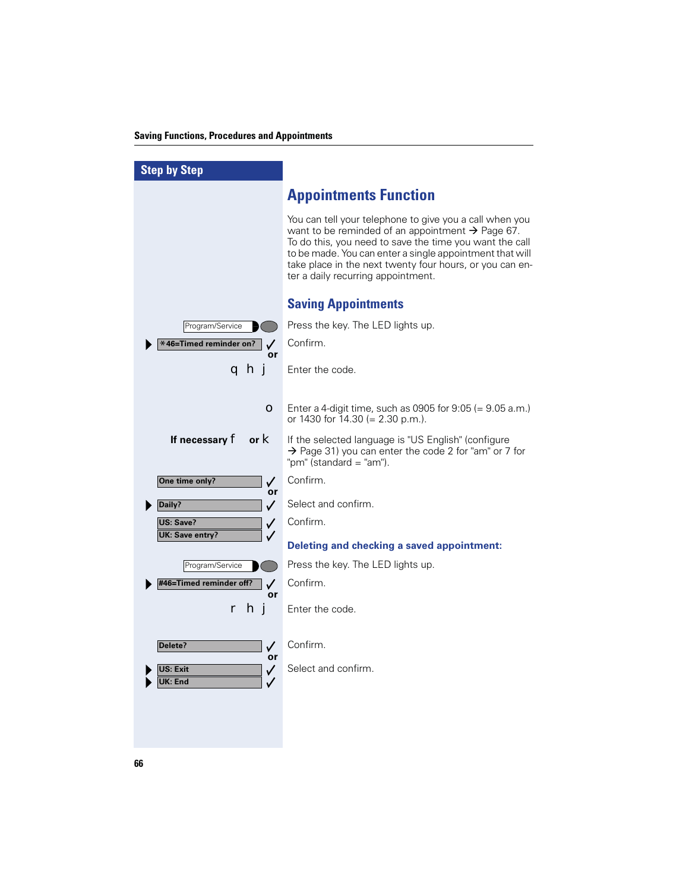## Step by Step

# Appointments Function

You can tell your telephone to give you a call when you want to be reminded of an appointment → Page 67. To do this, you need to save the time you want the call to be made. You can enter a single appointment that will take place in the next twenty four hours, or you can enter a daily recurring appointment.

## Saving Appointments

| | |
|---|---|
| Program/Service | Press the key. The LED lights up. |
| ▶ *46=Timed reminder on? ✓ or | Confirm. |
| q h j | Enter the code. |
| o | Enter a 4-digit time, such as 0905 for 9:05 (= 9.05 a.m.) or 1430 for 14.30 (= 2.30 p.m.). |
| If necessary f or k | If the selected language is "US English" (configure → Page 31) you can enter the code 2 for "am" or 7 for "pm" (standard = "am"). |
| One time only? ✓ or | Confirm. |
| ▶ Daily? ✓ | Select and confirm. |
| US: Save? ✓<br>UK: Save entry? ✓ | Confirm. |

### Deleting and checking a saved appointment:

| | |
|---|---|
| Program/Service | Press the key. The LED lights up. |
| ▶ #46=Timed reminder off? ✓ or | Confirm. |
| r h j | Enter the code. |
| Delete? ✓ or | Confirm. |
| ▶ US: Exit ✓<br>▶ UK: End ✓ | Select and confirm. |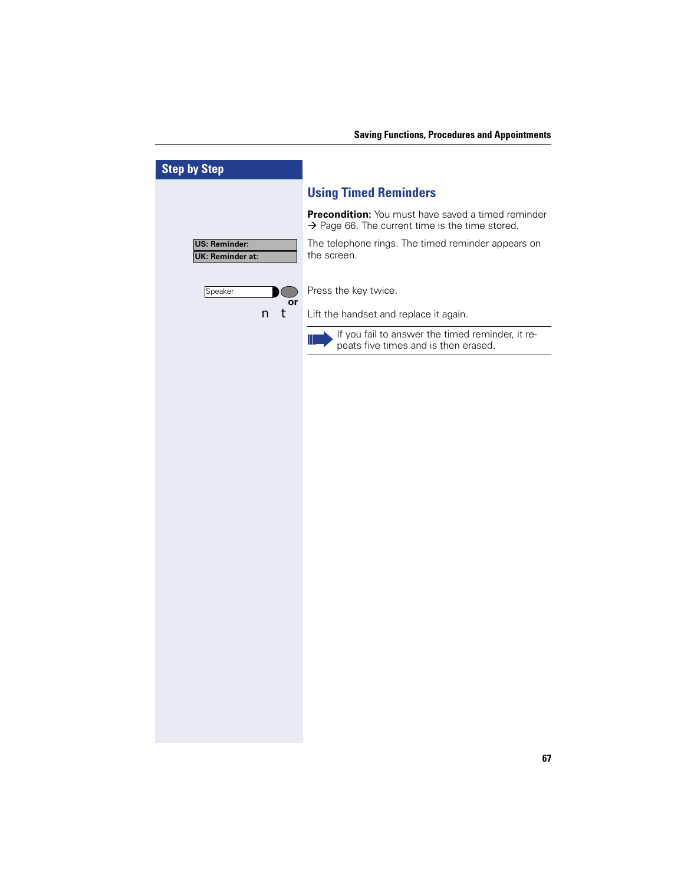## Step by Step

### Using Timed Reminders

**Precondition:** You must have saved a timed reminder → Page 66. The current time is the time stored.

**US: Reminder:**
**UK: Reminder at:**

The telephone rings. The timed reminder appears on the screen.

Speaker — Press the key twice.

or

n t — Lift the handset and replace it again.

If you fail to answer the timed reminder, it repeats five times and is then erased.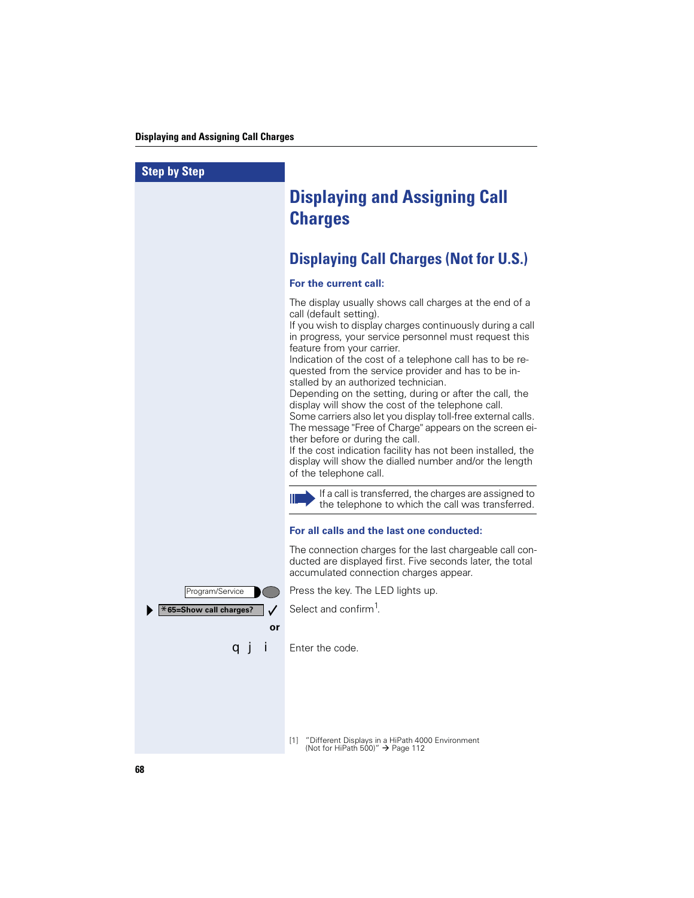## Step by Step

# Displaying and Assigning Call Charges

## Displaying Call Charges (Not for U.S.)

### For the current call:

The display usually shows call charges at the end of a call (default setting).
If you wish to display charges continuously during a call in progress, your service personnel must request this feature from your carrier.
Indication of the cost of a telephone call has to be requested from the service provider and has to be installed by an authorized technician.
Depending on the setting, during or after the call, the display will show the cost of the telephone call.
Some carriers also let you display toll-free external calls. The message "Free of Charge" appears on the screen either before or during the call.
If the cost indication facility has not been installed, the display will show the dialled number and/or the length of the telephone call.

> If a call is transferred, the charges are assigned to the telephone to which the call was transferred.

### For all calls and the last one conducted:

The connection charges for the last chargeable call conducted are displayed first. Five seconds later, the total accumulated connection charges appear.

Program/Service — Press the key. The LED lights up.

▶ *65=Show call charges? ✓ — Select and confirm[1].

or

q j i — Enter the code.

[1] "Different Displays in a HiPath 4000 Environment (Not for HiPath 500)" → Page 112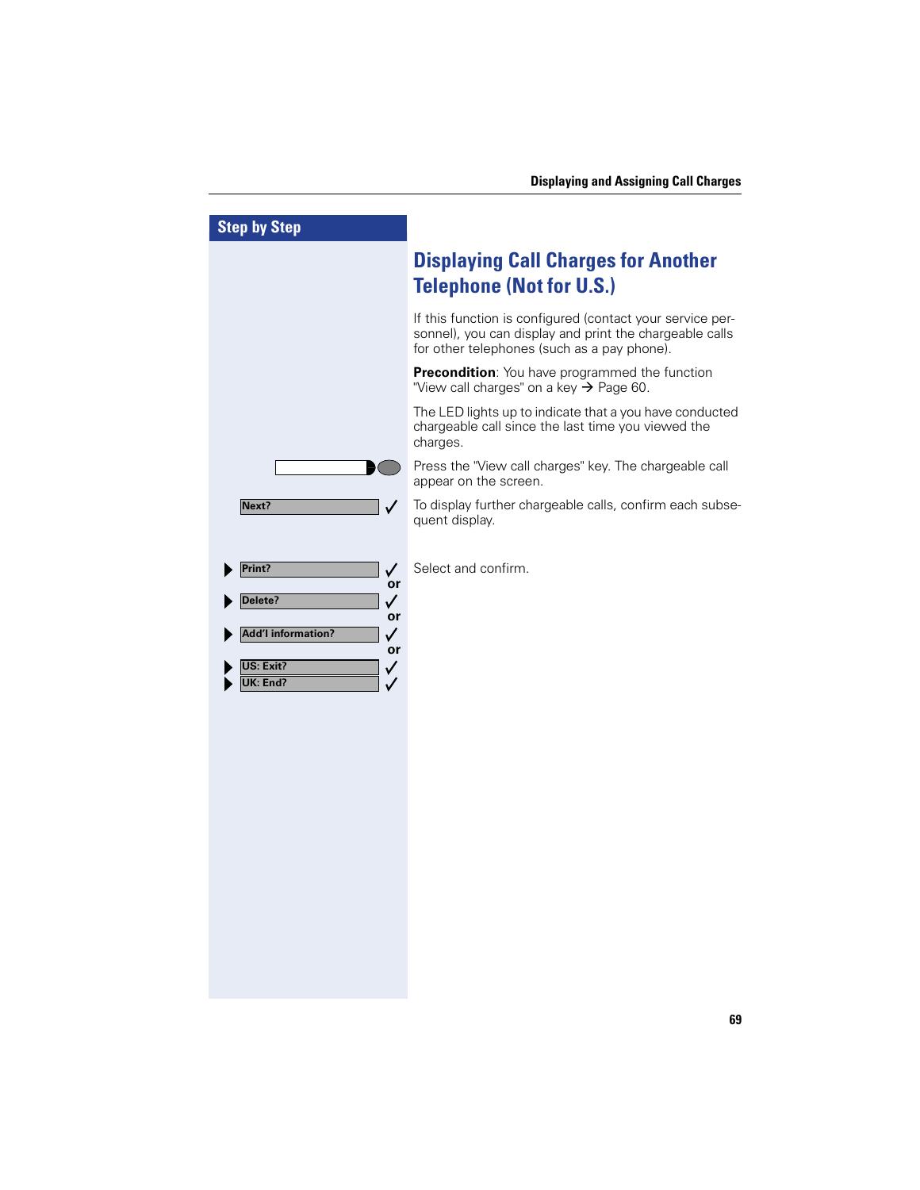## Step by Step

# Displaying Call Charges for Another Telephone (Not for U.S.)

If this function is configured (contact your service personnel), you can display and print the chargeable calls for other telephones (such as a pay phone).

**Precondition**: You have programmed the function "View call charges" on a key → Page 60.

The LED lights up to indicate that a you have conducted chargeable call since the last time you viewed the charges.

Press the "View call charges" key. The chargeable call appear on the screen.

**Next?** ✓ To display further chargeable calls, confirm each subsequent display.

▶ **Print?** ✓

or

▶ **Delete?** ✓

or

▶ **Add'l information?** ✓

or

▶ **US: Exit?** ✓

▶ **UK: End?** ✓

Select and confirm.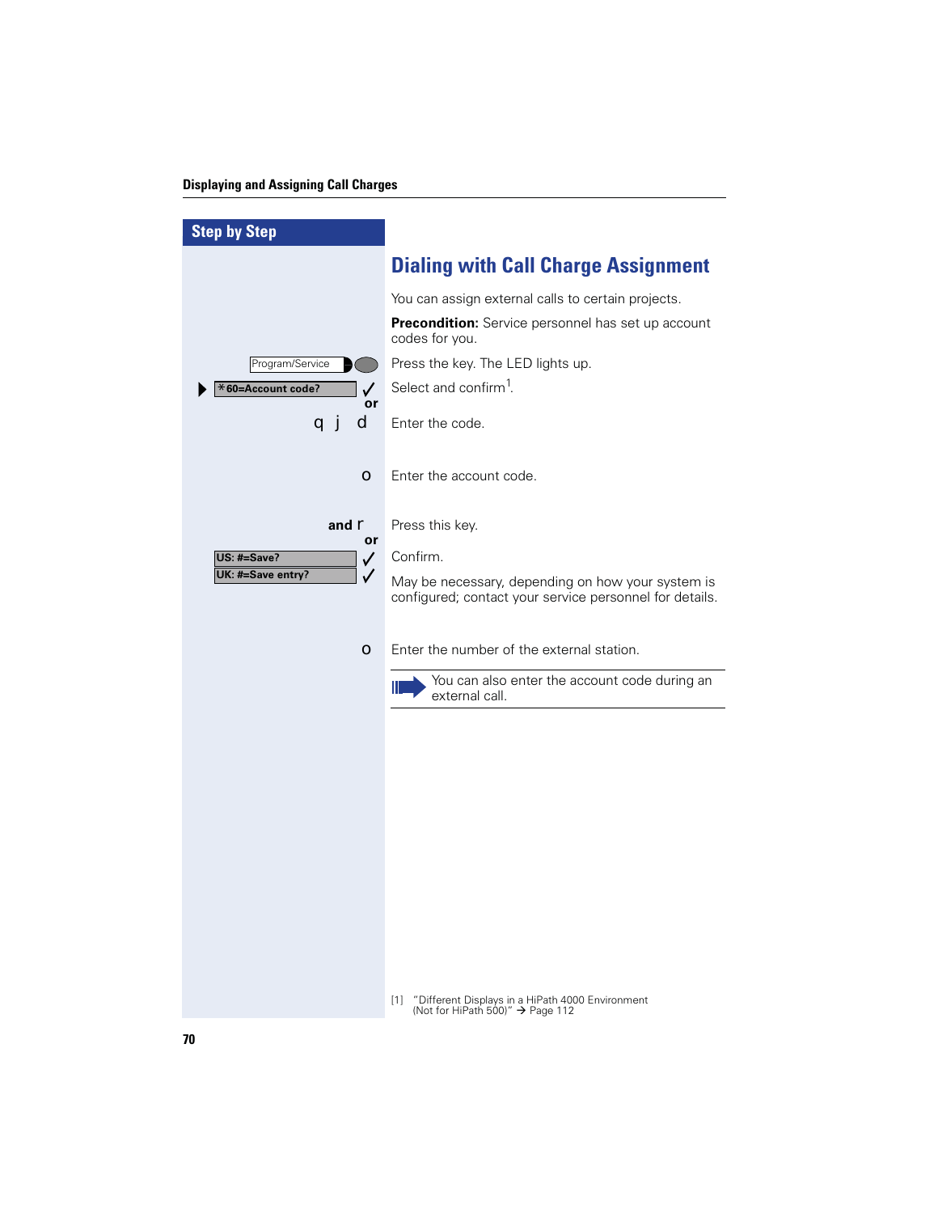## Step by Step

# Dialing with Call Charge Assignment

You can assign external calls to certain projects.

**Precondition:** Service personnel has set up account codes for you.

| Step by Step | |
|---|---|
| Program/Service | Press the key. The LED lights up. |
| ▶ *60=Account code? ✓ | Select and confirm[1]. |
| or | |
| q j d | Enter the code. |
| o | Enter the account code. |
| and r | Press this key. |
| or | |
| US: #=Save? ✓ / UK: #=Save entry? ✓ | Confirm. |
| | May be necessary, depending on how your system is configured; contact your service personnel for details. |
| o | Enter the number of the external station. |

> You can also enter the account code during an external call.

[1] "Different Displays in a HiPath 4000 Environment (Not for HiPath 500)" → Page 112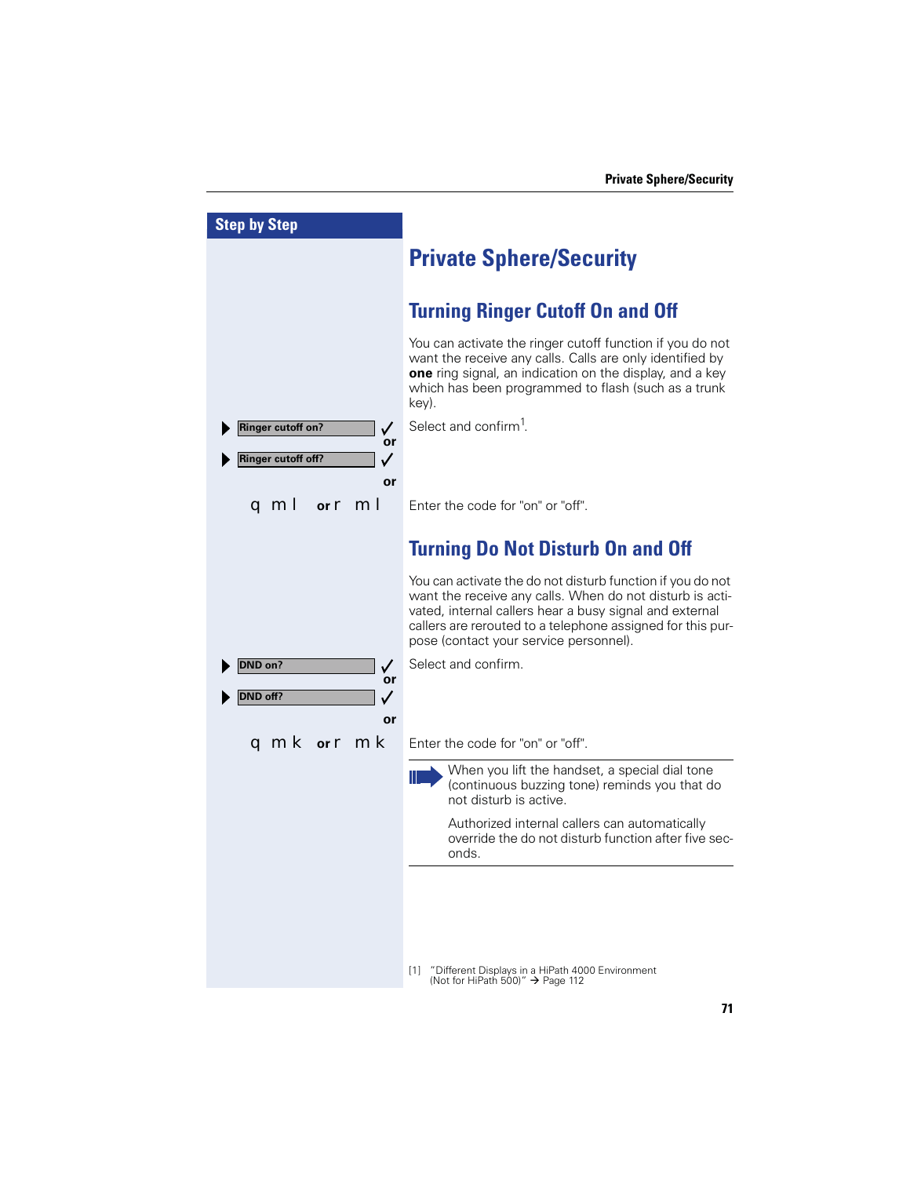Step by Step

# Private Sphere/Security

## Turning Ringer Cutoff On and Off

You can activate the ringer cutoff function if you do not want the receive any calls. Calls are only identified by **one** ring signal, an indication on the display, and a key which has been programmed to flash (such as a trunk key).

▶ Ringer cutoff on? ✓ or ▶ Ringer cutoff off? ✓ — Select and confirm[1].

or

q m l **or** r m l — Enter the code for "on" or "off".

## Turning Do Not Disturb On and Off

You can activate the do not disturb function if you do not want the receive any calls. When do not disturb is activated, internal callers hear a busy signal and external callers are rerouted to a telephone assigned for this purpose (contact your service personnel).

▶ DND on? ✓ or ▶ DND off? ✓ — Select and confirm.

or

q m k **or** r m k — Enter the code for "on" or "off".

When you lift the handset, a special dial tone (continuous buzzing tone) reminds you that do not disturb is active.

Authorized internal callers can automatically override the do not disturb function after five seconds.

[1] "Different Displays in a HiPath 4000 Environment (Not for HiPath 500)" → Page 112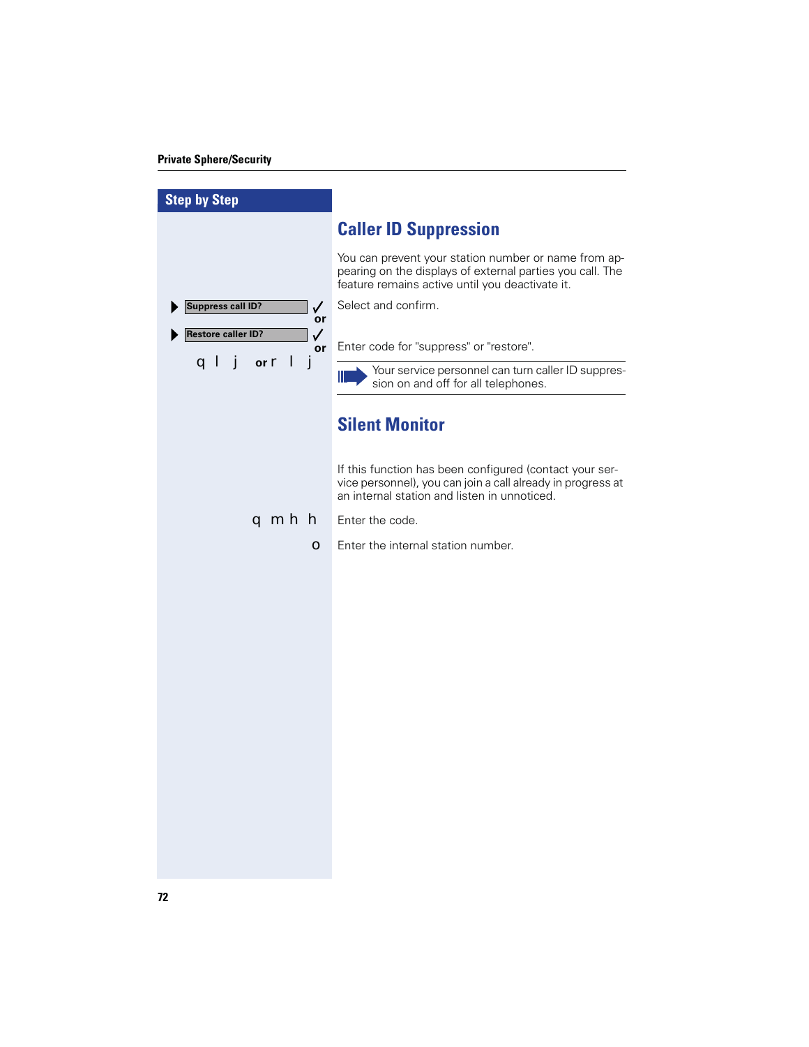## Caller ID Suppression

You can prevent your station number or name from appearing on the displays of external parties you call. The feature remains active until you deactivate it.

| Step by Step | |
|---|---|
| ▶ Suppress call ID? ✓ | Select and confirm. |
| or | |
| ▶ Restore caller ID? ✓ | |
| or | |
| q l j or r l j | Enter code for "suppress" or "restore". |

Your service personnel can turn caller ID suppression on and off for all telephones.

## Silent Monitor

If this function has been configured (contact your service personnel), you can join a call already in progress at an internal station and listen in unnoticed.

| Step by Step | |
|---|---|
| q m h h | Enter the code. |
| o | Enter the internal station number. |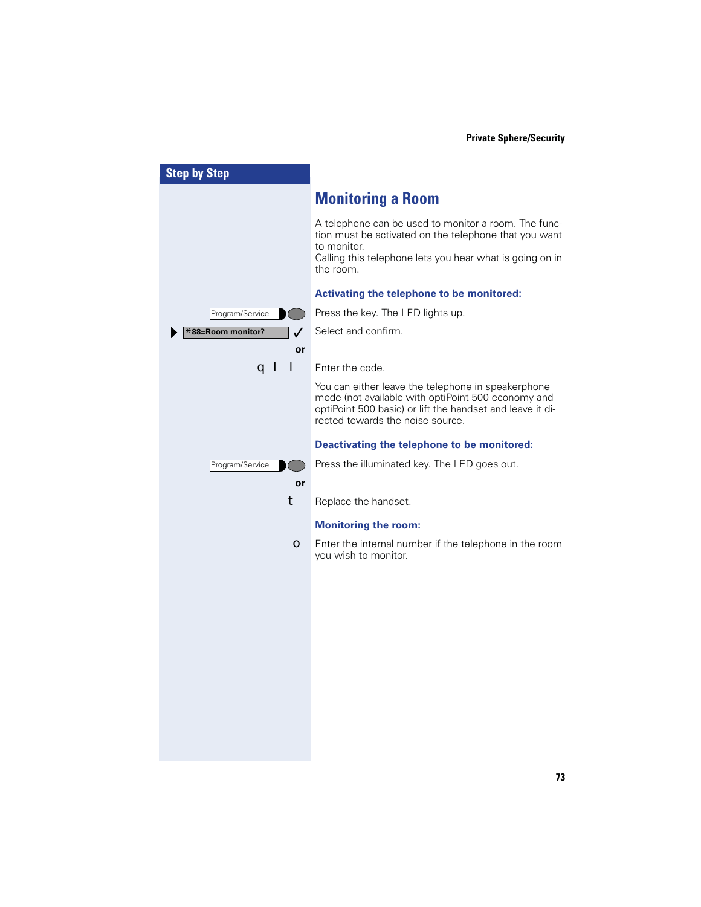## Step by Step

# Monitoring a Room

A telephone can be used to monitor a room. The function must be activated on the telephone that you want to monitor.
Calling this telephone lets you hear what is going on in the room.

### Activating the telephone to be monitored:

| | |
|---|---|
| Program/Service | Press the key. The LED lights up. |
| *88=Room monitor? ✓ | Select and confirm. |
| or | |
| q l l | Enter the code. |
| | You can either leave the telephone in speakerphone mode (not available with optiPoint 500 economy and optiPoint 500 basic) or lift the handset and leave it directed towards the noise source. |

### Deactivating the telephone to be monitored:

| | |
|---|---|
| Program/Service | Press the illuminated key. The LED goes out. |
| or | |
| t | Replace the handset. |

### Monitoring the room:

| | |
|---|---|
| o | Enter the internal number if the telephone in the room you wish to monitor. |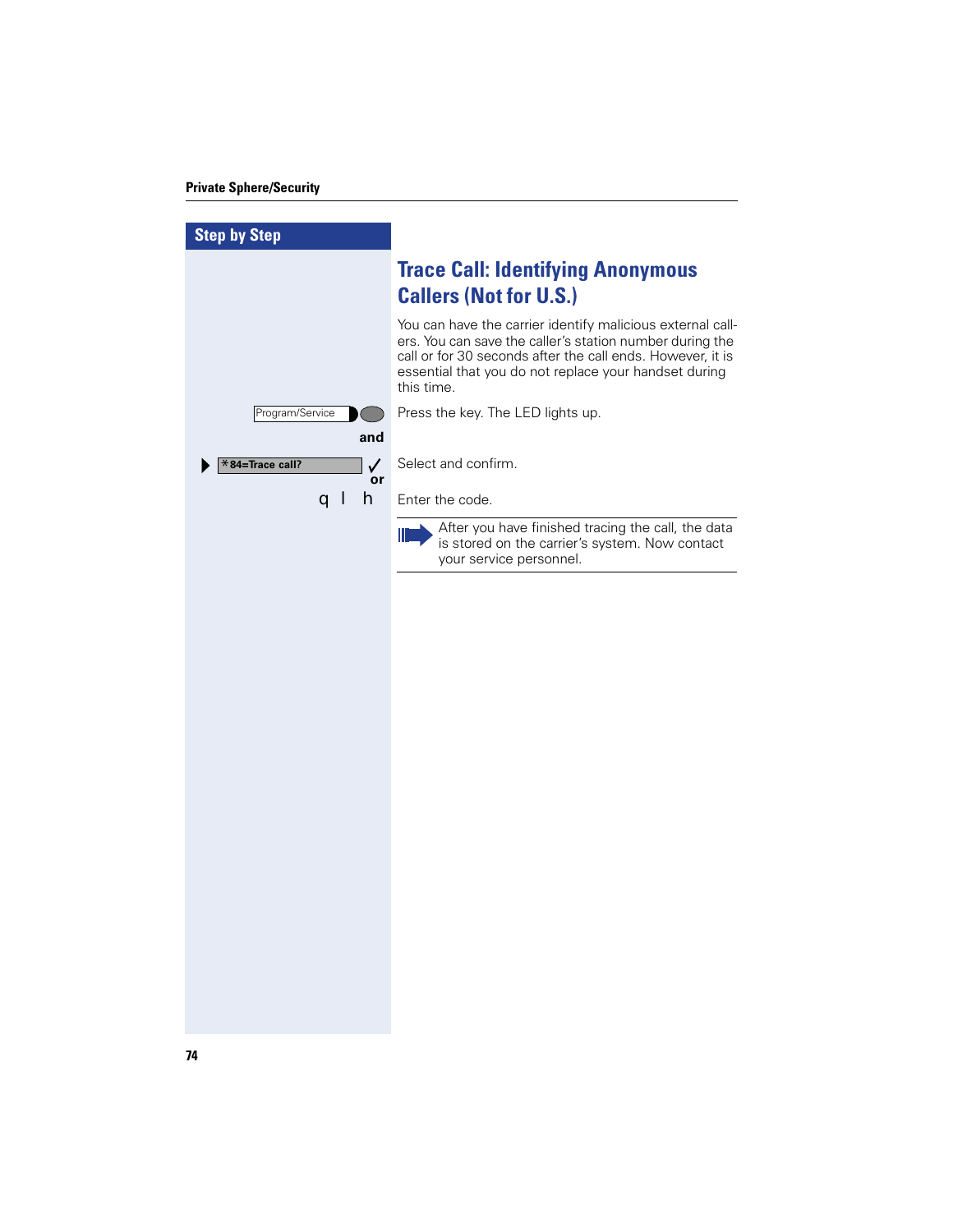## Step by Step

# Trace Call: Identifying Anonymous Callers (Not for U.S.)

You can have the carrier identify malicious external callers. You can save the caller's station number during the call or for 30 seconds after the call ends. However, it is essential that you do not replace your handset during this time.

Program/Service — Press the key. The LED lights up.

**and**

▶ *84=Trace call? ✓ — Select and confirm.

**or**

q l h — Enter the code.

---

After you have finished tracing the call, the data is stored on the carrier's system. Now contact your service personnel.

---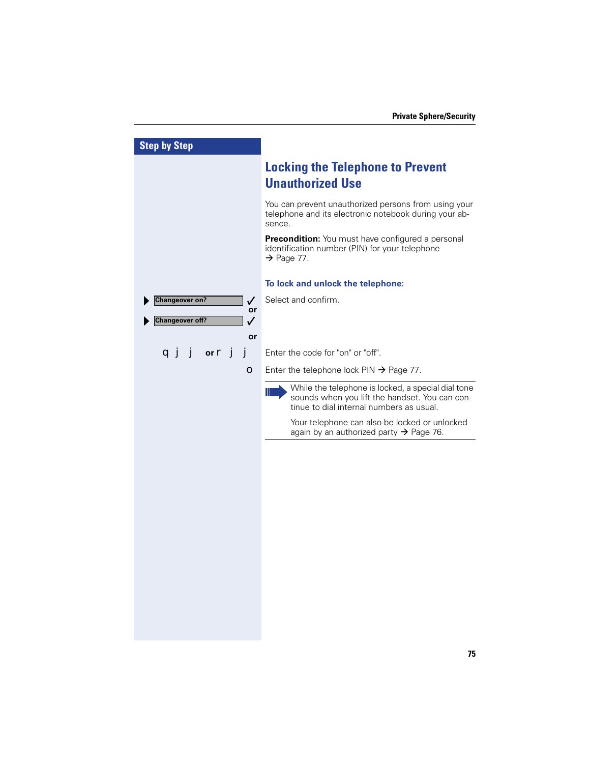## Locking the Telephone to Prevent Unauthorized Use

You can prevent unauthorized persons from using your telephone and its electronic notebook during your absence.

**Precondition:** You must have configured a personal identification number (PIN) for your telephone → Page 77.

### To lock and unlock the telephone:

| Step by Step | |
|---|---|
| ▶ Changeover on? ✓ **or** ▶ Changeover off? ✓ | Select and confirm. |
| **or** | |
| q j j **or** r j j | Enter the code for "on" or "off". |
| o | Enter the telephone lock PIN → Page 77. |

> While the telephone is locked, a special dial tone sounds when you lift the handset. You can continue to dial internal numbers as usual.
>
> Your telephone can also be locked or unlocked again by an authorized party → Page 76.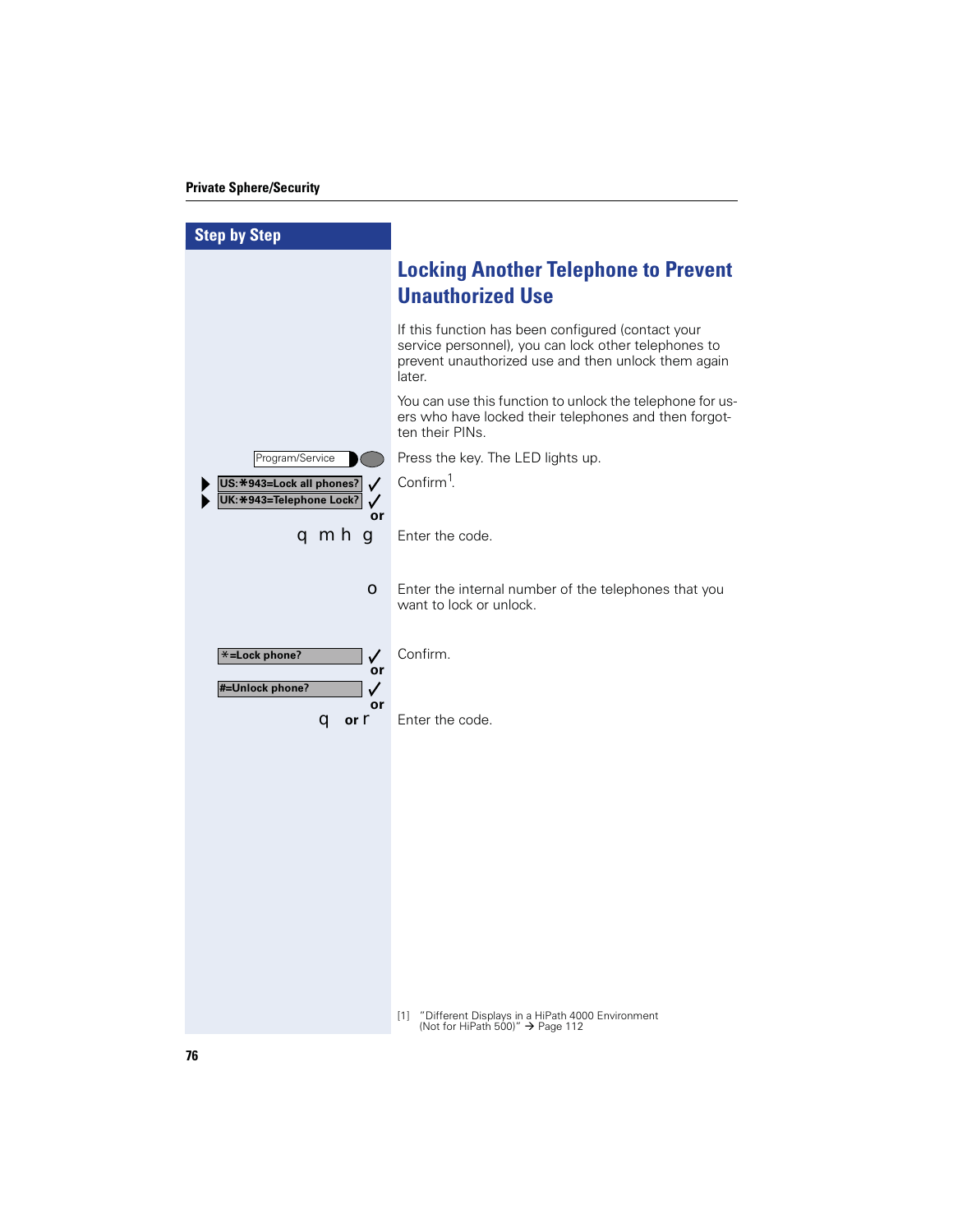## Step by Step

# Locking Another Telephone to Prevent Unauthorized Use

If this function has been configured (contact your service personnel), you can lock other telephones to prevent unauthorized use and then unlock them again later.

You can use this function to unlock the telephone for users who have locked their telephones and then forgotten their PINs.

| Step by Step | |
|---|---|
| Program/Service | Press the key. The LED lights up. |
| ▶ US:✱943=Lock all phones? ✓<br>▶ UK:✱943=Telephone Lock? ✓<br>or | Confirm[1]. |
| q m h g | Enter the code. |
| o | Enter the internal number of the telephones that you want to lock or unlock. |
| ✱=Lock phone? ✓<br>or<br>#=Unlock phone? ✓<br>or | Confirm. |
| q or r | Enter the code. |

[1] "Different Displays in a HiPath 4000 Environment (Not for HiPath 500)" → Page 112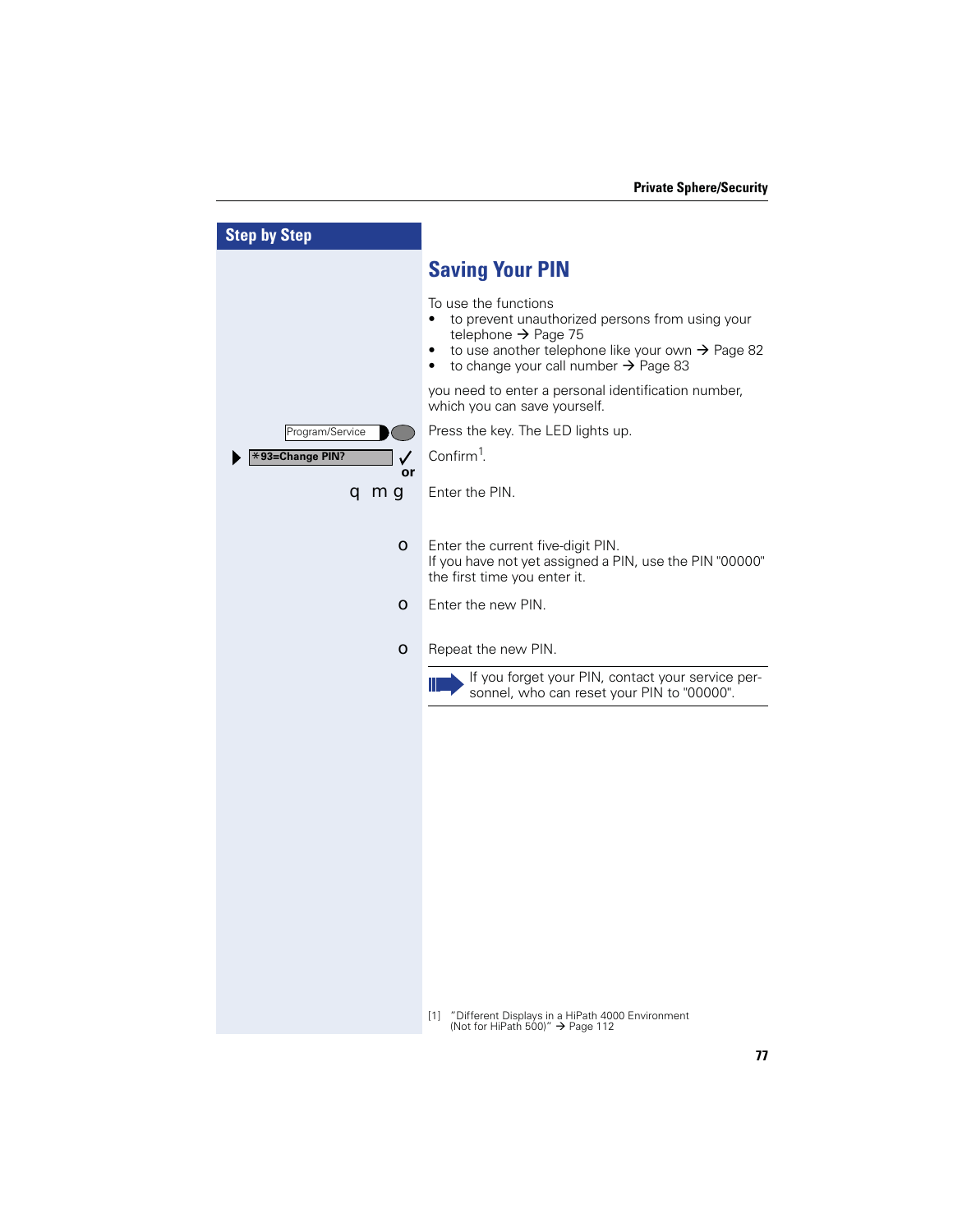## Step by Step

# Saving Your PIN

To use the functions

- to prevent unauthorized persons from using your telephone → Page 75
- to use another telephone like your own → Page 82
- to change your call number → Page 83

you need to enter a personal identification number, which you can save yourself.

| Step | Description |
| --- | --- |
| Program/Service | Press the key. The LED lights up. |
| ▶ *93=Change PIN? ✓ or | Confirm[1]. |
| q m g | Enter the PIN. |
| o | Enter the current five-digit PIN. If you have not yet assigned a PIN, use the PIN "00000" the first time you enter it. |
| o | Enter the new PIN. |
| o | Repeat the new PIN. |

If you forget your PIN, contact your service personnel, who can reset your PIN to "00000".

[1] "Different Displays in a HiPath 4000 Environment (Not for HiPath 500)" → Page 112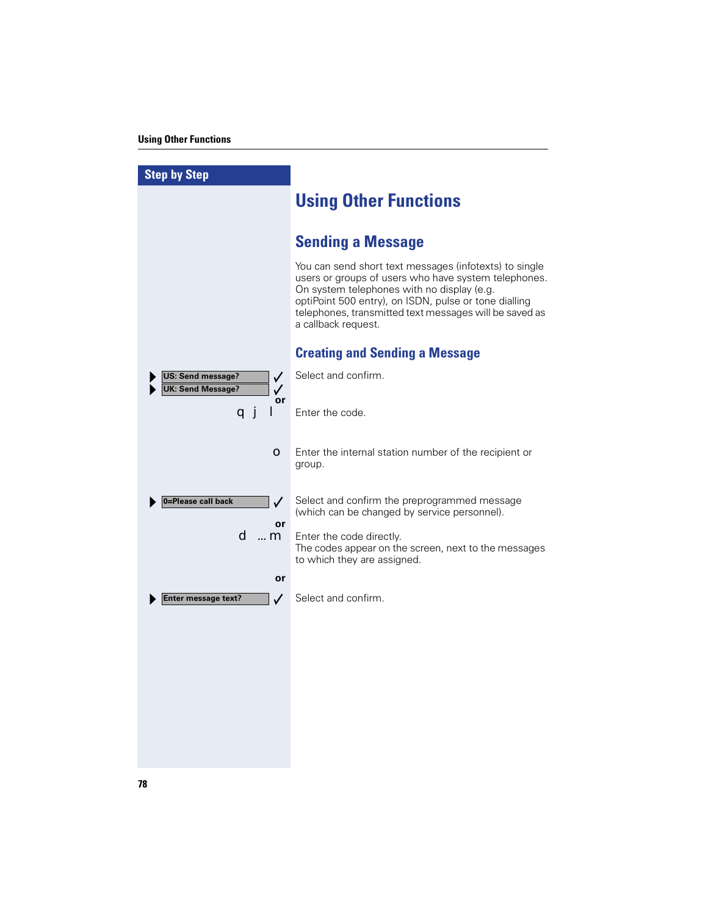Step by Step

# Using Other Functions

## Sending a Message

You can send short text messages (infotexts) to single users or groups of users who have system telephones. On system telephones with no display (e.g. optiPoint 500 entry), on ISDN, pulse or tone dialling telephones, transmitted text messages will be saved as a callback request.

### Creating and Sending a Message

| Step | Description |
|---|---|
| ▶ US: Send message? ✓<br>▶ UK: Send Message? ✓ | Select and confirm. |
| or | |
| q j l | Enter the code. |
| o | Enter the internal station number of the recipient or group. |
| ▶ 0=Please call back ✓ | Select and confirm the preprogrammed message (which can be changed by service personnel). |
| or | |
| d ... m | Enter the code directly.<br>The codes appear on the screen, next to the messages to which they are assigned. |
| or | |
| ▶ Enter message text? ✓ | Select and confirm. |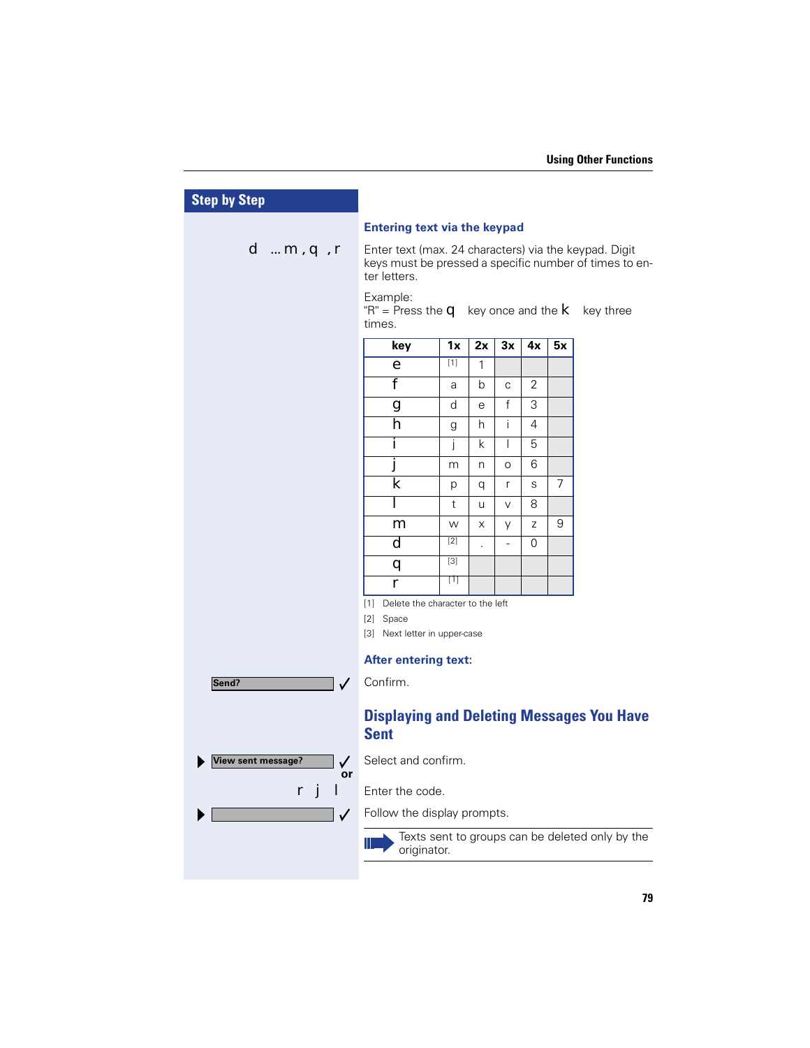Using Other Functions

## Step by Step

### Entering text via the keypad

d ... m , q , r — Enter text (max. 24 characters) via the keypad. Digit keys must be pressed a specific number of times to enter letters.

Example:
"R" = Press the q key once and the k key three times.

| key | 1x | 2x | 3x | 4x | 5x |
|---|---|---|---|---|---|
| e | [1] | 1 | | | |
| f | a | b | c | 2 | |
| g | d | e | f | 3 | |
| h | g | h | i | 4 | |
| i | j | k | l | 5 | |
| j | m | n | o | 6 | |
| k | p | q | r | s | 7 |
| l | t | u | v | 8 | |
| m | w | x | y | z | 9 |
| d | [2] | . | - | 0 | |
| q | [3] | | | | |
| r | [1] | | | | |

[1] Delete the character to the left
[2] Space
[3] Next letter in upper-case

### After entering text:

**Send?** ✓ — Confirm.

## Displaying and Deleting Messages You Have Sent

▶ **View sent message?** ✓ — Select and confirm.

or

r j l — Enter the code.

▶ ✓ — Follow the display prompts.

> Texts sent to groups can be deleted only by the originator.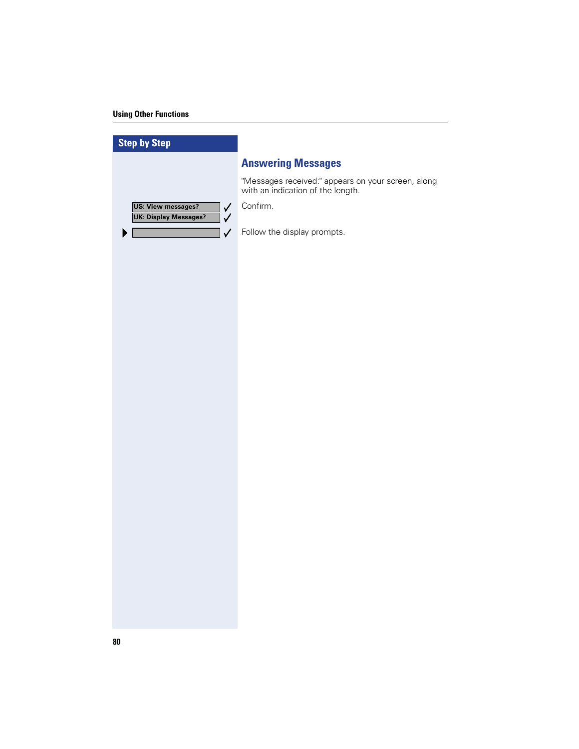## Answering Messages

"Messages received:" appears on your screen, along with an indication of the length.

| Step by Step | |
|---|---|
| US: View messages? ✓ / UK: Display Messages? ✓ | Confirm. |
| ▶ ✓ | Follow the display prompts. |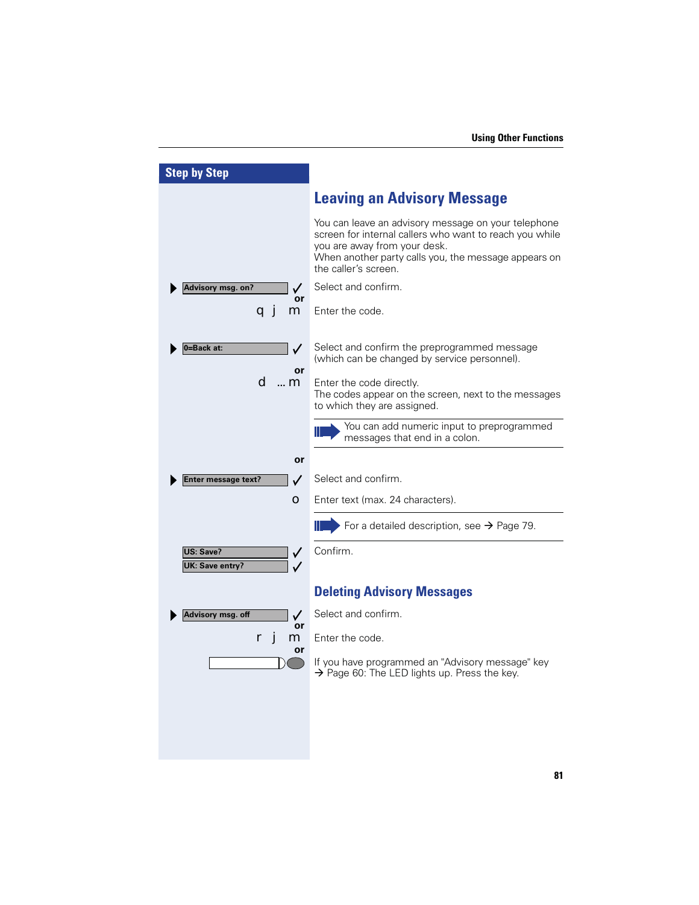## Leaving an Advisory Message

You can leave an advisory message on your telephone screen for internal callers who want to reach you while you are away from your desk.
When another party calls you, the message appears on the caller's screen.

| Step by Step | |
|---|---|
| ▶ Advisory msg. on? ✓ | Select and confirm. |
| or | |
| q j m | Enter the code. |
| ▶ 0=Back at: ✓ | Select and confirm the preprogrammed message (which can be changed by service personnel). |
| or | |
| d ... m | Enter the code directly. The codes appear on the screen, next to the messages to which they are assigned. |
| | You can add numeric input to preprogrammed messages that end in a colon. |
| or | |
| ▶ Enter message text? ✓ | Select and confirm. |
| o | Enter text (max. 24 characters). |
| | For a detailed description, see → Page 79. |
| US: Save? ✓ / UK: Save entry? ✓ | Confirm. |

### Deleting Advisory Messages

| Step by Step | |
|---|---|
| ▶ Advisory msg. off ✓ | Select and confirm. |
| or | |
| r j m | Enter the code. |
| or | |
| [key] | If you have programmed an "Advisory message" key → Page 60: The LED lights up. Press the key. |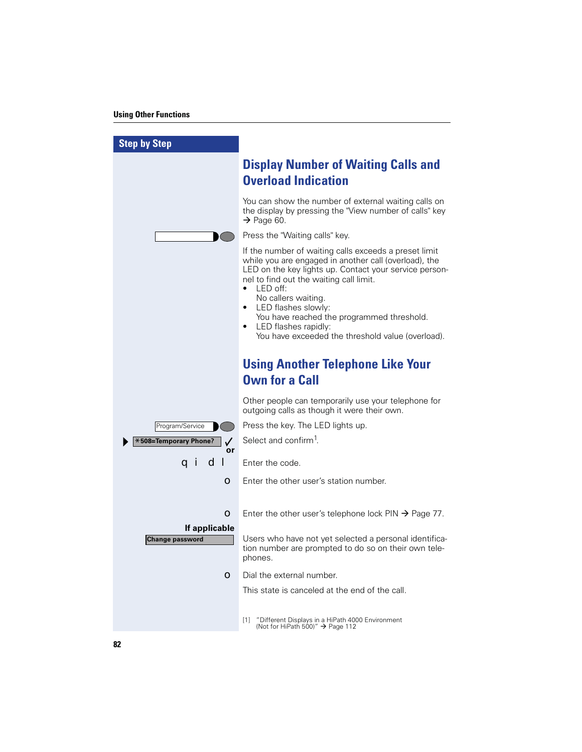## Step by Step

# Display Number of Waiting Calls and Overload Indication

You can show the number of external waiting calls on the display by pressing the "View number of calls" key → Page 60.

Press the "Waiting calls" key.

If the number of waiting calls exceeds a preset limit while you are engaged in another call (overload), the LED on the key lights up. Contact your service personnel to find out the waiting call limit.

- LED off:
  No callers waiting.
- LED flashes slowly:
  You have reached the programmed threshold.
- LED flashes rapidly:
  You have exceeded the threshold value (overload).

# Using Another Telephone Like Your Own for a Call

Other people can temporarily use your telephone for outgoing calls as though it were their own.

Program/Service — Press the key. The LED lights up.

*508=Temporary Phone? ✓ — Select and confirm[1].

or

q i d l — Enter the code.

o — Enter the other user’s station number.

o — Enter the other user’s telephone lock PIN → Page 77.

**If applicable**

Change password — Users who have not yet selected a personal identification number are prompted to do so on their own telephones.

o — Dial the external number.

This state is canceled at the end of the call.

[1] "Different Displays in a HiPath 4000 Environment (Not for HiPath 500)" → Page 112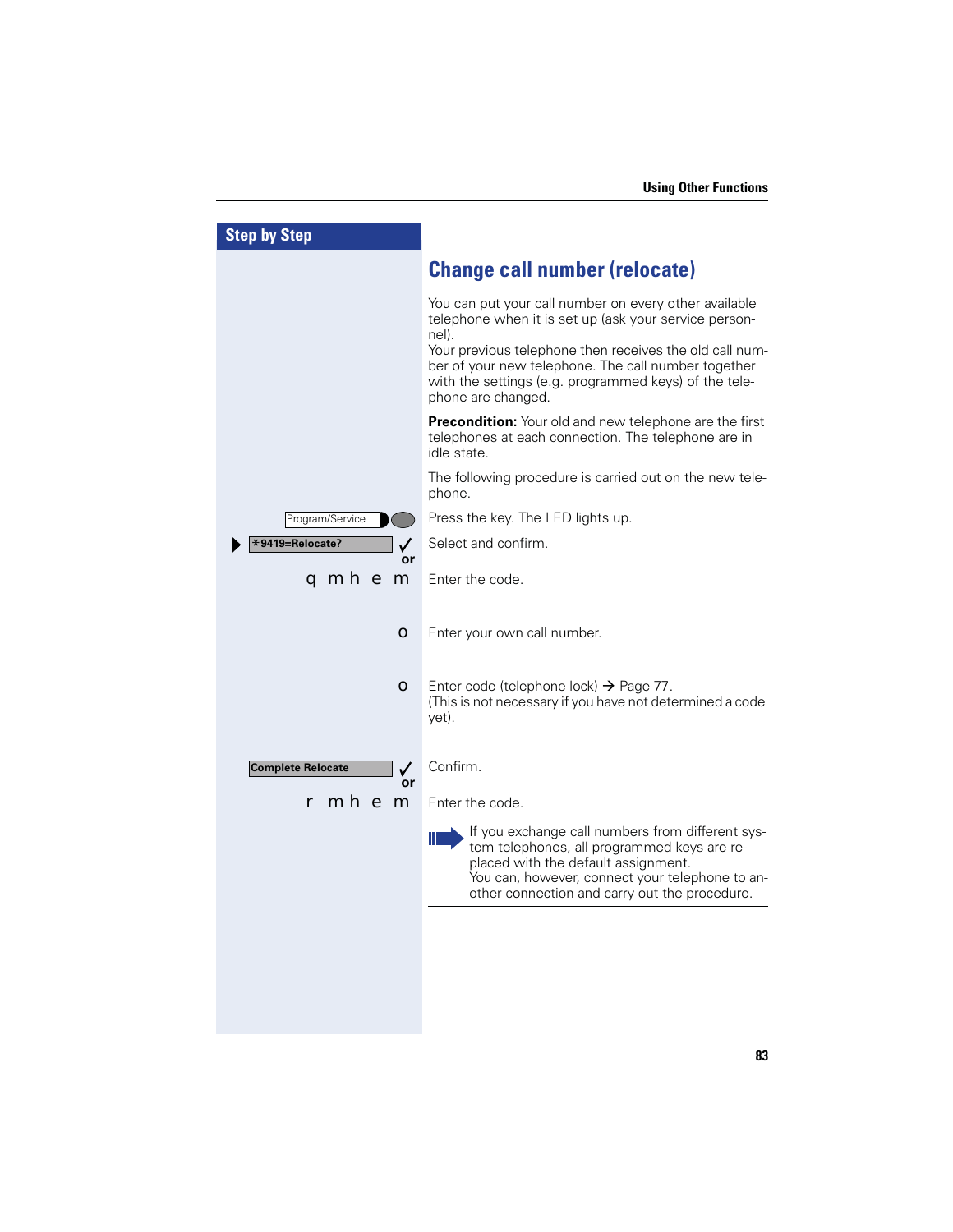## Step by Step

# Change call number (relocate)

You can put your call number on every other available telephone when it is set up (ask your service personnel).
Your previous telephone then receives the old call number of your new telephone. The call number together with the settings (e.g. programmed keys) of the telephone are changed.

**Precondition:** Your old and new telephone are the first telephones at each connection. The telephone are in idle state.

The following procedure is carried out on the new telephone.

| | |
|---|---|
| Program/Service | Press the key. The LED lights up. |
| *9419=Relocate? ✓ or | Select and confirm. |
| q m h e m | Enter the code. |
| o | Enter your own call number. |
| o | Enter code (telephone lock) → Page 77. (This is not necessary if you have not determined a code yet). |
| Complete Relocate ✓ or | Confirm. |
| r m h e m | Enter the code. |

> If you exchange call numbers from different system telephones, all programmed keys are replaced with the default assignment.
> You can, however, connect your telephone to another connection and carry out the procedure.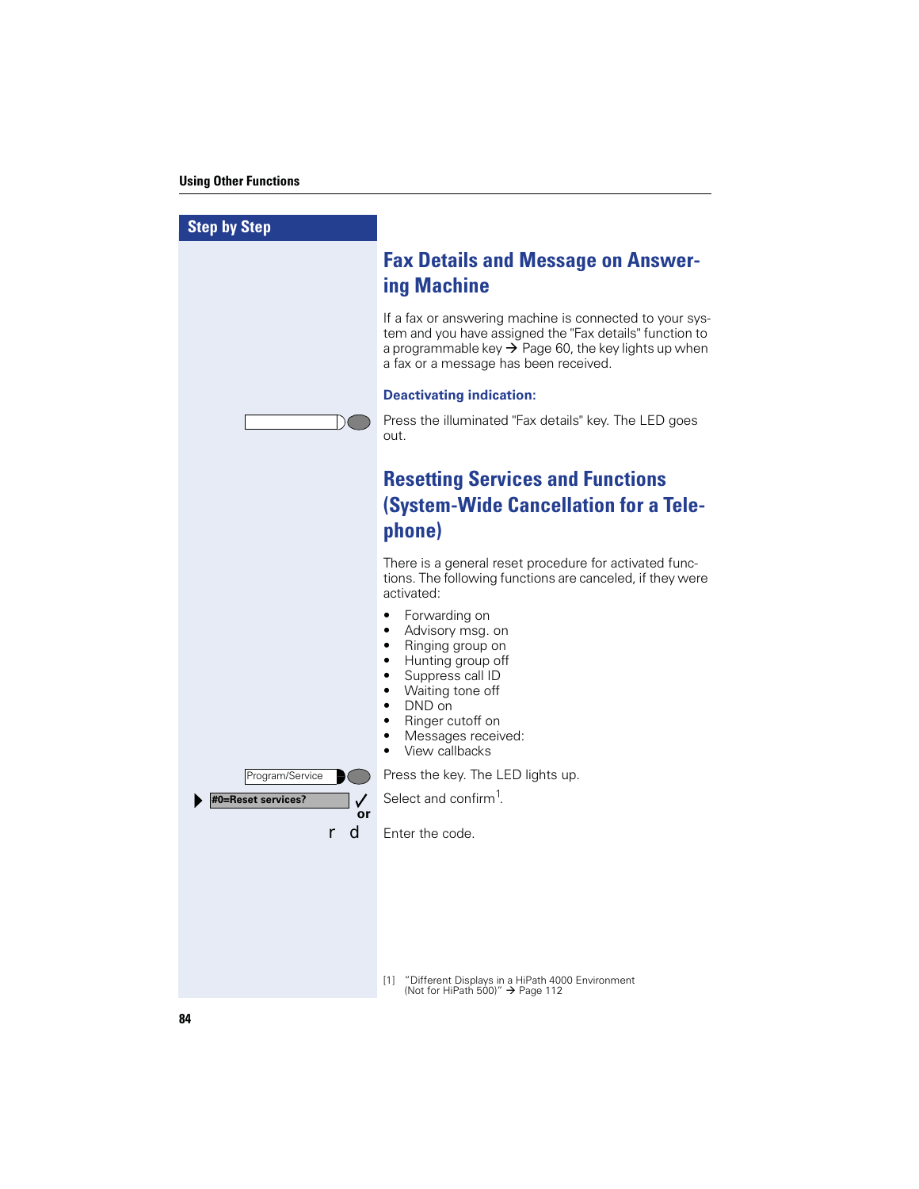## Fax Details and Message on Answering Machine

If a fax or answering machine is connected to your system and you have assigned the "Fax details" function to a programmable key → Page 60, the key lights up when a fax or a message has been received.

### Deactivating indication:

Press the illuminated "Fax details" key. The LED goes out.

## Resetting Services and Functions (System-Wide Cancellation for a Telephone)

There is a general reset procedure for activated functions. The following functions are canceled, if they were activated:

- Forwarding on
- Advisory msg. on
- Ringing group on
- Hunting group off
- Suppress call ID
- Waiting tone off
- DND on
- Ringer cutoff on
- Messages received:
- View callbacks

Program/Service — Press the key. The LED lights up.

#0=Reset services? ✓ — Select and confirm[1].

or

r d — Enter the code.

[1] "Different Displays in a HiPath 4000 Environment (Not for HiPath 500)" → Page 112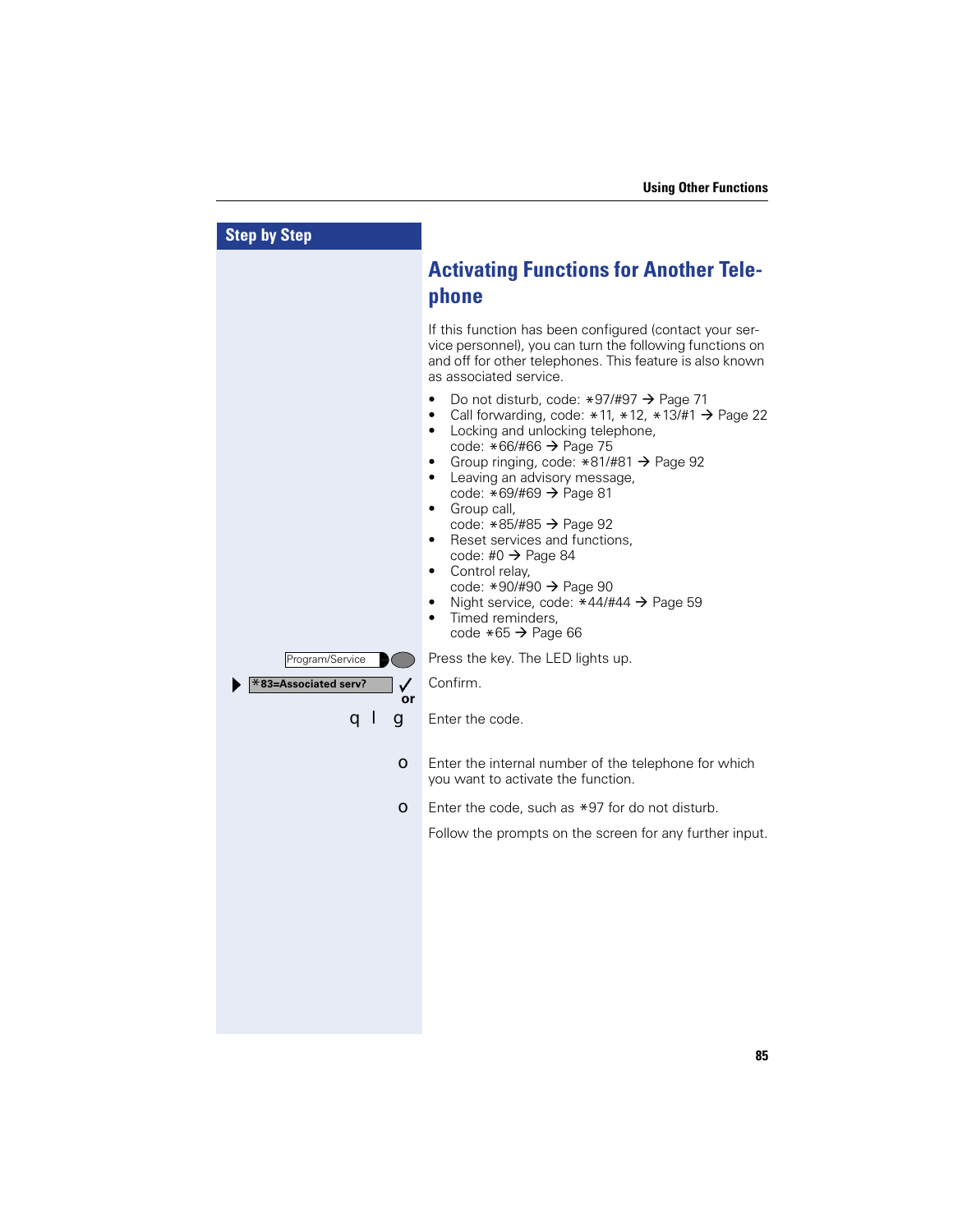## Step by Step

# Activating Functions for Another Telephone

If this function has been configured (contact your service personnel), you can turn the following functions on and off for other telephones. This feature is also known as associated service.

- Do not disturb, code: ∗97/#97 → Page 71
- Call forwarding, code: ∗11, ∗12, ∗13/#1 → Page 22
- Locking and unlocking telephone, code: ∗66/#66 → Page 75
- Group ringing, code: ∗81/#81 → Page 92
- Leaving an advisory message, code: ∗69/#69 → Page 81
- Group call, code: ∗85/#85 → Page 92
- Reset services and functions, code: #0 → Page 84
- Control relay, code: ∗90/#90 → Page 90
- Night service, code: ∗44/#44 → Page 59
- Timed reminders, code ∗65 → Page 66

Program/Service — Press the key. The LED lights up.

∗83=Associated serv? ✓ — Confirm.

or

q l g — Enter the code.

o — Enter the internal number of the telephone for which you want to activate the function.

o — Enter the code, such as ∗97 for do not disturb.

Follow the prompts on the screen for any further input.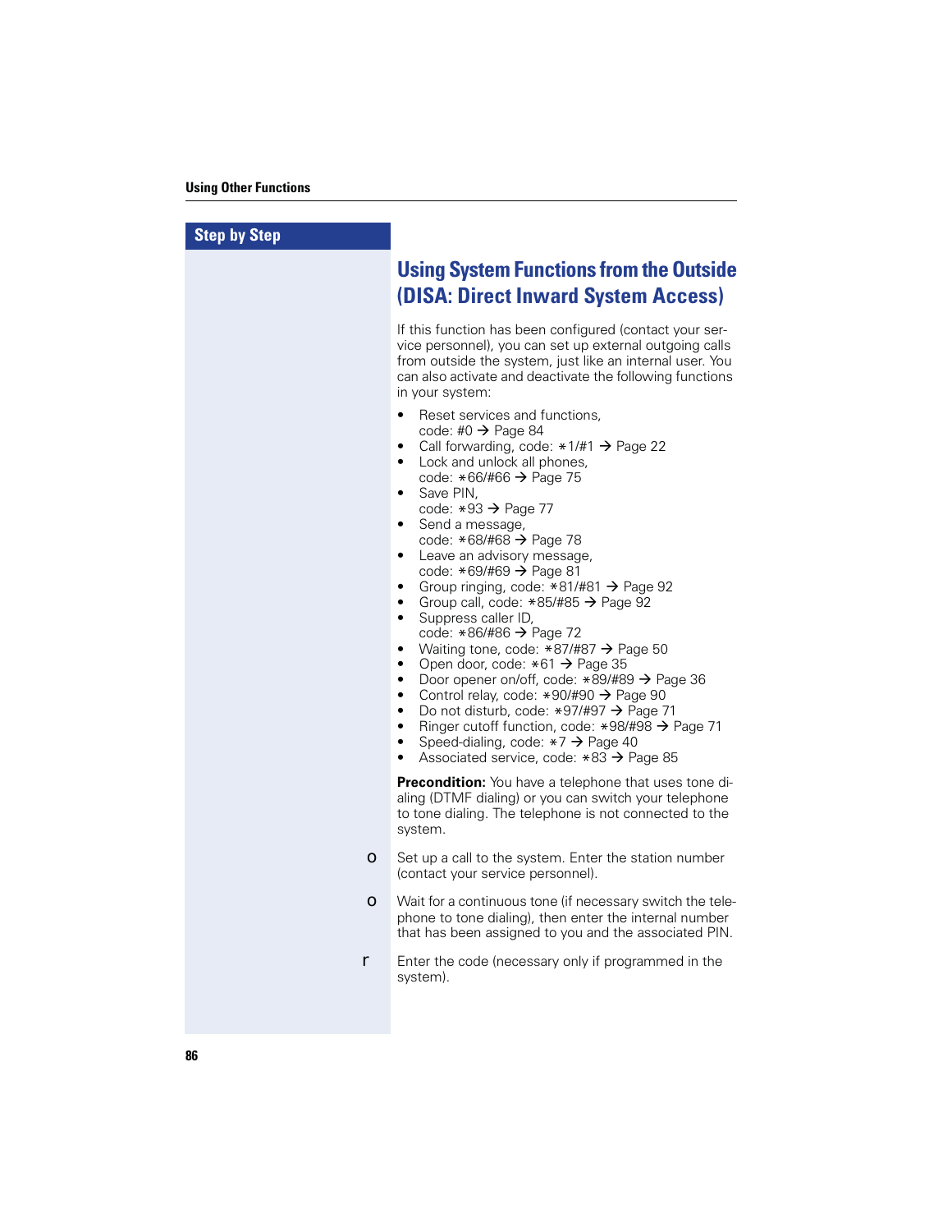## Using System Functions from the Outside (DISA: Direct Inward System Access)

If this function has been configured (contact your service personnel), you can set up external outgoing calls from outside the system, just like an internal user. You can also activate and deactivate the following functions in your system:

- Reset services and functions, code: #0 → Page 84
- Call forwarding, code: ∗1/#1 → Page 22
- Lock and unlock all phones, code: ∗66/#66 → Page 75
- Save PIN, code: ∗93 → Page 77
- Send a message, code: ∗68/#68 → Page 78
- Leave an advisory message, code: ∗69/#69 → Page 81
- Group ringing, code: ∗81/#81 → Page 92
- Group call, code: ∗85/#85 → Page 92
- Suppress caller ID, code: ∗86/#86 → Page 72
- Waiting tone, code: ∗87/#87 → Page 50
- Open door, code: ∗61 → Page 35
- Door opener on/off, code: ∗89/#89 → Page 36
- Control relay, code: ∗90/#90 → Page 90
- Do not disturb, code: ∗97/#97 → Page 71
- Ringer cutoff function, code: ∗98/#98 → Page 71
- Speed-dialing, code: ∗7 → Page 40
- Associated service, code: ∗83 → Page 85

**Precondition:** You have a telephone that uses tone dialing (DTMF dialing) or you can switch your telephone to tone dialing. The telephone is not connected to the system.

o Set up a call to the system. Enter the station number (contact your service personnel).

o Wait for a continuous tone (if necessary switch the telephone to tone dialing), then enter the internal number that has been assigned to you and the associated PIN.

r Enter the code (necessary only if programmed in the system).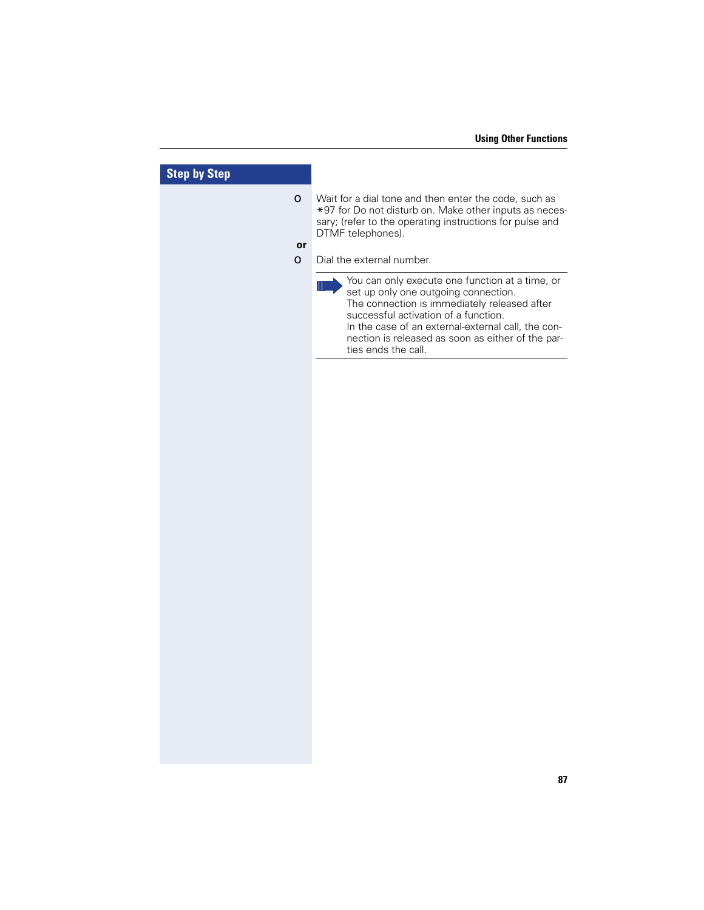**Step by Step**

o Wait for a dial tone and then enter the code, such as *97 for Do not disturb on. Make other inputs as necessary; (refer to the operating instructions for pulse and DTMF telephones).

**or**

o Dial the external number.

---

You can only execute one function at a time, or set up only one outgoing connection.
The connection is immediately released after successful activation of a function.
In the case of an external-external call, the connection is released as soon as either of the parties ends the call.

---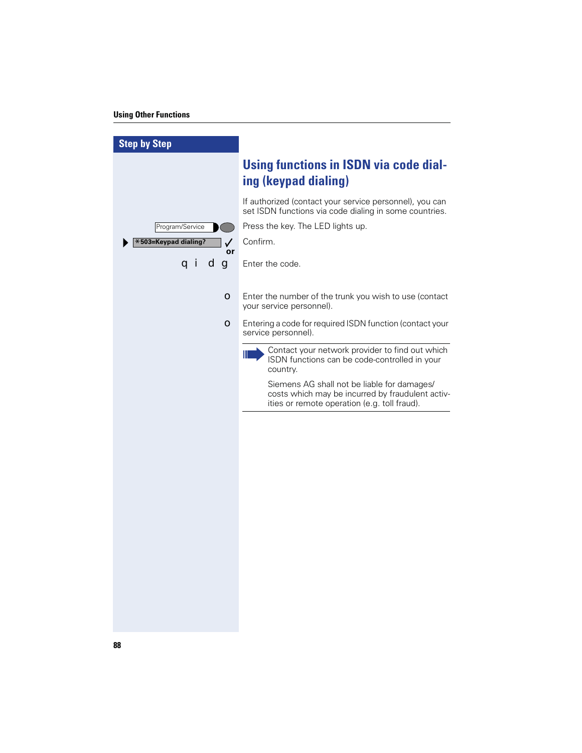**Step by Step**

## Using functions in ISDN via code dialing (keypad dialing)

If authorized (contact your service personnel), you can set ISDN functions via code dialing in some countries.

| | |
|---|---|
| Program/Service | Press the key. The LED lights up. |
| ▶ *503=Keypad dialing? ✓ or | Confirm. |
| q i d g | Enter the code. |
| o | Enter the number of the trunk you wish to use (contact your service personnel). |
| o | Entering a code for required ISDN function (contact your service personnel). |

Contact your network provider to find out which ISDN functions can be code-controlled in your country.

Siemens AG shall not be liable for damages/costs which may be incurred by fraudulent activities or remote operation (e.g. toll fraud).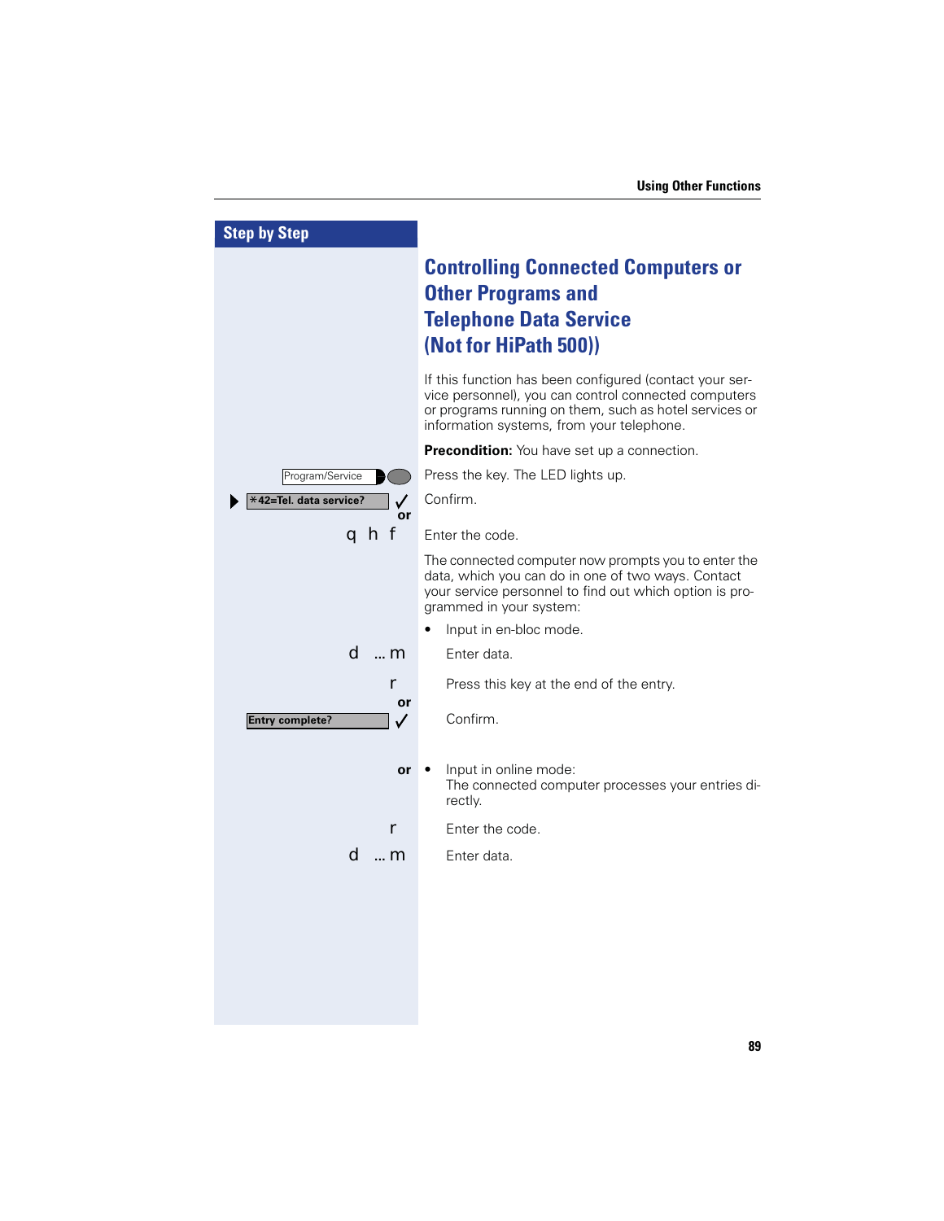Step by Step

# Controlling Connected Computers or Other Programs and Telephone Data Service (Not for HiPath 500))

If this function has been configured (contact your service personnel), you can control connected computers or programs running on them, such as hotel services or information systems, from your telephone.

**Precondition:** You have set up a connection.

| | |
|---|---|
| Program/Service | Press the key. The LED lights up. |
| ▶ *42=Tel. data service? ✓ | Confirm. |
| or | |
| q h f | Enter the code. |
| | The connected computer now prompts you to enter the data, which you can do in one of two ways. Contact your service personnel to find out which option is programmed in your system: |
| | • Input in en-bloc mode. |
| d ... m | Enter data. |
| r | Press this key at the end of the entry. |
| or | |
| Entry complete? ✓ | Confirm. |
| or | • Input in online mode: The connected computer processes your entries directly. |
| r | Enter the code. |
| d ... m | Enter data. |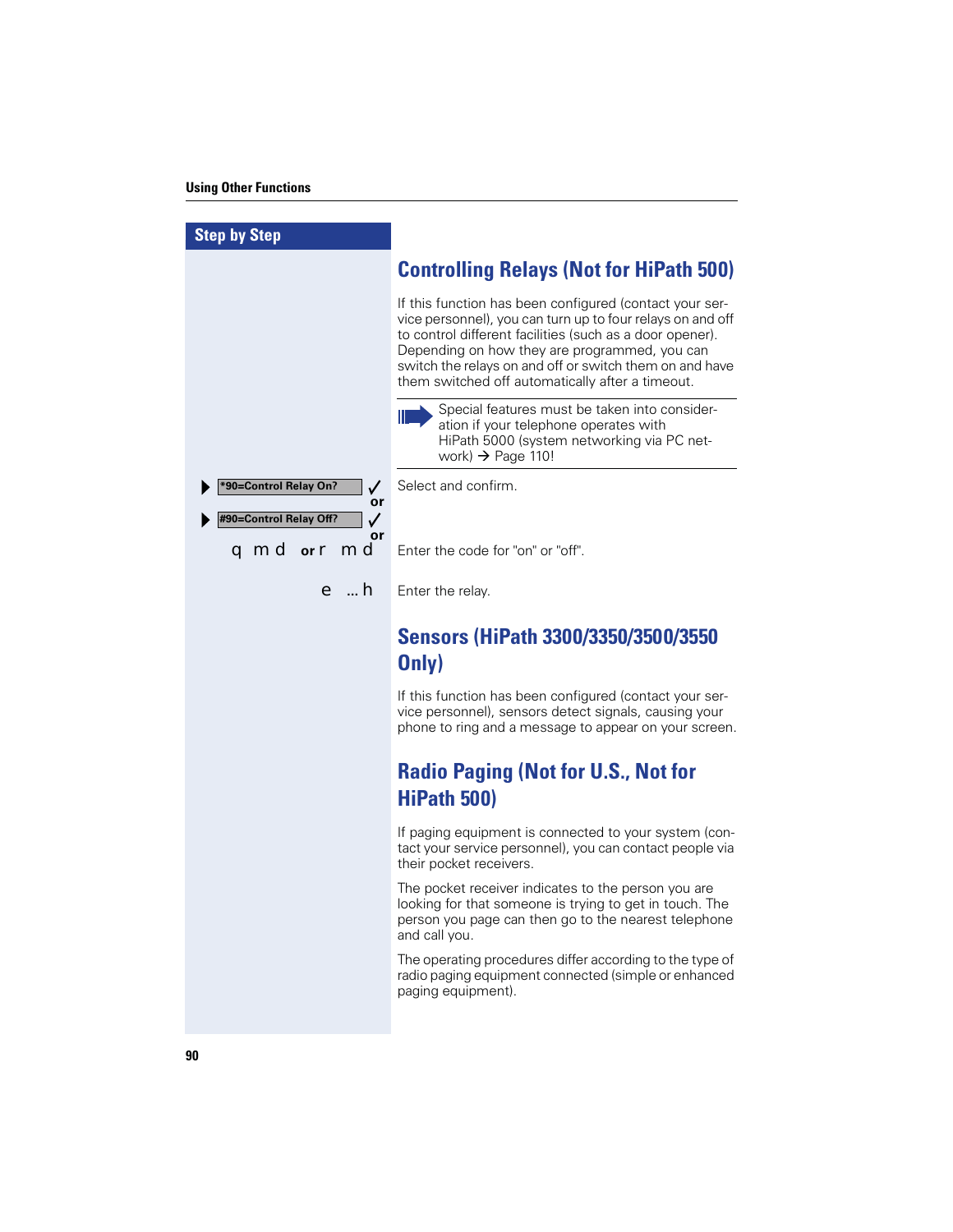Step by Step

## Controlling Relays (Not for HiPath 500)

If this function has been configured (contact your service personnel), you can turn up to four relays on and off to control different facilities (such as a door opener). Depending on how they are programmed, you can switch the relays on and off or switch them on and have them switched off automatically after a timeout.

> Special features must be taken into consideration if your telephone operates with HiPath 5000 (system networking via PC network) → Page 110!

| | |
|---|---|
| ▶ *90=Control Relay On? ✓ or | Select and confirm. |
| ▶ #90=Control Relay Off? ✓ or | |
| q m d or r m d | Enter the code for "on" or "off". |
| e ... h | Enter the relay. |

## Sensors (HiPath 3300/3350/3500/3550 Only)

If this function has been configured (contact your service personnel), sensors detect signals, causing your phone to ring and a message to appear on your screen.

## Radio Paging (Not for U.S., Not for HiPath 500)

If paging equipment is connected to your system (contact your service personnel), you can contact people via their pocket receivers.

The pocket receiver indicates to the person you are looking for that someone is trying to get in touch. The person you page can then go to the nearest telephone and call you.

The operating procedures differ according to the type of radio paging equipment connected (simple or enhanced paging equipment).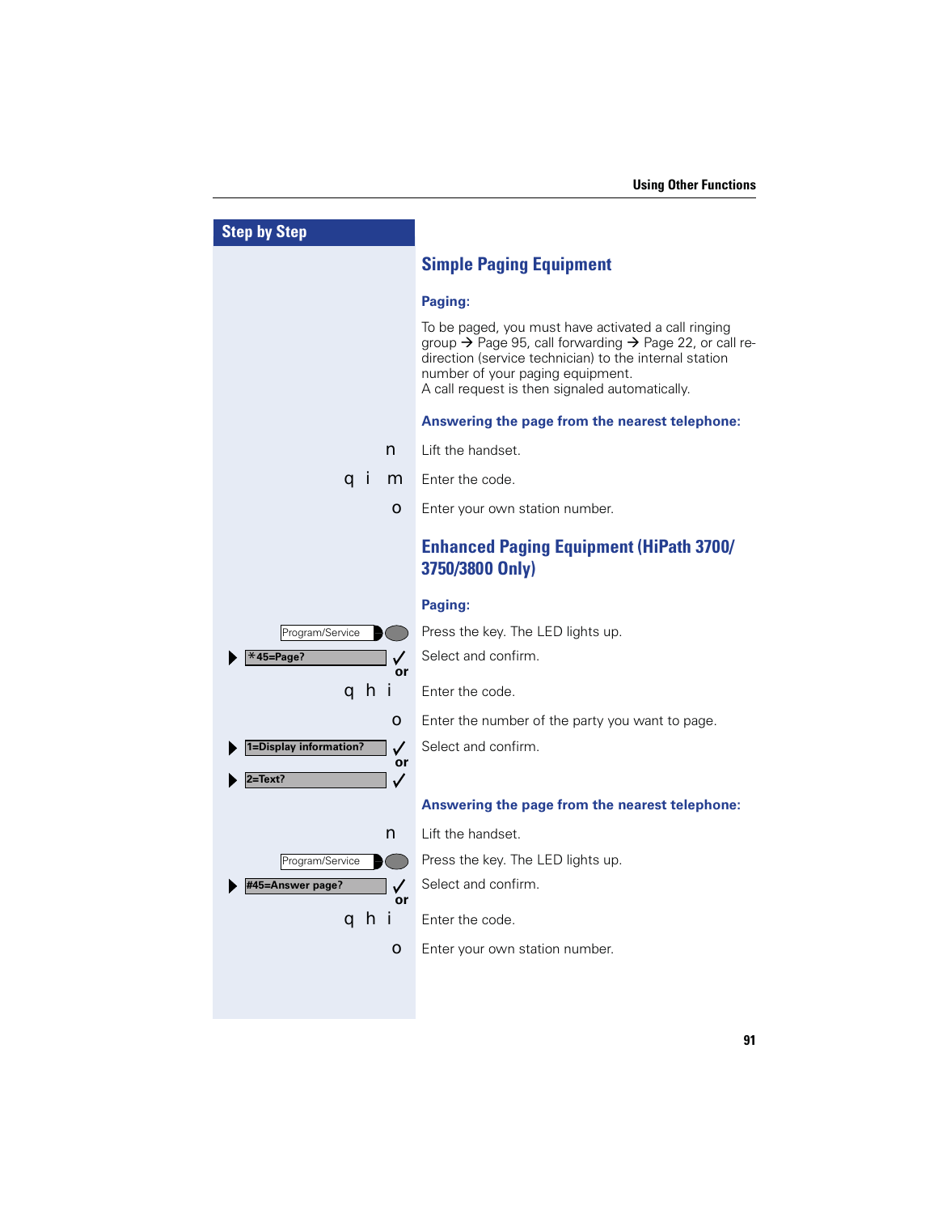**Step by Step**

## Simple Paging Equipment

**Paging:**

To be paged, you must have activated a call ringing group → Page 95, call forwarding → Page 22, or call redirection (service technician) to the internal station number of your paging equipment.
A call request is then signaled automatically.

**Answering the page from the nearest telephone:**

| | |
|---|---|
| n | Lift the handset. |
| q i m | Enter the code. |
| o | Enter your own station number. |

## Enhanced Paging Equipment (HiPath 3700/ 3750/3800 Only)

**Paging:**

| | |
|---|---|
| Program/Service | Press the key. The LED lights up. |
| ▶ *45=Page? ✓ or | Select and confirm. |
| q h i | Enter the code. |
| o | Enter the number of the party you want to page. |
| ▶ 1=Display information? ✓ or | Select and confirm. |
| ▶ 2=Text? ✓ | |

**Answering the page from the nearest telephone:**

| | |
|---|---|
| n | Lift the handset. |
| Program/Service | Press the key. The LED lights up. |
| ▶ #45=Answer page? ✓ or | Select and confirm. |
| q h i | Enter the code. |
| o | Enter your own station number. |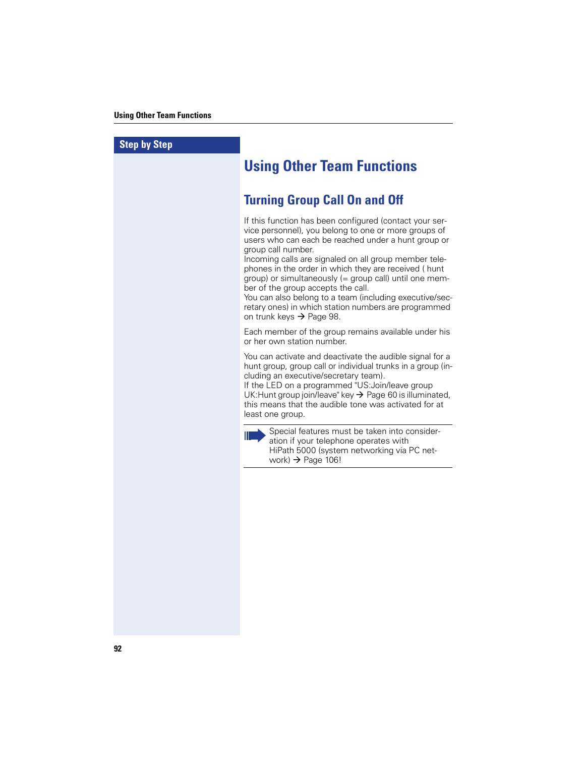# Using Other Team Functions

## Turning Group Call On and Off

If this function has been configured (contact your service personnel), you belong to one or more groups of users who can each be reached under a hunt group or group call number.
Incoming calls are signaled on all group member telephones in the order in which they are received ( hunt group) or simultaneously (= group call) until one member of the group accepts the call.
You can also belong to a team (including executive/secretary ones) in which station numbers are programmed on trunk keys → Page 98.

Each member of the group remains available under his or her own station number.

You can activate and deactivate the audible signal for a hunt group, group call or individual trunks in a group (including an executive/secretary team).
If the LED on a programmed "US:Join/leave group UK:Hunt group join/leave" key → Page 60 is illuminated, this means that the audible tone was activated for at least one group.

> Special features must be taken into consideration if your telephone operates with HiPath 5000 (system networking via PC network) → Page 106!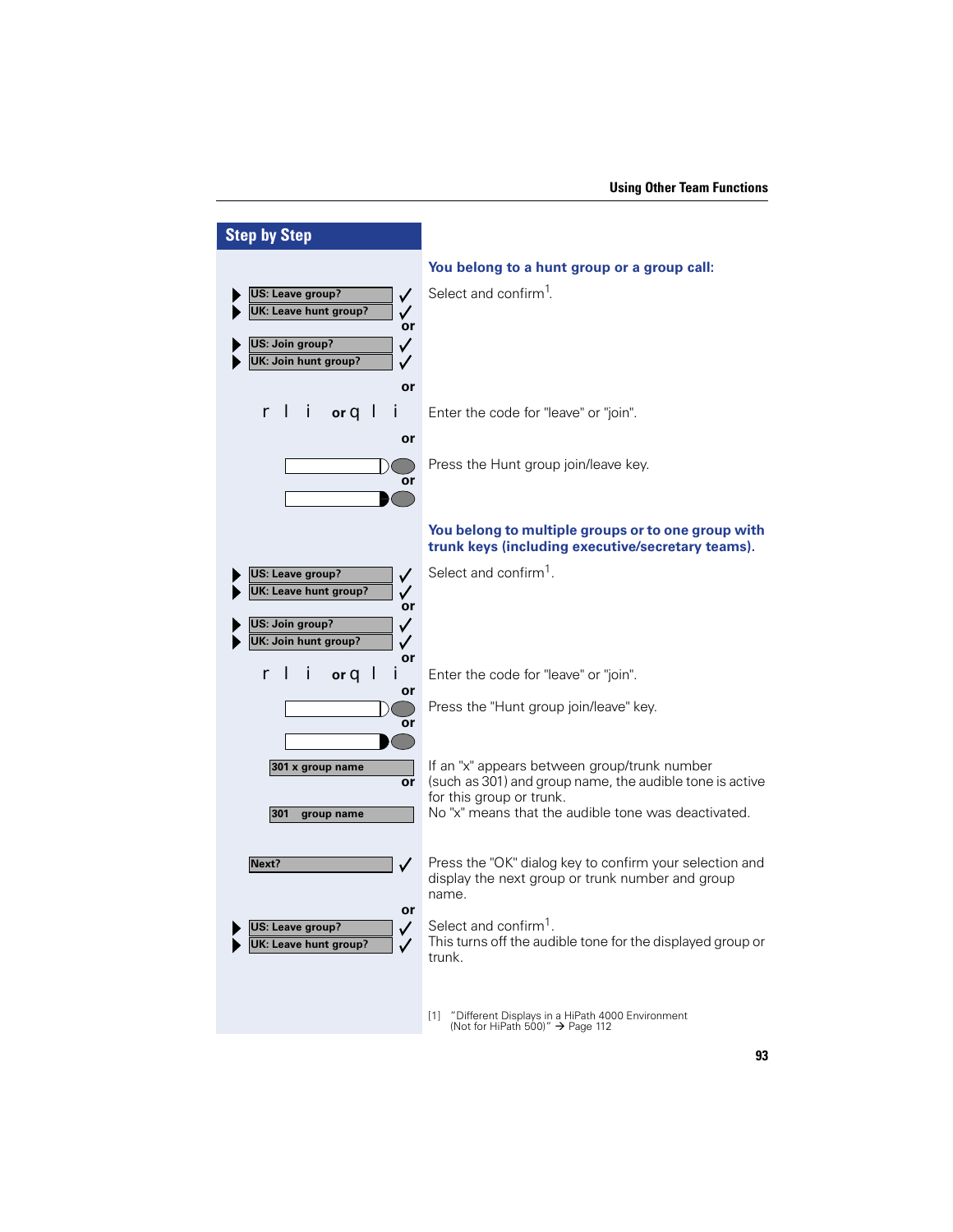## Step by Step

### You belong to a hunt group or a group call:

US: Leave group? ✓
UK: Leave hunt group? ✓
or
US: Join group? ✓
UK: Join hunt group? ✓

Select and confirm[1].

or

r l i or q l i — Enter the code for "leave" or "join".

or

Press the Hunt group join/leave key.

or

### You belong to multiple groups or to one group with trunk keys (including executive/secretary teams).

US: Leave group? ✓
UK: Leave hunt group? ✓
or
US: Join group? ✓
UK: Join hunt group? ✓

Select and confirm[1].

or

r l i or q l i — Enter the code for "leave" or "join".

or

Press the "Hunt group join/leave" key.

or

301 x group name
or
301 group name

If an "x" appears between group/trunk number (such as 301) and group name, the audible tone is active for this group or trunk.
No "x" means that the audible tone was deactivated.

Next? ✓ — Press the "OK" dialog key to confirm your selection and display the next group or trunk number and group name.

or

US: Leave group? ✓
UK: Leave hunt group? ✓

Select and confirm[1].
This turns off the audible tone for the displayed group or trunk.

[1] "Different Displays in a HiPath 4000 Environment (Not for HiPath 500)" → Page 112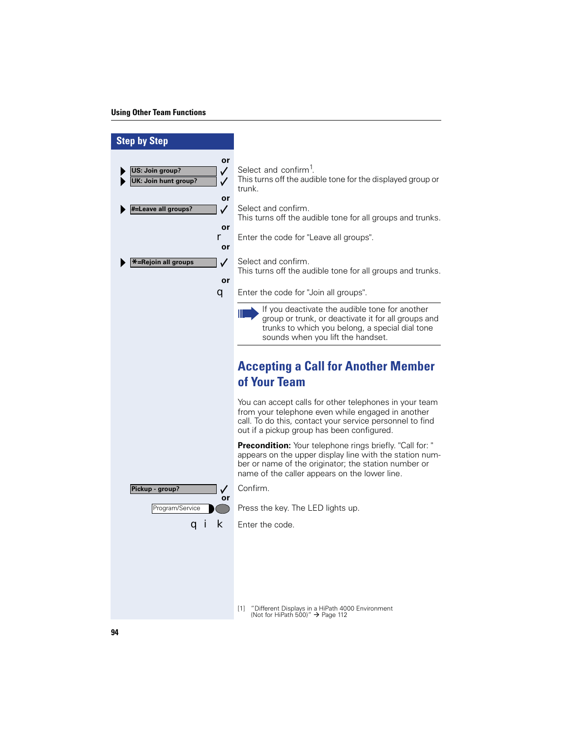## Step by Step

or

▶ US: Join group? ✓
▶ UK: Join hunt group? ✓

Select and confirm[1].
This turns off the audible tone for the displayed group or trunk.

or

▶ #=Leave all groups? ✓

Select and confirm.
This turns off the audible tone for all groups and trunks.

or

r — Enter the code for "Leave all groups".

or

▶ *=Rejoin all groups ✓

Select and confirm.
This turns off the audible tone for all groups and trunks.

or

q — Enter the code for "Join all groups".

> If you deactivate the audible tone for another group or trunk, or deactivate it for all groups and trunks to which you belong, a special dial tone sounds when you lift the handset.

## Accepting a Call for Another Member of Your Team

You can accept calls for other telephones in your team from your telephone even while engaged in another call. To do this, contact your service personnel to find out if a pickup group has been configured.

**Precondition:** Your telephone rings briefly. "Call for: " appears on the upper display line with the station number or name of the originator; the station number or name of the caller appears on the lower line.

Pickup - group? ✓ — Confirm.

or

Program/Service — Press the key. The LED lights up.

q i k — Enter the code.

[1] "Different Displays in a HiPath 4000 Environment (Not for HiPath 500)" → Page 112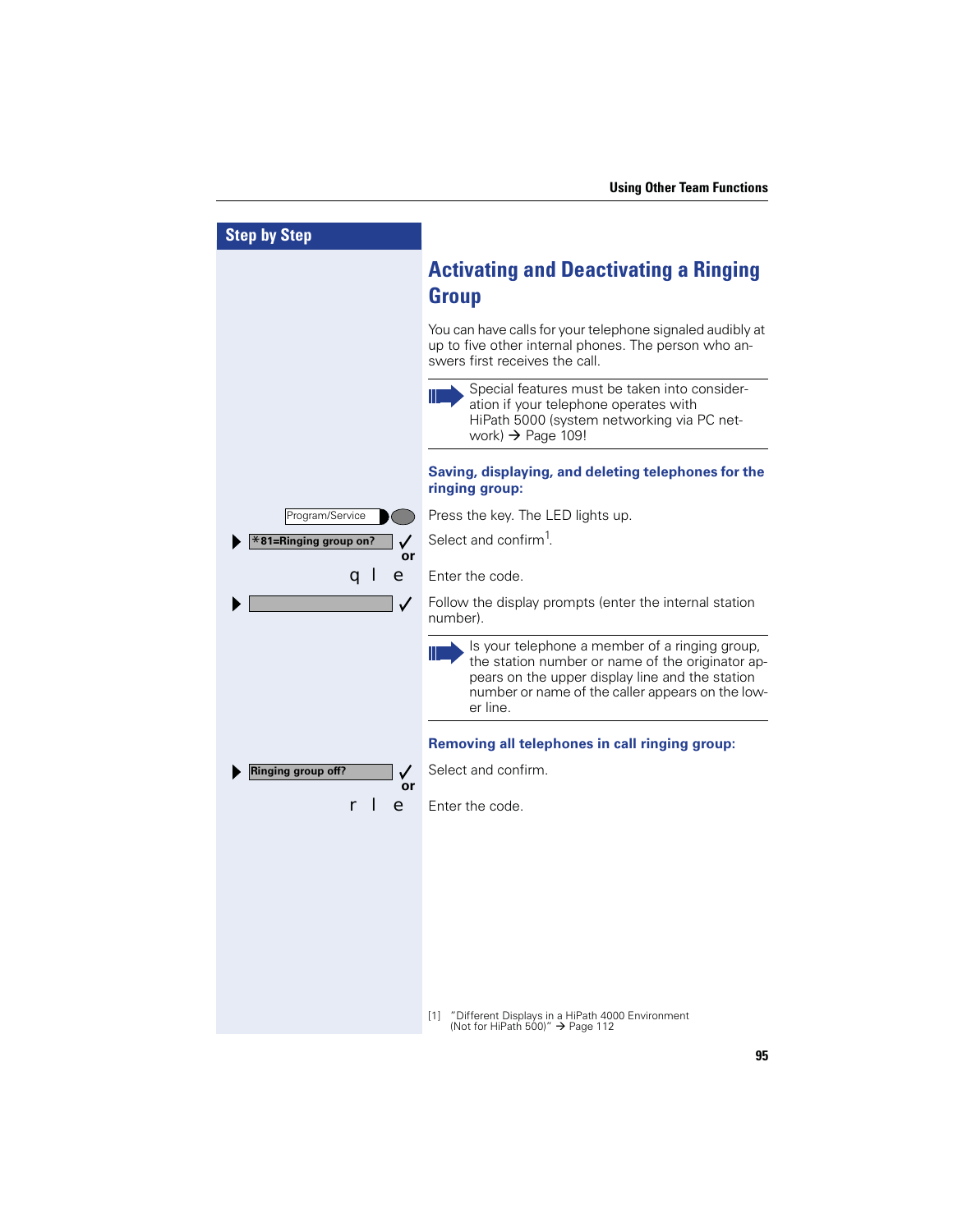## Activating and Deactivating a Ringing Group

You can have calls for your telephone signaled audibly at up to five other internal phones. The person who answers first receives the call.

> Special features must be taken into consideration if your telephone operates with HiPath 5000 (system networking via PC network) → Page 109!

**Saving, displaying, and deleting telephones for the ringing group:**

| Step by Step | |
|---|---|
| Program/Service | Press the key. The LED lights up. |
| ▶ *81=Ringing group on? ✓ or | Select and confirm[1]. |
| q l e | Enter the code. |
| ▶ ✓ | Follow the display prompts (enter the internal station number). |

> Is your telephone a member of a ringing group, the station number or name of the originator appears on the upper display line and the station number or name of the caller appears on the lower line.

**Removing all telephones in call ringing group:**

| Step by Step | |
|---|---|
| ▶ Ringing group off? ✓ or | Select and confirm. |
| r l e | Enter the code. |

[1] "Different Displays in a HiPath 4000 Environment (Not for HiPath 500)" → Page 112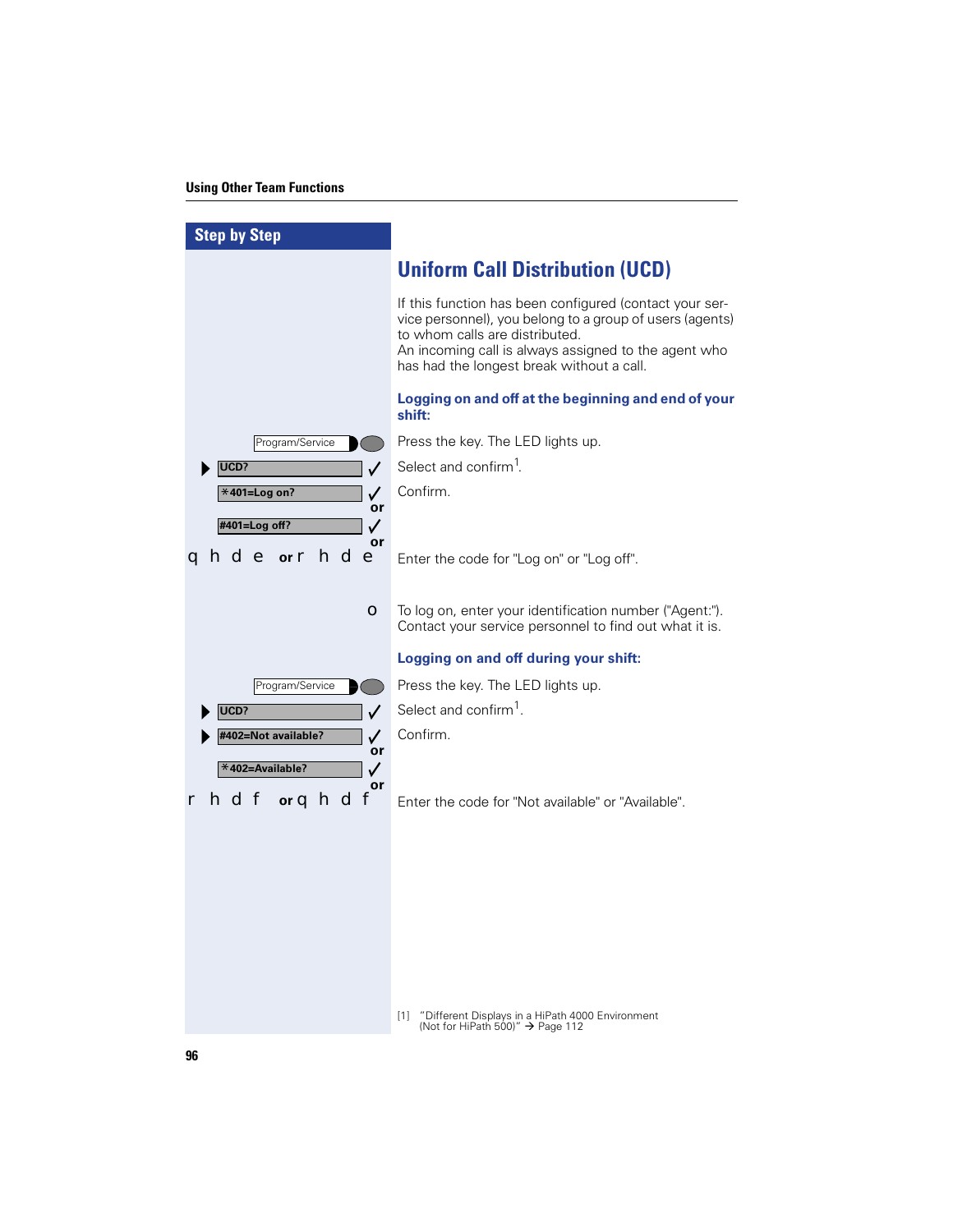## Step by Step

# Uniform Call Distribution (UCD)

If this function has been configured (contact your service personnel), you belong to a group of users (agents) to whom calls are distributed.
An incoming call is always assigned to the agent who has had the longest break without a call.

### Logging on and off at the beginning and end of your shift:

| Step | Action |
|---|---|
| Program/Service | Press the key. The LED lights up. |
| ▶ UCD? ✓ | Select and confirm[1]. |
| *401=Log on? ✓ or #401=Log off? ✓ | Confirm. |
| or q h d e or r h d e | Enter the code for "Log on" or "Log off". |
| o | To log on, enter your identification number ("Agent:"). Contact your service personnel to find out what it is. |

### Logging on and off during your shift:

| Step | Action |
|---|---|
| Program/Service | Press the key. The LED lights up. |
| ▶ UCD? ✓ | Select and confirm[1]. |
| ▶ #402=Not available? ✓ or *402=Available? ✓ | Confirm. |
| or r h d f or q h d f | Enter the code for "Not available" or "Available". |

[1] "Different Displays in a HiPath 4000 Environment (Not for HiPath 500)" → Page 112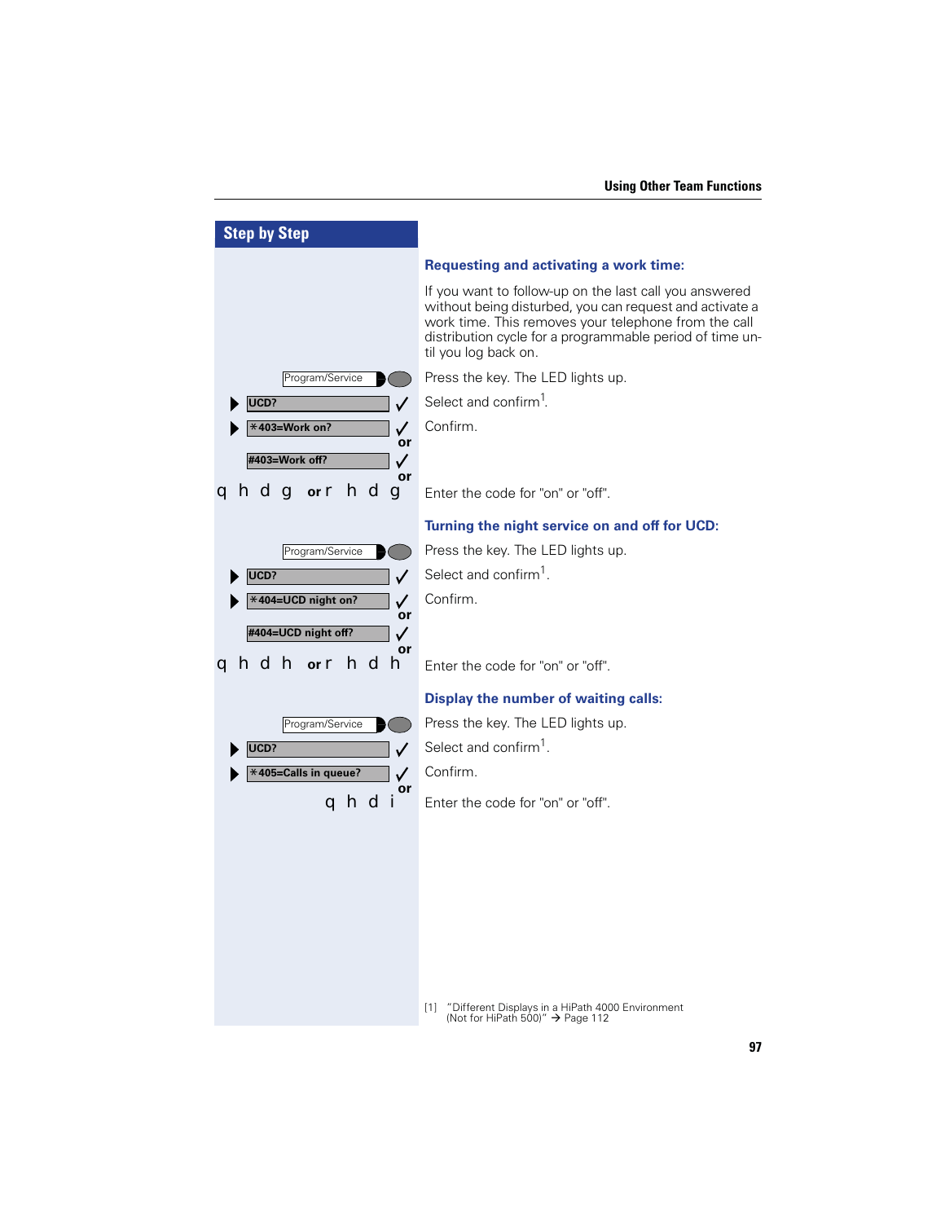## Step by Step

### Requesting and activating a work time:

If you want to follow-up on the last call you answered without being disturbed, you can request and activate a work time. This removes your telephone from the call distribution cycle for a programmable period of time until you log back on.

| | |
|---|---|
| Program/Service | Press the key. The LED lights up. |
| UCD? ✓ | Select and confirm[1]. |
| *403=Work on? ✓ or | Confirm. |
| #403=Work off? ✓ or | |
| q h d g or r h d g | Enter the code for "on" or "off". |

### Turning the night service on and off for UCD:

| | |
|---|---|
| Program/Service | Press the key. The LED lights up. |
| UCD? ✓ | Select and confirm[1]. |
| *404=UCD night on? ✓ or | Confirm. |
| #404=UCD night off? ✓ or | |
| q h d h or r h d h | Enter the code for "on" or "off". |

### Display the number of waiting calls:

| | |
|---|---|
| Program/Service | Press the key. The LED lights up. |
| UCD? ✓ | Select and confirm[1]. |
| *405=Calls in queue? ✓ or | Confirm. |
| q h d i | Enter the code for "on" or "off". |

[1] "Different Displays in a HiPath 4000 Environment (Not for HiPath 500)" → Page 112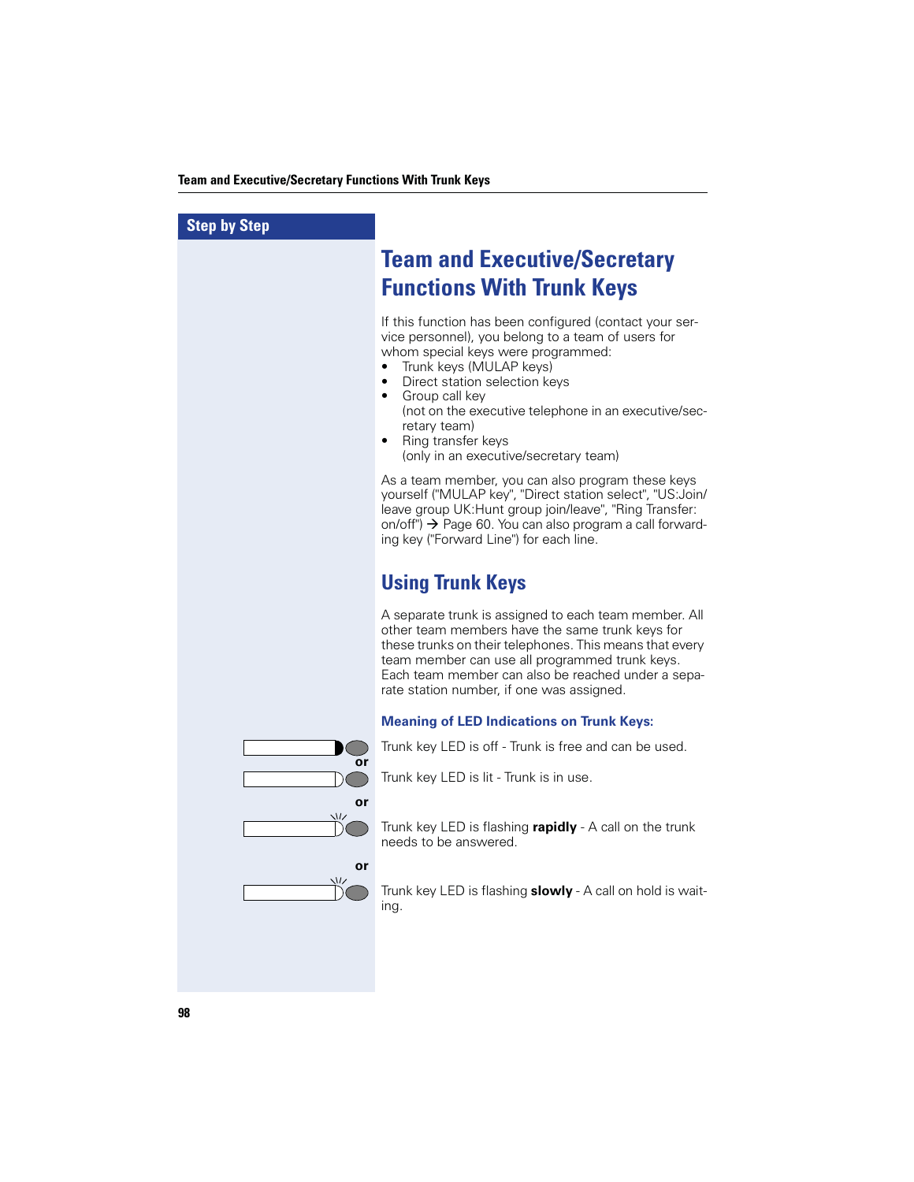Step by Step

# Team and Executive/Secretary Functions With Trunk Keys

If this function has been configured (contact your service personnel), you belong to a team of users for whom special keys were programmed:

- Trunk keys (MULAP keys)
- Direct station selection keys
- Group call key
  (not on the executive telephone in an executive/secretary team)
- Ring transfer keys
  (only in an executive/secretary team)

As a team member, you can also program these keys yourself ("MULAP key", "Direct station select", "US:Join/leave group UK:Hunt group join/leave", "Ring Transfer: on/off") → Page 60. You can also program a call forwarding key ("Forward Line") for each line.

## Using Trunk Keys

A separate trunk is assigned to each team member. All other team members have the same trunk keys for these trunks on their telephones. This means that every team member can use all programmed trunk keys. Each team member can also be reached under a separate station number, if one was assigned.

### Meaning of LED Indications on Trunk Keys:

Trunk key LED is off - Trunk is free and can be used.

or

Trunk key LED is lit - Trunk is in use.

or

Trunk key LED is flashing **rapidly** - A call on the trunk needs to be answered.

or

Trunk key LED is flashing **slowly** - A call on hold is waiting.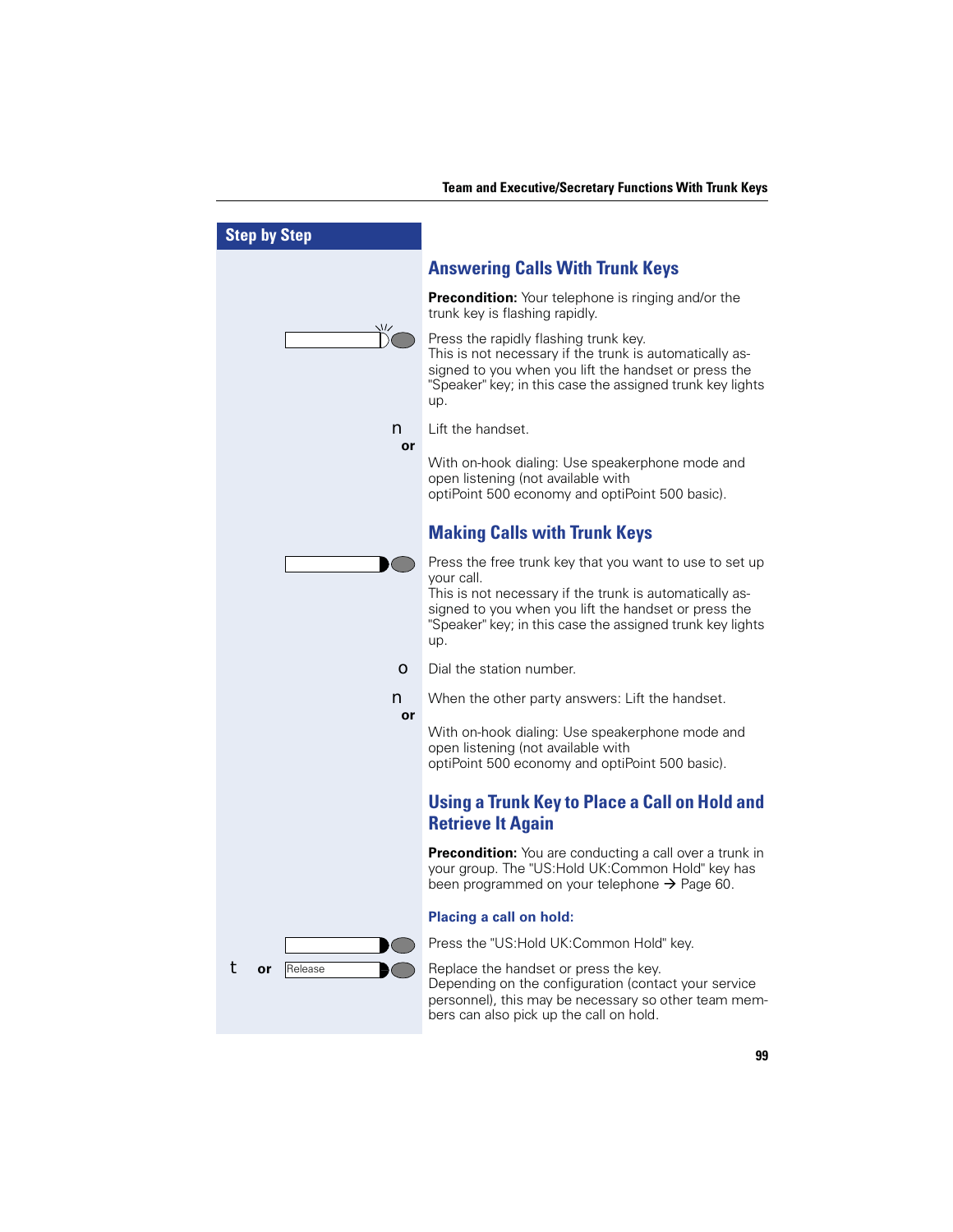**Step by Step**

## Answering Calls With Trunk Keys

**Precondition:** Your telephone is ringing and/or the trunk key is flashing rapidly.

Press the rapidly flashing trunk key.
This is not necessary if the trunk is automatically assigned to you when you lift the handset or press the "Speaker" key; in this case the assigned trunk key lights up.

n Lift the handset.

or

With on-hook dialing: Use speakerphone mode and open listening (not available with optiPoint 500 economy and optiPoint 500 basic).

## Making Calls with Trunk Keys

Press the free trunk key that you want to use to set up your call.
This is not necessary if the trunk is automatically assigned to you when you lift the handset or press the "Speaker" key; in this case the assigned trunk key lights up.

o Dial the station number.

n When the other party answers: Lift the handset.

or

With on-hook dialing: Use speakerphone mode and open listening (not available with optiPoint 500 economy and optiPoint 500 basic).

## Using a Trunk Key to Place a Call on Hold and Retrieve It Again

**Precondition:** You are conducting a call over a trunk in your group. The "US:Hold UK:Common Hold" key has been programmed on your telephone → Page 60.

### Placing a call on hold:

Press the "US:Hold UK:Common Hold" key.

t **or** Release

Replace the handset or press the key.
Depending on the configuration (contact your service personnel), this may be necessary so other team members can also pick up the call on hold.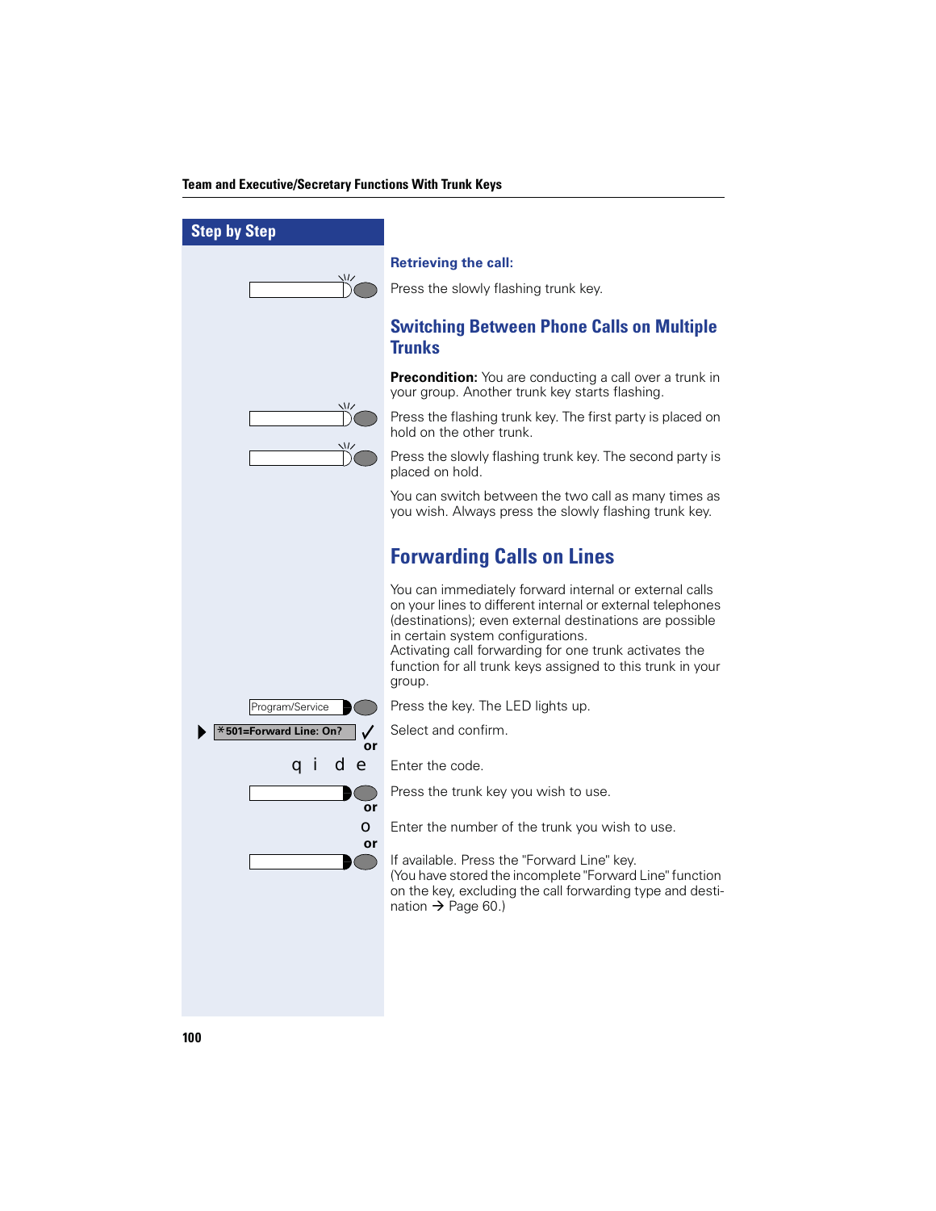**Retrieving the call:**

Press the slowly flashing trunk key.

## Switching Between Phone Calls on Multiple Trunks

**Precondition:** You are conducting a call over a trunk in your group. Another trunk key starts flashing.

Press the flashing trunk key. The first party is placed on hold on the other trunk.

Press the slowly flashing trunk key. The second party is placed on hold.

You can switch between the two call as many times as you wish. Always press the slowly flashing trunk key.

## Forwarding Calls on Lines

You can immediately forward internal or external calls on your lines to different internal or external telephones (destinations); even external destinations are possible in certain system configurations.
Activating call forwarding for one trunk activates the function for all trunk keys assigned to this trunk in your group.

Program/Service — Press the key. The LED lights up.

*501=Forward Line: On? ✓ — Select and confirm.

or

q i d e — Enter the code.

Press the trunk key you wish to use.

or

o — Enter the number of the trunk you wish to use.

or

If available. Press the "Forward Line" key.
(You have stored the incomplete "Forward Line" function on the key, excluding the call forwarding type and destination → Page 60.)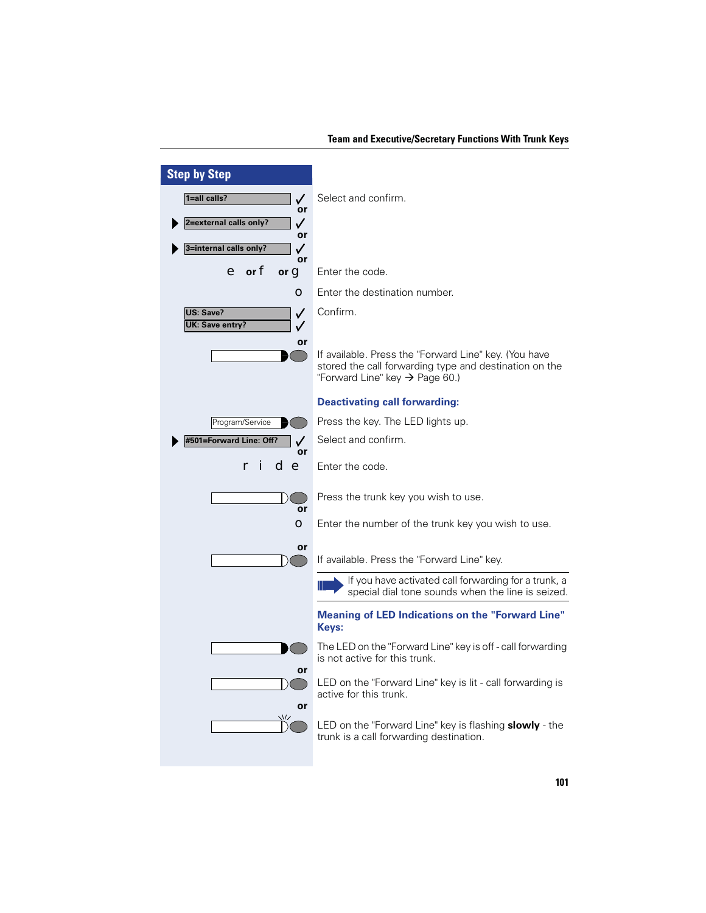## Step by Step

| | |
|---|---|
| 1=all calls? ✓ or | Select and confirm. |
| ▶ 2=external calls only? ✓ or | |
| ▶ 3=internal calls only? ✓ or | |
| e or f or g | Enter the code. |
| o | Enter the destination number. |
| US: Save? ✓ / UK: Save entry? ✓ | Confirm. |
| or | |
| [Forward Line key] | If available. Press the "Forward Line" key. (You have stored the call forwarding type and destination on the "Forward Line" key → Page 60.) |

### Deactivating call forwarding:

| | |
|---|---|
| Program/Service | Press the key. The LED lights up. |
| ▶ #501=Forward Line: Off? ✓ or | Select and confirm. |
| r i d e | Enter the code. |
| [trunk key] | Press the trunk key you wish to use. |
| or o | Enter the number of the trunk key you wish to use. |
| or [Forward Line key] | If available. Press the "Forward Line" key. |

> If you have activated call forwarding for a trunk, a special dial tone sounds when the line is seized.

### Meaning of LED Indications on the "Forward Line" Keys:

| | |
|---|---|
| [LED off] | The LED on the "Forward Line" key is off - call forwarding is not active for this trunk. |
| or [LED lit] | LED on the "Forward Line" key is lit - call forwarding is active for this trunk. |
| or [LED flashing] | LED on the "Forward Line" key is flashing **slowly** - the trunk is a call forwarding destination. |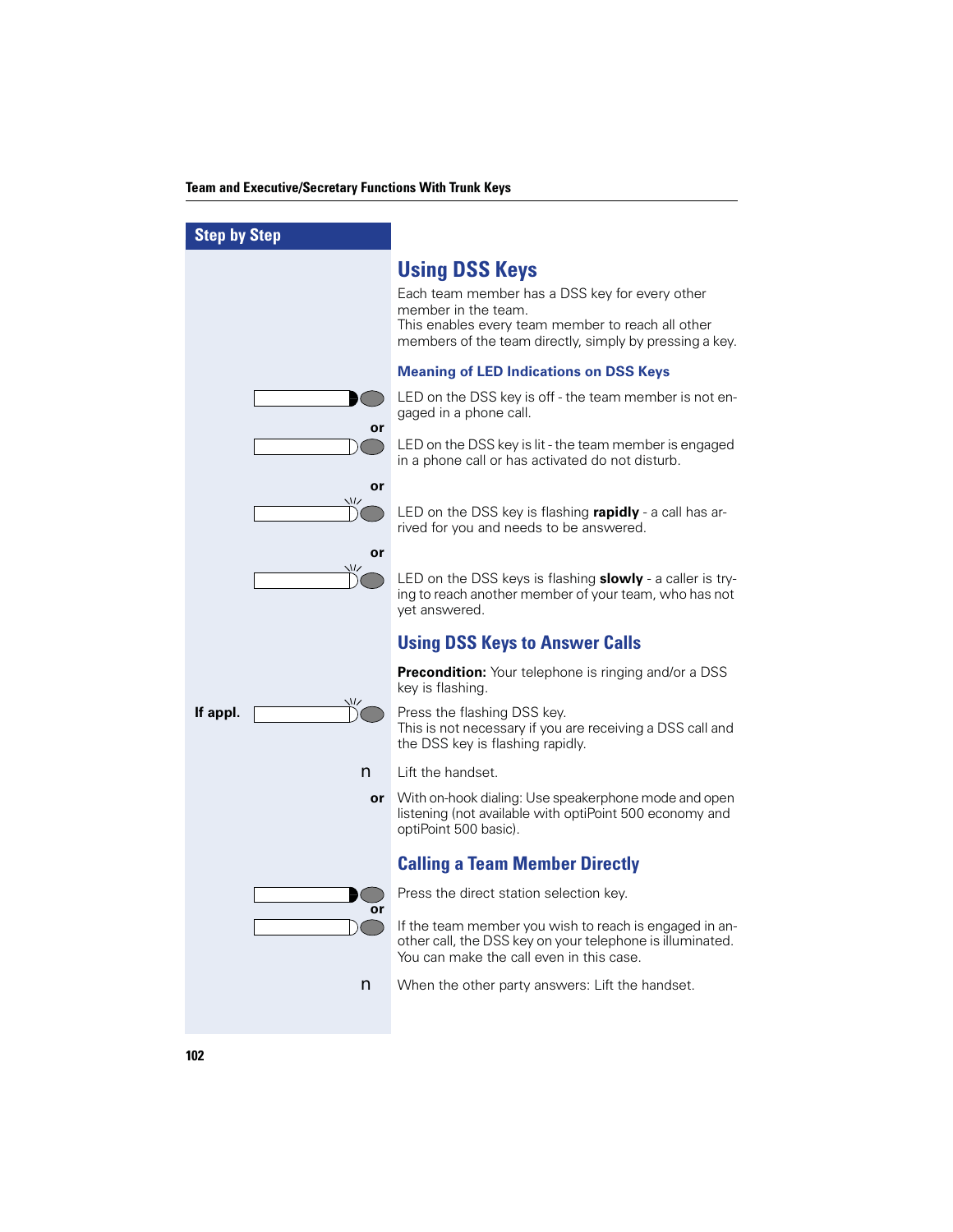## Using DSS Keys

Each team member has a DSS key for every other member in the team.
This enables every team member to reach all other members of the team directly, simply by pressing a key.

### Meaning of LED Indications on DSS Keys

LED on the DSS key is off - the team member is not engaged in a phone call.

or

LED on the DSS key is lit - the team member is engaged in a phone call or has activated do not disturb.

or

LED on the DSS key is flashing **rapidly** - a call has arrived for you and needs to be answered.

or

LED on the DSS keys is flashing **slowly** - a caller is trying to reach another member of your team, who has not yet answered.

## Using DSS Keys to Answer Calls

**Precondition:** Your telephone is ringing and/or a DSS key is flashing.

**If appl.** Press the flashing DSS key.
This is not necessary if you are receiving a DSS call and the DSS key is flashing rapidly.

Lift the handset.

**or** With on-hook dialing: Use speakerphone mode and open listening (not available with optiPoint 500 economy and optiPoint 500 basic).

## Calling a Team Member Directly

Press the direct station selection key.

**or**

If the team member you wish to reach is engaged in another call, the DSS key on your telephone is illuminated. You can make the call even in this case.

When the other party answers: Lift the handset.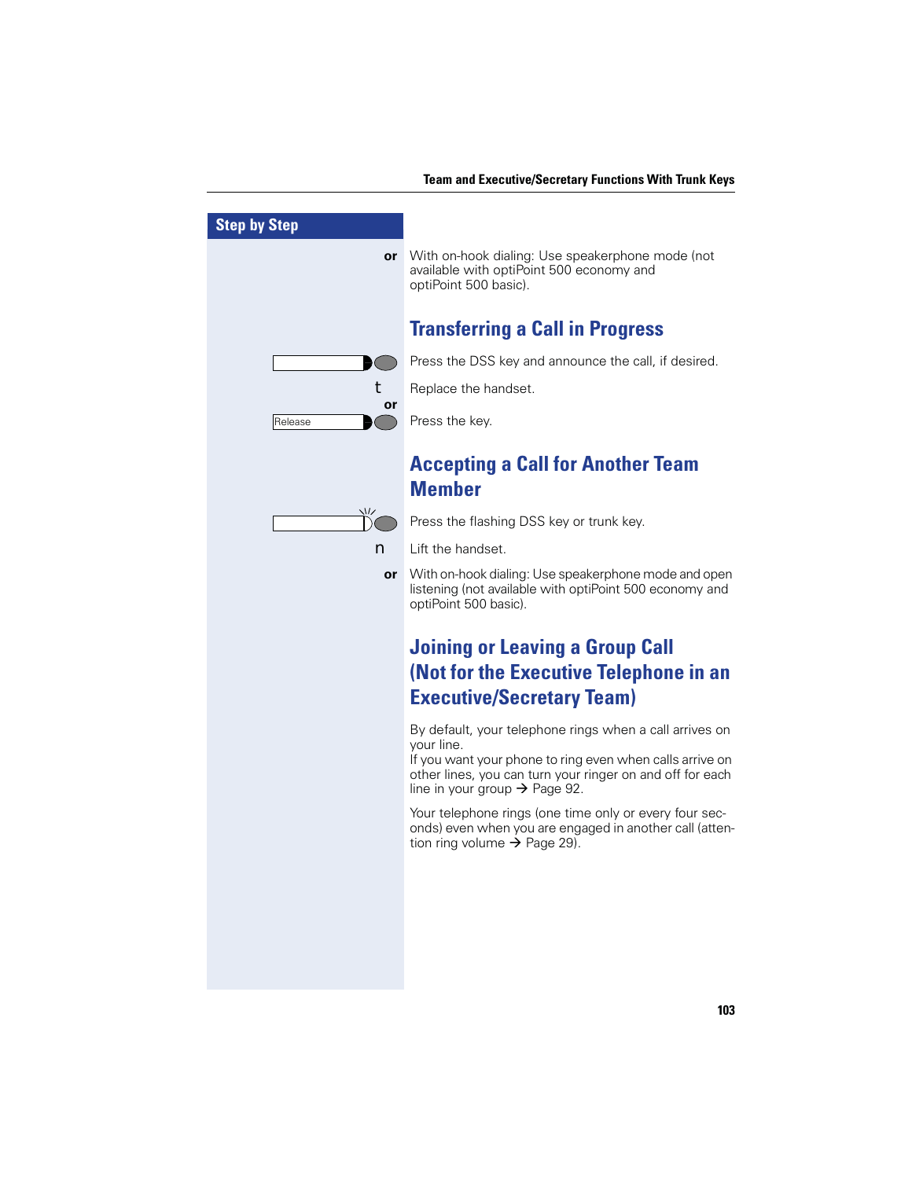**Step by Step**

**or** With on-hook dialing: Use speakerphone mode (not available with optiPoint 500 economy and optiPoint 500 basic).

## Transferring a Call in Progress

Press the DSS key and announce the call, if desired.

t Replace the handset.

**or**

Release — Press the key.

## Accepting a Call for Another Team Member

Press the flashing DSS key or trunk key.

n Lift the handset.

**or** With on-hook dialing: Use speakerphone mode and open listening (not available with optiPoint 500 economy and optiPoint 500 basic).

## Joining or Leaving a Group Call (Not for the Executive Telephone in an Executive/Secretary Team)

By default, your telephone rings when a call arrives on your line.
If you want your phone to ring even when calls arrive on other lines, you can turn your ringer on and off for each line in your group → Page 92.

Your telephone rings (one time only or every four seconds) even when you are engaged in another call (attention ring volume → Page 29).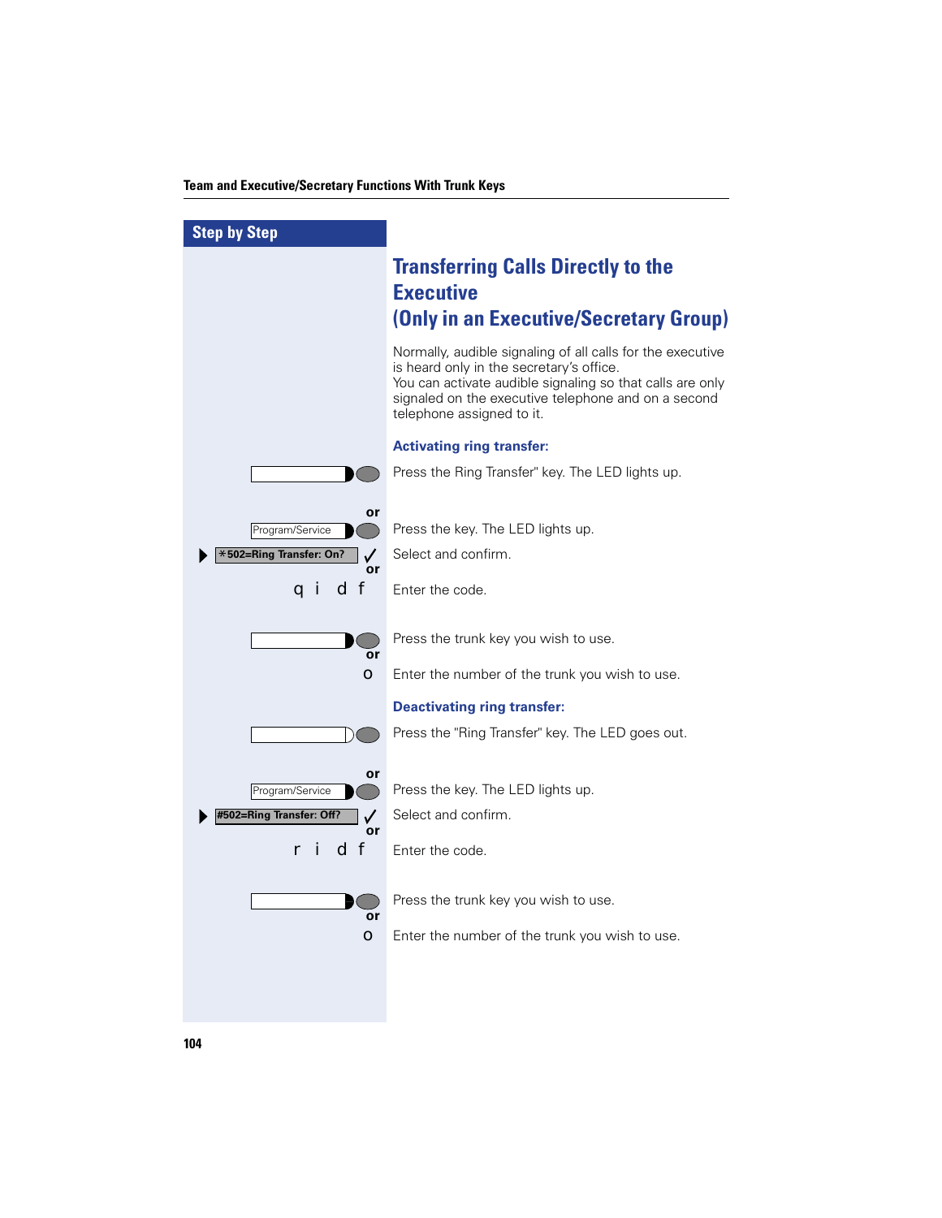## Step by Step

# Transferring Calls Directly to the Executive (Only in an Executive/Secretary Group)

Normally, audible signaling of all calls for the executive is heard only in the secretary's office.
You can activate audible signaling so that calls are only signaled on the executive telephone and on a second telephone assigned to it.

### Activating ring transfer:

Press the Ring Transfer" key. The LED lights up.

or

Program/Service — Press the key. The LED lights up.

*502=Ring Transfer: On? — Select and confirm.

or

q i d f — Enter the code.

Press the trunk key you wish to use.

or

o — Enter the number of the trunk you wish to use.

### Deactivating ring transfer:

Press the "Ring Transfer" key. The LED goes out.

or

Program/Service — Press the key. The LED lights up.

#502=Ring Transfer: Off? — Select and confirm.

or

r i d f — Enter the code.

Press the trunk key you wish to use.

or

o — Enter the number of the trunk you wish to use.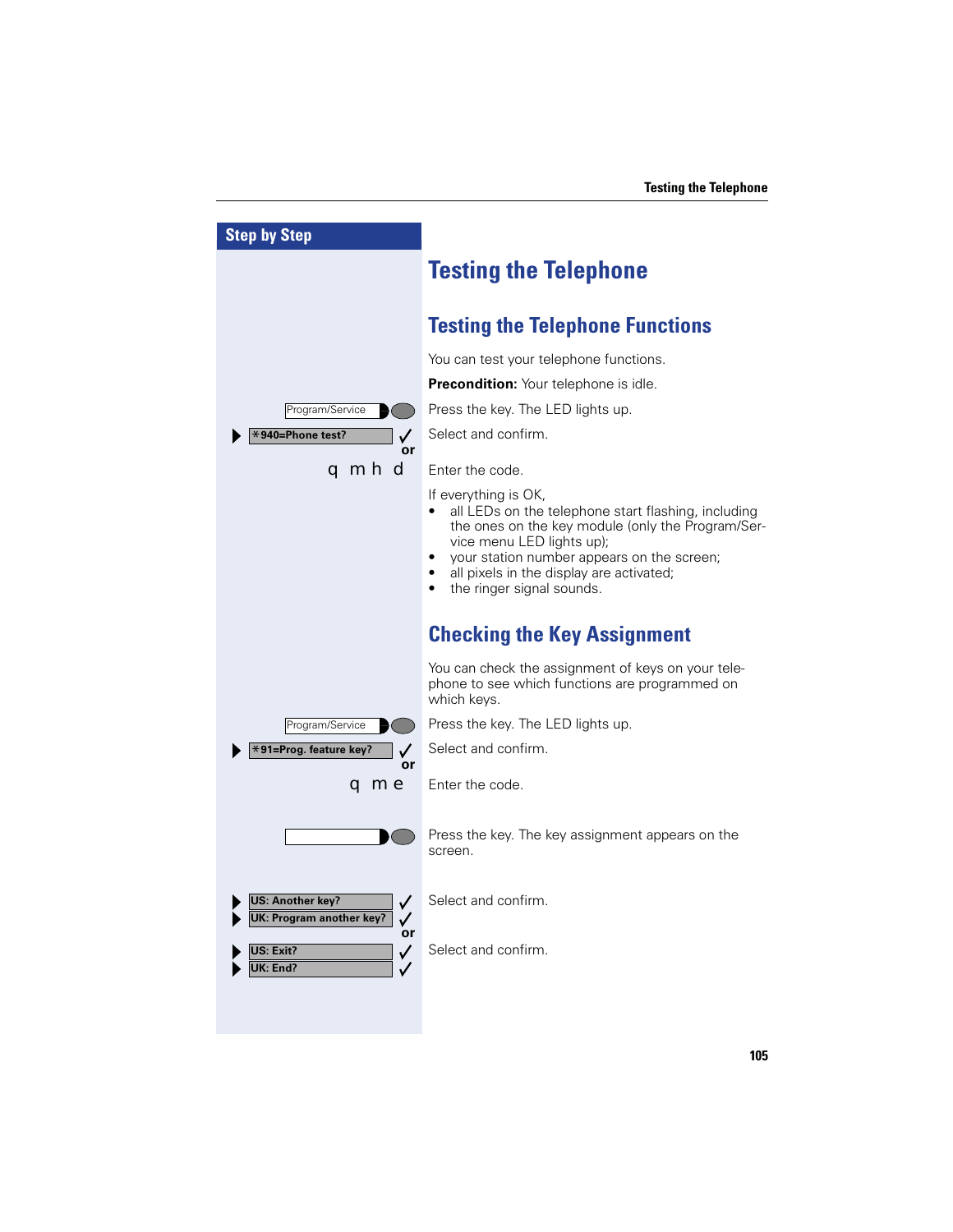# Testing the Telephone

## Testing the Telephone Functions

You can test your telephone functions.

**Precondition:** Your telephone is idle.

Program/Service — Press the key. The LED lights up.

*940=Phone test? — Select and confirm.

or

q m h d — Enter the code.

If everything is OK,

- all LEDs on the telephone start flashing, including the ones on the key module (only the Program/Service menu LED lights up);
- your station number appears on the screen;
- all pixels in the display are activated;
- the ringer signal sounds.

## Checking the Key Assignment

You can check the assignment of keys on your telephone to see which functions are programmed on which keys.

Program/Service — Press the key. The LED lights up.

*91=Prog. feature key? — Select and confirm.

or

q m e — Enter the code.

Press the key. The key assignment appears on the screen.

US: Another key?
UK: Program another key? — Select and confirm.

or

US: Exit?
UK: End? — Select and confirm.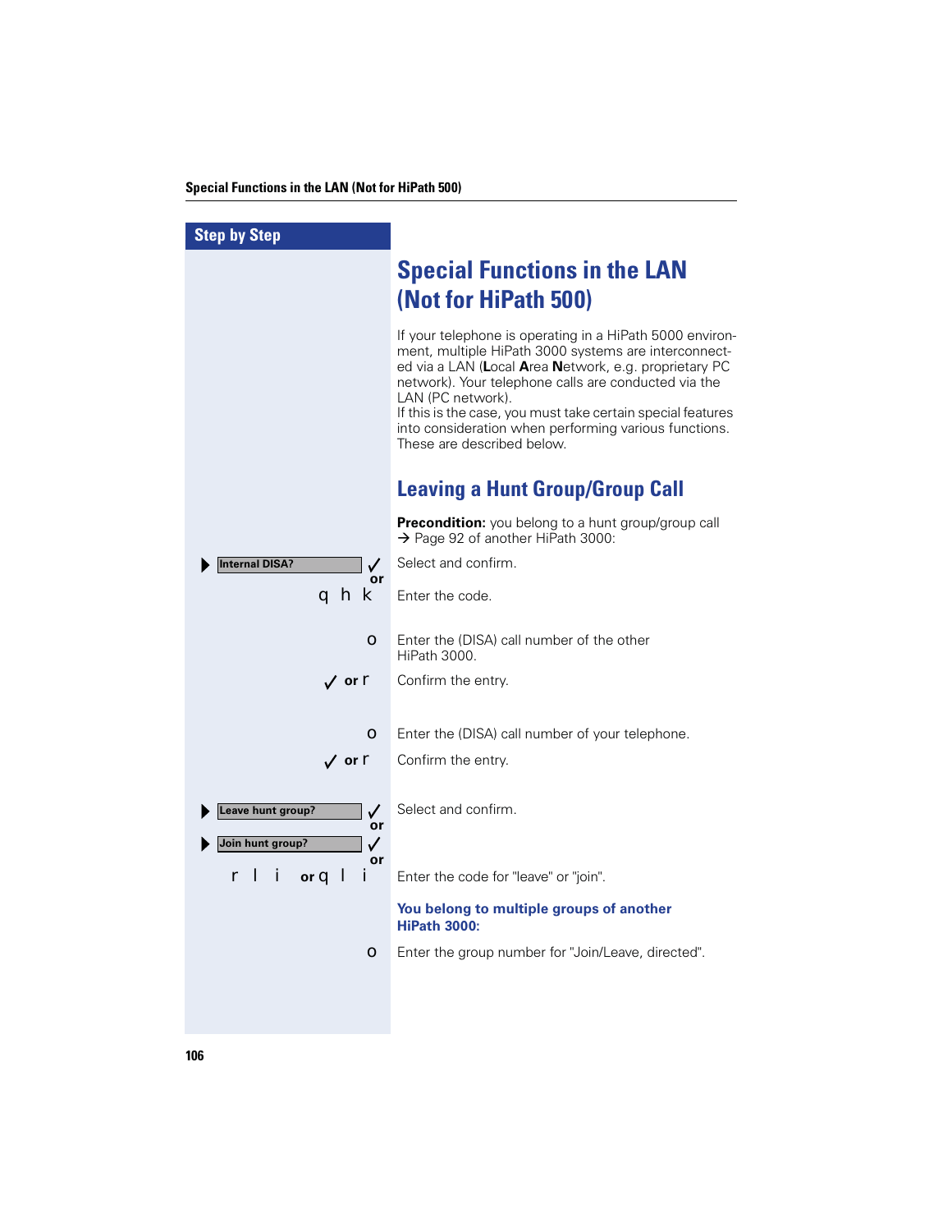# Special Functions in the LAN (Not for HiPath 500)

If your telephone is operating in a HiPath 5000 environment, multiple HiPath 3000 systems are interconnected via a LAN (**L**ocal **A**rea **N**etwork, e.g. proprietary PC network). Your telephone calls are conducted via the LAN (PC network).
If this is the case, you must take certain special features into consideration when performing various functions. These are described below.

## Leaving a Hunt Group/Group Call

**Precondition:** you belong to a hunt group/group call → Page 92 of another HiPath 3000:

| Step by Step | |
|---|---|
| ▶ Internal DISA? ✓ or | Select and confirm. |
| q h k | Enter the code. |
| o | Enter the (DISA) call number of the other HiPath 3000. |
| ✓ or r | Confirm the entry. |
| o | Enter the (DISA) call number of your telephone. |
| ✓ or r | Confirm the entry. |
| ▶ Leave hunt group? ✓ or<br>▶ Join hunt group? ✓ or | Select and confirm. |
| r l i or q l i | Enter the code for "leave" or "join". |
| | **You belong to multiple groups of another HiPath 3000:** |
| o | Enter the group number for "Join/Leave, directed". |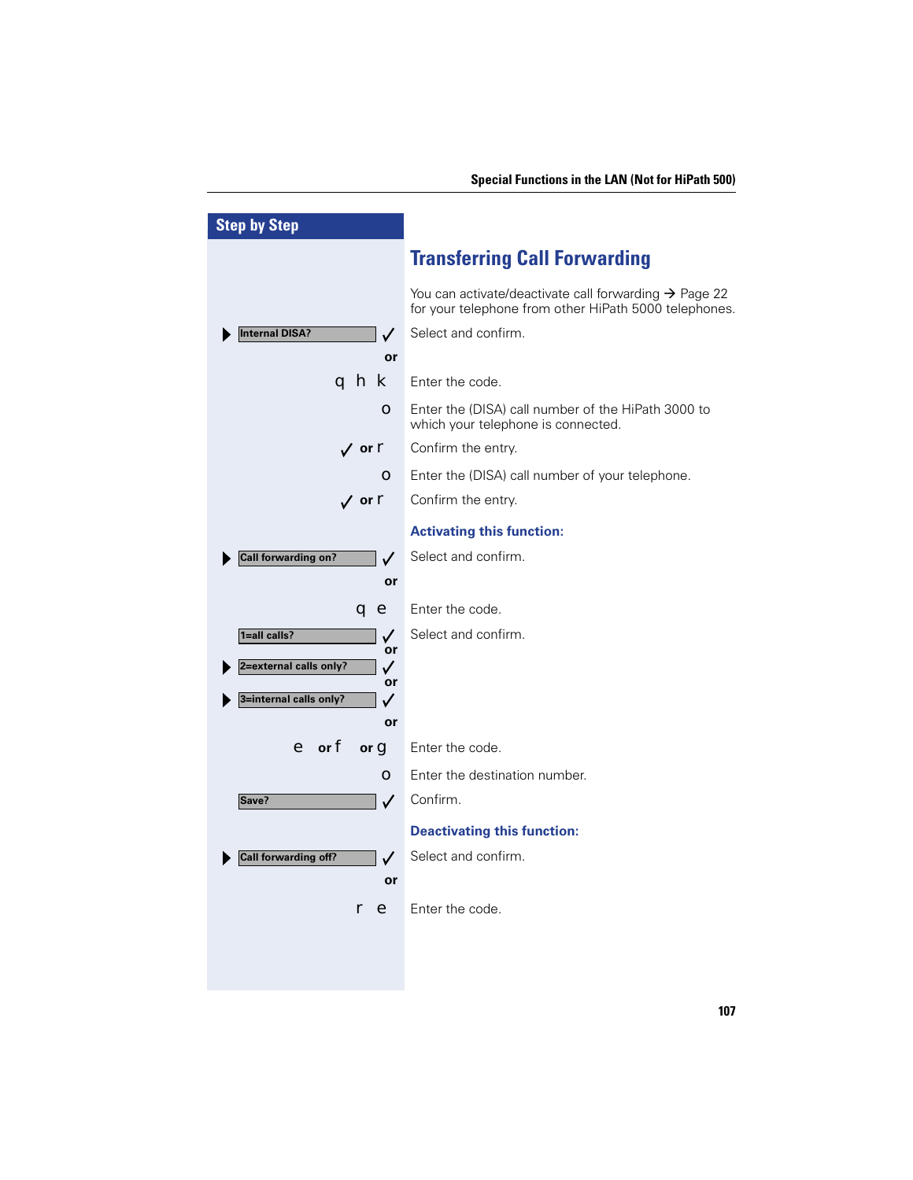## Step by Step

# Transferring Call Forwarding

You can activate/deactivate call forwarding → Page 22 for your telephone from other HiPath 5000 telephones.

| | |
|---|---|
| ▶ Internal DISA? ✓ | Select and confirm. |
| or | |
| q h k | Enter the code. |
| o | Enter the (DISA) call number of the HiPath 3000 to which your telephone is connected. |
| ✓ or r | Confirm the entry. |
| o | Enter the (DISA) call number of your telephone. |
| ✓ or r | Confirm the entry. |

### Activating this function:

| | |
|---|---|
| ▶ Call forwarding on? ✓ | Select and confirm. |
| or | |
| q e | Enter the code. |
| 1=all calls? ✓ or ▶ 2=external calls only? ✓ or ▶ 3=internal calls only? ✓ | Select and confirm. |
| or | |
| e or f or g | Enter the code. |
| o | Enter the destination number. |
| Save? ✓ | Confirm. |

### Deactivating this function:

| | |
|---|---|
| ▶ Call forwarding off? ✓ | Select and confirm. |
| or | |
| r e | Enter the code. |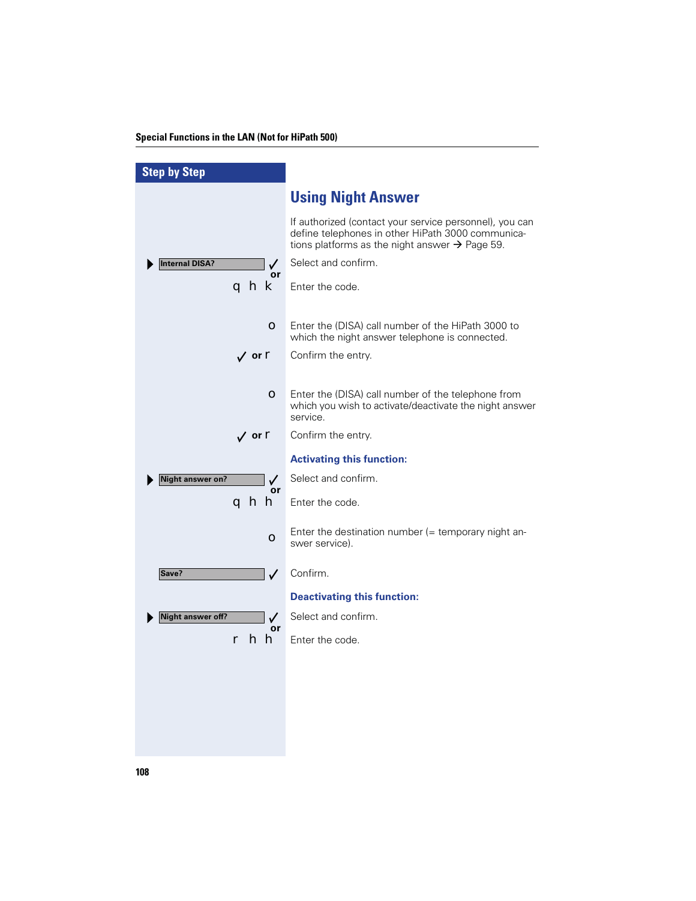## Step by Step

# Using Night Answer

If authorized (contact your service personnel), you can define telephones in other HiPath 3000 communications platforms as the night answer → Page 59.

| | |
|---|---|
| ▶ Internal DISA? ✓ | Select and confirm. |
| or q h k | Enter the code. |
| o | Enter the (DISA) call number of the HiPath 3000 to which the night answer telephone is connected. |
| ✓ or r | Confirm the entry. |
| o | Enter the (DISA) call number of the telephone from which you wish to activate/deactivate the night answer service. |
| ✓ or r | Confirm the entry. |

### Activating this function:

| | |
|---|---|
| ▶ Night answer on? ✓ | Select and confirm. |
| or q h h | Enter the code. |
| o | Enter the destination number (= temporary night answer service). |
| Save? ✓ | Confirm. |

### Deactivating this function:

| | |
|---|---|
| ▶ Night answer off? ✓ | Select and confirm. |
| or r h h | Enter the code. |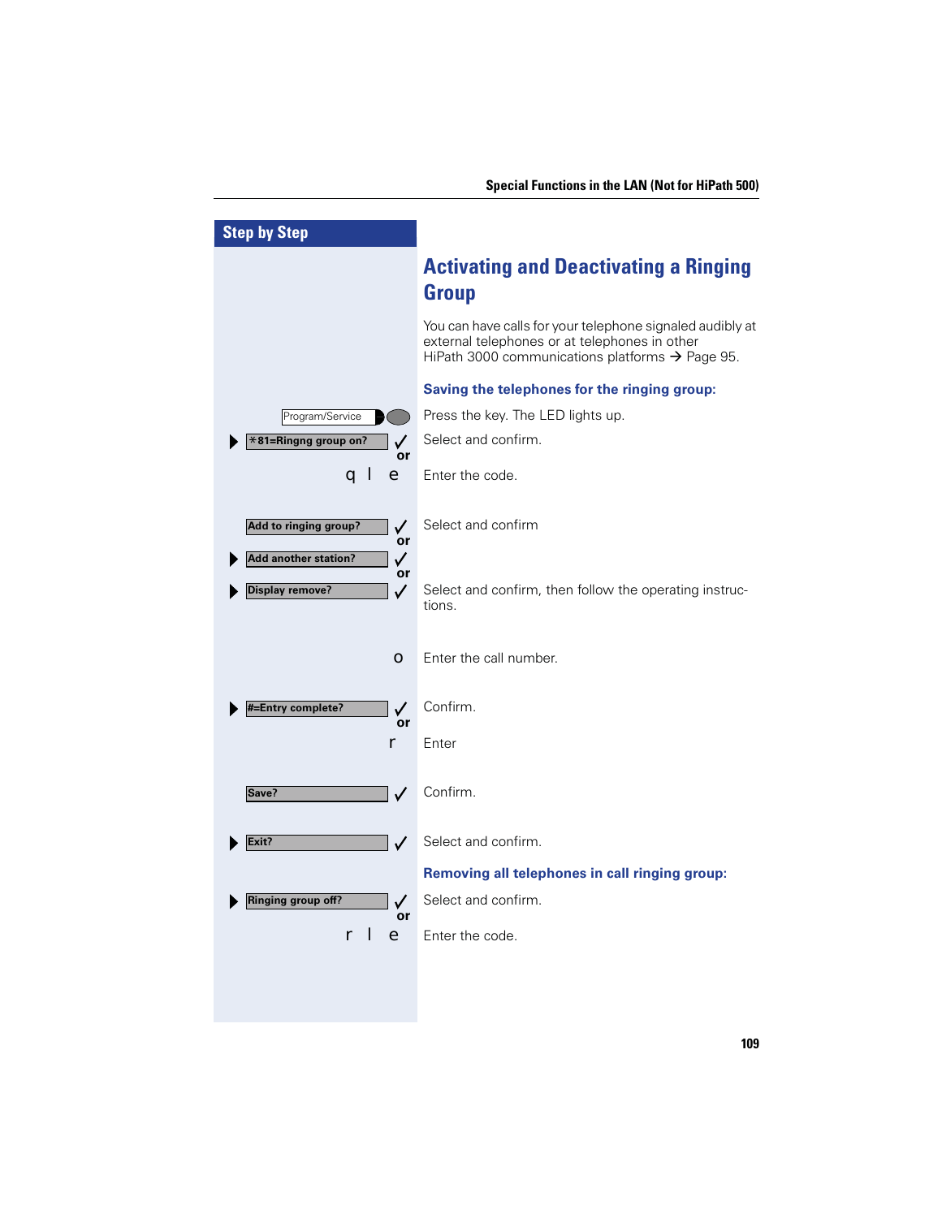## Step by Step

# Activating and Deactivating a Ringing Group

You can have calls for your telephone signaled audibly at external telephones or at telephones in other HiPath 3000 communications platforms → Page 95.

### Saving the telephones for the ringing group:

| Step | Action |
|---|---|
| Program/Service | Press the key. The LED lights up. |
| ▶ *81=Ringng group on? ✓ or | Select and confirm. |
| q l e | Enter the code. |
| Add to ringing group? ✓ or | Select and confirm |
| ▶ Add another station? ✓ or | |
| ▶ Display remove? ✓ | Select and confirm, then follow the operating instructions. |
| o | Enter the call number. |
| ▶ #=Entry complete? ✓ or | Confirm. |
| r | Enter |
| Save? ✓ | Confirm. |
| ▶ Exit? ✓ | Select and confirm. |

### Removing all telephones in call ringing group:

| Step | Action |
|---|---|
| ▶ Ringing group off? ✓ or | Select and confirm. |
| r l e | Enter the code. |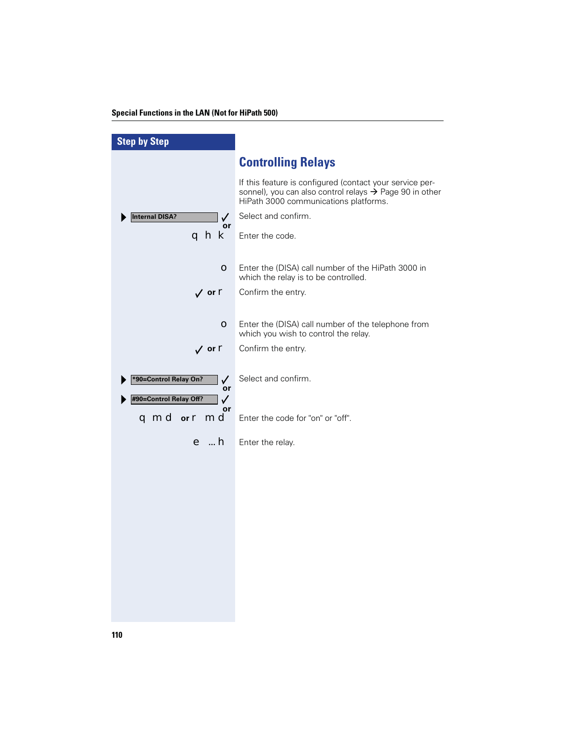## Step by Step

# Controlling Relays

If this feature is configured (contact your service personnel), you can also control relays → Page 90 in other HiPath 3000 communications platforms.

| Step | Description |
|---|---|
| ▶ Internal DISA? ✓ or | Select and confirm. |
| q h k | Enter the code. |
| o | Enter the (DISA) call number of the HiPath 3000 in which the relay is to be controlled. |
| ✓ or r | Confirm the entry. |
| o | Enter the (DISA) call number of the telephone from which you wish to control the relay. |
| ✓ or r | Confirm the entry. |
| ▶ *90=Control Relay On? ✓ or | Select and confirm. |
| ▶ #90=Control Relay Off? ✓ or | |
| q m d or r m d | Enter the code for "on" or "off". |
| e ... h | Enter the relay. |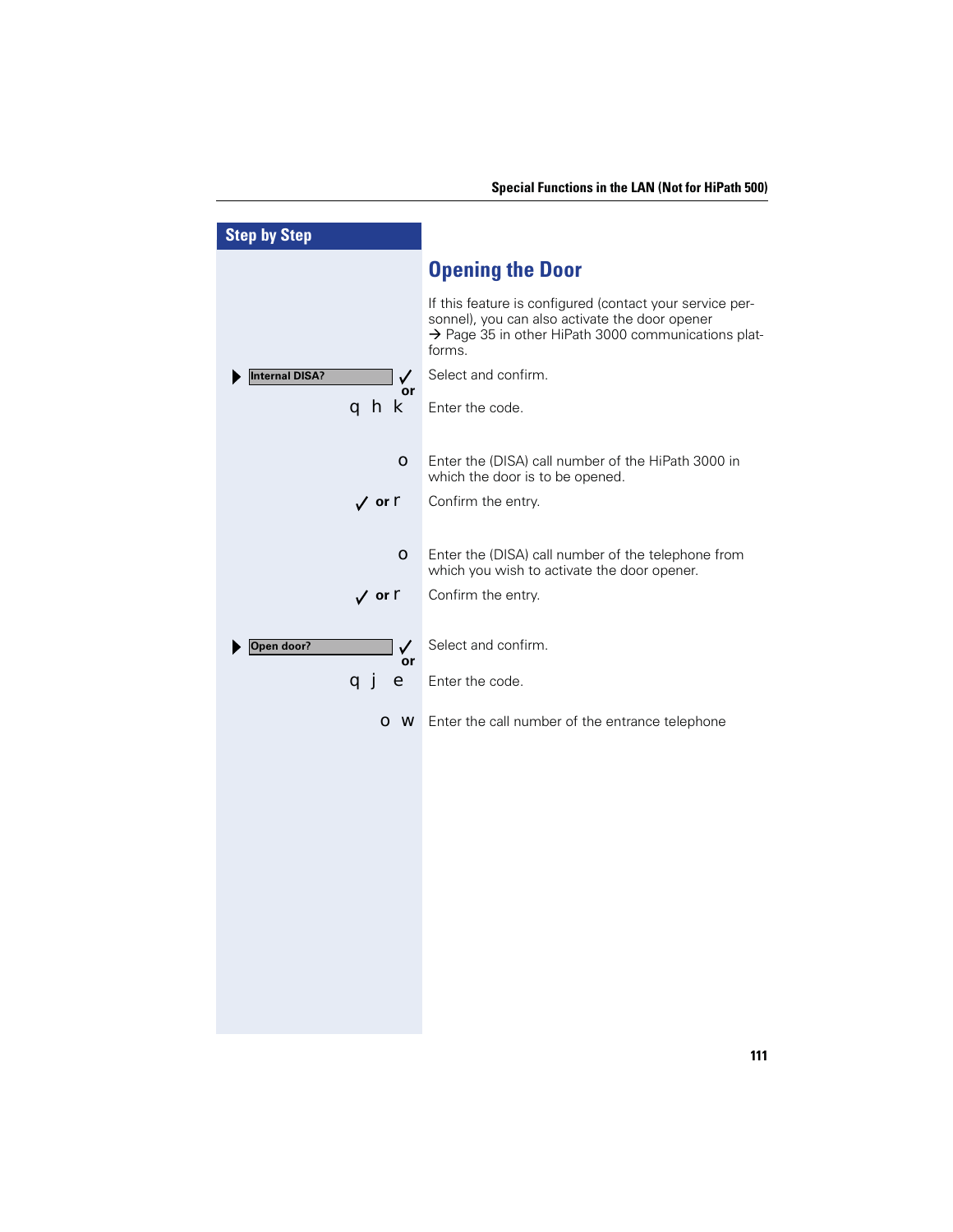## Step by Step

# Opening the Door

If this feature is configured (contact your service personnel), you can also activate the door opener → Page 35 in other HiPath 3000 communications platforms.

| | |
|---|---|
| ▶ Internal DISA? ✓ | Select and confirm. |
| or | |
| q h k | Enter the code. |
| o | Enter the (DISA) call number of the HiPath 3000 in which the door is to be opened. |
| ✓ or r | Confirm the entry. |
| o | Enter the (DISA) call number of the telephone from which you wish to activate the door opener. |
| ✓ or r | Confirm the entry. |
| ▶ Open door? ✓ | Select and confirm. |
| or | |
| q j e | Enter the code. |
| o w | Enter the call number of the entrance telephone |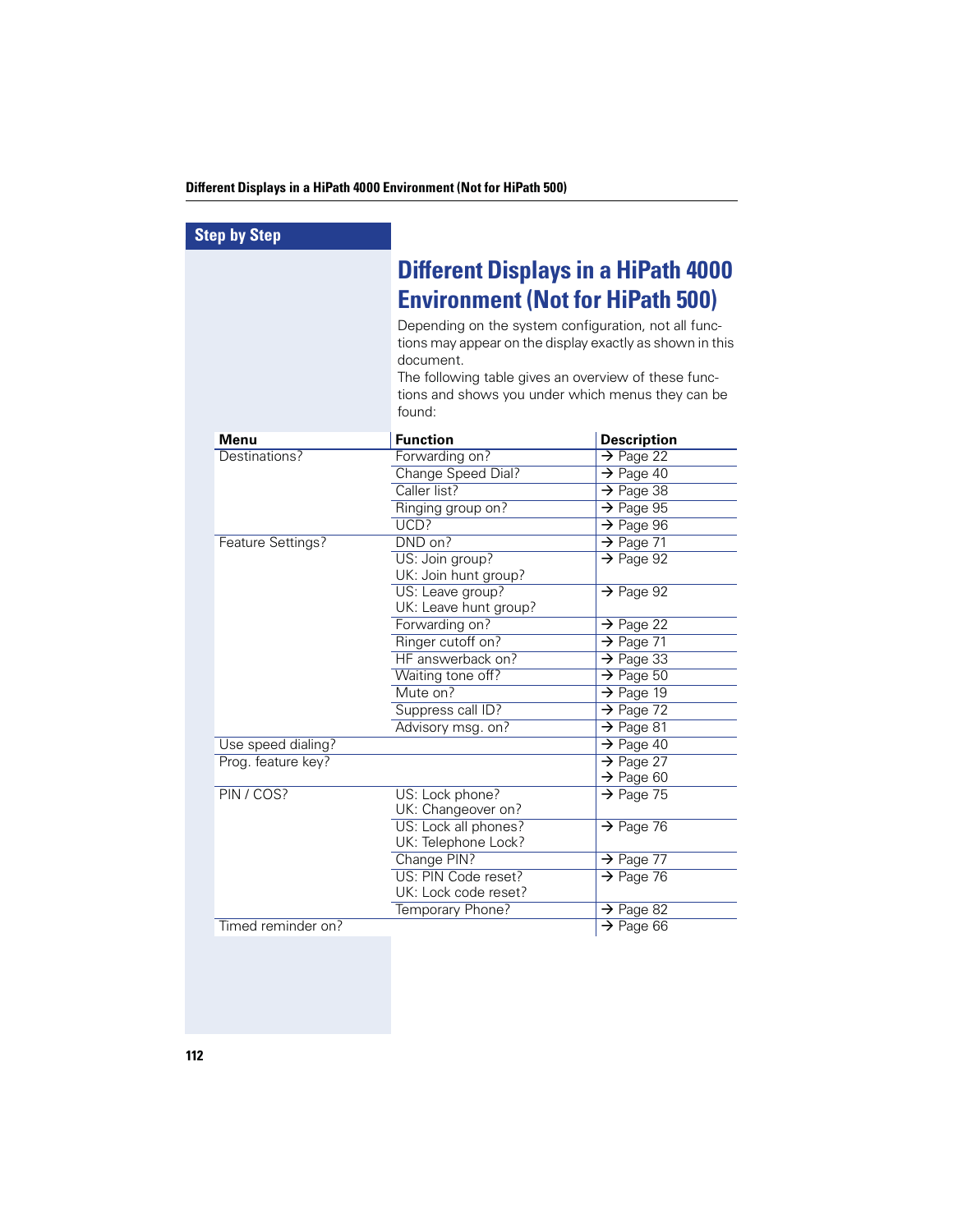## Step by Step

# Different Displays in a HiPath 4000 Environment (Not for HiPath 500)

Depending on the system configuration, not all functions may appear on the display exactly as shown in this document.

The following table gives an overview of these functions and shows you under which menus they can be found:

| Menu | Function | Description |
|---|---|---|
| Destinations? | Forwarding on? | → Page 22 |
| | Change Speed Dial? | → Page 40 |
| | Caller list? | → Page 38 |
| | Ringing group on? | → Page 95 |
| | UCD? | → Page 96 |
| Feature Settings? | DND on? | → Page 71 |
| | US: Join group?<br>UK: Join hunt group? | → Page 92 |
| | US: Leave group?<br>UK: Leave hunt group? | → Page 92 |
| | Forwarding on? | → Page 22 |
| | Ringer cutoff on? | → Page 71 |
| | HF answerback on? | → Page 33 |
| | Waiting tone off? | → Page 50 |
| | Mute on? | → Page 19 |
| | Suppress call ID? | → Page 72 |
| | Advisory msg. on? | → Page 81 |
| Use speed dialing? | | → Page 40 |
| Prog. feature key? | | → Page 27<br>→ Page 60 |
| PIN / COS? | US: Lock phone?<br>UK: Changeover on? | → Page 75 |
| | US: Lock all phones?<br>UK: Telephone Lock? | → Page 76 |
| | Change PIN? | → Page 77 |
| | US: PIN Code reset?<br>UK: Lock code reset? | → Page 76 |
| | Temporary Phone? | → Page 82 |
| Timed reminder on? | | → Page 66 |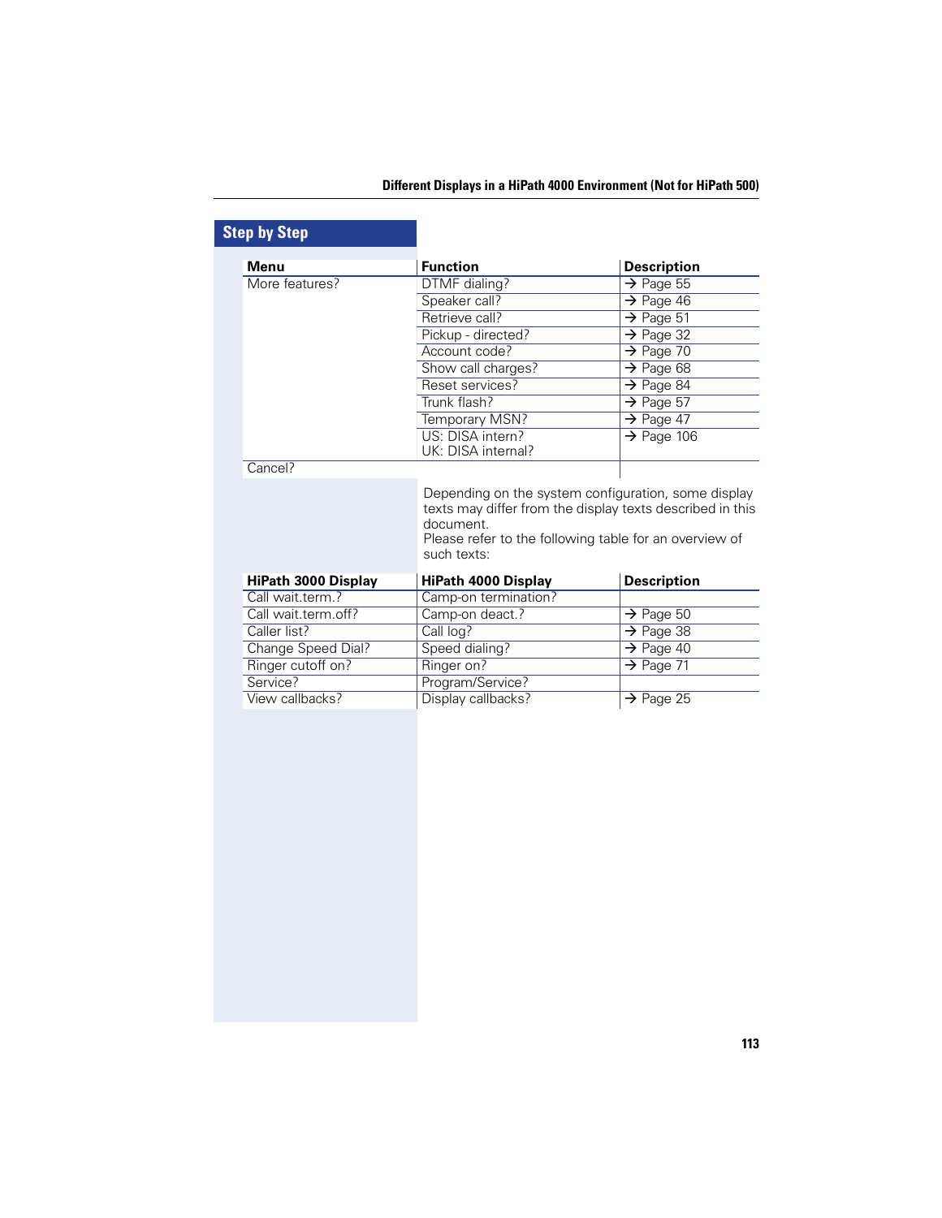## Step by Step

| Menu | Function | Description |
|---|---|---|
| More features? | DTMF dialing? | → Page 55 |
| | Speaker call? | → Page 46 |
| | Retrieve call? | → Page 51 |
| | Pickup - directed? | → Page 32 |
| | Account code? | → Page 70 |
| | Show call charges? | → Page 68 |
| | Reset services? | → Page 84 |
| | Trunk flash? | → Page 57 |
| | Temporary MSN? | → Page 47 |
| | US: DISA intern?<br>UK: DISA internal? | → Page 106 |
| Cancel? | | |

Depending on the system configuration, some display texts may differ from the display texts described in this document.
Please refer to the following table for an overview of such texts:

| HiPath 3000 Display | HiPath 4000 Display | Description |
|---|---|---|
| Call wait.term.? | Camp-on termination? | |
| Call wait.term.off? | Camp-on deact.? | → Page 50 |
| Caller list? | Call log? | → Page 38 |
| Change Speed Dial? | Speed dialing? | → Page 40 |
| Ringer cutoff on? | Ringer on? | → Page 71 |
| Service? | Program/Service? | |
| View callbacks? | Display callbacks? | → Page 25 |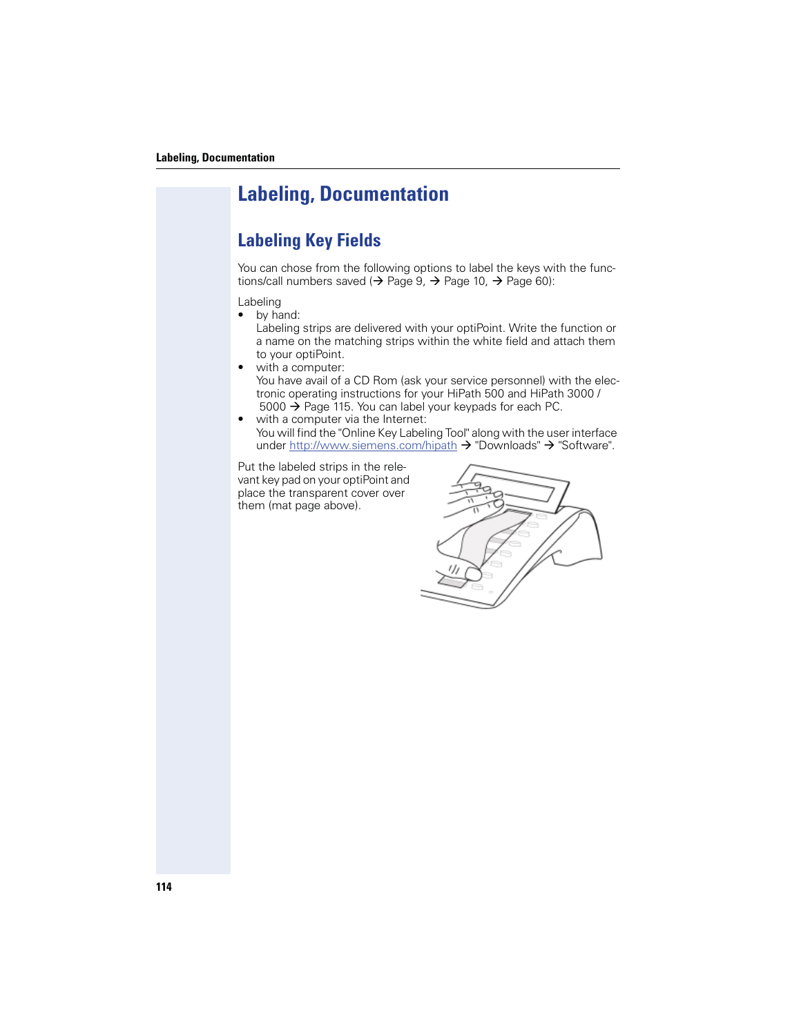# Labeling, Documentation

## Labeling Key Fields

You can chose from the following options to label the keys with the functions/call numbers saved (→ Page 9, → Page 10, → Page 60):

Labeling

- by hand:
  Labeling strips are delivered with your optiPoint. Write the function or a name on the matching strips within the white field and attach them to your optiPoint.
- with a computer:
  You have avail of a CD Rom (ask your service personnel) with the electronic operating instructions for your HiPath 500 and HiPath 3000 / 5000 → Page 115. You can label your keypads for each PC.
- with a computer via the Internet:
  You will find the "Online Key Labeling Tool" along with the user interface under http://www.siemens.com/hipath → "Downloads" → "Software".

Put the labeled strips in the relevant key pad on your optiPoint and place the transparent cover over them (mat page above).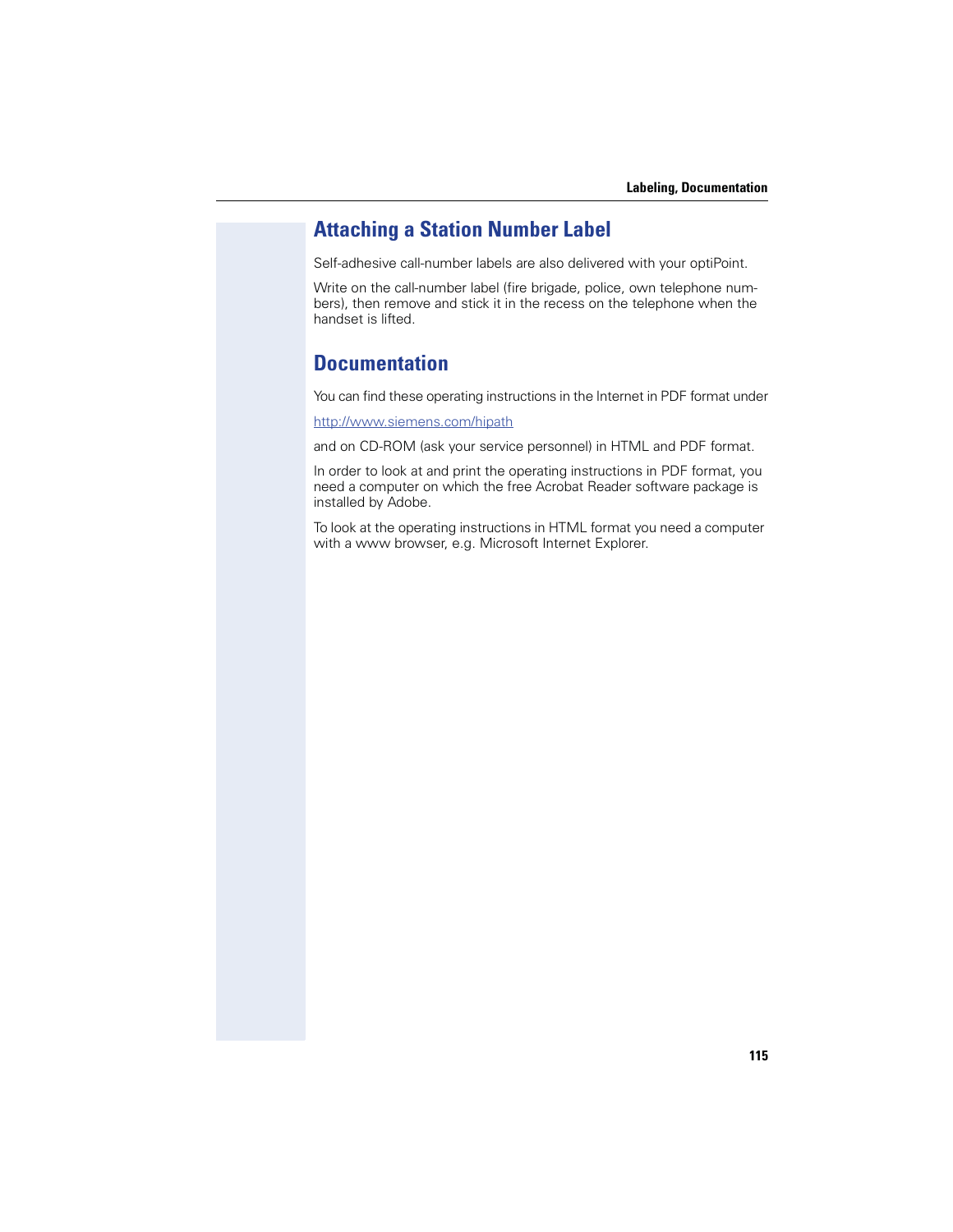## Attaching a Station Number Label

Self-adhesive call-number labels are also delivered with your optiPoint.

Write on the call-number label (fire brigade, police, own telephone numbers), then remove and stick it in the recess on the telephone when the handset is lifted.

## Documentation

You can find these operating instructions in the Internet in PDF format under

http://www.siemens.com/hipath

and on CD-ROM (ask your service personnel) in HTML and PDF format.

In order to look at and print the operating instructions in PDF format, you need a computer on which the free Acrobat Reader software package is installed by Adobe.

To look at the operating instructions in HTML format you need a computer with a www browser, e.g. Microsoft Internet Explorer.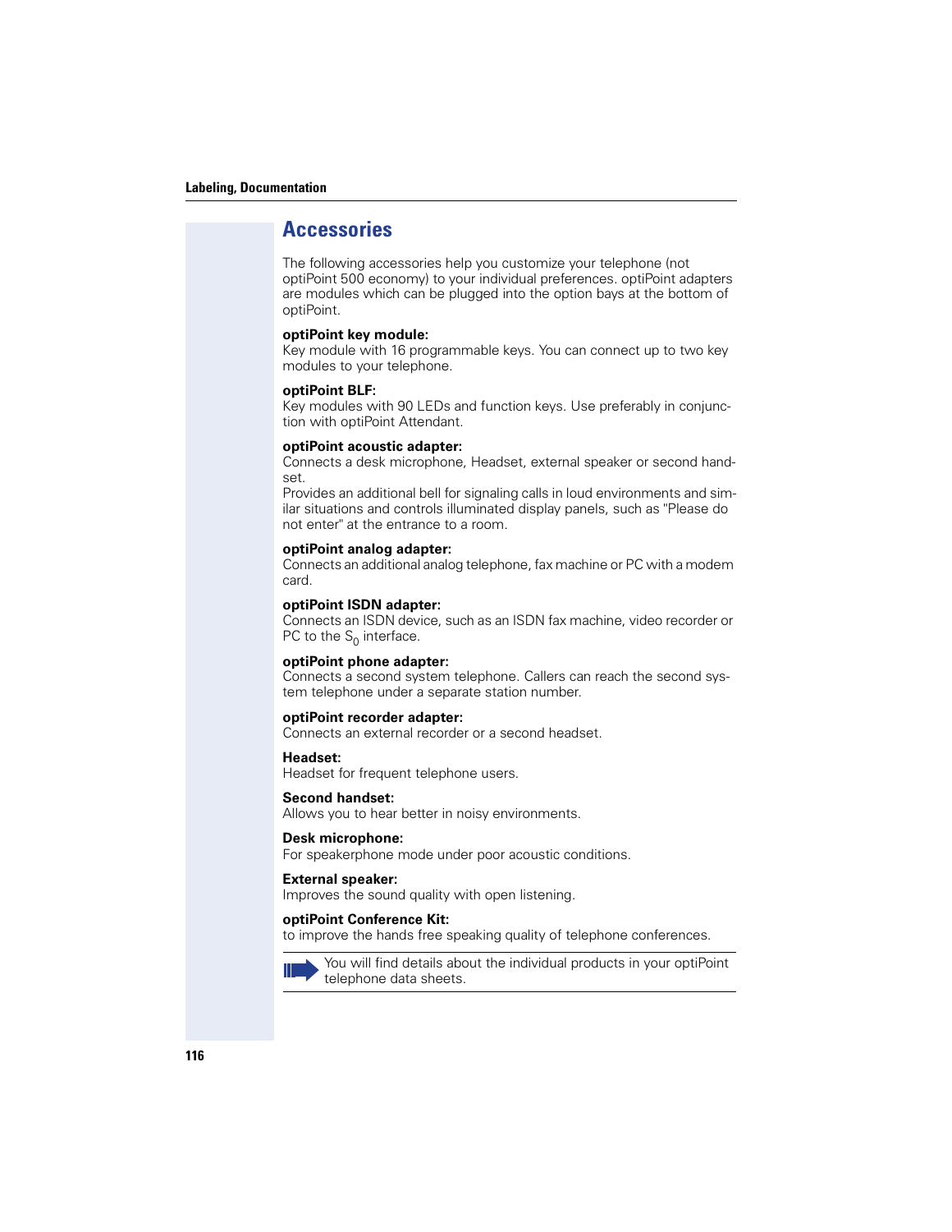## Accessories

The following accessories help you customize your telephone (not optiPoint 500 economy) to your individual preferences. optiPoint adapters are modules which can be plugged into the option bays at the bottom of optiPoint.

**optiPoint key module:**
Key module with 16 programmable keys. You can connect up to two key modules to your telephone.

**optiPoint BLF:**
Key modules with 90 LEDs and function keys. Use preferably in conjunction with optiPoint Attendant.

**optiPoint acoustic adapter:**
Connects a desk microphone, Headset, external speaker or second handset.
Provides an additional bell for signaling calls in loud environments and similar situations and controls illuminated display panels, such as "Please do not enter" at the entrance to a room.

**optiPoint analog adapter:**
Connects an additional analog telephone, fax machine or PC with a modem card.

**optiPoint ISDN adapter:**
Connects an ISDN device, such as an ISDN fax machine, video recorder or PC to the $S_0$ interface.

**optiPoint phone adapter:**
Connects a second system telephone. Callers can reach the second system telephone under a separate station number.

**optiPoint recorder adapter:**
Connects an external recorder or a second headset.

**Headset:**
Headset for frequent telephone users.

**Second handset:**
Allows you to hear better in noisy environments.

**Desk microphone:**
For speakerphone mode under poor acoustic conditions.

**External speaker:**
Improves the sound quality with open listening.

**optiPoint Conference Kit:**
to improve the hands free speaking quality of telephone conferences.

You will find details about the individual products in your optiPoint telephone data sheets.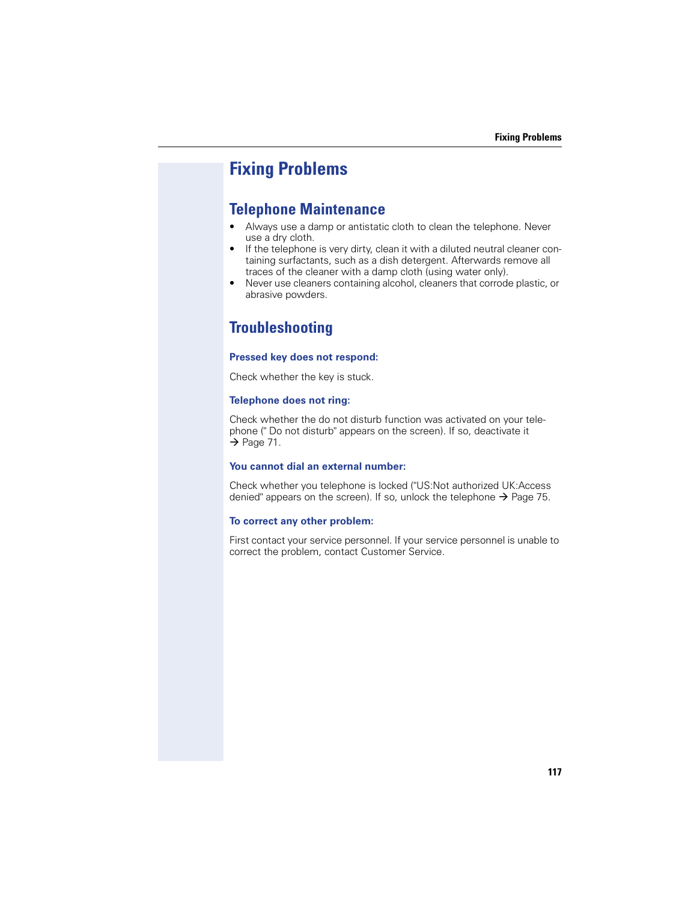# Fixing Problems

## Telephone Maintenance

- Always use a damp or antistatic cloth to clean the telephone. Never use a dry cloth.
- If the telephone is very dirty, clean it with a diluted neutral cleaner containing surfactants, such as a dish detergent. Afterwards remove all traces of the cleaner with a damp cloth (using water only).
- Never use cleaners containing alcohol, cleaners that corrode plastic, or abrasive powders.

## Troubleshooting

### Pressed key does not respond:

Check whether the key is stuck.

### Telephone does not ring:

Check whether the do not disturb function was activated on your telephone (" Do not disturb" appears on the screen). If so, deactivate it → Page 71.

### You cannot dial an external number:

Check whether you telephone is locked ("US:Not authorized UK:Access denied" appears on the screen). If so, unlock the telephone → Page 75.

### To correct any other problem:

First contact your service personnel. If your service personnel is unable to correct the problem, contact Customer Service.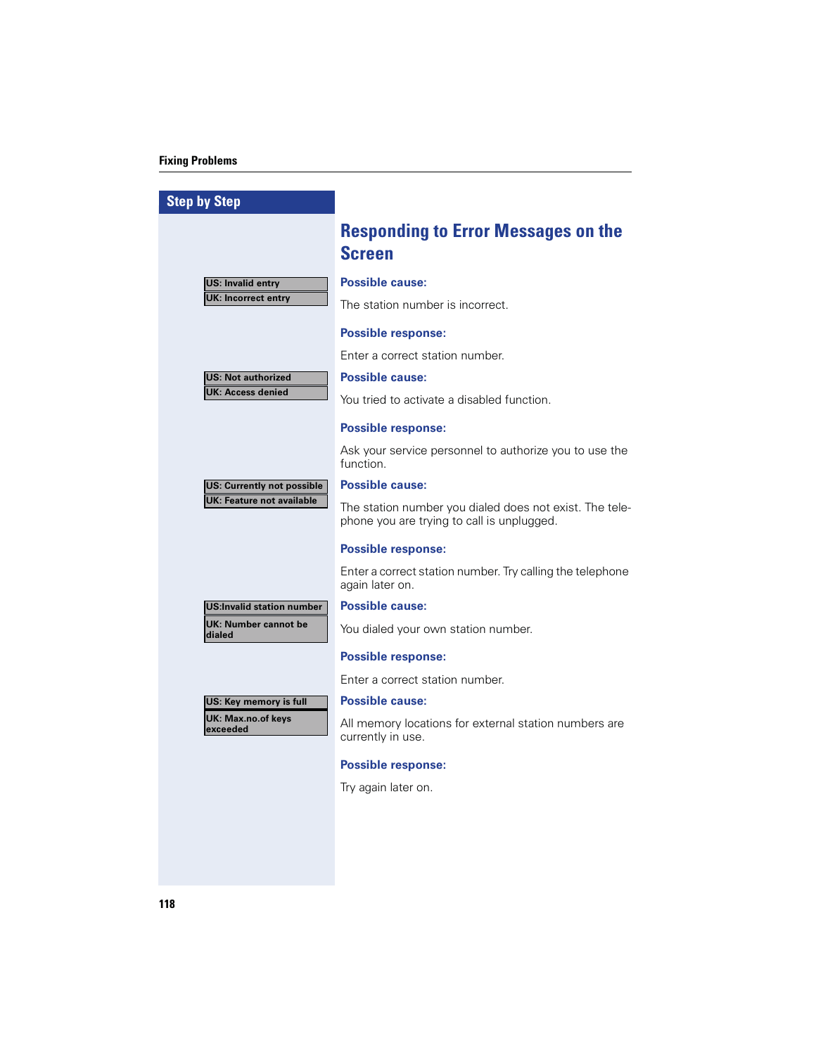## Responding to Error Messages on the Screen

**US: Invalid entry**
**UK: Incorrect entry**

**Possible cause:**

The station number is incorrect.

**Possible response:**

Enter a correct station number.

**US: Not authorized**
**UK: Access denied**

**Possible cause:**

You tried to activate a disabled function.

**Possible response:**

Ask your service personnel to authorize you to use the function.

**US: Currently not possible**
**UK: Feature not available**

**Possible cause:**

The station number you dialed does not exist. The telephone you are trying to call is unplugged.

**Possible response:**

Enter a correct station number. Try calling the telephone again later on.

**US:Invalid station number**
**UK: Number cannot be dialed**

**Possible cause:**

You dialed your own station number.

**Possible response:**

Enter a correct station number.

**US: Key memory is full**
**UK: Max.no.of keys exceeded**

**Possible cause:**

All memory locations for external station numbers are currently in use.

**Possible response:**

Try again later on.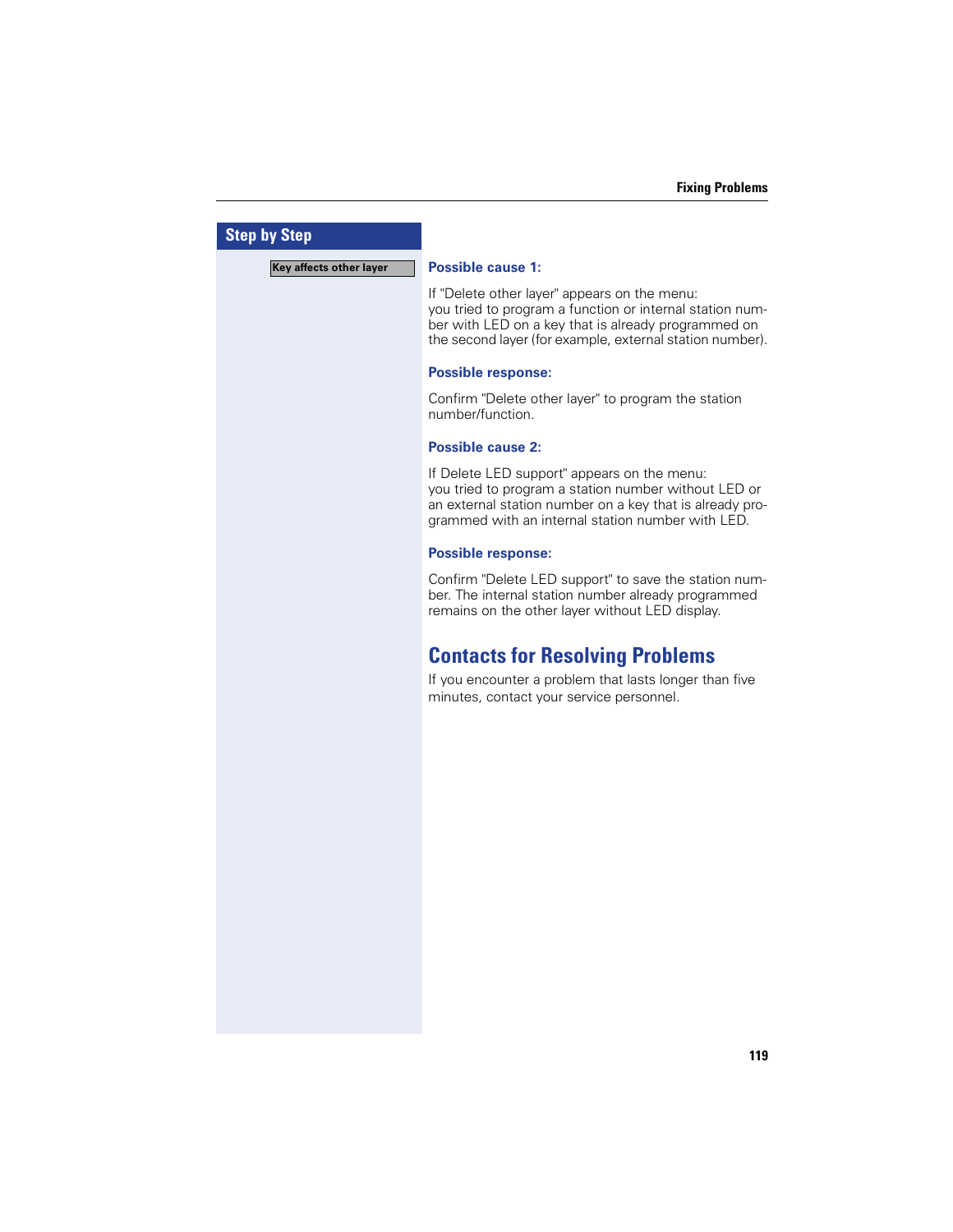Step by Step

Key affects other layer

**Possible cause 1:**

If "Delete other layer" appears on the menu:
you tried to program a function or internal station number with LED on a key that is already programmed on the second layer (for example, external station number).

**Possible response:**

Confirm "Delete other layer" to program the station number/function.

**Possible cause 2:**

If Delete LED support" appears on the menu:
you tried to program a station number without LED or an external station number on a key that is already programmed with an internal station number with LED.

**Possible response:**

Confirm "Delete LED support" to save the station number. The internal station number already programmed remains on the other layer without LED display.

## Contacts for Resolving Problems

If you encounter a problem that lasts longer than five minutes, contact your service personnel.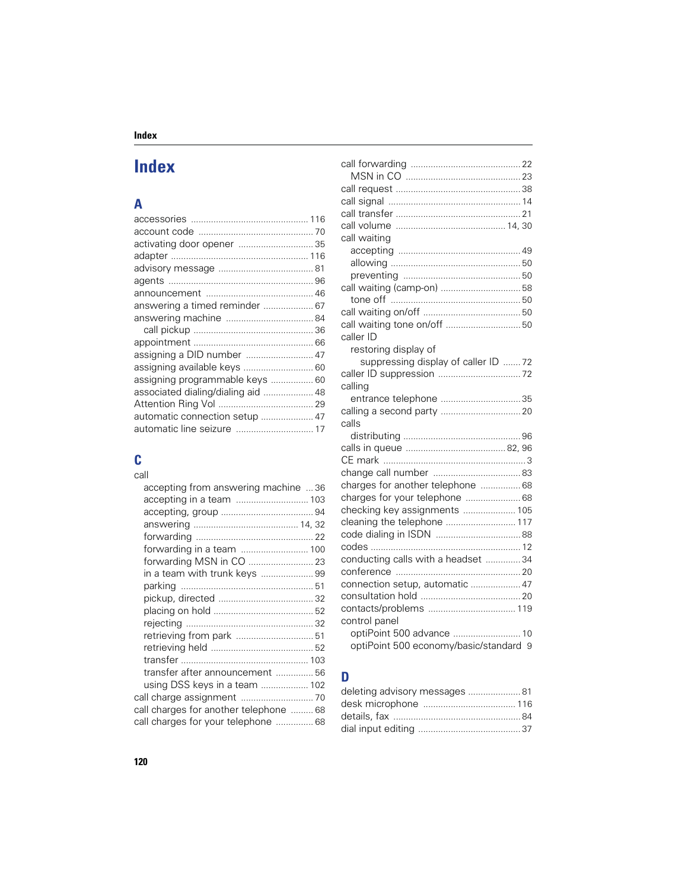# Index

## A

accessories ... 116
account code ... 70
activating door opener ... 35
adapter ... 116
advisory message ... 81
agents ... 96
announcement ... 46
answering a timed reminder ... 67
answering machine ... 84
  call pickup ... 36
appointment ... 66
assigning a DID number ... 47
assigning available keys ... 60
assigning programmable keys ... 60
associated dialing/dialing aid ... 48
Attention Ring Vol ... 29
automatic connection setup ... 47
automatic line seizure ... 17

## C

call
  accepting from answering machine ... 36
  accepting in a team ... 103
  accepting, group ... 94
  answering ... 14, 32
  forwarding ... 22
  forwarding in a team ... 100
  forwarding MSN in CO ... 23
  in a team with trunk keys ... 99
  parking ... 51
  pickup, directed ... 32
  placing on hold ... 52
  rejecting ... 32
  retrieving from park ... 51
  retrieving held ... 52
  transfer ... 103
  transfer after announcement ... 56
  using DSS keys in a team ... 102
call charge assignment ... 70
call charges for another telephone ... 68
call charges for your telephone ... 68
call forwarding ... 22
  MSN in CO ... 23
call request ... 38
call signal ... 14
call transfer ... 21
call volume ... 14, 30
call waiting
  accepting ... 49
  allowing ... 50
  preventing ... 50
call waiting (camp-on) ... 58
  tone off ... 50
call waiting on/off ... 50
call waiting tone on/off ... 50
caller ID
  restoring display of
    suppressing display of caller ID ... 72
caller ID suppression ... 72
calling
  entrance telephone ... 35
calling a second party ... 20
calls
  distributing ... 96
calls in queue ... 82, 96
CE mark ... 3
change call number ... 83
charges for another telephone ... 68
charges for your telephone ... 68
checking key assignments ... 105
cleaning the telephone ... 117
code dialing in ISDN ... 88
codes ... 12
conducting calls with a headset ... 34
conference ... 20
connection setup, automatic ... 47
consultation hold ... 20
contacts/problems ... 119
control panel
  optiPoint 500 advance ... 10
  optiPoint 500 economy/basic/standard 9

## D

deleting advisory messages ... 81
desk microphone ... 116
details, fax ... 84
dial input editing ... 37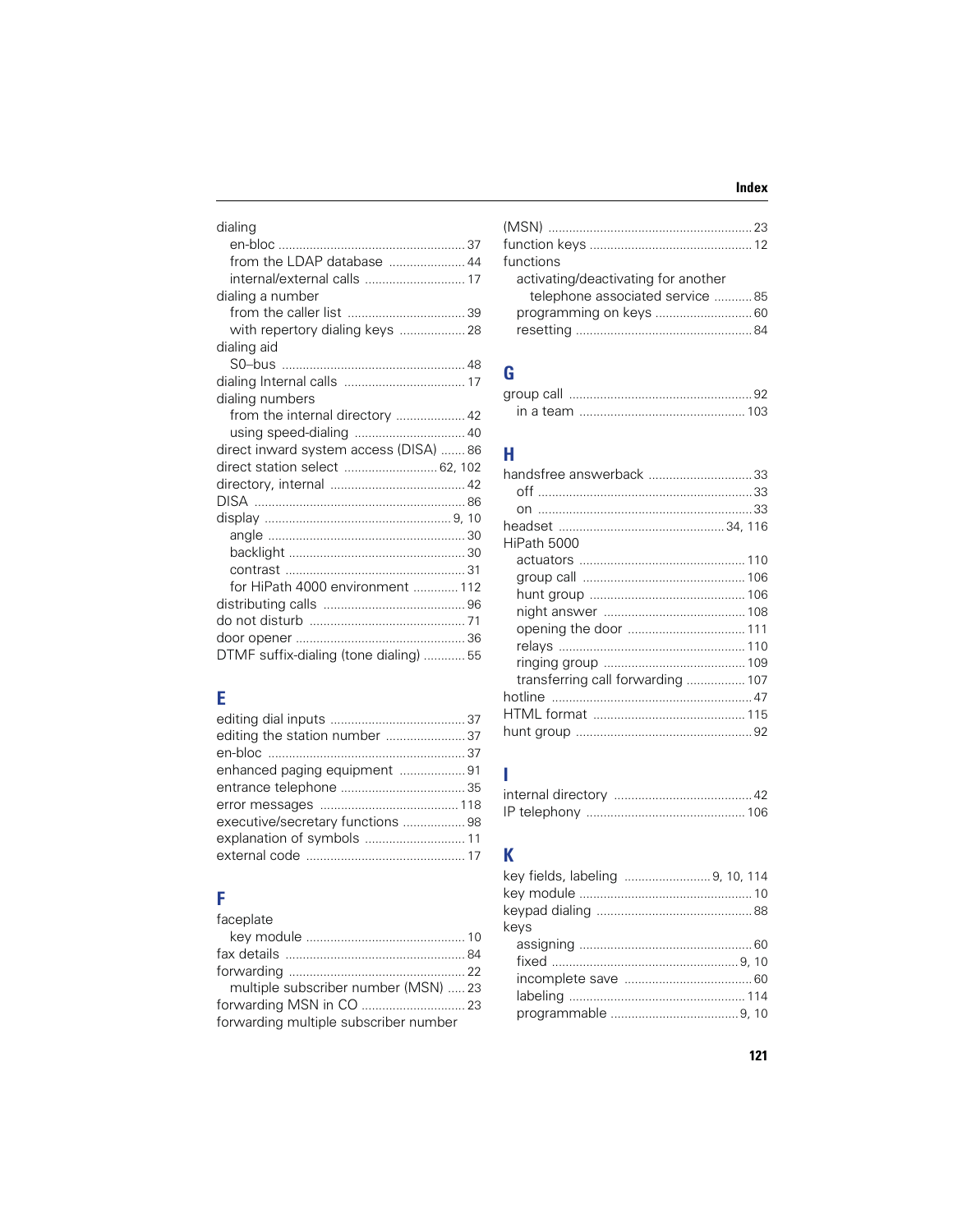dialing
- en-bloc ... 37
- from the LDAP database ... 44
- internal/external calls ... 17

dialing a number
- from the caller list ... 39
- with repertory dialing keys ... 28

dialing aid
- S0–bus ... 48

dialing Internal calls ... 17

dialing numbers
- from the internal directory ... 42
- using speed-dialing ... 40

direct inward system access (DISA) ... 86

direct station select ... 62, 102

directory, internal ... 42

DISA ... 86

display ... 9, 10
- angle ... 30
- backlight ... 30
- contrast ... 31
- for HiPath 4000 environment ... 112

distributing calls ... 96

do not disturb ... 71

door opener ... 36

DTMF suffix-dialing (tone dialing) ... 55

## E

editing dial inputs ... 37

editing the station number ... 37

en-bloc ... 37

enhanced paging equipment ... 91

entrance telephone ... 35

error messages ... 118

executive/secretary functions ... 98

explanation of symbols ... 11

external code ... 17

## F

faceplate
- key module ... 10

fax details ... 84

forwarding ... 22
- multiple subscriber number (MSN) ... 23

forwarding MSN in CO ... 23

forwarding multiple subscriber number (MSN) ... 23

function keys ... 12

functions
- activating/deactivating for another telephone associated service ... 85
- programming on keys ... 60
- resetting ... 84

## G

group call ... 92
- in a team ... 103

## H

handsfree answerback ... 33
- off ... 33
- on ... 33

headset ... 34, 116

HiPath 5000
- actuators ... 110
- group call ... 106
- hunt group ... 106
- night answer ... 108
- opening the door ... 111
- relays ... 110
- ringing group ... 109
- transferring call forwarding ... 107

hotline ... 47

HTML format ... 115

hunt group ... 92

## I

internal directory ... 42

IP telephony ... 106

## K

key fields, labeling ... 9, 10, 114

key module ... 10

keypad dialing ... 88

keys
- assigning ... 60
- fixed ... 9, 10
- incomplete save ... 60
- labeling ... 114
- programmable ... 9, 10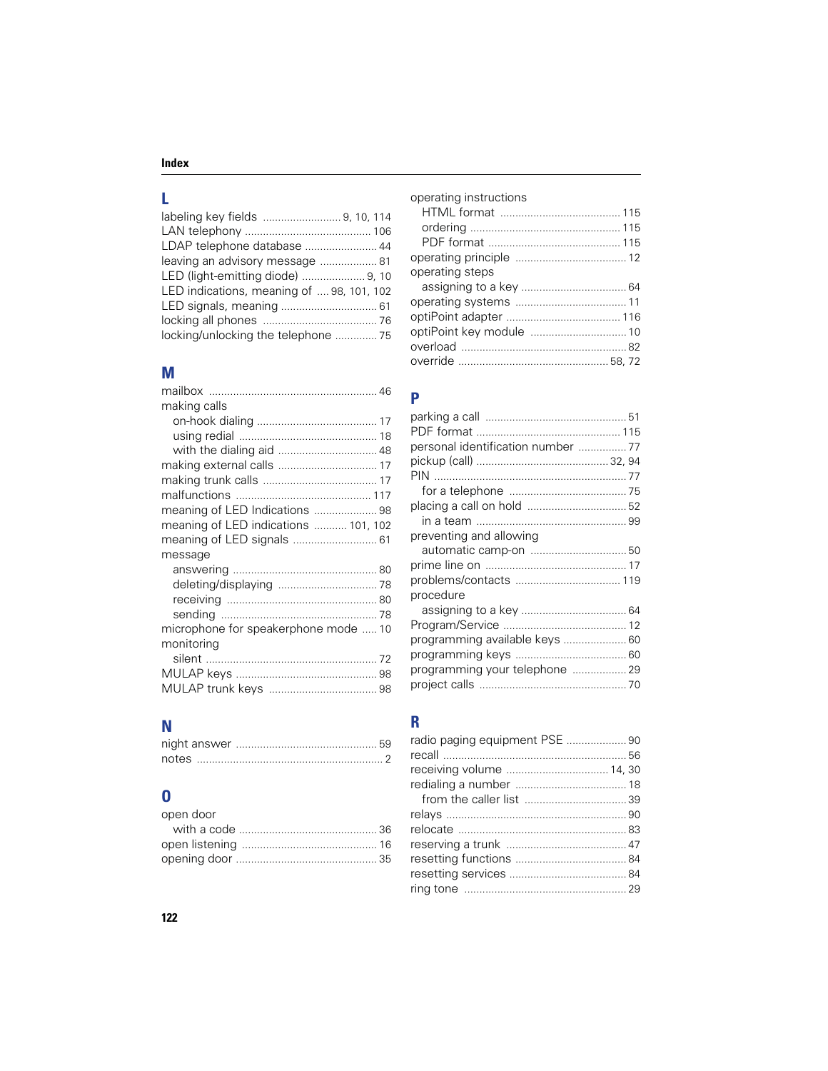# Index

## L

labeling key fields ..... 9, 10, 114
LAN telephony ..... 106
LDAP telephone database ..... 44
leaving an advisory message ..... 81
LED (light-emitting diode) ..... 9, 10
LED indications, meaning of ..... 98, 101, 102
LED signals, meaning ..... 61
locking all phones ..... 76
locking/unlocking the telephone ..... 75

## M

mailbox ..... 46
making calls
- on-hook dialing ..... 17
- using redial ..... 18
- with the dialing aid ..... 48

making external calls ..... 17
making trunk calls ..... 17
malfunctions ..... 117
meaning of LED Indications ..... 98
meaning of LED indications ..... 101, 102
meaning of LED signals ..... 61
message
- answering ..... 80
- deleting/displaying ..... 78
- receiving ..... 80
- sending ..... 78

microphone for speakerphone mode ..... 10
monitoring
- silent ..... 72

MULAP keys ..... 98
MULAP trunk keys ..... 98

## N

night answer ..... 59
notes ..... 2

## O

open door
- with a code ..... 36

open listening ..... 16
opening door ..... 35
operating instructions
- HTML format ..... 115
- ordering ..... 115
- PDF format ..... 115

operating principle ..... 12
operating steps
- assigning to a key ..... 64

operating systems ..... 11
optiPoint adapter ..... 116
optiPoint key module ..... 10
overload ..... 82
override ..... 58, 72

## P

parking a call ..... 51
PDF format ..... 115
personal identification number ..... 77
pickup (call) ..... 32, 94
PIN ..... 77
- for a telephone ..... 75

placing a call on hold ..... 52
- in a team ..... 99

preventing and allowing
- automatic camp-on ..... 50

prime line on ..... 17
problems/contacts ..... 119
procedure
- assigning to a key ..... 64

Program/Service ..... 12
programming available keys ..... 60
programming keys ..... 60
programming your telephone ..... 29
project calls ..... 70

## R

radio paging equipment PSE ..... 90
recall ..... 56
receiving volume ..... 14, 30
redialing a number ..... 18
- from the caller list ..... 39

relays ..... 90
relocate ..... 83
reserving a trunk ..... 47
resetting functions ..... 84
resetting services ..... 84
ring tone ..... 29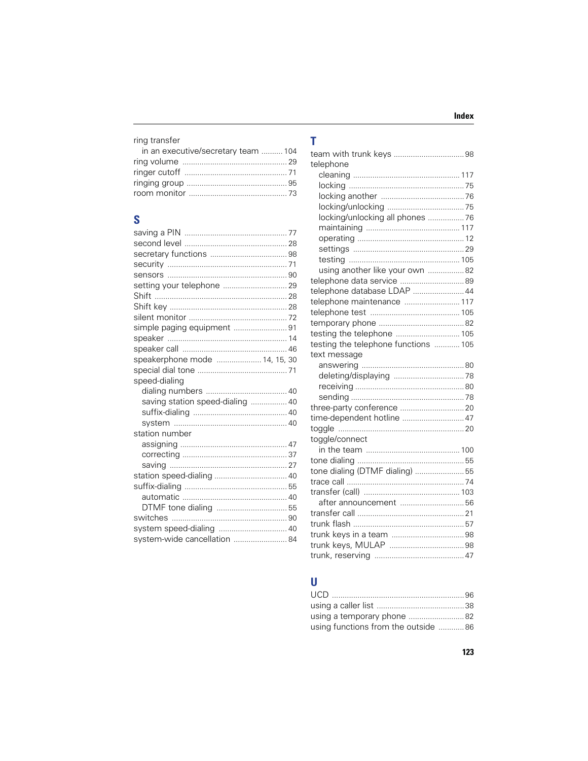ring transfer
- in an executive/secretary team .......... 104

ring volume .......... 29
ringer cutoff .......... 71
ringing group .......... 95
room monitor .......... 73

## S

saving a PIN .......... 77
second level .......... 28
secretary functions .......... 98
security .......... 71
sensors .......... 90
setting your telephone .......... 29
Shift .......... 28
Shift key .......... 28
silent monitor .......... 72
simple paging equipment .......... 91
speaker .......... 14
speaker call .......... 46
speakerphone mode .......... 14, 15, 30
special dial tone .......... 71
speed-dialing
- dialing numbers .......... 40
- saving station speed-dialing .......... 40
- suffix-dialing .......... 40
- system .......... 40

station number
- assigning .......... 47
- correcting .......... 37
- saving .......... 27

station speed-dialing .......... 40
suffix-dialing .......... 55
- automatic .......... 40
- DTMF tone dialing .......... 55

switches .......... 90
system speed-dialing .......... 40
system-wide cancellation .......... 84

## T

team with trunk keys .......... 98
telephone
- cleaning .......... 117
- locking .......... 75
- locking another .......... 76
- locking/unlocking .......... 75
- locking/unlocking all phones .......... 76
- maintaining .......... 117
- operating .......... 12
- settings .......... 29
- testing .......... 105
- using another like your own .......... 82

telephone data service .......... 89
telephone database LDAP .......... 44
telephone maintenance .......... 117
telephone test .......... 105
temporary phone .......... 82
testing the telephone .......... 105
testing the telephone functions .......... 105
text message
- answering .......... 80
- deleting/displaying .......... 78
- receiving .......... 80
- sending .......... 78

three-party conference .......... 20
time-dependent hotline .......... 47
toggle .......... 20
toggle/connect
- in the team .......... 100

tone dialing .......... 55
tone dialing (DTMF dialing) .......... 55
trace call .......... 74
transfer (call) .......... 103
- after announcement .......... 56

transfer call .......... 21
trunk flash .......... 57
trunk keys in a team .......... 98
trunk keys, MULAP .......... 98
trunk, reserving .......... 47

## U

UCD .......... 96
using a caller list .......... 38
using a temporary phone .......... 82
using functions from the outside .......... 86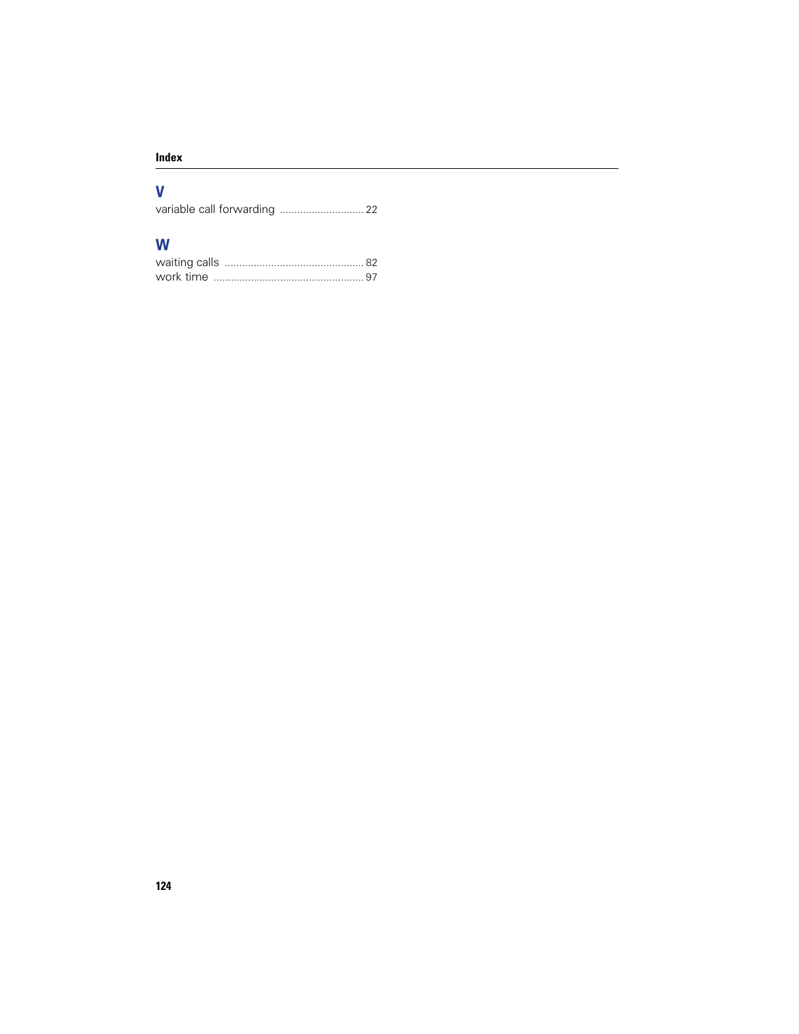## V

variable call forwarding ............................ 22

## W

waiting calls ................................................ 82
work time .................................................... 97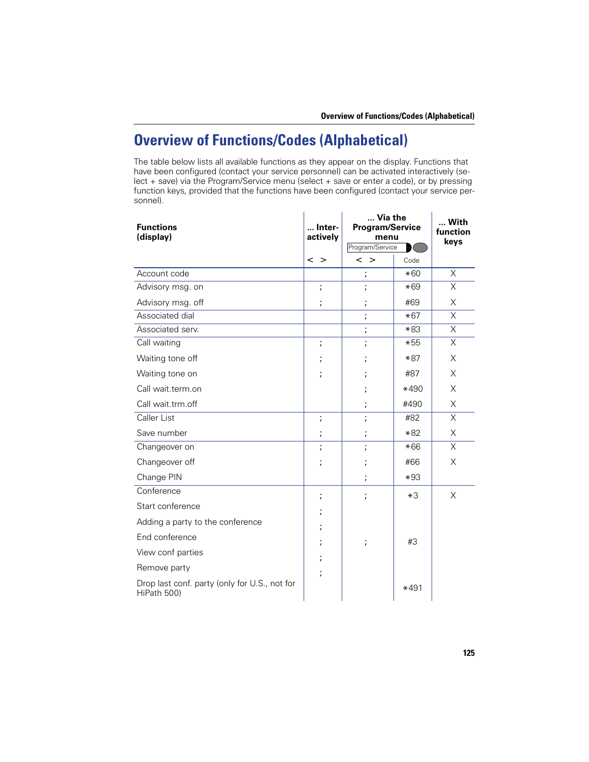# Overview of Functions/Codes (Alphabetical)

The table below lists all available functions as they appear on the display. Functions that have been configured (contact your service personnel) can be activated interactively (select + save) via the Program/Service menu (select + save or enter a code), or by pressing function keys, provided that the functions have been configured (contact your service personnel).

| Functions (display) | ... Interactively | ... Via the Program/Service menu | | ... With function keys |
|---|---|---|---|---|
| | < > | < > | Code | |
| Account code | | ; | *60 | X |
| Advisory msg. on | ; | ; | *69 | X |
| Advisory msg. off | ; | ; | #69 | X |
| Associated dial | | ; | *67 | X |
| Associated serv. | | ; | *83 | X |
| Call waiting | ; | ; | *55 | X |
| Waiting tone off | ; | ; | *87 | X |
| Waiting tone on | ; | ; | #87 | X |
| Call wait.term.on | | ; | *490 | X |
| Call wait.trm.off | | ; | #490 | X |
| Caller List | ; | ; | #82 | X |
| Save number | ; | ; | *82 | X |
| Changeover on | ; | ; | *66 | X |
| Changeover off | ; | ; | #66 | X |
| Change PIN | | ; | *93 | |
| Conference | ; | ; | *3 | X |
| Start conference | ; | | | |
| Adding a party to the conference | ; | | | |
| End conference | ; | ; | #3 | |
| View conf parties | ; | | | |
| Remove party | ; | | | |
| Drop last conf. party (only for U.S., not for HiPath 500) | | | *491 | |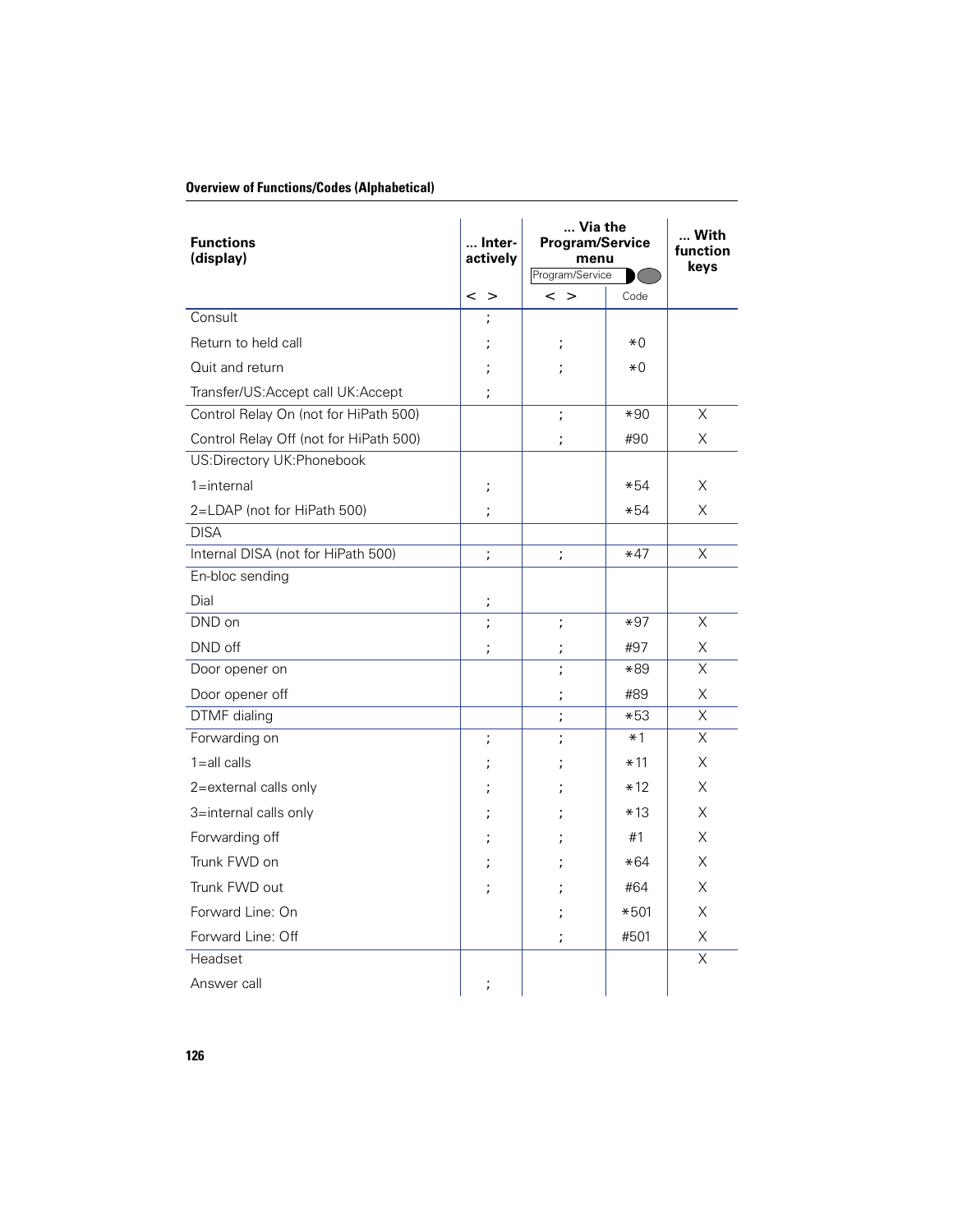## Overview of Functions/Codes (Alphabetical)

| Functions (display) | ... Inter-actively | ... Via the Program/Service menu | | ... With function keys |
|---|---|---|---|---|
| | < > | < > | Code | |
| Consult | ; | | | |
| Return to held call | ; | ; | *0 | |
| Quit and return | ; | ; | *0 | |
| Transfer/US:Accept call UK:Accept | ; | | | |
| Control Relay On (not for HiPath 500) | | ; | *90 | X |
| Control Relay Off (not for HiPath 500) | | ; | #90 | X |
| US:Directory UK:Phonebook | | | | |
| 1=internal | ; | | *54 | X |
| 2=LDAP (not for HiPath 500) | ; | | *54 | X |
| DISA | | | | |
| Internal DISA (not for HiPath 500) | ; | ; | *47 | X |
| En-bloc sending | | | | |
| Dial | ; | | | |
| DND on | ; | ; | *97 | X |
| DND off | ; | ; | #97 | X |
| Door opener on | | ; | *89 | X |
| Door opener off | | ; | #89 | X |
| DTMF dialing | | ; | *53 | X |
| Forwarding on | ; | ; | *1 | X |
| 1=all calls | ; | ; | *11 | X |
| 2=external calls only | ; | ; | *12 | X |
| 3=internal calls only | ; | ; | *13 | X |
| Forwarding off | ; | ; | #1 | X |
| Trunk FWD on | ; | ; | *64 | X |
| Trunk FWD out | ; | ; | #64 | X |
| Forward Line: On | | ; | *501 | X |
| Forward Line: Off | | ; | #501 | X |
| Headset | | | | X |
| Answer call | ; | | | |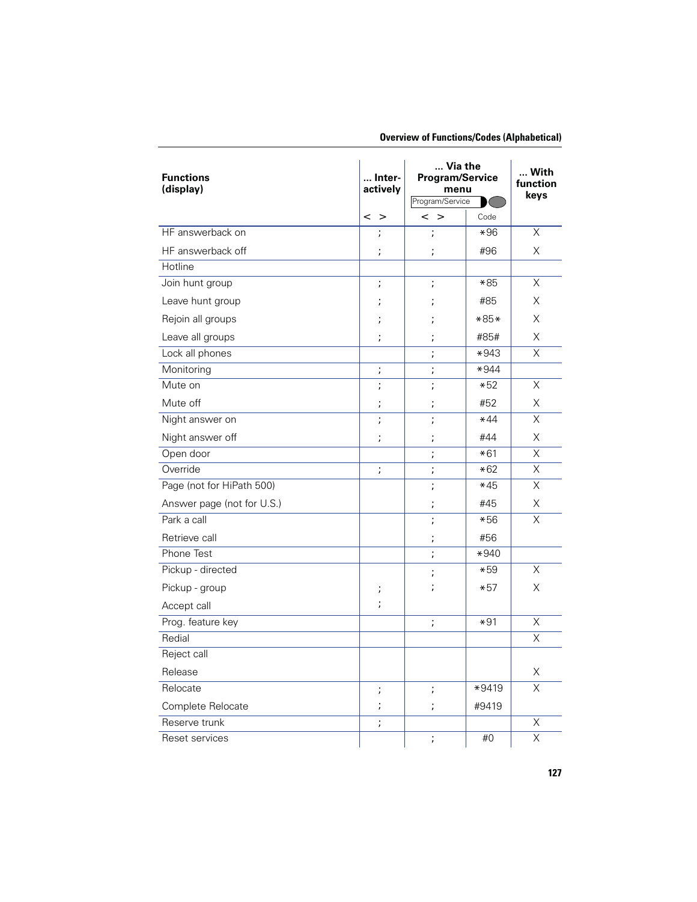## Overview of Functions/Codes (Alphabetical)

| Functions (display) | ... Interactively | ... Via the Program/Service menu | | ... With function keys |
|---|---|---|---|---|
| | < > | < > | Code | |
| HF answerback on | ; | ; | *96 | X |
| HF answerback off | ; | ; | #96 | X |
| Hotline | | | | |
| Join hunt group | ; | ; | *85 | X |
| Leave hunt group | ; | ; | #85 | X |
| Rejoin all groups | ; | ; | *85* | X |
| Leave all groups | ; | ; | #85# | X |
| Lock all phones | | ; | *943 | X |
| Monitoring | ; | ; | *944 | |
| Mute on | ; | ; | *52 | X |
| Mute off | ; | ; | #52 | X |
| Night answer on | ; | ; | *44 | X |
| Night answer off | ; | ; | #44 | X |
| Open door | | ; | *61 | X |
| Override | ; | ; | *62 | X |
| Page (not for HiPath 500) | | ; | *45 | X |
| Answer page (not for U.S.) | | ; | #45 | X |
| Park a call | | ; | *56 | X |
| Retrieve call | | ; | #56 | |
| Phone Test | | ; | *940 | |
| Pickup - directed | | ; | *59 | X |
| Pickup - group | ; | ; | *57 | X |
| Accept call | ; | | | |
| Prog. feature key | | ; | *91 | X |
| Redial | | | | X |
| Reject call | | | | |
| Release | | | | X |
| Relocate | ; | ; | *9419 | X |
| Complete Relocate | ; | ; | #9419 | |
| Reserve trunk | ; | | | X |
| Reset services | | ; | #0 | X |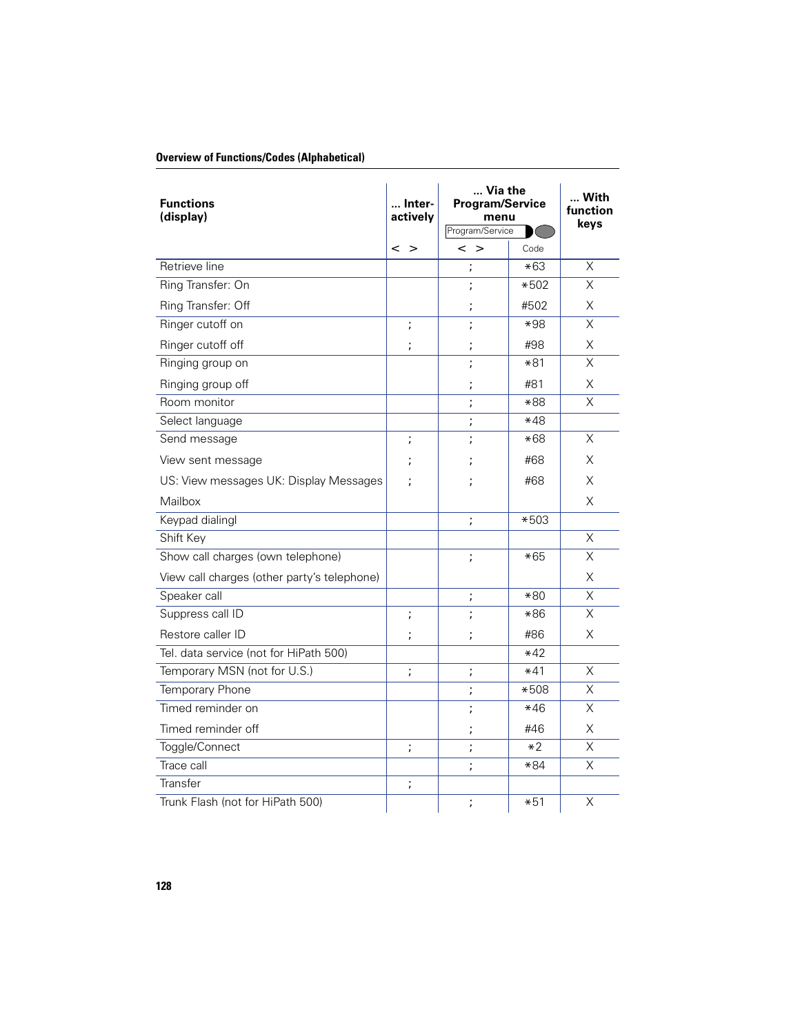| Functions (display) | ... Inter-actively | ... Via the Program/Service menu Program/Service | | ... With function keys |
|---|---|---|---|---|
| | < > | < > | Code | |
| Retrieve line | | ; | *63 | X |
| Ring Transfer: On | | ; | *502 | X |
| Ring Transfer: Off | | ; | #502 | X |
| Ringer cutoff on | ; | ; | *98 | X |
| Ringer cutoff off | ; | ; | #98 | X |
| Ringing group on | | ; | *81 | X |
| Ringing group off | | ; | #81 | X |
| Room monitor | | ; | *88 | X |
| Select language | | ; | *48 | |
| Send message | ; | ; | *68 | X |
| View sent message | ; | ; | #68 | X |
| US: View messages UK: Display Messages | ; | ; | #68 | X |
| Mailbox | | | | X |
| Keypad dialingl | | ; | *503 | |
| Shift Key | | | | X |
| Show call charges (own telephone) | | ; | *65 | X |
| View call charges (other party's telephone) | | | | X |
| Speaker call | | ; | *80 | X |
| Suppress call ID | ; | ; | *86 | X |
| Restore caller ID | ; | ; | #86 | X |
| Tel. data service (not for HiPath 500) | | | *42 | |
| Temporary MSN (not for U.S.) | ; | ; | *41 | X |
| Temporary Phone | | ; | *508 | X |
| Timed reminder on | | ; | *46 | X |
| Timed reminder off | | ; | #46 | X |
| Toggle/Connect | ; | ; | *2 | X |
| Trace call | | ; | *84 | X |
| Transfer | ; | | | |
| Trunk Flash (not for HiPath 500) | | ; | *51 | X |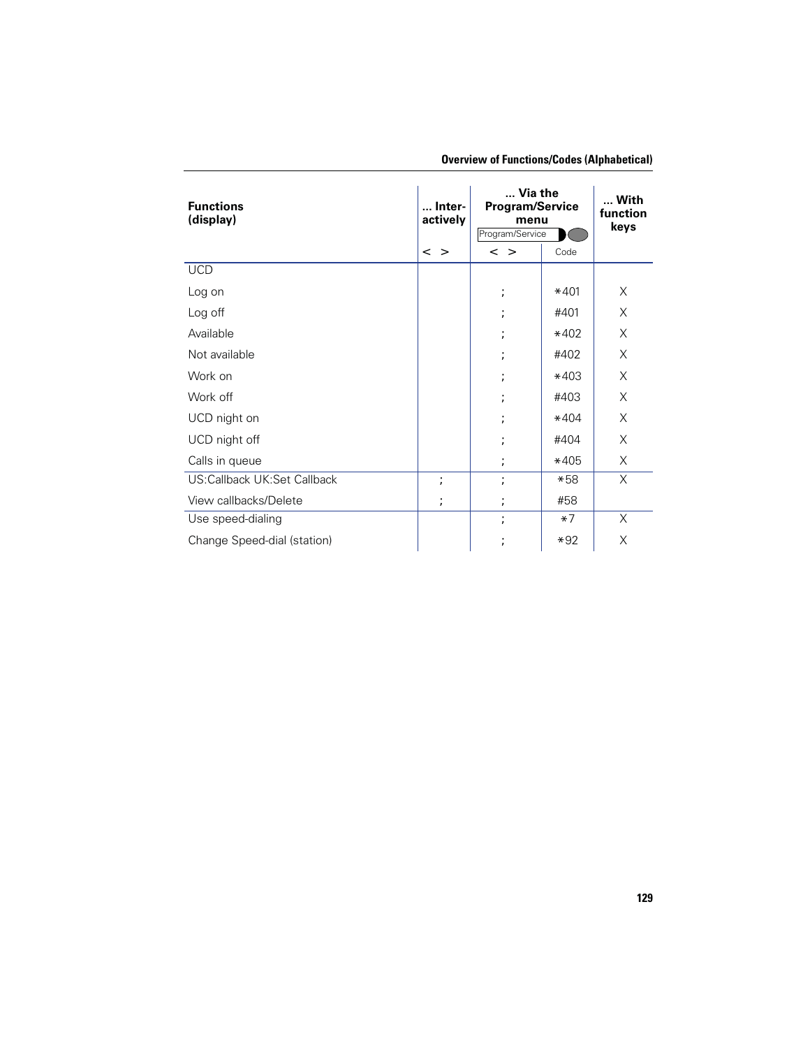| Functions (display) | ... Interactively | ... Via the Program/Service menu Program/Service | | ... With function keys |
|---|---|---|---|---|
| | < > | < > | Code | |
| UCD | | | | |
| Log on | | ; | *401 | X |
| Log off | | ; | #401 | X |
| Available | | ; | *402 | X |
| Not available | | ; | #402 | X |
| Work on | | ; | *403 | X |
| Work off | | ; | #403 | X |
| UCD night on | | ; | *404 | X |
| UCD night off | | ; | #404 | X |
| Calls in queue | | ; | *405 | X |
| US:Callback UK:Set Callback | ; | ; | *58 | X |
| View callbacks/Delete | ; | ; | #58 | |
| Use speed-dialing | | ; | *7 | X |
| Change Speed-dial (station) | | ; | *92 | X |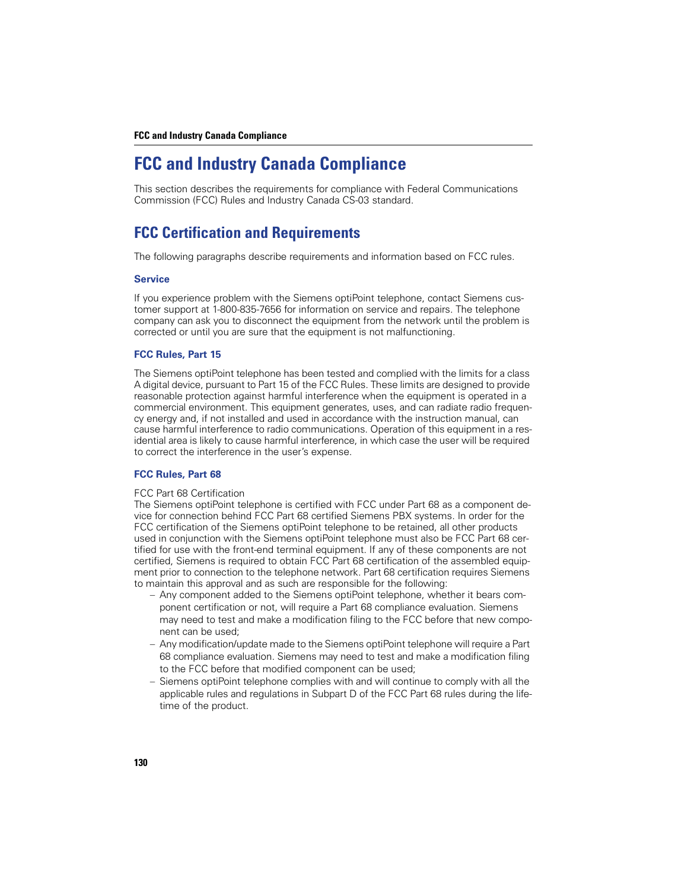# FCC and Industry Canada Compliance

This section describes the requirements for compliance with Federal Communications Commission (FCC) Rules and Industry Canada CS-03 standard.

## FCC Certification and Requirements

The following paragraphs describe requirements and information based on FCC rules.

### Service

If you experience problem with the Siemens optiPoint telephone, contact Siemens customer support at 1-800-835-7656 for information on service and repairs. The telephone company can ask you to disconnect the equipment from the network until the problem is corrected or until you are sure that the equipment is not malfunctioning.

### FCC Rules, Part 15

The Siemens optiPoint telephone has been tested and complied with the limits for a class A digital device, pursuant to Part 15 of the FCC Rules. These limits are designed to provide reasonable protection against harmful interference when the equipment is operated in a commercial environment. This equipment generates, uses, and can radiate radio frequency energy and, if not installed and used in accordance with the instruction manual, can cause harmful interference to radio communications. Operation of this equipment in a residential area is likely to cause harmful interference, in which case the user will be required to correct the interference in the user's expense.

### FCC Rules, Part 68

FCC Part 68 Certification
The Siemens optiPoint telephone is certified with FCC under Part 68 as a component device for connection behind FCC Part 68 certified Siemens PBX systems. In order for the FCC certification of the Siemens optiPoint telephone to be retained, all other products used in conjunction with the Siemens optiPoint telephone must also be FCC Part 68 certified for use with the front-end terminal equipment. If any of these components are not certified, Siemens is required to obtain FCC Part 68 certification of the assembled equipment prior to connection to the telephone network. Part 68 certification requires Siemens to maintain this approval and as such are responsible for the following:

- Any component added to the Siemens optiPoint telephone, whether it bears component certification or not, will require a Part 68 compliance evaluation. Siemens may need to test and make a modification filing to the FCC before that new component can be used;
- Any modification/update made to the Siemens optiPoint telephone will require a Part 68 compliance evaluation. Siemens may need to test and make a modification filing to the FCC before that modified component can be used;
- Siemens optiPoint telephone complies with and will continue to comply with all the applicable rules and regulations in Subpart D of the FCC Part 68 rules during the lifetime of the product.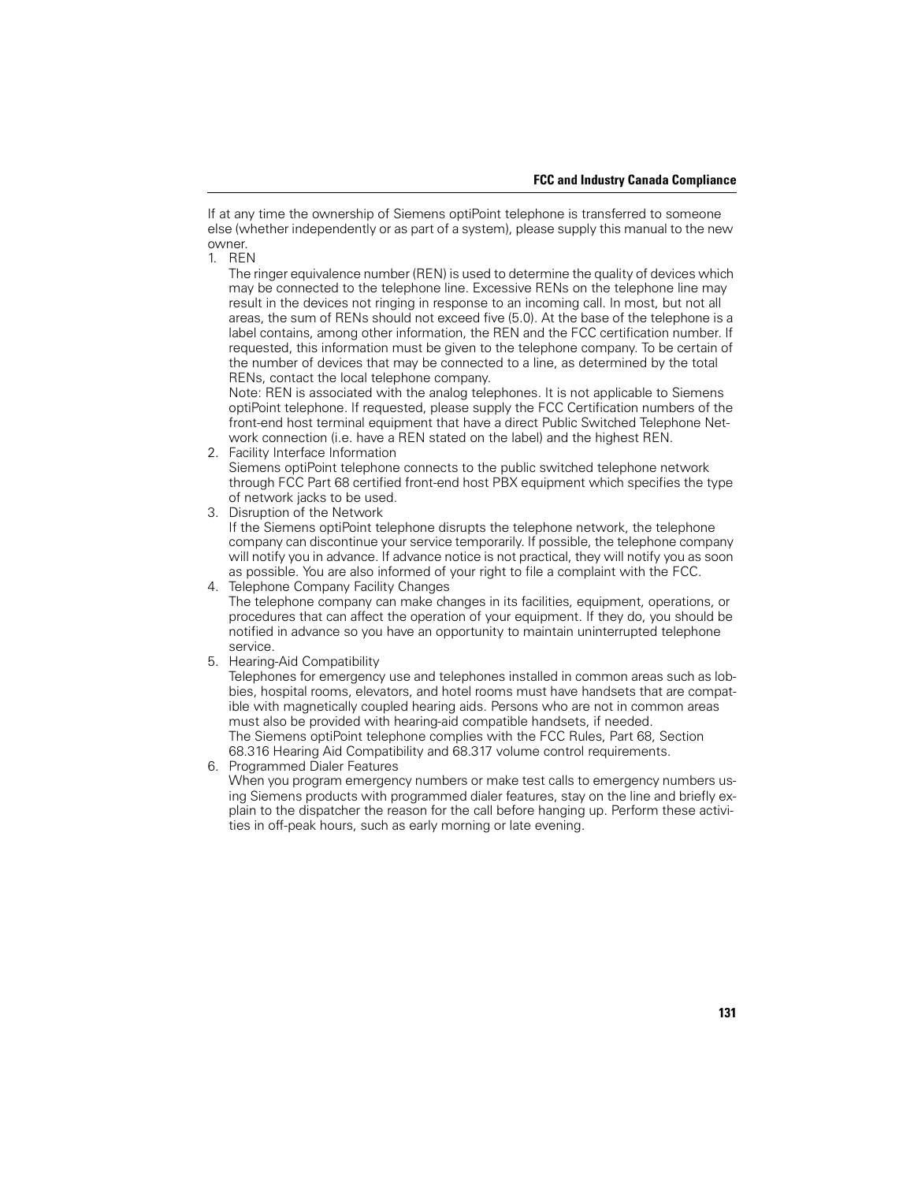If at any time the ownership of Siemens optiPoint telephone is transferred to someone else (whether independently or as part of a system), please supply this manual to the new owner.

1. REN

   The ringer equivalence number (REN) is used to determine the quality of devices which may be connected to the telephone line. Excessive RENs on the telephone line may result in the devices not ringing in response to an incoming call. In most, but not all areas, the sum of RENs should not exceed five (5.0). At the base of the telephone is a label contains, among other information, the REN and the FCC certification number. If requested, this information must be given to the telephone company. To be certain of the number of devices that may be connected to a line, as determined by the total RENs, contact the local telephone company.

   Note: REN is associated with the analog telephones. It is not applicable to Siemens optiPoint telephone. If requested, please supply the FCC Certification numbers of the front-end host terminal equipment that have a direct Public Switched Telephone Network connection (i.e. have a REN stated on the label) and the highest REN.
2. Facility Interface Information

   Siemens optiPoint telephone connects to the public switched telephone network through FCC Part 68 certified front-end host PBX equipment which specifies the type of network jacks to be used.
3. Disruption of the Network

   If the Siemens optiPoint telephone disrupts the telephone network, the telephone company can discontinue your service temporarily. If possible, the telephone company will notify you in advance. If advance notice is not practical, they will notify you as soon as possible. You are also informed of your right to file a complaint with the FCC.
4. Telephone Company Facility Changes

   The telephone company can make changes in its facilities, equipment, operations, or procedures that can affect the operation of your equipment. If they do, you should be notified in advance so you have an opportunity to maintain uninterrupted telephone service.
5. Hearing-Aid Compatibility

   Telephones for emergency use and telephones installed in common areas such as lobbies, hospital rooms, elevators, and hotel rooms must have handsets that are compatible with magnetically coupled hearing aids. Persons who are not in common areas must also be provided with hearing-aid compatible handsets, if needed.

   The Siemens optiPoint telephone complies with the FCC Rules, Part 68, Section 68.316 Hearing Aid Compatibility and 68.317 volume control requirements.
6. Programmed Dialer Features

   When you program emergency numbers or make test calls to emergency numbers using Siemens products with programmed dialer features, stay on the line and briefly explain to the dispatcher the reason for the call before hanging up. Perform these activities in off-peak hours, such as early morning or late evening.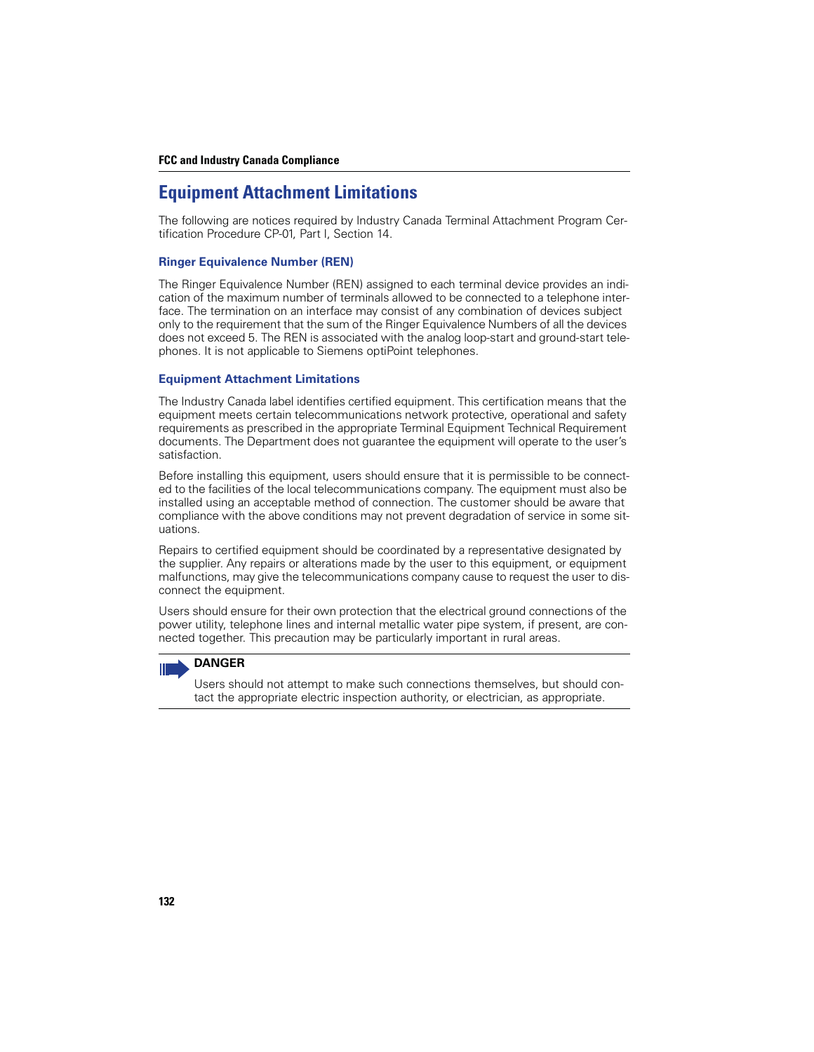# Equipment Attachment Limitations

The following are notices required by Industry Canada Terminal Attachment Program Certification Procedure CP-01, Part I, Section 14.

### Ringer Equivalence Number (REN)

The Ringer Equivalence Number (REN) assigned to each terminal device provides an indication of the maximum number of terminals allowed to be connected to a telephone interface. The termination on an interface may consist of any combination of devices subject only to the requirement that the sum of the Ringer Equivalence Numbers of all the devices does not exceed 5. The REN is associated with the analog loop-start and ground-start telephones. It is not applicable to Siemens optiPoint telephones.

### Equipment Attachment Limitations

The Industry Canada label identifies certified equipment. This certification means that the equipment meets certain telecommunications network protective, operational and safety requirements as prescribed in the appropriate Terminal Equipment Technical Requirement documents. The Department does not guarantee the equipment will operate to the user's satisfaction.

Before installing this equipment, users should ensure that it is permissible to be connected to the facilities of the local telecommunications company. The equipment must also be installed using an acceptable method of connection. The customer should be aware that compliance with the above conditions may not prevent degradation of service in some situations.

Repairs to certified equipment should be coordinated by a representative designated by the supplier. Any repairs or alterations made by the user to this equipment, or equipment malfunctions, may give the telecommunications company cause to request the user to disconnect the equipment.

Users should ensure for their own protection that the electrical ground connections of the power utility, telephone lines and internal metallic water pipe system, if present, are connected together. This precaution may be particularly important in rural areas.

**DANGER**

Users should not attempt to make such connections themselves, but should contact the appropriate electric inspection authority, or electrician, as appropriate.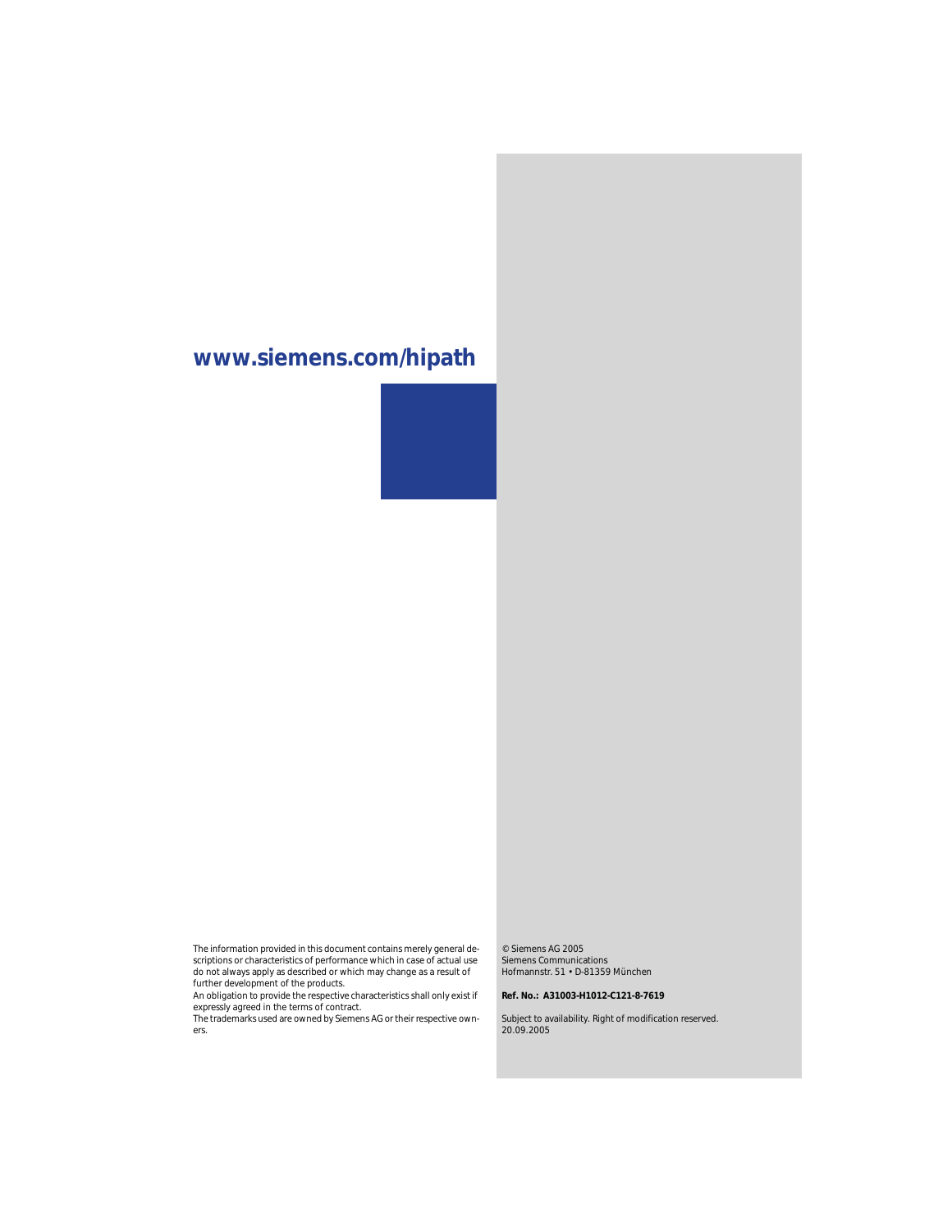**www.siemens.com/hipath**

The information provided in this document contains merely general descriptions or characteristics of performance which in case of actual use do not always apply as described or which may change as a result of further development of the products.
An obligation to provide the respective characteristics shall only exist if expressly agreed in the terms of contract.
The trademarks used are owned by Siemens AG or their respective owners.

© Siemens AG 2005
Siemens Communications
Hofmannstr. 51 • D-81359 München

**Ref. No.: A31003-H1012-C121-8-7619**

Subject to availability. Right of modification reserved.
20.09.2005